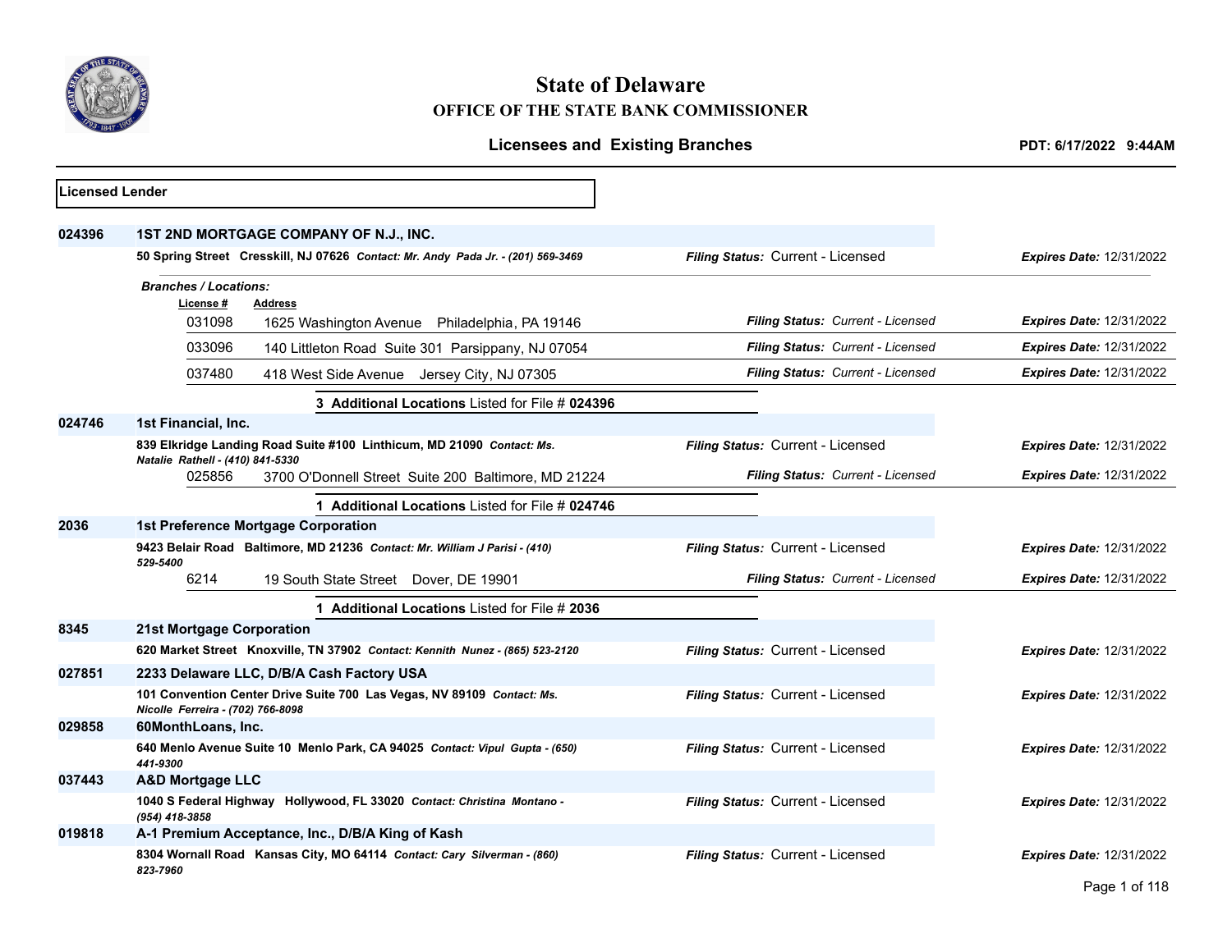# State of Delaware

## OFFICE OF THE STATE BANK COMMISSIONER

### Licensees and Existing Branches

**PDT: 6/17/2022 9:44AM**

**Licensed Lender**

**024396** **1ST 2ND MORTGAGE COMPANY OF N.J., INC.**

**50 Spring Street Cresskill, NJ 07626** ***Contact: Mr. Andy Pada Jr. - (201) 569-3469*** — *Filing Status:* Current - Licensed — *Expires Date:* 12/31/2022

***Branches / Locations:***

| License # | Address | Filing Status | Expires Date |
|---|---|---|---|
| 031098 | 1625 Washington Avenue Philadelphia, PA 19146 | Current - Licensed | 12/31/2022 |
| 033096 | 140 Littleton Road Suite 301 Parsippany, NJ 07054 | Current - Licensed | 12/31/2022 |
| 037480 | 418 West Side Avenue Jersey City, NJ 07305 | Current - Licensed | 12/31/2022 |

3 **Additional Locations** Listed for File # **024396**

**024746** **1st Financial, Inc.**

**839 Elkridge Landing Road Suite #100 Linthicum, MD 21090** ***Contact: Ms. Natalie Rathell - (410) 841-5330*** — *Filing Status:* Current - Licensed — *Expires Date:* 12/31/2022

| License # | Address | Filing Status | Expires Date |
|---|---|---|---|
| 025856 | 3700 O'Donnell Street Suite 200 Baltimore, MD 21224 | Current - Licensed | 12/31/2022 |

1 **Additional Locations** Listed for File # **024746**

**2036** **1st Preference Mortgage Corporation**

**9423 Belair Road Baltimore, MD 21236** ***Contact: Mr. William J Parisi - (410) 529-5400*** — *Filing Status:* Current - Licensed — *Expires Date:* 12/31/2022

| License # | Address | Filing Status | Expires Date |
|---|---|---|---|
| 6214 | 19 South State Street Dover, DE 19901 | Current - Licensed | 12/31/2022 |

1 **Additional Locations** Listed for File # **2036**

**8345** **21st Mortgage Corporation**

**620 Market Street Knoxville, TN 37902** ***Contact: Kennith Nunez - (865) 523-2120*** — *Filing Status:* Current - Licensed — *Expires Date:* 12/31/2022

**027851** **2233 Delaware LLC, D/B/A Cash Factory USA**

**101 Convention Center Drive Suite 700 Las Vegas, NV 89109** ***Contact: Ms. Nicolle Ferreira - (702) 766-8098*** — *Filing Status:* Current - Licensed — *Expires Date:* 12/31/2022

**029858** **60MonthLoans, Inc.**

**640 Menlo Avenue Suite 10 Menlo Park, CA 94025** ***Contact: Vipul Gupta - (650) 441-9300*** — *Filing Status:* Current - Licensed — *Expires Date:* 12/31/2022

**037443** **A&D Mortgage LLC**

**1040 S Federal Highway Hollywood, FL 33020** ***Contact: Christina Montano - (954) 418-3858*** — *Filing Status:* Current - Licensed — *Expires Date:* 12/31/2022

**019818** **A-1 Premium Acceptance, Inc., D/B/A King of Kash**

**8304 Wornall Road Kansas City, MO 64114** ***Contact: Cary Silverman - (860) 823-7960*** — *Filing Status:* Current - Licensed — *Expires Date:* 12/31/2022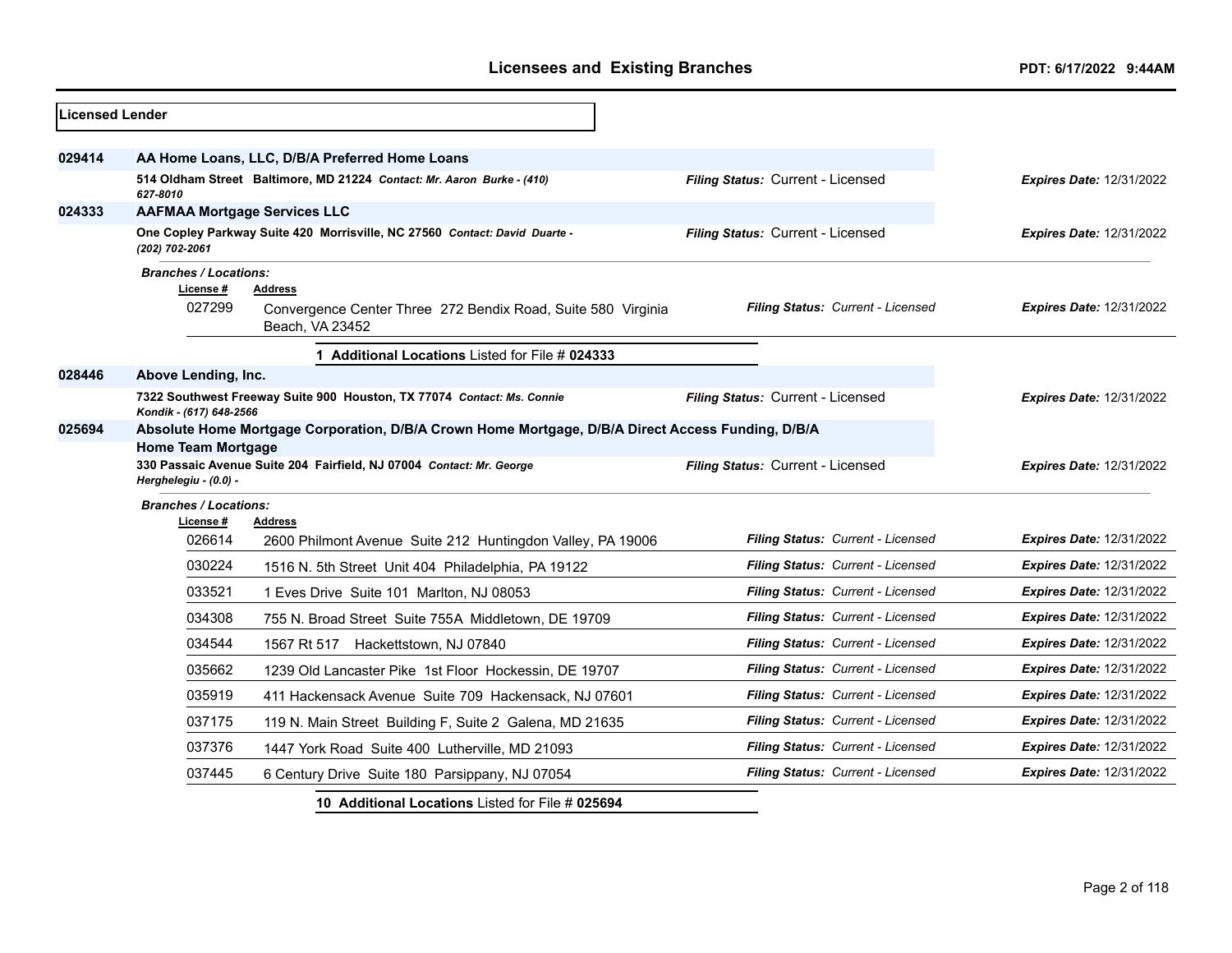## Licensed Lender

**029414** **AA Home Loans, LLC, D/B/A Preferred Home Loans**

**514 Oldham Street Baltimore, MD 21224** *Contact: Mr. Aaron Burke - (410) 627-8010*

***Filing Status:*** Current - Licensed ***Expires Date:*** 12/31/2022

**024333** **AAFMAA Mortgage Services LLC**

**One Copley Parkway Suite 420 Morrisville, NC 27560** *Contact: David Duarte - (202) 702-2061*

***Filing Status:*** Current - Licensed ***Expires Date:*** 12/31/2022

***Branches / Locations:***

| License # | Address | Filing Status | Expires Date |
|---|---|---|---|
| 027299 | Convergence Center Three 272 Bendix Road, Suite 580 Virginia Beach, VA 23452 | *Filing Status: Current - Licensed* | *Expires Date:* 12/31/2022 |

**1 Additional Locations** Listed for File # **024333**

**028446** **Above Lending, Inc.**

**7322 Southwest Freeway Suite 900 Houston, TX 77074** *Contact: Ms. Connie Kondik - (617) 648-2566*

***Filing Status:*** Current - Licensed ***Expires Date:*** 12/31/2022

**025694** **Absolute Home Mortgage Corporation, D/B/A Crown Home Mortgage, D/B/A Direct Access Funding, D/B/A Home Team Mortgage**

**330 Passaic Avenue Suite 204 Fairfield, NJ 07004** *Contact: Mr. George Herghelegiu - (0.0) -*

***Filing Status:*** Current - Licensed ***Expires Date:*** 12/31/2022

***Branches / Locations:***

| License # | Address | Filing Status | Expires Date |
|---|---|---|---|
| 026614 | 2600 Philmont Avenue Suite 212 Huntingdon Valley, PA 19006 | *Filing Status: Current - Licensed* | *Expires Date:* 12/31/2022 |
| 030224 | 1516 N. 5th Street Unit 404 Philadelphia, PA 19122 | *Filing Status: Current - Licensed* | *Expires Date:* 12/31/2022 |
| 033521 | 1 Eves Drive Suite 101 Marlton, NJ 08053 | *Filing Status: Current - Licensed* | *Expires Date:* 12/31/2022 |
| 034308 | 755 N. Broad Street Suite 755A Middletown, DE 19709 | *Filing Status: Current - Licensed* | *Expires Date:* 12/31/2022 |
| 034544 | 1567 Rt 517 Hackettstown, NJ 07840 | *Filing Status: Current - Licensed* | *Expires Date:* 12/31/2022 |
| 035662 | 1239 Old Lancaster Pike 1st Floor Hockessin, DE 19707 | *Filing Status: Current - Licensed* | *Expires Date:* 12/31/2022 |
| 035919 | 411 Hackensack Avenue Suite 709 Hackensack, NJ 07601 | *Filing Status: Current - Licensed* | *Expires Date:* 12/31/2022 |
| 037175 | 119 N. Main Street Building F, Suite 2 Galena, MD 21635 | *Filing Status: Current - Licensed* | *Expires Date:* 12/31/2022 |
| 037376 | 1447 York Road Suite 400 Lutherville, MD 21093 | *Filing Status: Current - Licensed* | *Expires Date:* 12/31/2022 |
| 037445 | 6 Century Drive Suite 180 Parsippany, NJ 07054 | *Filing Status: Current - Licensed* | *Expires Date:* 12/31/2022 |

**10 Additional Locations** Listed for File # **025694**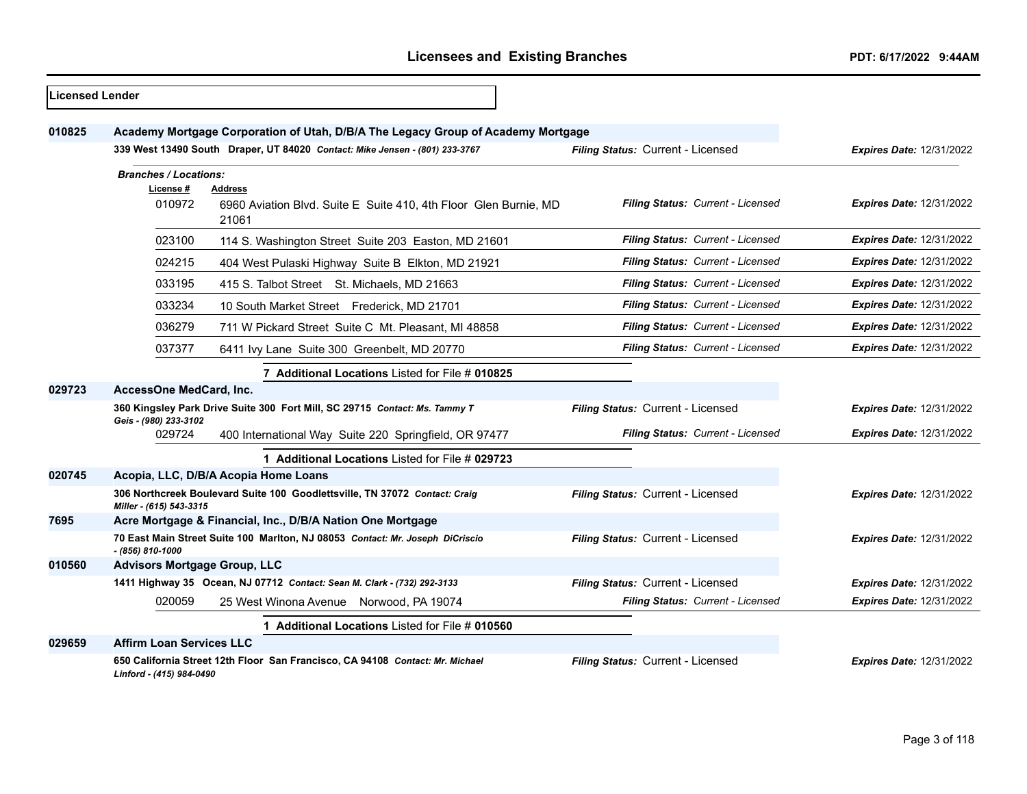**Licensed Lender**

**010825** **Academy Mortgage Corporation of Utah, D/B/A The Legacy Group of Academy Mortgage**

**339 West 13490 South Draper, UT 84020** *Contact: Mike Jensen - (801) 233-3767* — *Filing Status:* Current - Licensed — *Expires Date:* 12/31/2022

*Branches / Locations:*

| License # | Address | Filing Status | Expires Date |
|---|---|---|---|
| 010972 | 6960 Aviation Blvd. Suite E Suite 410, 4th Floor Glen Burnie, MD 21061 | Current - Licensed | 12/31/2022 |
| 023100 | 114 S. Washington Street Suite 203 Easton, MD 21601 | Current - Licensed | 12/31/2022 |
| 024215 | 404 West Pulaski Highway Suite B Elkton, MD 21921 | Current - Licensed | 12/31/2022 |
| 033195 | 415 S. Talbot Street St. Michaels, MD 21663 | Current - Licensed | 12/31/2022 |
| 033234 | 10 South Market Street Frederick, MD 21701 | Current - Licensed | 12/31/2022 |
| 036279 | 711 W Pickard Street Suite C Mt. Pleasant, MI 48858 | Current - Licensed | 12/31/2022 |
| 037377 | 6411 Ivy Lane Suite 300 Greenbelt, MD 20770 | Current - Licensed | 12/31/2022 |

7 **Additional Locations** Listed for File # **010825**

**029723** **AccessOne MedCard, Inc.**

**360 Kingsley Park Drive Suite 300 Fort Mill, SC 29715** *Contact: Ms. Tammy T Geis - (980) 233-3102* — *Filing Status:* Current - Licensed — *Expires Date:* 12/31/2022

| License # | Address | Filing Status | Expires Date |
|---|---|---|---|
| 029724 | 400 International Way Suite 220 Springfield, OR 97477 | Current - Licensed | 12/31/2022 |

1 **Additional Locations** Listed for File # **029723**

**020745** **Acopia, LLC, D/B/A Acopia Home Loans**

**306 Northcreek Boulevard Suite 100 Goodlettsville, TN 37072** *Contact: Craig Miller - (615) 543-3315* — *Filing Status:* Current - Licensed — *Expires Date:* 12/31/2022

**7695** **Acre Mortgage & Financial, Inc., D/B/A Nation One Mortgage**

**70 East Main Street Suite 100 Marlton, NJ 08053** *Contact: Mr. Joseph DiCriscio - (856) 810-1000* — *Filing Status:* Current - Licensed — *Expires Date:* 12/31/2022

**010560** **Advisors Mortgage Group, LLC**

**1411 Highway 35 Ocean, NJ 07712** *Contact: Sean M. Clark - (732) 292-3133* — *Filing Status:* Current - Licensed — *Expires Date:* 12/31/2022

| License # | Address | Filing Status | Expires Date |
|---|---|---|---|
| 020059 | 25 West Winona Avenue Norwood, PA 19074 | Current - Licensed | 12/31/2022 |

1 **Additional Locations** Listed for File # **010560**

**029659** **Affirm Loan Services LLC**

**650 California Street 12th Floor San Francisco, CA 94108** *Contact: Mr. Michael Linford - (415) 984-0490* — *Filing Status:* Current - Licensed — *Expires Date:* 12/31/2022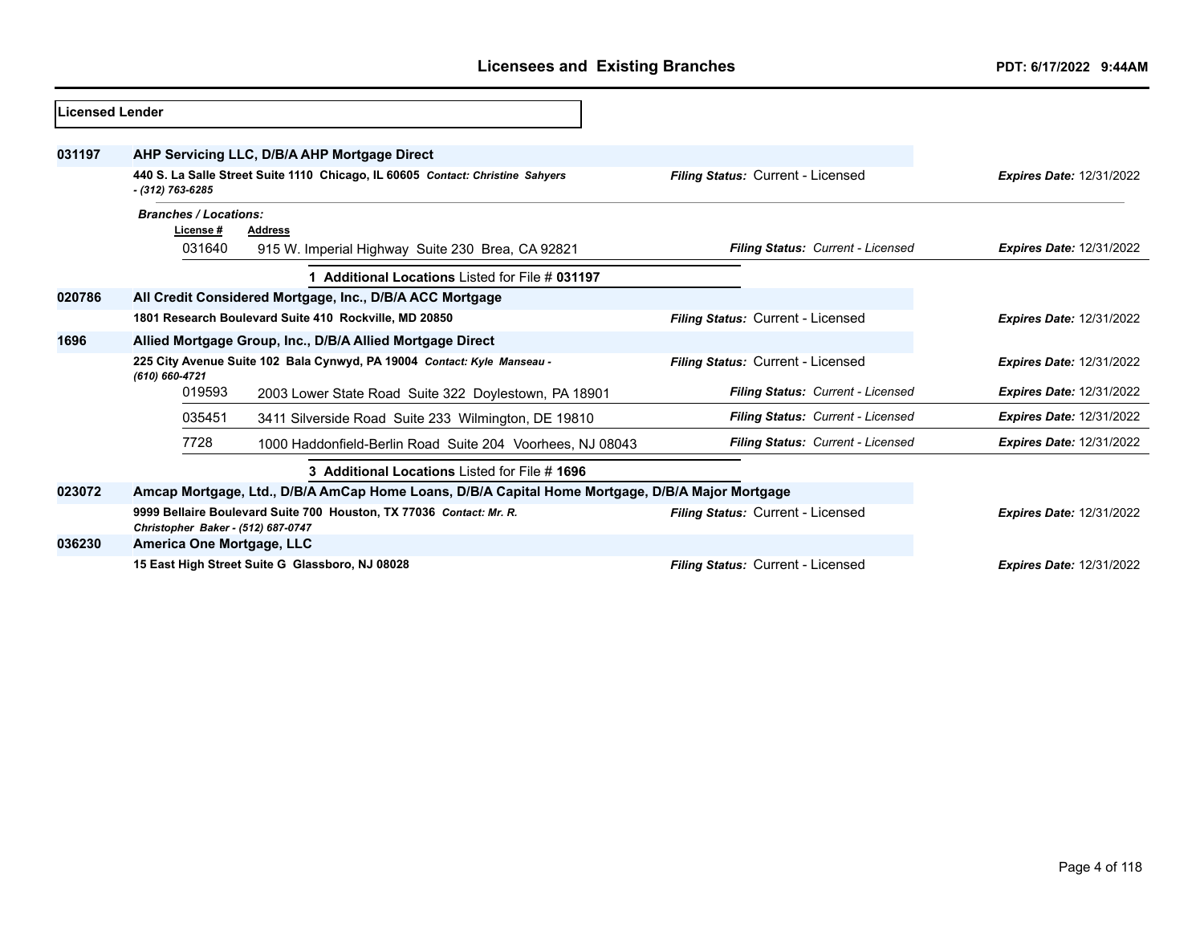## Licensees and Existing Branches

PDT: 6/17/2022 9:44AM

**Licensed Lender**

**031197** **AHP Servicing LLC, D/B/A AHP Mortgage Direct**

440 S. La Salle Street Suite 1110 Chicago, IL 60605 *Contact: Christine Sahyers - (312) 763-6285*

*Filing Status:* Current - Licensed *Expires Date:* 12/31/2022

*Branches / Locations:*

| License # | Address | Filing Status | Expires Date |
|---|---|---|---|
| 031640 | 915 W. Imperial Highway Suite 230 Brea, CA 92821 | Current - Licensed | 12/31/2022 |

**1 Additional Locations** Listed for File # **031197**

**020786** **All Credit Considered Mortgage, Inc., D/B/A ACC Mortgage**

1801 Research Boulevard Suite 410 Rockville, MD 20850

*Filing Status:* Current - Licensed *Expires Date:* 12/31/2022

**1696** **Allied Mortgage Group, Inc., D/B/A Allied Mortgage Direct**

225 City Avenue Suite 102 Bala Cynwyd, PA 19004 *Contact: Kyle Manseau - (610) 660-4721*

*Filing Status:* Current - Licensed *Expires Date:* 12/31/2022

| License # | Address | Filing Status | Expires Date |
|---|---|---|---|
| 019593 | 2003 Lower State Road Suite 322 Doylestown, PA 18901 | Current - Licensed | 12/31/2022 |
| 035451 | 3411 Silverside Road Suite 233 Wilmington, DE 19810 | Current - Licensed | 12/31/2022 |
| 7728 | 1000 Haddonfield-Berlin Road Suite 204 Voorhees, NJ 08043 | Current - Licensed | 12/31/2022 |

**3 Additional Locations** Listed for File # **1696**

**023072** **Amcap Mortgage, Ltd., D/B/A AmCap Home Loans, D/B/A Capital Home Mortgage, D/B/A Major Mortgage**

9999 Bellaire Boulevard Suite 700 Houston, TX 77036 *Contact: Mr. R. Christopher Baker - (512) 687-0747*

*Filing Status:* Current - Licensed *Expires Date:* 12/31/2022

**036230** **America One Mortgage, LLC**

15 East High Street Suite G Glassboro, NJ 08028

*Filing Status:* Current - Licensed *Expires Date:* 12/31/2022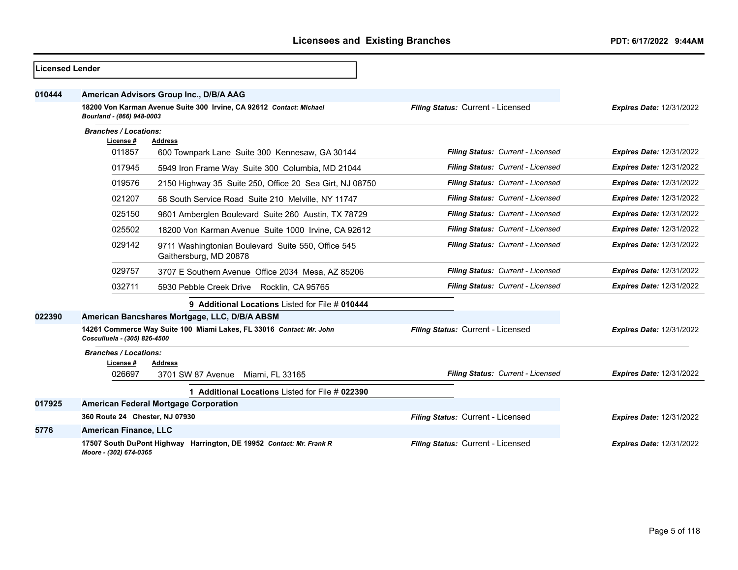## Licensees and Existing Branches

PDT: 6/17/2022 9:44AM

### Licensed Lender

**010444** **American Advisors Group Inc., D/B/A AAG**

**18200 Von Karman Avenue Suite 300 Irvine, CA 92612** ***Contact: Michael Bourland - (866) 948-0003***

***Filing Status:*** Current - Licensed — ***Expires Date:*** 12/31/2022

***Branches / Locations:***

| License # | Address | Filing Status | Expires Date |
|---|---|---|---|
| 011857 | 600 Townpark Lane Suite 300 Kennesaw, GA 30144 | Current - Licensed | 12/31/2022 |
| 017945 | 5949 Iron Frame Way Suite 300 Columbia, MD 21044 | Current - Licensed | 12/31/2022 |
| 019576 | 2150 Highway 35 Suite 250, Office 20 Sea Girt, NJ 08750 | Current - Licensed | 12/31/2022 |
| 021207 | 58 South Service Road Suite 210 Melville, NY 11747 | Current - Licensed | 12/31/2022 |
| 025150 | 9601 Amberglen Boulevard Suite 260 Austin, TX 78729 | Current - Licensed | 12/31/2022 |
| 025502 | 18200 Von Karman Avenue Suite 1000 Irvine, CA 92612 | Current - Licensed | 12/31/2022 |
| 029142 | 9711 Washingtonian Boulevard Suite 550, Office 545 Gaithersburg, MD 20878 | Current - Licensed | 12/31/2022 |
| 029757 | 3707 E Southern Avenue Office 2034 Mesa, AZ 85206 | Current - Licensed | 12/31/2022 |
| 032711 | 5930 Pebble Creek Drive Rocklin, CA 95765 | Current - Licensed | 12/31/2022 |

**9 Additional Locations** Listed for File # **010444**

**022390** **American Bancshares Mortgage, LLC, D/B/A ABSM**

**14261 Commerce Way Suite 100 Miami Lakes, FL 33016** ***Contact: Mr. John Cosculluela - (305) 826-4500***

***Filing Status:*** Current - Licensed — ***Expires Date:*** 12/31/2022

***Branches / Locations:***

| License # | Address | Filing Status | Expires Date |
|---|---|---|---|
| 026697 | 3701 SW 87 Avenue Miami, FL 33165 | Current - Licensed | 12/31/2022 |

**1 Additional Locations** Listed for File # **022390**

**017925** **American Federal Mortgage Corporation**

**360 Route 24 Chester, NJ 07930**

***Filing Status:*** Current - Licensed — ***Expires Date:*** 12/31/2022

**5776** **American Finance, LLC**

**17507 South DuPont Highway Harrington, DE 19952** ***Contact: Mr. Frank R Moore - (302) 674-0365***

***Filing Status:*** Current - Licensed — ***Expires Date:*** 12/31/2022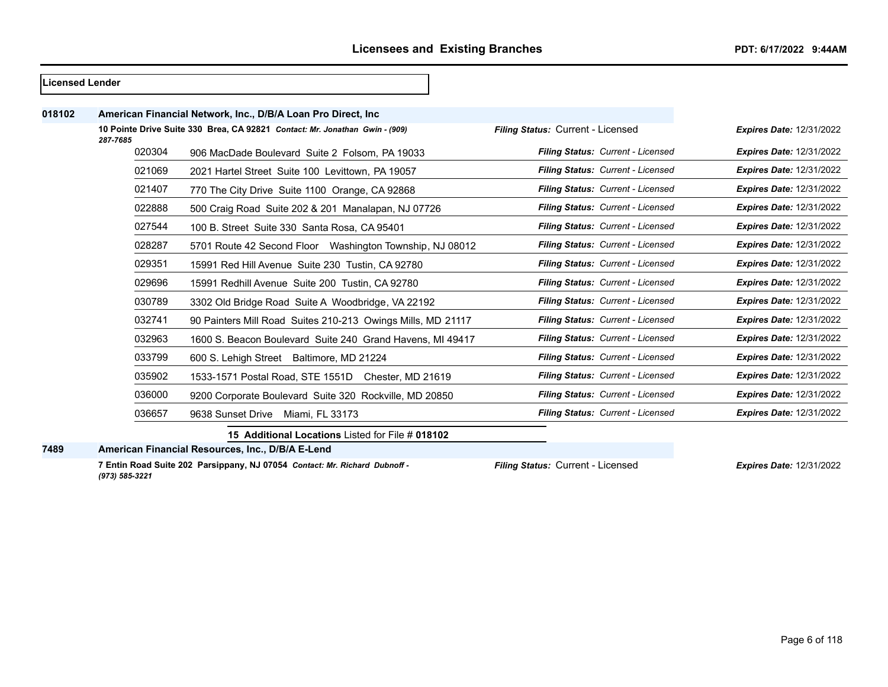## Licensees and Existing Branches

PDT: 6/17/2022 9:44AM

**Licensed Lender**

**018102** **American Financial Network, Inc., D/B/A Loan Pro Direct, Inc**

**10 Pointe Drive Suite 330 Brea, CA 92821** *Contact: Mr. Jonathan Gwin - (909) 287-7685*

*Filing Status:* Current - Licensed *Expires Date:* 12/31/2022

| Branch | Address | Filing Status | Expires Date |
|---|---|---|---|
| 020304 | 906 MacDade Boulevard Suite 2 Folsom, PA 19033 | *Current - Licensed* | 12/31/2022 |
| 021069 | 2021 Hartel Street Suite 100 Levittown, PA 19057 | *Current - Licensed* | 12/31/2022 |
| 021407 | 770 The City Drive Suite 1100 Orange, CA 92868 | *Current - Licensed* | 12/31/2022 |
| 022888 | 500 Craig Road Suite 202 & 201 Manalapan, NJ 07726 | *Current - Licensed* | 12/31/2022 |
| 027544 | 100 B. Street Suite 330 Santa Rosa, CA 95401 | *Current - Licensed* | 12/31/2022 |
| 028287 | 5701 Route 42 Second Floor Washington Township, NJ 08012 | *Current - Licensed* | 12/31/2022 |
| 029351 | 15991 Red Hill Avenue Suite 230 Tustin, CA 92780 | *Current - Licensed* | 12/31/2022 |
| 029696 | 15991 Redhill Avenue Suite 200 Tustin, CA 92780 | *Current - Licensed* | 12/31/2022 |
| 030789 | 3302 Old Bridge Road Suite A Woodbridge, VA 22192 | *Current - Licensed* | 12/31/2022 |
| 032741 | 90 Painters Mill Road Suites 210-213 Owings Mills, MD 21117 | *Current - Licensed* | 12/31/2022 |
| 032963 | 1600 S. Beacon Boulevard Suite 240 Grand Havens, MI 49417 | *Current - Licensed* | 12/31/2022 |
| 033799 | 600 S. Lehigh Street Baltimore, MD 21224 | *Current - Licensed* | 12/31/2022 |
| 035902 | 1533-1571 Postal Road, STE 1551D Chester, MD 21619 | *Current - Licensed* | 12/31/2022 |
| 036000 | 9200 Corporate Boulevard Suite 320 Rockville, MD 20850 | *Current - Licensed* | 12/31/2022 |
| 036657 | 9638 Sunset Drive Miami, FL 33173 | *Current - Licensed* | 12/31/2022 |

**15 Additional Locations** Listed for File # **018102**

**7489** **American Financial Resources, Inc., D/B/A E-Lend**

**7 Entin Road Suite 202 Parsippany, NJ 07054** *Contact: Mr. Richard Dubnoff - (973) 585-3221*

*Filing Status:* Current - Licensed *Expires Date:* 12/31/2022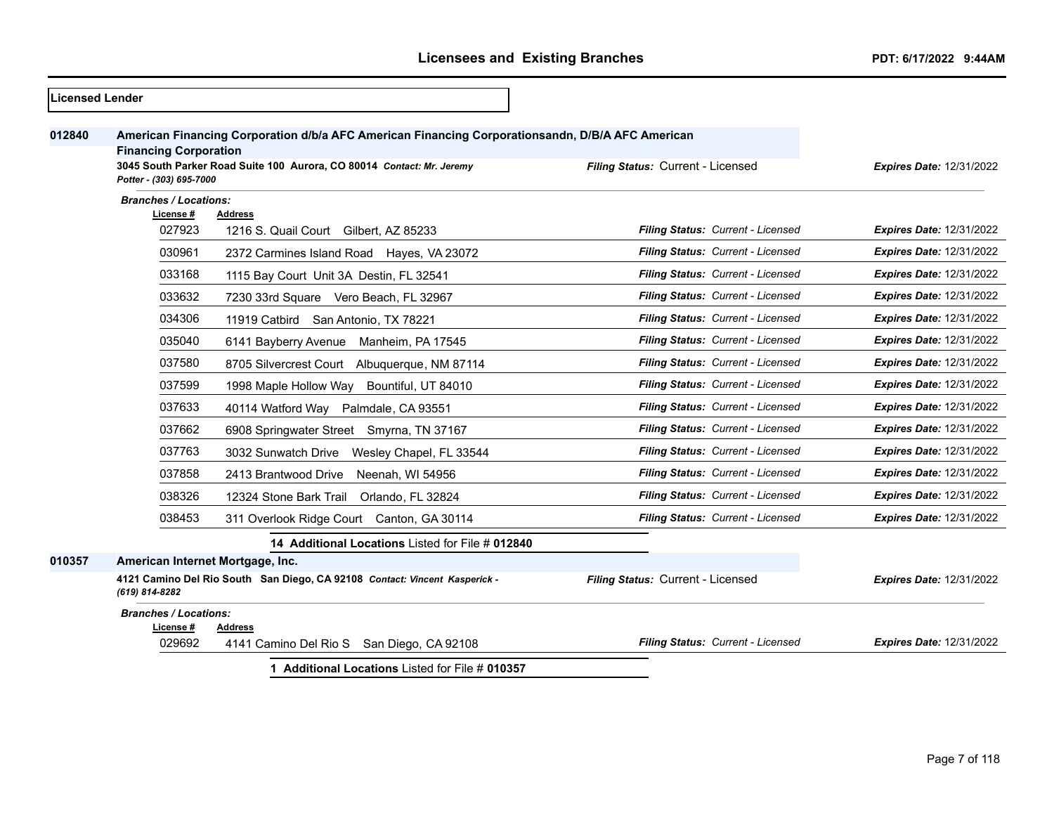## Licensed Lender

**012840** **American Financing Corporation d/b/a AFC American Financing Corporationsandn, D/B/A AFC American Financing Corporation**

**3045 South Parker Road Suite 100 Aurora, CO 80014** *Contact: Mr. Jeremy Potter - (303) 695-7000*

*Filing Status:* Current - Licensed — *Expires Date:* 12/31/2022

*Branches / Locations:*

| License # | Address | Filing Status | Expires Date |
|---|---|---|---|
| 027923 | 1216 S. Quail Court Gilbert, AZ 85233 | Current - Licensed | 12/31/2022 |
| 030961 | 2372 Carmines Island Road Hayes, VA 23072 | Current - Licensed | 12/31/2022 |
| 033168 | 1115 Bay Court Unit 3A Destin, FL 32541 | Current - Licensed | 12/31/2022 |
| 033632 | 7230 33rd Square Vero Beach, FL 32967 | Current - Licensed | 12/31/2022 |
| 034306 | 11919 Catbird San Antonio, TX 78221 | Current - Licensed | 12/31/2022 |
| 035040 | 6141 Bayberry Avenue Manheim, PA 17545 | Current - Licensed | 12/31/2022 |
| 037580 | 8705 Silvercrest Court Albuquerque, NM 87114 | Current - Licensed | 12/31/2022 |
| 037599 | 1998 Maple Hollow Way Bountiful, UT 84010 | Current - Licensed | 12/31/2022 |
| 037633 | 40114 Watford Way Palmdale, CA 93551 | Current - Licensed | 12/31/2022 |
| 037662 | 6908 Springwater Street Smyrna, TN 37167 | Current - Licensed | 12/31/2022 |
| 037763 | 3032 Sunwatch Drive Wesley Chapel, FL 33544 | Current - Licensed | 12/31/2022 |
| 037858 | 2413 Brantwood Drive Neenah, WI 54956 | Current - Licensed | 12/31/2022 |
| 038326 | 12324 Stone Bark Trail Orlando, FL 32824 | Current - Licensed | 12/31/2022 |
| 038453 | 311 Overlook Ridge Court Canton, GA 30114 | Current - Licensed | 12/31/2022 |

**14 Additional Locations** Listed for File # **012840**

**010357** **American Internet Mortgage, Inc.**

**4121 Camino Del Rio South San Diego, CA 92108** *Contact: Vincent Kasperick - (619) 814-8282*

*Filing Status:* Current - Licensed — *Expires Date:* 12/31/2022

*Branches / Locations:*

| License # | Address | Filing Status | Expires Date |
|---|---|---|---|
| 029692 | 4141 Camino Del Rio S San Diego, CA 92108 | Current - Licensed | 12/31/2022 |

**1 Additional Locations** Listed for File # **010357**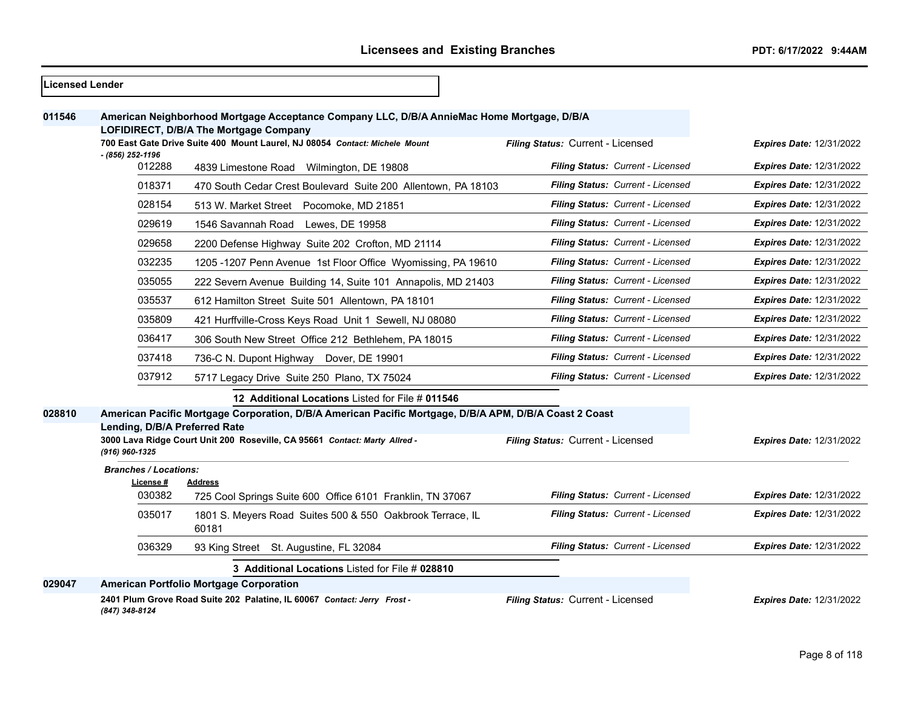**Licensed Lender**

**011546** **American Neighborhood Mortgage Acceptance Company LLC, D/B/A AnnieMac Home Mortgage, D/B/A LOFIDIRECT, D/B/A The Mortgage Company**

**700 East Gate Drive Suite 400 Mount Laurel, NJ 08054** *Contact: Michele Mount - (856) 252-1196*

*Filing Status:* Current - Licensed *Expires Date:* 12/31/2022

| License # | Address | Filing Status | Expires Date |
|---|---|---|---|
| 012288 | 4839 Limestone Road Wilmington, DE 19808 | Current - Licensed | 12/31/2022 |
| 018371 | 470 South Cedar Crest Boulevard Suite 200 Allentown, PA 18103 | Current - Licensed | 12/31/2022 |
| 028154 | 513 W. Market Street Pocomoke, MD 21851 | Current - Licensed | 12/31/2022 |
| 029619 | 1546 Savannah Road Lewes, DE 19958 | Current - Licensed | 12/31/2022 |
| 029658 | 2200 Defense Highway Suite 202 Crofton, MD 21114 | Current - Licensed | 12/31/2022 |
| 032235 | 1205 -1207 Penn Avenue 1st Floor Office Wyomissing, PA 19610 | Current - Licensed | 12/31/2022 |
| 035055 | 222 Severn Avenue Building 14, Suite 101 Annapolis, MD 21403 | Current - Licensed | 12/31/2022 |
| 035537 | 612 Hamilton Street Suite 501 Allentown, PA 18101 | Current - Licensed | 12/31/2022 |
| 035809 | 421 Hurffville-Cross Keys Road Unit 1 Sewell, NJ 08080 | Current - Licensed | 12/31/2022 |
| 036417 | 306 South New Street Office 212 Bethlehem, PA 18015 | Current - Licensed | 12/31/2022 |
| 037418 | 736-C N. Dupont Highway Dover, DE 19901 | Current - Licensed | 12/31/2022 |
| 037912 | 5717 Legacy Drive Suite 250 Plano, TX 75024 | Current - Licensed | 12/31/2022 |

**12 Additional Locations** Listed for File # **011546**

**028810** **American Pacific Mortgage Corporation, D/B/A American Pacific Mortgage, D/B/A APM, D/B/A Coast 2 Coast Lending, D/B/A Preferred Rate**

**3000 Lava Ridge Court Unit 200 Roseville, CA 95661** *Contact: Marty Allred - (916) 960-1325*

*Filing Status:* Current - Licensed *Expires Date:* 12/31/2022

*Branches / Locations:*

| License # | Address | Filing Status | Expires Date |
|---|---|---|---|
| 030382 | 725 Cool Springs Suite 600 Office 6101 Franklin, TN 37067 | Current - Licensed | 12/31/2022 |
| 035017 | 1801 S. Meyers Road Suites 500 & 550 Oakbrook Terrace, IL 60181 | Current - Licensed | 12/31/2022 |
| 036329 | 93 King Street St. Augustine, FL 32084 | Current - Licensed | 12/31/2022 |

**3 Additional Locations** Listed for File # **028810**

**029047** **American Portfolio Mortgage Corporation**

**2401 Plum Grove Road Suite 202 Palatine, IL 60067** *Contact: Jerry Frost - (847) 348-8124*

*Filing Status:* Current - Licensed *Expires Date:* 12/31/2022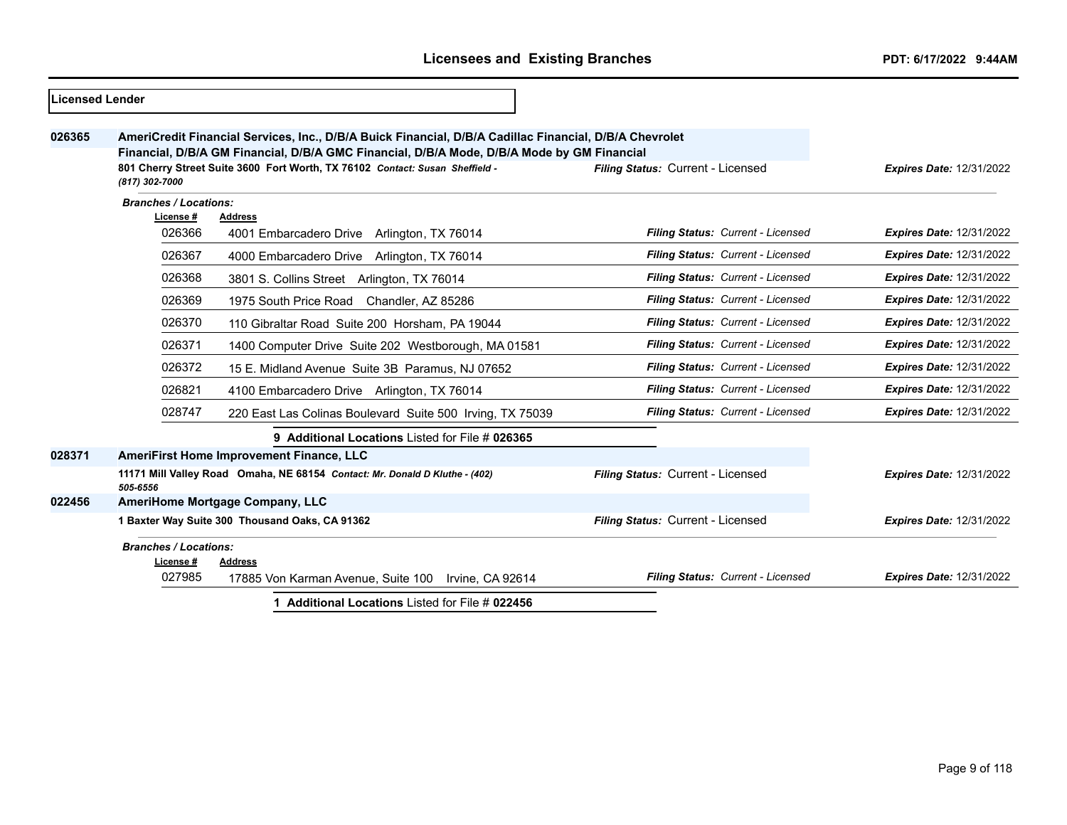**Licensed Lender**

**026365** **AmeriCredit Financial Services, Inc., D/B/A Buick Financial, D/B/A Cadillac Financial, D/B/A Chevrolet Financial, D/B/A GM Financial, D/B/A GMC Financial, D/B/A Mode, D/B/A Mode by GM Financial**

**801 Cherry Street Suite 3600 Fort Worth, TX 76102** *Contact: Susan Sheffield - (817) 302-7000* — *Filing Status:* Current - Licensed — *Expires Date:* 12/31/2022

*Branches / Locations:*

| License # | Address | Filing Status | Expires Date |
|---|---|---|---|
| 026366 | 4001 Embarcadero Drive Arlington, TX 76014 | Current - Licensed | 12/31/2022 |
| 026367 | 4000 Embarcadero Drive Arlington, TX 76014 | Current - Licensed | 12/31/2022 |
| 026368 | 3801 S. Collins Street Arlington, TX 76014 | Current - Licensed | 12/31/2022 |
| 026369 | 1975 South Price Road Chandler, AZ 85286 | Current - Licensed | 12/31/2022 |
| 026370 | 110 Gibraltar Road Suite 200 Horsham, PA 19044 | Current - Licensed | 12/31/2022 |
| 026371 | 1400 Computer Drive Suite 202 Westborough, MA 01581 | Current - Licensed | 12/31/2022 |
| 026372 | 15 E. Midland Avenue Suite 3B Paramus, NJ 07652 | Current - Licensed | 12/31/2022 |
| 026821 | 4100 Embarcadero Drive Arlington, TX 76014 | Current - Licensed | 12/31/2022 |
| 028747 | 220 East Las Colinas Boulevard Suite 500 Irving, TX 75039 | Current - Licensed | 12/31/2022 |

**9 Additional Locations** Listed for File # **026365**

**028371** **AmeriFirst Home Improvement Finance, LLC**

**11171 Mill Valley Road Omaha, NE 68154** *Contact: Mr. Donald D Kluthe - (402) 505-6556* — *Filing Status:* Current - Licensed — *Expires Date:* 12/31/2022

**022456** **AmeriHome Mortgage Company, LLC**

**1 Baxter Way Suite 300 Thousand Oaks, CA 91362** — *Filing Status:* Current - Licensed — *Expires Date:* 12/31/2022

*Branches / Locations:*

| License # | Address | Filing Status | Expires Date |
|---|---|---|---|
| 027985 | 17885 Von Karman Avenue, Suite 100 Irvine, CA 92614 | Current - Licensed | 12/31/2022 |

**1 Additional Locations** Listed for File # **022456**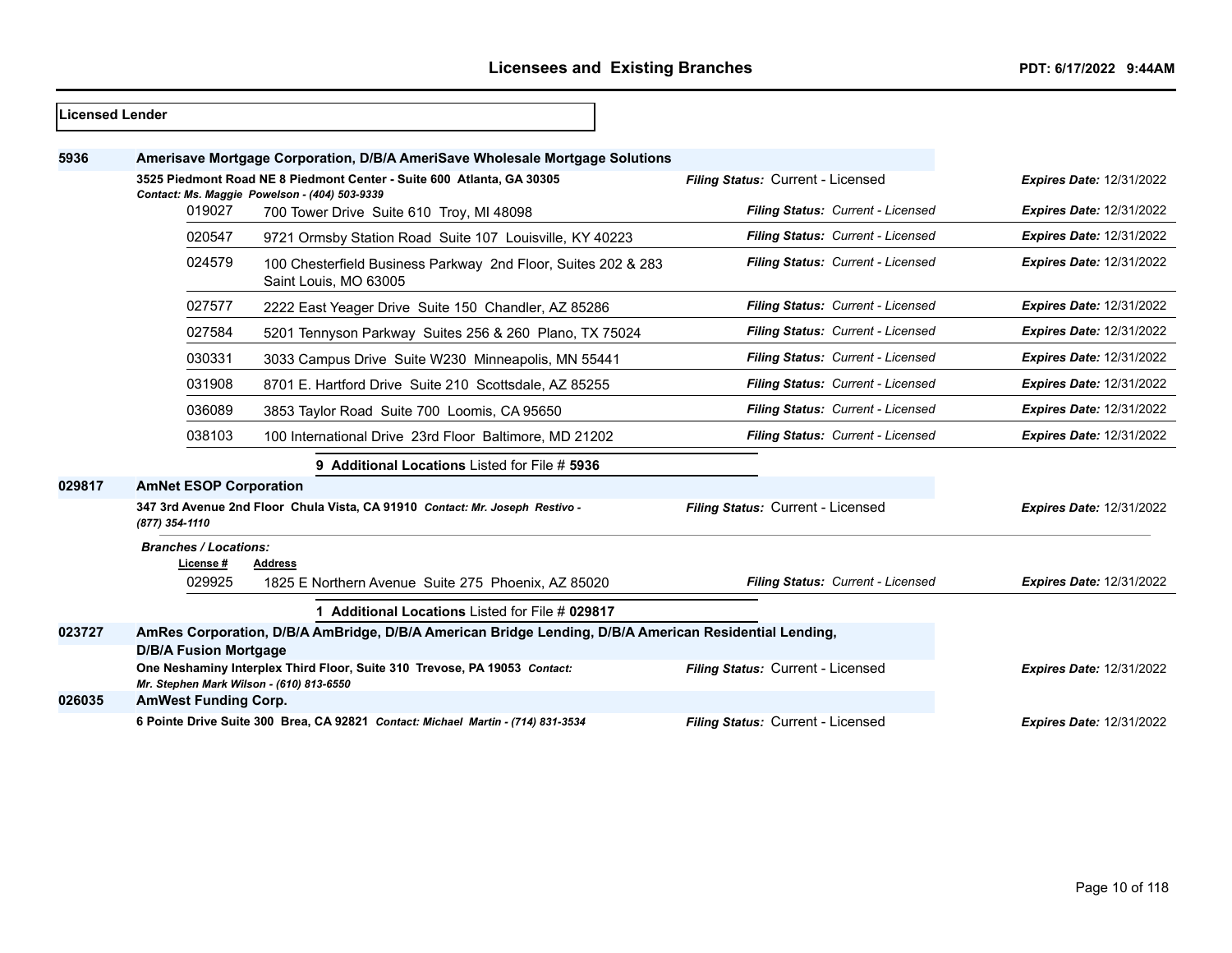**Licensed Lender**

**5936** **Amerisave Mortgage Corporation, D/B/A AmeriSave Wholesale Mortgage Solutions**

**3525 Piedmont Road NE 8 Piedmont Center - Suite 600 Atlanta, GA 30305**
*Contact: Ms. Maggie Powelson - (404) 503-9339*
*Filing Status:* Current - Licensed — *Expires Date:* 12/31/2022

| License # | Address | Filing Status | Expires Date |
|---|---|---|---|
| 019027 | 700 Tower Drive Suite 610 Troy, MI 48098 | *Current - Licensed* | *12/31/2022* |
| 020547 | 9721 Ormsby Station Road Suite 107 Louisville, KY 40223 | *Current - Licensed* | *12/31/2022* |
| 024579 | 100 Chesterfield Business Parkway 2nd Floor, Suites 202 & 283 Saint Louis, MO 63005 | *Current - Licensed* | *12/31/2022* |
| 027577 | 2222 East Yeager Drive Suite 150 Chandler, AZ 85286 | *Current - Licensed* | *12/31/2022* |
| 027584 | 5201 Tennyson Parkway Suites 256 & 260 Plano, TX 75024 | *Current - Licensed* | *12/31/2022* |
| 030331 | 3033 Campus Drive Suite W230 Minneapolis, MN 55441 | *Current - Licensed* | *12/31/2022* |
| 031908 | 8701 E. Hartford Drive Suite 210 Scottsdale, AZ 85255 | *Current - Licensed* | *12/31/2022* |
| 036089 | 3853 Taylor Road Suite 700 Loomis, CA 95650 | *Current - Licensed* | *12/31/2022* |
| 038103 | 100 International Drive 23rd Floor Baltimore, MD 21202 | *Current - Licensed* | *12/31/2022* |

**9 Additional Locations** Listed for File # **5936**

**029817** **AmNet ESOP Corporation**

**347 3rd Avenue 2nd Floor Chula Vista, CA 91910** *Contact: Mr. Joseph Restivo - (877) 354-1110*
*Filing Status:* Current - Licensed — *Expires Date:* 12/31/2022

*Branches / Locations:*

| License # | Address | Filing Status | Expires Date |
|---|---|---|---|
| 029925 | 1825 E Northern Avenue Suite 275 Phoenix, AZ 85020 | *Current - Licensed* | *12/31/2022* |

**1 Additional Locations** Listed for File # **029817**

**023727** **AmRes Corporation, D/B/A AmBridge, D/B/A American Bridge Lending, D/B/A American Residential Lending, D/B/A Fusion Mortgage**

**One Neshaminy Interplex Third Floor, Suite 310 Trevose, PA 19053** *Contact: Mr. Stephen Mark Wilson - (610) 813-6550*
*Filing Status:* Current - Licensed — *Expires Date:* 12/31/2022

**026035** **AmWest Funding Corp.**

**6 Pointe Drive Suite 300 Brea, CA 92821** *Contact: Michael Martin - (714) 831-3534*
*Filing Status:* Current - Licensed — *Expires Date:* 12/31/2022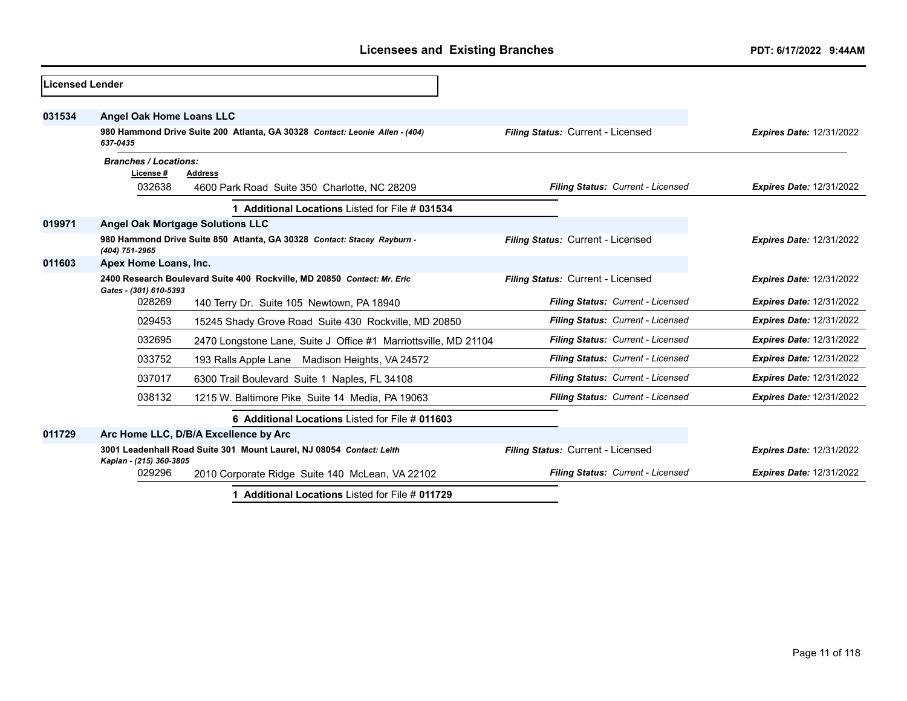## Licensees and Existing Branches

PDT: 6/17/2022 9:44AM

**Licensed Lender**

**031534** **Angel Oak Home Loans LLC**

**980 Hammond Drive Suite 200 Atlanta, GA 30328** *Contact: Leonie Allen - (404) 637-0435*

*Filing Status:* Current - Licensed — *Expires Date:* 12/31/2022

*Branches / Locations:*

| License # | Address | Filing Status | Expires Date |
|---|---|---|---|
| 032638 | 4600 Park Road Suite 350 Charlotte, NC 28209 | Current - Licensed | 12/31/2022 |

**1 Additional Locations** Listed for File # **031534**

**019971** **Angel Oak Mortgage Solutions LLC**

**980 Hammond Drive Suite 850 Atlanta, GA 30328** *Contact: Stacey Rayburn - (404) 751-2965*

*Filing Status:* Current - Licensed — *Expires Date:* 12/31/2022

**011603** **Apex Home Loans, Inc.**

**2400 Research Boulevard Suite 400 Rockville, MD 20850** *Contact: Mr. Eric Gates - (301) 610-5393*

*Filing Status:* Current - Licensed — *Expires Date:* 12/31/2022

| License # | Address | Filing Status | Expires Date |
|---|---|---|---|
| 028269 | 140 Terry Dr. Suite 105 Newtown, PA 18940 | Current - Licensed | 12/31/2022 |
| 029453 | 15245 Shady Grove Road Suite 430 Rockville, MD 20850 | Current - Licensed | 12/31/2022 |
| 032695 | 2470 Longstone Lane, Suite J Office #1 Marriottsville, MD 21104 | Current - Licensed | 12/31/2022 |
| 033752 | 193 Ralls Apple Lane Madison Heights, VA 24572 | Current - Licensed | 12/31/2022 |
| 037017 | 6300 Trail Boulevard Suite 1 Naples, FL 34108 | Current - Licensed | 12/31/2022 |
| 038132 | 1215 W. Baltimore Pike Suite 14 Media, PA 19063 | Current - Licensed | 12/31/2022 |

**6 Additional Locations** Listed for File # **011603**

**011729** **Arc Home LLC, D/B/A Excellence by Arc**

**3001 Leadenhall Road Suite 301 Mount Laurel, NJ 08054** *Contact: Leith Kaplan - (215) 360-3805*

*Filing Status:* Current - Licensed — *Expires Date:* 12/31/2022

| License # | Address | Filing Status | Expires Date |
|---|---|---|---|
| 029296 | 2010 Corporate Ridge Suite 140 McLean, VA 22102 | Current - Licensed | 12/31/2022 |

**1 Additional Locations** Listed for File # **011729**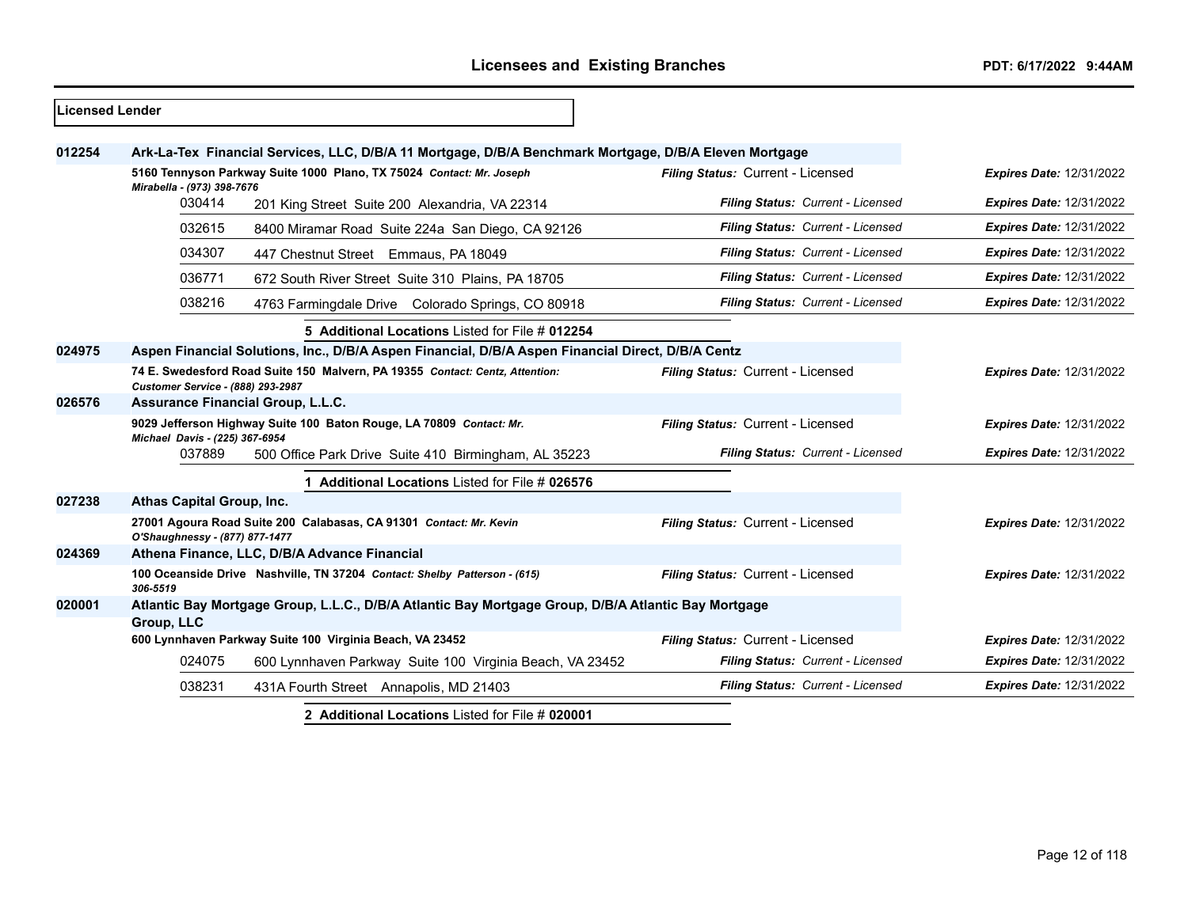## Licensed Lender

| File # | Name / Address | Filing Status | Expires Date |
|---|---|---|---|
| **012254** | **Ark-La-Tex Financial Services, LLC, D/B/A 11 Mortgage, D/B/A Benchmark Mortgage, D/B/A Eleven Mortgage** | | |
| | **5160 Tennyson Parkway Suite 1000 Plano, TX 75024** *Contact: Mr. Joseph Mirabella - (973) 398-7676* | *Filing Status:* Current - Licensed | *Expires Date:* 12/31/2022 |
| 030414 | 201 King Street Suite 200 Alexandria, VA 22314 | *Filing Status: Current - Licensed* | *Expires Date:* 12/31/2022 |
| 032615 | 8400 Miramar Road Suite 224a San Diego, CA 92126 | *Filing Status: Current - Licensed* | *Expires Date:* 12/31/2022 |
| 034307 | 447 Chestnut Street Emmaus, PA 18049 | *Filing Status: Current - Licensed* | *Expires Date:* 12/31/2022 |
| 036771 | 672 South River Street Suite 310 Plains, PA 18705 | *Filing Status: Current - Licensed* | *Expires Date:* 12/31/2022 |
| 038216 | 4763 Farmingdale Drive Colorado Springs, CO 80918 | *Filing Status: Current - Licensed* | *Expires Date:* 12/31/2022 |
| | **5 Additional Locations** Listed for File # **012254** | | |
| **024975** | **Aspen Financial Solutions, Inc., D/B/A Aspen Financial, D/B/A Aspen Financial Direct, D/B/A Centz** | | |
| | **74 E. Swedesford Road Suite 150 Malvern, PA 19355** *Contact: Centz, Attention: Customer Service - (888) 293-2987* | *Filing Status:* Current - Licensed | *Expires Date:* 12/31/2022 |
| **026576** | **Assurance Financial Group, L.L.C.** | | |
| | **9029 Jefferson Highway Suite 100 Baton Rouge, LA 70809** *Contact: Mr. Michael Davis - (225) 367-6954* | *Filing Status:* Current - Licensed | *Expires Date:* 12/31/2022 |
| 037889 | 500 Office Park Drive Suite 410 Birmingham, AL 35223 | *Filing Status: Current - Licensed* | *Expires Date:* 12/31/2022 |
| | **1 Additional Locations** Listed for File # **026576** | | |
| **027238** | **Athas Capital Group, Inc.** | | |
| | **27001 Agoura Road Suite 200 Calabasas, CA 91301** *Contact: Mr. Kevin O'Shaughnessy - (877) 877-1477* | *Filing Status:* Current - Licensed | *Expires Date:* 12/31/2022 |
| **024369** | **Athena Finance, LLC, D/B/A Advance Financial** | | |
| | **100 Oceanside Drive Nashville, TN 37204** *Contact: Shelby Patterson - (615) 306-5519* | *Filing Status:* Current - Licensed | *Expires Date:* 12/31/2022 |
| **020001** | **Atlantic Bay Mortgage Group, L.L.C., D/B/A Atlantic Bay Mortgage Group, D/B/A Atlantic Bay Mortgage Group, LLC** | | |
| | **600 Lynnhaven Parkway Suite 100 Virginia Beach, VA 23452** | *Filing Status:* Current - Licensed | *Expires Date:* 12/31/2022 |
| 024075 | 600 Lynnhaven Parkway Suite 100 Virginia Beach, VA 23452 | *Filing Status: Current - Licensed* | *Expires Date:* 12/31/2022 |
| 038231 | 431A Fourth Street Annapolis, MD 21403 | *Filing Status: Current - Licensed* | *Expires Date:* 12/31/2022 |
| | **2 Additional Locations** Listed for File # **020001** | | |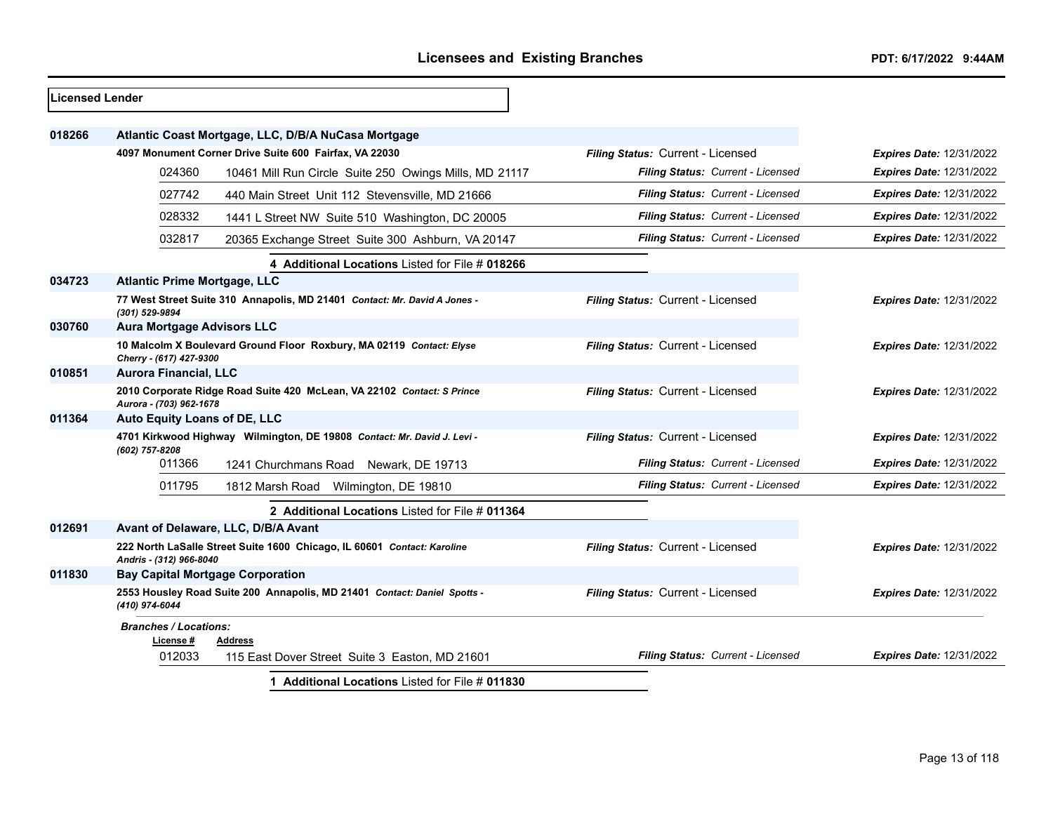## Licensed Lender

**018266** **Atlantic Coast Mortgage, LLC, D/B/A NuCasa Mortgage**

**4097 Monument Corner Drive Suite 600 Fairfax, VA 22030** — *Filing Status:* Current - Licensed — *Expires Date:* 12/31/2022

| License # | Address | Filing Status | Expires Date |
|---|---|---|---|
| 024360 | 10461 Mill Run Circle Suite 250 Owings Mills, MD 21117 | *Current - Licensed* | 12/31/2022 |
| 027742 | 440 Main Street Unit 112 Stevensville, MD 21666 | *Current - Licensed* | 12/31/2022 |
| 028332 | 1441 L Street NW Suite 510 Washington, DC 20005 | *Current - Licensed* | 12/31/2022 |
| 032817 | 20365 Exchange Street Suite 300 Ashburn, VA 20147 | *Current - Licensed* | 12/31/2022 |

**4 Additional Locations** Listed for File # **018266**

**034723** **Atlantic Prime Mortgage, LLC**

**77 West Street Suite 310 Annapolis, MD 21401** *Contact: Mr. David A Jones - (301) 529-9894* — *Filing Status:* Current - Licensed — *Expires Date:* 12/31/2022

**030760** **Aura Mortgage Advisors LLC**

**10 Malcolm X Boulevard Ground Floor Roxbury, MA 02119** *Contact: Elyse Cherry - (617) 427-9300* — *Filing Status:* Current - Licensed — *Expires Date:* 12/31/2022

**010851** **Aurora Financial, LLC**

**2010 Corporate Ridge Road Suite 420 McLean, VA 22102** *Contact: S Prince Aurora - (703) 962-1678* — *Filing Status:* Current - Licensed — *Expires Date:* 12/31/2022

**011364** **Auto Equity Loans of DE, LLC**

**4701 Kirkwood Highway Wilmington, DE 19808** *Contact: Mr. David J. Levi - (602) 757-8208* — *Filing Status:* Current - Licensed — *Expires Date:* 12/31/2022

| License # | Address | Filing Status | Expires Date |
|---|---|---|---|
| 011366 | 1241 Churchmans Road Newark, DE 19713 | *Current - Licensed* | 12/31/2022 |
| 011795 | 1812 Marsh Road Wilmington, DE 19810 | *Current - Licensed* | 12/31/2022 |

**2 Additional Locations** Listed for File # **011364**

**012691** **Avant of Delaware, LLC, D/B/A Avant**

**222 North LaSalle Street Suite 1600 Chicago, IL 60601** *Contact: Karoline Andris - (312) 966-8040* — *Filing Status:* Current - Licensed — *Expires Date:* 12/31/2022

**011830** **Bay Capital Mortgage Corporation**

**2553 Housley Road Suite 200 Annapolis, MD 21401** *Contact: Daniel Spotts - (410) 974-6044* — *Filing Status:* Current - Licensed — *Expires Date:* 12/31/2022

*Branches / Locations:*

| License # | Address | Filing Status | Expires Date |
|---|---|---|---|
| 012033 | 115 East Dover Street Suite 3 Easton, MD 21601 | *Current - Licensed* | 12/31/2022 |

**1 Additional Locations** Listed for File # **011830**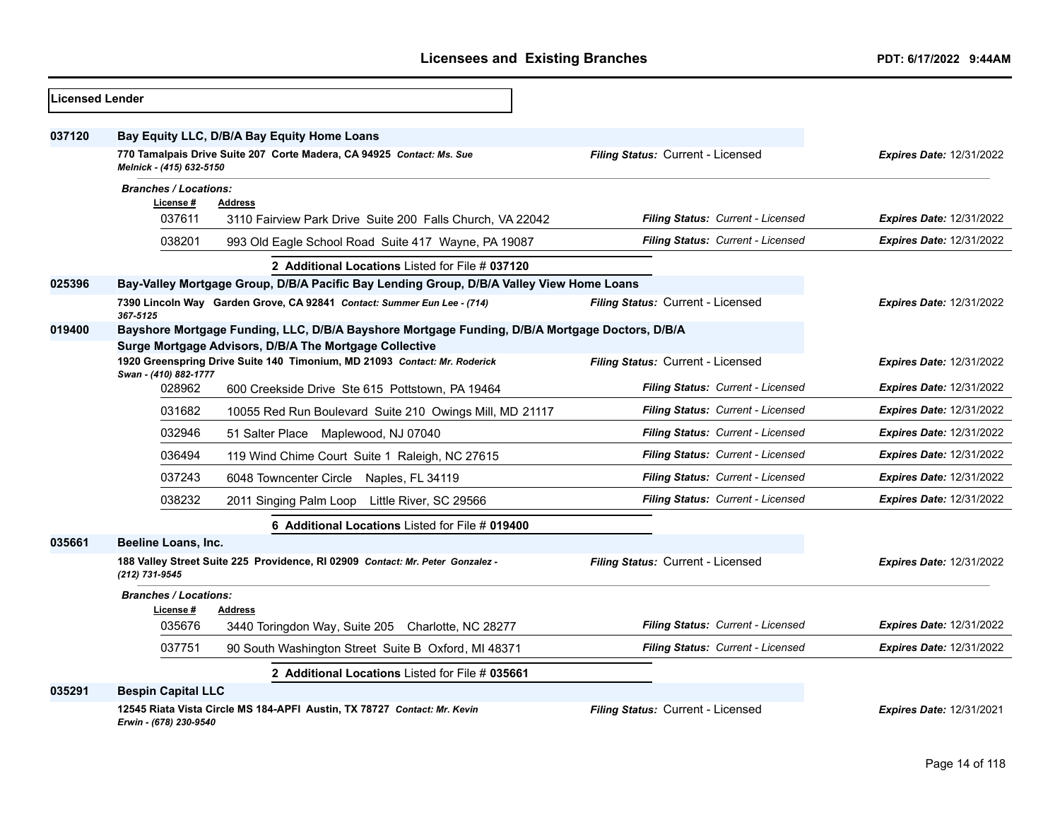**Licensed Lender**

**037120** **Bay Equity LLC, D/B/A Bay Equity Home Loans**

**770 Tamalpais Drive Suite 207 Corte Madera, CA 94925** *Contact: Ms. Sue Melnick - (415) 632-5150*

*Filing Status:* Current - Licensed — *Expires Date:* 12/31/2022

*Branches / Locations:*

| License # | Address | Filing Status | Expires Date |
|---|---|---|---|
| 037611 | 3110 Fairview Park Drive Suite 200 Falls Church, VA 22042 | Current - Licensed | 12/31/2022 |
| 038201 | 993 Old Eagle School Road Suite 417 Wayne, PA 19087 | Current - Licensed | 12/31/2022 |

**2 Additional Locations** Listed for File # **037120**

**025396** **Bay-Valley Mortgage Group, D/B/A Pacific Bay Lending Group, D/B/A Valley View Home Loans**

**7390 Lincoln Way Garden Grove, CA 92841** *Contact: Summer Eun Lee - (714) 367-5125*

*Filing Status:* Current - Licensed — *Expires Date:* 12/31/2022

**019400** **Bayshore Mortgage Funding, LLC, D/B/A Bayshore Mortgage Funding, D/B/A Mortgage Doctors, D/B/A Surge Mortgage Advisors, D/B/A The Mortgage Collective**

**1920 Greenspring Drive Suite 140 Timonium, MD 21093** *Contact: Mr. Roderick Swan - (410) 882-1777*

*Filing Status:* Current - Licensed — *Expires Date:* 12/31/2022

| License # | Address | Filing Status | Expires Date |
|---|---|---|---|
| 028962 | 600 Creekside Drive Ste 615 Pottstown, PA 19464 | Current - Licensed | 12/31/2022 |
| 031682 | 10055 Red Run Boulevard Suite 210 Owings Mill, MD 21117 | Current - Licensed | 12/31/2022 |
| 032946 | 51 Salter Place Maplewood, NJ 07040 | Current - Licensed | 12/31/2022 |
| 036494 | 119 Wind Chime Court Suite 1 Raleigh, NC 27615 | Current - Licensed | 12/31/2022 |
| 037243 | 6048 Towncenter Circle Naples, FL 34119 | Current - Licensed | 12/31/2022 |
| 038232 | 2011 Singing Palm Loop Little River, SC 29566 | Current - Licensed | 12/31/2022 |

**6 Additional Locations** Listed for File # **019400**

**035661** **Beeline Loans, Inc.**

**188 Valley Street Suite 225 Providence, RI 02909** *Contact: Mr. Peter Gonzalez - (212) 731-9545*

*Filing Status:* Current - Licensed — *Expires Date:* 12/31/2022

*Branches / Locations:*

| License # | Address | Filing Status | Expires Date |
|---|---|---|---|
| 035676 | 3440 Toringdon Way, Suite 205 Charlotte, NC 28277 | Current - Licensed | 12/31/2022 |
| 037751 | 90 South Washington Street Suite B Oxford, MI 48371 | Current - Licensed | 12/31/2022 |

**2 Additional Locations** Listed for File # **035661**

**035291** **Bespin Capital LLC**

**12545 Riata Vista Circle MS 184-APFI Austin, TX 78727** *Contact: Mr. Kevin Erwin - (678) 230-9540*

*Filing Status:* Current - Licensed — *Expires Date:* 12/31/2021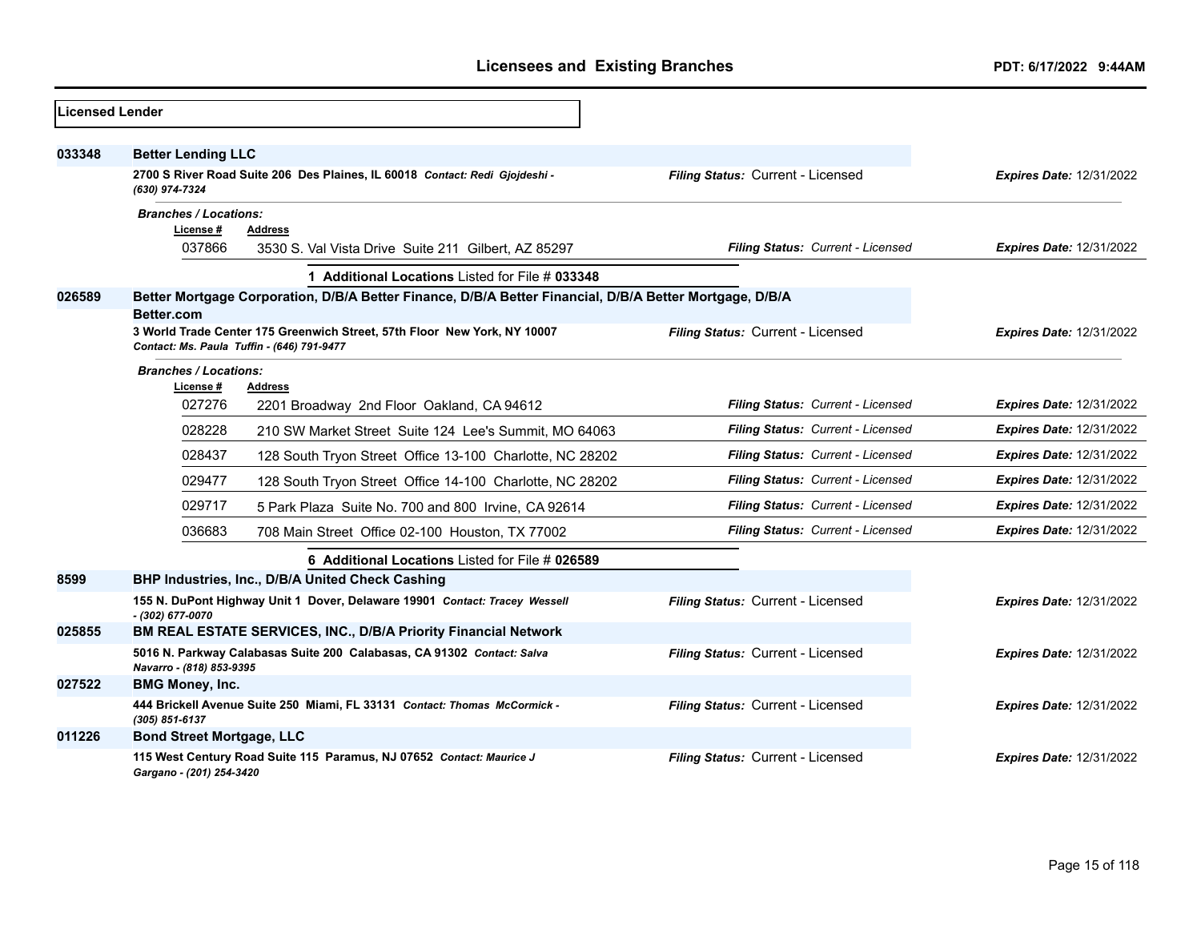## Licensed Lender

**033348** **Better Lending LLC**

**2700 S River Road Suite 206 Des Plaines, IL 60018** *Contact: Redi Gjojdeshi - (630) 974-7324*
*Filing Status:* Current - Licensed — *Expires Date:* 12/31/2022

*Branches / Locations:*

| License # | Address | Filing Status | Expires Date |
|---|---|---|---|
| 037866 | 3530 S. Val Vista Drive Suite 211 Gilbert, AZ 85297 | Current - Licensed | 12/31/2022 |

**1 Additional Locations** Listed for File # **033348**

**026589** **Better Mortgage Corporation, D/B/A Better Finance, D/B/A Better Financial, D/B/A Better Mortgage, D/B/A Better.com**

**3 World Trade Center 175 Greenwich Street, 57th Floor New York, NY 10007** *Contact: Ms. Paula Tuffin - (646) 791-9477*
*Filing Status:* Current - Licensed — *Expires Date:* 12/31/2022

*Branches / Locations:*

| License # | Address | Filing Status | Expires Date |
|---|---|---|---|
| 027276 | 2201 Broadway 2nd Floor Oakland, CA 94612 | Current - Licensed | 12/31/2022 |
| 028228 | 210 SW Market Street Suite 124 Lee's Summit, MO 64063 | Current - Licensed | 12/31/2022 |
| 028437 | 128 South Tryon Street Office 13-100 Charlotte, NC 28202 | Current - Licensed | 12/31/2022 |
| 029477 | 128 South Tryon Street Office 14-100 Charlotte, NC 28202 | Current - Licensed | 12/31/2022 |
| 029717 | 5 Park Plaza Suite No. 700 and 800 Irvine, CA 92614 | Current - Licensed | 12/31/2022 |
| 036683 | 708 Main Street Office 02-100 Houston, TX 77002 | Current - Licensed | 12/31/2022 |

**6 Additional Locations** Listed for File # **026589**

**8599** **BHP Industries, Inc., D/B/A United Check Cashing**

**155 N. DuPont Highway Unit 1 Dover, Delaware 19901** *Contact: Tracey Wessell - (302) 677-0070*
*Filing Status:* Current - Licensed — *Expires Date:* 12/31/2022

**025855** **BM REAL ESTATE SERVICES, INC., D/B/A Priority Financial Network**

**5016 N. Parkway Calabasas Suite 200 Calabasas, CA 91302** *Contact: Salva Navarro - (818) 853-9395*
*Filing Status:* Current - Licensed — *Expires Date:* 12/31/2022

**027522** **BMG Money, Inc.**

**444 Brickell Avenue Suite 250 Miami, FL 33131** *Contact: Thomas McCormick - (305) 851-6137*
*Filing Status:* Current - Licensed — *Expires Date:* 12/31/2022

**011226** **Bond Street Mortgage, LLC**

**115 West Century Road Suite 115 Paramus, NJ 07652** *Contact: Maurice J Gargano - (201) 254-3420*
*Filing Status:* Current - Licensed — *Expires Date:* 12/31/2022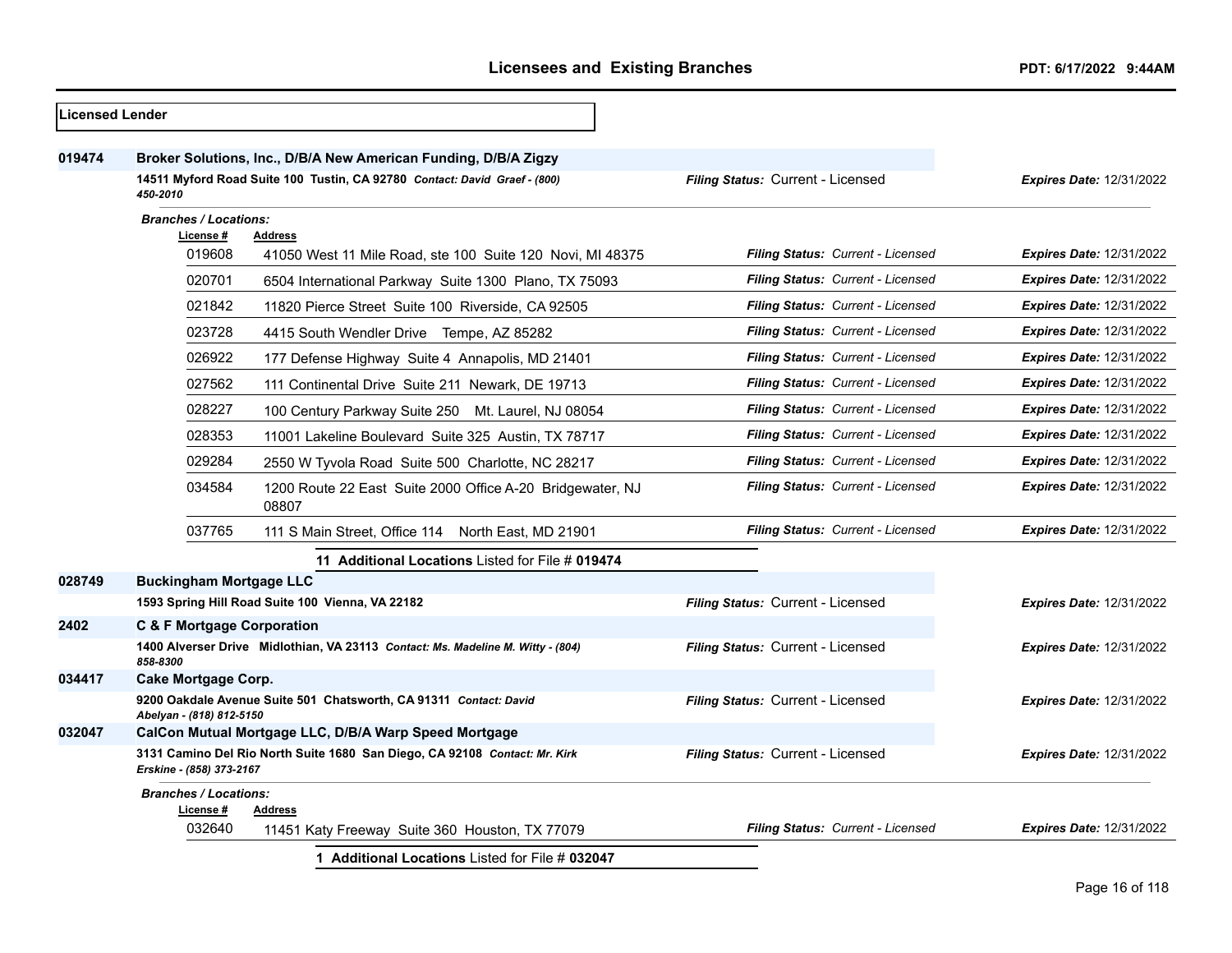## Licensees and Existing Branches

PDT: 6/17/2022 9:44AM

**Licensed Lender**

**019474** **Broker Solutions, Inc., D/B/A New American Funding, D/B/A Zigzy**

**14511 Myford Road Suite 100 Tustin, CA 92780** *Contact: David Graef - (800) 450-2010*

*Filing Status:* Current - Licensed *Expires Date:* 12/31/2022

*Branches / Locations:*

| License # | Address | Filing Status | Expires Date |
|---|---|---|---|
| 019608 | 41050 West 11 Mile Road, ste 100 Suite 120 Novi, MI 48375 | Current - Licensed | 12/31/2022 |
| 020701 | 6504 International Parkway Suite 1300 Plano, TX 75093 | Current - Licensed | 12/31/2022 |
| 021842 | 11820 Pierce Street Suite 100 Riverside, CA 92505 | Current - Licensed | 12/31/2022 |
| 023728 | 4415 South Wendler Drive Tempe, AZ 85282 | Current - Licensed | 12/31/2022 |
| 026922 | 177 Defense Highway Suite 4 Annapolis, MD 21401 | Current - Licensed | 12/31/2022 |
| 027562 | 111 Continental Drive Suite 211 Newark, DE 19713 | Current - Licensed | 12/31/2022 |
| 028227 | 100 Century Parkway Suite 250 Mt. Laurel, NJ 08054 | Current - Licensed | 12/31/2022 |
| 028353 | 11001 Lakeline Boulevard Suite 325 Austin, TX 78717 | Current - Licensed | 12/31/2022 |
| 029284 | 2550 W Tyvola Road Suite 500 Charlotte, NC 28217 | Current - Licensed | 12/31/2022 |
| 034584 | 1200 Route 22 East Suite 2000 Office A-20 Bridgewater, NJ 08807 | Current - Licensed | 12/31/2022 |
| 037765 | 111 S Main Street, Office 114 North East, MD 21901 | Current - Licensed | 12/31/2022 |

**11 Additional Locations** Listed for File # **019474**

**028749** **Buckingham Mortgage LLC**

**1593 Spring Hill Road Suite 100 Vienna, VA 22182**

*Filing Status:* Current - Licensed *Expires Date:* 12/31/2022

**2402** **C & F Mortgage Corporation**

**1400 Alverser Drive Midlothian, VA 23113** *Contact: Ms. Madeline M. Witty - (804) 858-8300*

*Filing Status:* Current - Licensed *Expires Date:* 12/31/2022

**034417** **Cake Mortgage Corp.**

**9200 Oakdale Avenue Suite 501 Chatsworth, CA 91311** *Contact: David Abelyan - (818) 812-5150*

*Filing Status:* Current - Licensed *Expires Date:* 12/31/2022

**032047** **CalCon Mutual Mortgage LLC, D/B/A Warp Speed Mortgage**

**3131 Camino Del Rio North Suite 1680 San Diego, CA 92108** *Contact: Mr. Kirk Erskine - (858) 373-2167*

*Filing Status:* Current - Licensed *Expires Date:* 12/31/2022

*Branches / Locations:*

| License # | Address | Filing Status | Expires Date |
|---|---|---|---|
| 032640 | 11451 Katy Freeway Suite 360 Houston, TX 77079 | Current - Licensed | 12/31/2022 |

**1 Additional Locations** Listed for File # **032047**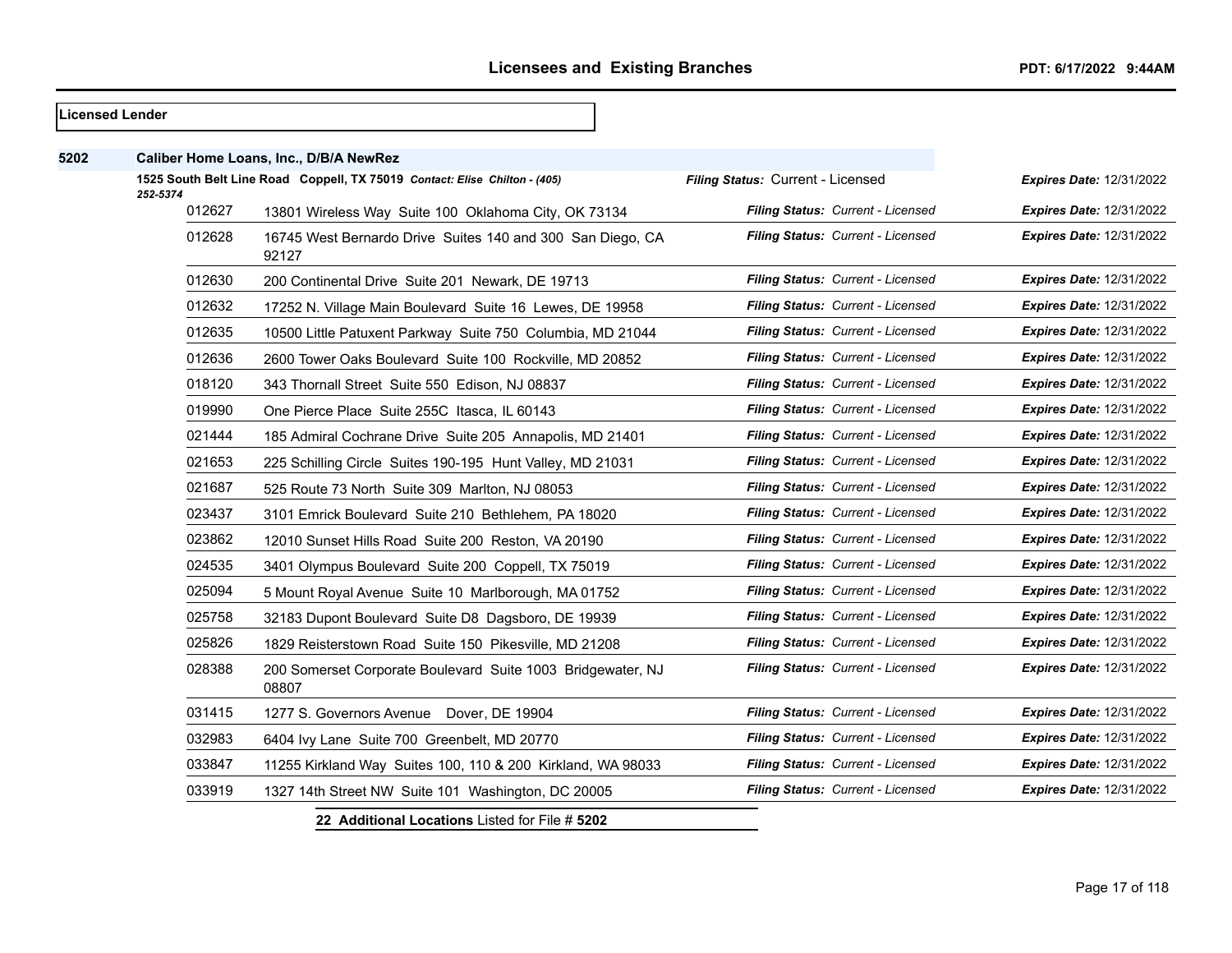**Licensed Lender**

**5202** **Caliber Home Loans, Inc., D/B/A NewRez**

**1525 South Belt Line Road Coppell, TX 75019** ***Contact: Elise Chilton - (405) 252-5374***

***Filing Status:*** Current - Licensed ***Expires Date:*** 12/31/2022

| Branch | Address | Filing Status | Expires Date |
|---|---|---|---|
| 012627 | 13801 Wireless Way Suite 100 Oklahoma City, OK 73134 | ***Filing Status:*** *Current - Licensed* | ***Expires Date:*** 12/31/2022 |
| 012628 | 16745 West Bernardo Drive Suites 140 and 300 San Diego, CA 92127 | ***Filing Status:*** *Current - Licensed* | ***Expires Date:*** 12/31/2022 |
| 012630 | 200 Continental Drive Suite 201 Newark, DE 19713 | ***Filing Status:*** *Current - Licensed* | ***Expires Date:*** 12/31/2022 |
| 012632 | 17252 N. Village Main Boulevard Suite 16 Lewes, DE 19958 | ***Filing Status:*** *Current - Licensed* | ***Expires Date:*** 12/31/2022 |
| 012635 | 10500 Little Patuxent Parkway Suite 750 Columbia, MD 21044 | ***Filing Status:*** *Current - Licensed* | ***Expires Date:*** 12/31/2022 |
| 012636 | 2600 Tower Oaks Boulevard Suite 100 Rockville, MD 20852 | ***Filing Status:*** *Current - Licensed* | ***Expires Date:*** 12/31/2022 |
| 018120 | 343 Thornall Street Suite 550 Edison, NJ 08837 | ***Filing Status:*** *Current - Licensed* | ***Expires Date:*** 12/31/2022 |
| 019990 | One Pierce Place Suite 255C Itasca, IL 60143 | ***Filing Status:*** *Current - Licensed* | ***Expires Date:*** 12/31/2022 |
| 021444 | 185 Admiral Cochrane Drive Suite 205 Annapolis, MD 21401 | ***Filing Status:*** *Current - Licensed* | ***Expires Date:*** 12/31/2022 |
| 021653 | 225 Schilling Circle Suites 190-195 Hunt Valley, MD 21031 | ***Filing Status:*** *Current - Licensed* | ***Expires Date:*** 12/31/2022 |
| 021687 | 525 Route 73 North Suite 309 Marlton, NJ 08053 | ***Filing Status:*** *Current - Licensed* | ***Expires Date:*** 12/31/2022 |
| 023437 | 3101 Emrick Boulevard Suite 210 Bethlehem, PA 18020 | ***Filing Status:*** *Current - Licensed* | ***Expires Date:*** 12/31/2022 |
| 023862 | 12010 Sunset Hills Road Suite 200 Reston, VA 20190 | ***Filing Status:*** *Current - Licensed* | ***Expires Date:*** 12/31/2022 |
| 024535 | 3401 Olympus Boulevard Suite 200 Coppell, TX 75019 | ***Filing Status:*** *Current - Licensed* | ***Expires Date:*** 12/31/2022 |
| 025094 | 5 Mount Royal Avenue Suite 10 Marlborough, MA 01752 | ***Filing Status:*** *Current - Licensed* | ***Expires Date:*** 12/31/2022 |
| 025758 | 32183 Dupont Boulevard Suite D8 Dagsboro, DE 19939 | ***Filing Status:*** *Current - Licensed* | ***Expires Date:*** 12/31/2022 |
| 025826 | 1829 Reisterstown Road Suite 150 Pikesville, MD 21208 | ***Filing Status:*** *Current - Licensed* | ***Expires Date:*** 12/31/2022 |
| 028388 | 200 Somerset Corporate Boulevard Suite 1003 Bridgewater, NJ 08807 | ***Filing Status:*** *Current - Licensed* | ***Expires Date:*** 12/31/2022 |
| 031415 | 1277 S. Governors Avenue Dover, DE 19904 | ***Filing Status:*** *Current - Licensed* | ***Expires Date:*** 12/31/2022 |
| 032983 | 6404 Ivy Lane Suite 700 Greenbelt, MD 20770 | ***Filing Status:*** *Current - Licensed* | ***Expires Date:*** 12/31/2022 |
| 033847 | 11255 Kirkland Way Suites 100, 110 & 200 Kirkland, WA 98033 | ***Filing Status:*** *Current - Licensed* | ***Expires Date:*** 12/31/2022 |
| 033919 | 1327 14th Street NW Suite 101 Washington, DC 20005 | ***Filing Status:*** *Current - Licensed* | ***Expires Date:*** 12/31/2022 |

**22 Additional Locations** Listed for File # **5202**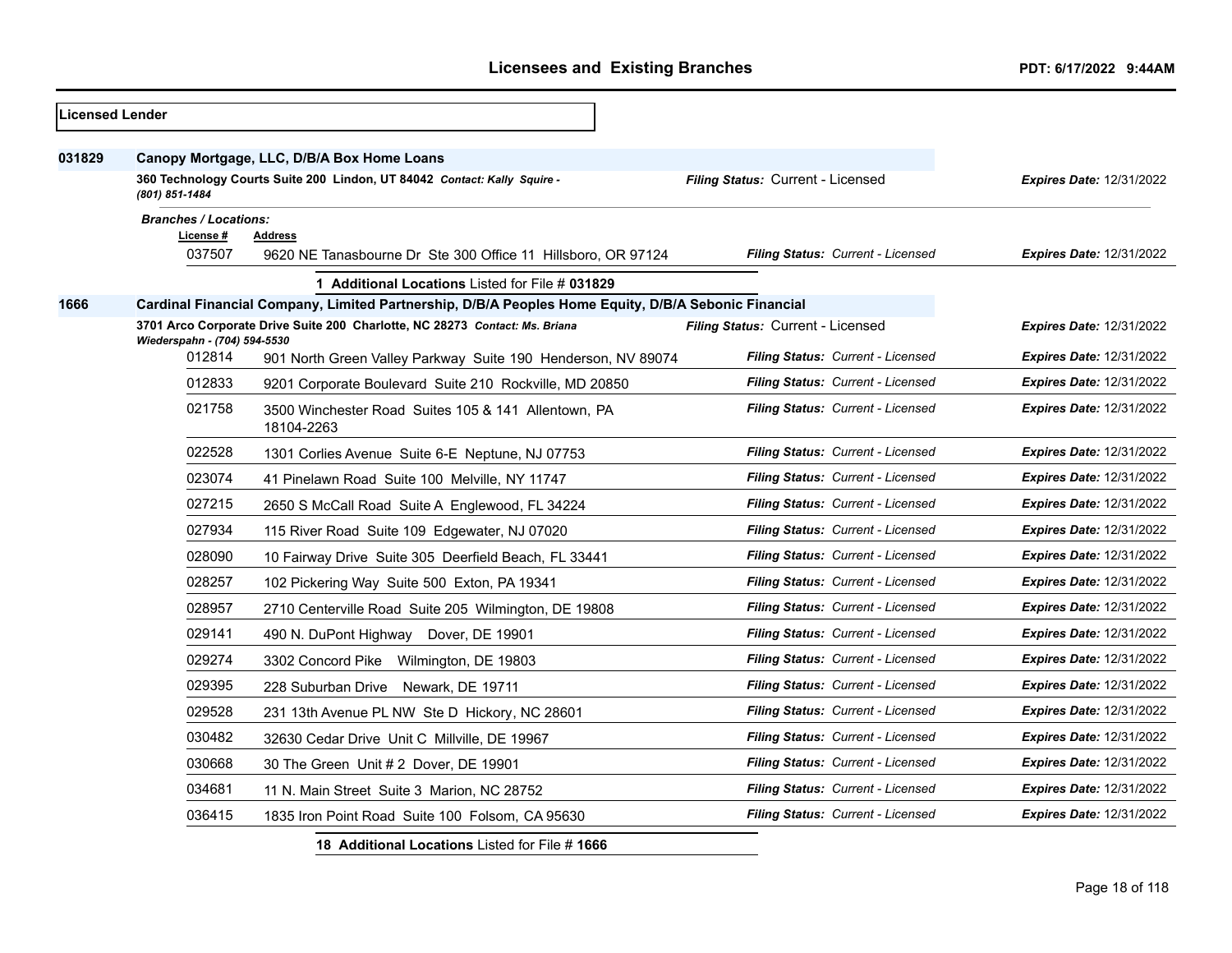## Licensees and Existing Branches

PDT: 6/17/2022 9:44AM

**Licensed Lender**

### 031829 Canopy Mortgage, LLC, D/B/A Box Home Loans

**360 Technology Courts Suite 200 Lindon, UT 84042** *Contact: Kally Squire - (801) 851-1484*

*Filing Status:* Current - Licensed | *Expires Date:* 12/31/2022

*Branches / Locations:*

| License # | Address | Filing Status | Expires Date |
|---|---|---|---|
| 037507 | 9620 NE Tanasbourne Dr Ste 300 Office 11 Hillsboro, OR 97124 | Current - Licensed | 12/31/2022 |

**1 Additional Locations** Listed for File # **031829**

### 1666 Cardinal Financial Company, Limited Partnership, D/B/A Peoples Home Equity, D/B/A Sebonic Financial

**3701 Arco Corporate Drive Suite 200 Charlotte, NC 28273** *Contact: Ms. Briana Wiederspahn - (704) 594-5530*

*Filing Status:* Current - Licensed | *Expires Date:* 12/31/2022

| License # | Address | Filing Status | Expires Date |
|---|---|---|---|
| 012814 | 901 North Green Valley Parkway Suite 190 Henderson, NV 89074 | Current - Licensed | 12/31/2022 |
| 012833 | 9201 Corporate Boulevard Suite 210 Rockville, MD 20850 | Current - Licensed | 12/31/2022 |
| 021758 | 3500 Winchester Road Suites 105 & 141 Allentown, PA 18104-2263 | Current - Licensed | 12/31/2022 |
| 022528 | 1301 Corlies Avenue Suite 6-E Neptune, NJ 07753 | Current - Licensed | 12/31/2022 |
| 023074 | 41 Pinelawn Road Suite 100 Melville, NY 11747 | Current - Licensed | 12/31/2022 |
| 027215 | 2650 S McCall Road Suite A Englewood, FL 34224 | Current - Licensed | 12/31/2022 |
| 027934 | 115 River Road Suite 109 Edgewater, NJ 07020 | Current - Licensed | 12/31/2022 |
| 028090 | 10 Fairway Drive Suite 305 Deerfield Beach, FL 33441 | Current - Licensed | 12/31/2022 |
| 028257 | 102 Pickering Way Suite 500 Exton, PA 19341 | Current - Licensed | 12/31/2022 |
| 028957 | 2710 Centerville Road Suite 205 Wilmington, DE 19808 | Current - Licensed | 12/31/2022 |
| 029141 | 490 N. DuPont Highway Dover, DE 19901 | Current - Licensed | 12/31/2022 |
| 029274 | 3302 Concord Pike Wilmington, DE 19803 | Current - Licensed | 12/31/2022 |
| 029395 | 228 Suburban Drive Newark, DE 19711 | Current - Licensed | 12/31/2022 |
| 029528 | 231 13th Avenue PL NW Ste D Hickory, NC 28601 | Current - Licensed | 12/31/2022 |
| 030482 | 32630 Cedar Drive Unit C Millville, DE 19967 | Current - Licensed | 12/31/2022 |
| 030668 | 30 The Green Unit # 2 Dover, DE 19901 | Current - Licensed | 12/31/2022 |
| 034681 | 11 N. Main Street Suite 3 Marion, NC 28752 | Current - Licensed | 12/31/2022 |
| 036415 | 1835 Iron Point Road Suite 100 Folsom, CA 95630 | Current - Licensed | 12/31/2022 |

**18 Additional Locations** Listed for File # **1666**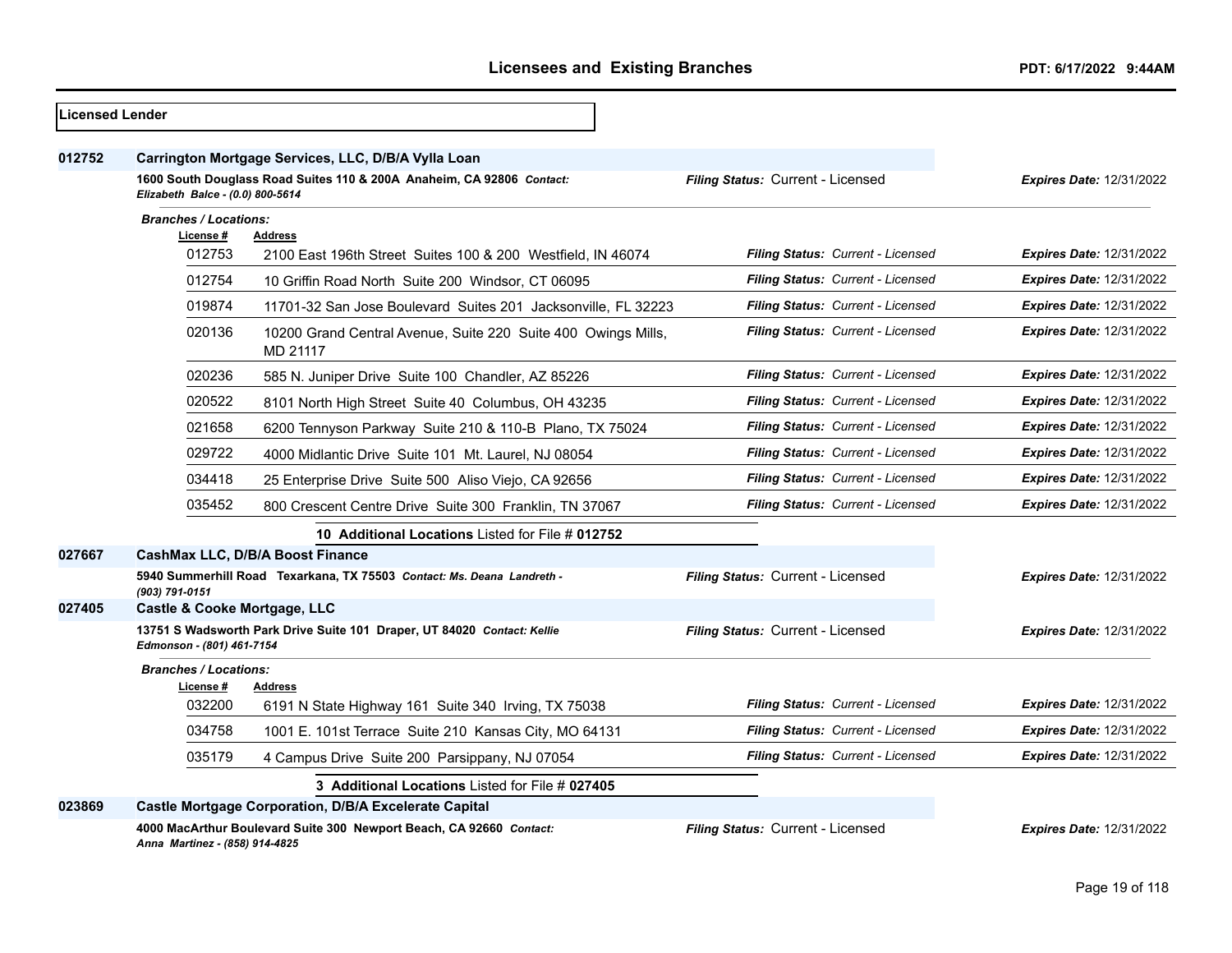## Licensed Lender

**012752** **Carrington Mortgage Services, LLC, D/B/A Vylla Loan**

**1600 South Douglass Road Suites 110 & 200A Anaheim, CA 92806** *Contact: Elizabeth Balce - (0.0) 800-5614*

***Filing Status:*** Current - Licensed ***Expires Date:*** 12/31/2022

***Branches / Locations:***

| License # | Address | Filing Status | Expires Date |
|---|---|---|---|
| 012753 | 2100 East 196th Street Suites 100 & 200 Westfield, IN 46074 | *Current - Licensed* | 12/31/2022 |
| 012754 | 10 Griffin Road North Suite 200 Windsor, CT 06095 | *Current - Licensed* | 12/31/2022 |
| 019874 | 11701-32 San Jose Boulevard Suites 201 Jacksonville, FL 32223 | *Current - Licensed* | 12/31/2022 |
| 020136 | 10200 Grand Central Avenue, Suite 220 Suite 400 Owings Mills, MD 21117 | *Current - Licensed* | 12/31/2022 |
| 020236 | 585 N. Juniper Drive Suite 100 Chandler, AZ 85226 | *Current - Licensed* | 12/31/2022 |
| 020522 | 8101 North High Street Suite 40 Columbus, OH 43235 | *Current - Licensed* | 12/31/2022 |
| 021658 | 6200 Tennyson Parkway Suite 210 & 110-B Plano, TX 75024 | *Current - Licensed* | 12/31/2022 |
| 029722 | 4000 Midlantic Drive Suite 101 Mt. Laurel, NJ 08054 | *Current - Licensed* | 12/31/2022 |
| 034418 | 25 Enterprise Drive Suite 500 Aliso Viejo, CA 92656 | *Current - Licensed* | 12/31/2022 |
| 035452 | 800 Crescent Centre Drive Suite 300 Franklin, TN 37067 | *Current - Licensed* | 12/31/2022 |

**10 Additional Locations** Listed for File # **012752**

**027667** **CashMax LLC, D/B/A Boost Finance**

**5940 Summerhill Road Texarkana, TX 75503** *Contact: Ms. Deana Landreth - (903) 791-0151*

***Filing Status:*** Current - Licensed ***Expires Date:*** 12/31/2022

**027405** **Castle & Cooke Mortgage, LLC**

**13751 S Wadsworth Park Drive Suite 101 Draper, UT 84020** *Contact: Kellie Edmonson - (801) 461-7154*

***Filing Status:*** Current - Licensed ***Expires Date:*** 12/31/2022

***Branches / Locations:***

| License # | Address | Filing Status | Expires Date |
|---|---|---|---|
| 032200 | 6191 N State Highway 161 Suite 340 Irving, TX 75038 | *Current - Licensed* | 12/31/2022 |
| 034758 | 1001 E. 101st Terrace Suite 210 Kansas City, MO 64131 | *Current - Licensed* | 12/31/2022 |
| 035179 | 4 Campus Drive Suite 200 Parsippany, NJ 07054 | *Current - Licensed* | 12/31/2022 |

**3 Additional Locations** Listed for File # **027405**

**023869** **Castle Mortgage Corporation, D/B/A Excelerate Capital**

**4000 MacArthur Boulevard Suite 300 Newport Beach, CA 92660** *Contact: Anna Martinez - (858) 914-4825*

***Filing Status:*** Current - Licensed ***Expires Date:*** 12/31/2022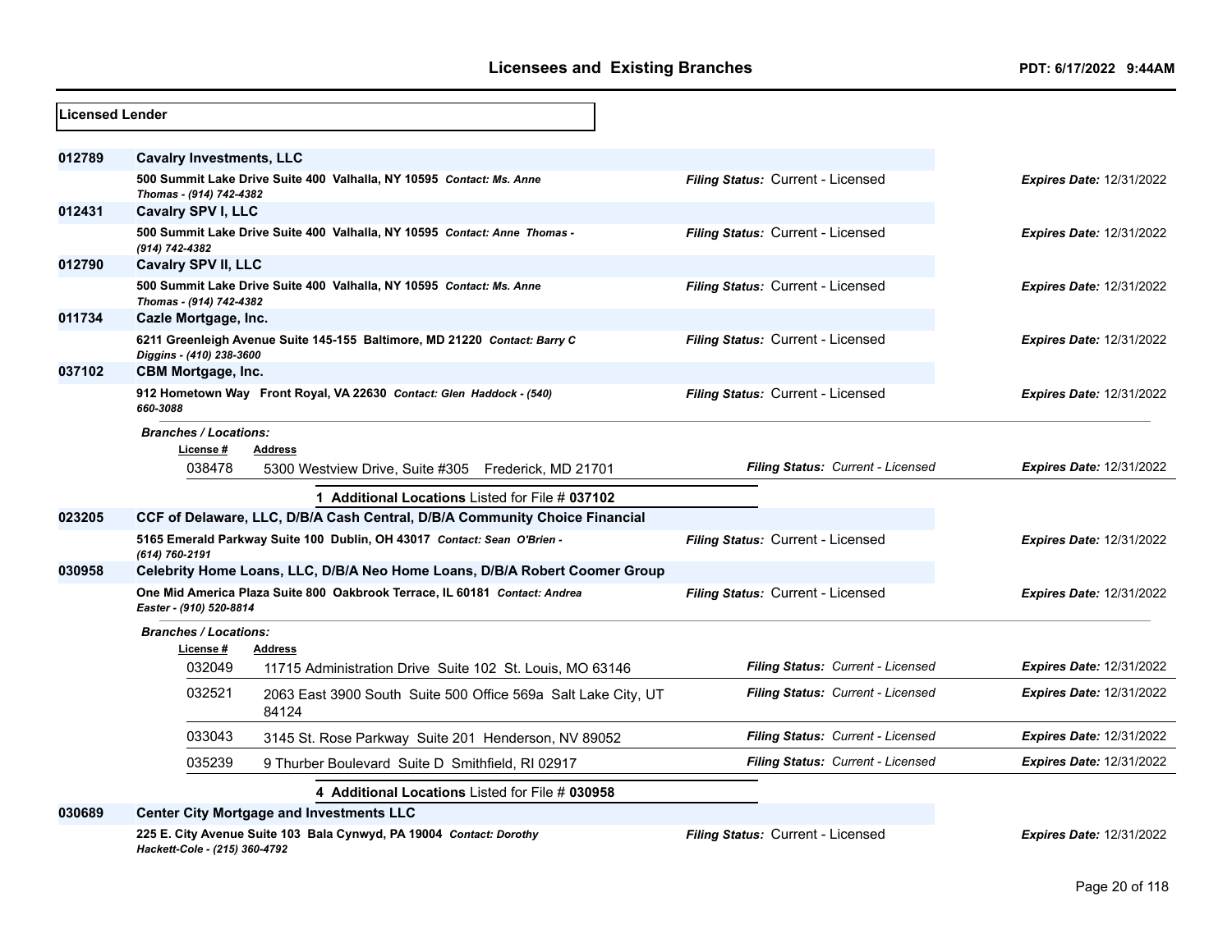**Licensed Lender**

| License # | Name / Address | Filing Status | Expires Date |
|---|---|---|---|
| **012789** | **Cavalry Investments, LLC** | | |
| | 500 Summit Lake Drive Suite 400 Valhalla, NY 10595 *Contact: Ms. Anne Thomas - (914) 742-4382* | *Filing Status:* Current - Licensed | *Expires Date:* 12/31/2022 |
| **012431** | **Cavalry SPV I, LLC** | | |
| | 500 Summit Lake Drive Suite 400 Valhalla, NY 10595 *Contact: Anne Thomas - (914) 742-4382* | *Filing Status:* Current - Licensed | *Expires Date:* 12/31/2022 |
| **012790** | **Cavalry SPV II, LLC** | | |
| | 500 Summit Lake Drive Suite 400 Valhalla, NY 10595 *Contact: Ms. Anne Thomas - (914) 742-4382* | *Filing Status:* Current - Licensed | *Expires Date:* 12/31/2022 |
| **011734** | **Cazle Mortgage, Inc.** | | |
| | 6211 Greenleigh Avenue Suite 145-155 Baltimore, MD 21220 *Contact: Barry C Diggins - (410) 238-3600* | *Filing Status:* Current - Licensed | *Expires Date:* 12/31/2022 |
| **037102** | **CBM Mortgage, Inc.** | | |
| | 912 Hometown Way Front Royal, VA 22630 *Contact: Glen Haddock - (540) 660-3088* | *Filing Status:* Current - Licensed | *Expires Date:* 12/31/2022 |

*Branches / Locations:*

| License # | Address | Filing Status | Expires Date |
|---|---|---|---|
| 038478 | 5300 Westview Drive, Suite #305 Frederick, MD 21701 | *Filing Status: Current - Licensed* | *Expires Date:* 12/31/2022 |

**1 Additional Locations** Listed for File # **037102**

| License # | Name / Address | Filing Status | Expires Date |
|---|---|---|---|
| **023205** | **CCF of Delaware, LLC, D/B/A Cash Central, D/B/A Community Choice Financial** | | |
| | 5165 Emerald Parkway Suite 100 Dublin, OH 43017 *Contact: Sean O'Brien - (614) 760-2191* | *Filing Status:* Current - Licensed | *Expires Date:* 12/31/2022 |
| **030958** | **Celebrity Home Loans, LLC, D/B/A Neo Home Loans, D/B/A Robert Coomer Group** | | |
| | One Mid America Plaza Suite 800 Oakbrook Terrace, IL 60181 *Contact: Andrea Easter - (910) 520-8814* | *Filing Status:* Current - Licensed | *Expires Date:* 12/31/2022 |

*Branches / Locations:*

| License # | Address | Filing Status | Expires Date |
|---|---|---|---|
| 032049 | 11715 Administration Drive Suite 102 St. Louis, MO 63146 | *Filing Status: Current - Licensed* | *Expires Date:* 12/31/2022 |
| 032521 | 2063 East 3900 South Suite 500 Office 569a Salt Lake City, UT 84124 | *Filing Status: Current - Licensed* | *Expires Date:* 12/31/2022 |
| 033043 | 3145 St. Rose Parkway Suite 201 Henderson, NV 89052 | *Filing Status: Current - Licensed* | *Expires Date:* 12/31/2022 |
| 035239 | 9 Thurber Boulevard Suite D Smithfield, RI 02917 | *Filing Status: Current - Licensed* | *Expires Date:* 12/31/2022 |

**4 Additional Locations** Listed for File # **030958**

| License # | Name / Address | Filing Status | Expires Date |
|---|---|---|---|
| **030689** | **Center City Mortgage and Investments LLC** | | |
| | 225 E. City Avenue Suite 103 Bala Cynwyd, PA 19004 *Contact: Dorothy Hackett-Cole - (215) 360-4792* | *Filing Status:* Current - Licensed | *Expires Date:* 12/31/2022 |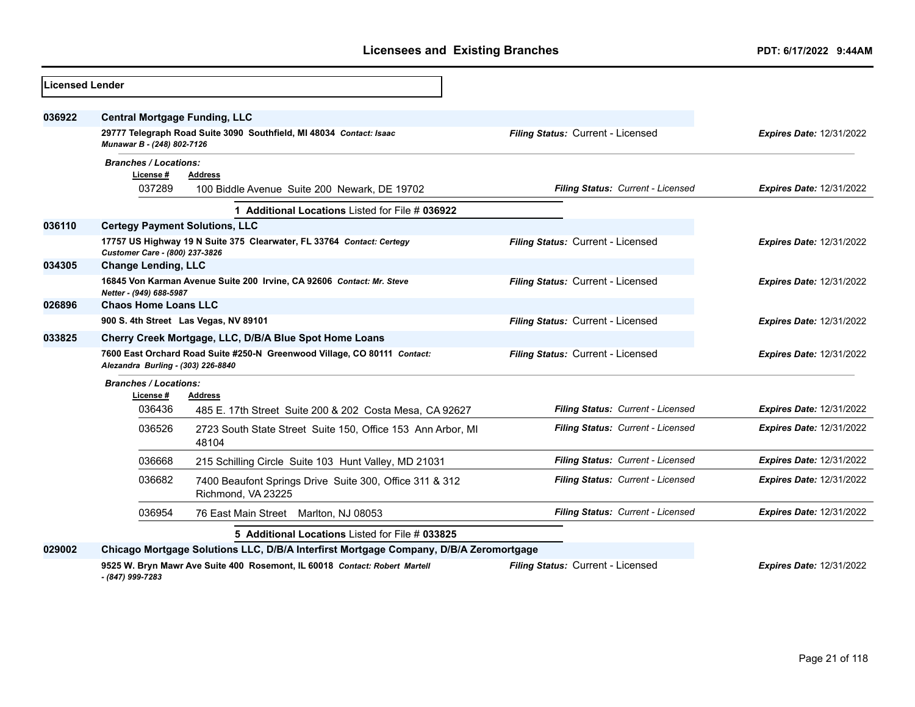## Licensed Lender

**036922** **Central Mortgage Funding, LLC**
29777 Telegraph Road Suite 3090 Southfield, MI 48034 *Contact: Isaac Munawar B - (248) 802-7126*
*Filing Status:* Current - Licensed *Expires Date:* 12/31/2022

*Branches / Locations:*

| License # | Address | Filing Status | Expires Date |
|---|---|---|---|
| 037289 | 100 Biddle Avenue Suite 200 Newark, DE 19702 | Current - Licensed | 12/31/2022 |

**1 Additional Locations** Listed for File # **036922**

**036110** **Certegy Payment Solutions, LLC**
17757 US Highway 19 N Suite 375 Clearwater, FL 33764 *Contact: Certegy Customer Care - (800) 237-3826*
*Filing Status:* Current - Licensed *Expires Date:* 12/31/2022

**034305** **Change Lending, LLC**
16845 Von Karman Avenue Suite 200 Irvine, CA 92606 *Contact: Mr. Steve Netter - (949) 688-5987*
*Filing Status:* Current - Licensed *Expires Date:* 12/31/2022

**026896** **Chaos Home Loans LLC**
900 S. 4th Street Las Vegas, NV 89101
*Filing Status:* Current - Licensed *Expires Date:* 12/31/2022

**033825** **Cherry Creek Mortgage, LLC, D/B/A Blue Spot Home Loans**
7600 East Orchard Road Suite #250-N Greenwood Village, CO 80111 *Contact: Alezandra Burling - (303) 226-8840*
*Filing Status:* Current - Licensed *Expires Date:* 12/31/2022

*Branches / Locations:*

| License # | Address | Filing Status | Expires Date |
|---|---|---|---|
| 036436 | 485 E. 17th Street Suite 200 & 202 Costa Mesa, CA 92627 | Current - Licensed | 12/31/2022 |
| 036526 | 2723 South State Street Suite 150, Office 153 Ann Arbor, MI 48104 | Current - Licensed | 12/31/2022 |
| 036668 | 215 Schilling Circle Suite 103 Hunt Valley, MD 21031 | Current - Licensed | 12/31/2022 |
| 036682 | 7400 Beaufont Springs Drive Suite 300, Office 311 & 312 Richmond, VA 23225 | Current - Licensed | 12/31/2022 |
| 036954 | 76 East Main Street Marlton, NJ 08053 | Current - Licensed | 12/31/2022 |

**5 Additional Locations** Listed for File # **033825**

**029002** **Chicago Mortgage Solutions LLC, D/B/A Interfirst Mortgage Company, D/B/A Zeromortgage**
9525 W. Bryn Mawr Ave Suite 400 Rosemont, IL 60018 *Contact: Robert Martell - (847) 999-7283*
*Filing Status:* Current - Licensed *Expires Date:* 12/31/2022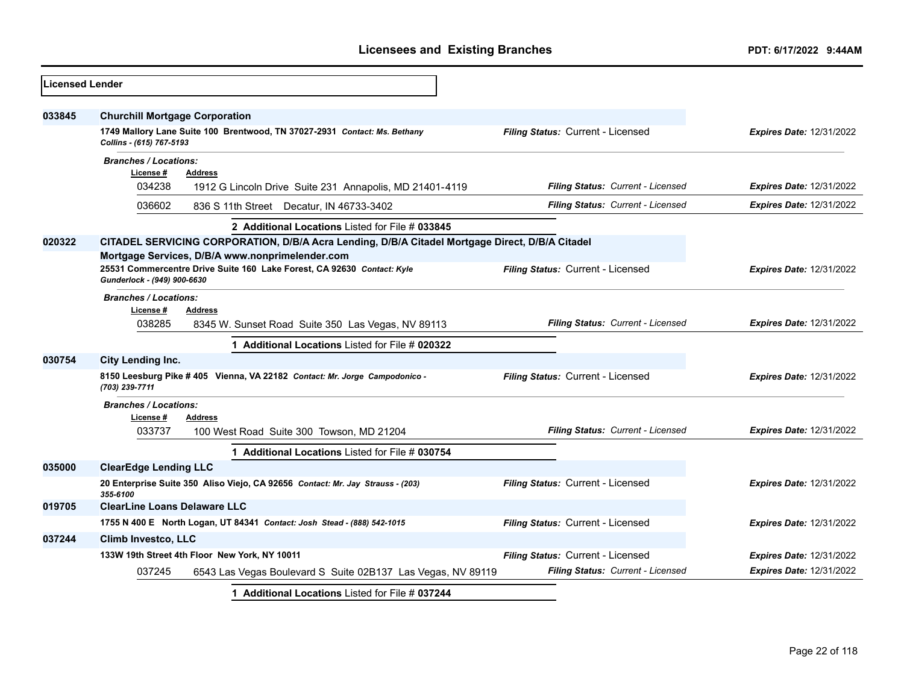# Licensees and Existing Branches

PDT: 6/17/2022 9:44AM

## Licensed Lender

**033845** **Churchill Mortgage Corporation**

1749 Mallory Lane Suite 100 Brentwood, TN 37027-2931 *Contact: Ms. Bethany Collins - (615) 767-5193*

*Filing Status:* Current - Licensed *Expires Date:* 12/31/2022

*Branches / Locations:*

| License # | Address | Filing Status | Expires Date |
|---|---|---|---|
| 034238 | 1912 G Lincoln Drive Suite 231 Annapolis, MD 21401-4119 | Current - Licensed | 12/31/2022 |
| 036602 | 836 S 11th Street Decatur, IN 46733-3402 | Current - Licensed | 12/31/2022 |

**2 Additional Locations** Listed for File # **033845**

**020322** **CITADEL SERVICING CORPORATION, D/B/A Acra Lending, D/B/A Citadel Mortgage Direct, D/B/A Citadel Mortgage Services, D/B/A www.nonprimelender.com**

25531 Commercentre Drive Suite 160 Lake Forest, CA 92630 *Contact: Kyle Gunderlock - (949) 900-6630*

*Filing Status:* Current - Licensed *Expires Date:* 12/31/2022

*Branches / Locations:*

| License # | Address | Filing Status | Expires Date |
|---|---|---|---|
| 038285 | 8345 W. Sunset Road Suite 350 Las Vegas, NV 89113 | Current - Licensed | 12/31/2022 |

**1 Additional Locations** Listed for File # **020322**

**030754** **City Lending Inc.**

8150 Leesburg Pike # 405 Vienna, VA 22182 *Contact: Mr. Jorge Campodonico - (703) 239-7711*

*Filing Status:* Current - Licensed *Expires Date:* 12/31/2022

*Branches / Locations:*

| License # | Address | Filing Status | Expires Date |
|---|---|---|---|
| 033737 | 100 West Road Suite 300 Towson, MD 21204 | Current - Licensed | 12/31/2022 |

**1 Additional Locations** Listed for File # **030754**

**035000** **ClearEdge Lending LLC**

20 Enterprise Suite 350 Aliso Viejo, CA 92656 *Contact: Mr. Jay Strauss - (203) 355-6100*

*Filing Status:* Current - Licensed *Expires Date:* 12/31/2022

**019705** **ClearLine Loans Delaware LLC**

1755 N 400 E North Logan, UT 84341 *Contact: Josh Stead - (888) 542-1015*

*Filing Status:* Current - Licensed *Expires Date:* 12/31/2022

**037244** **Climb Investco, LLC**

133W 19th Street 4th Floor New York, NY 10011

*Filing Status:* Current - Licensed *Expires Date:* 12/31/2022

| License # | Address | Filing Status | Expires Date |
|---|---|---|---|
| 037245 | 6543 Las Vegas Boulevard S Suite 02B137 Las Vegas, NV 89119 | Current - Licensed | 12/31/2022 |

**1 Additional Locations** Listed for File # **037244**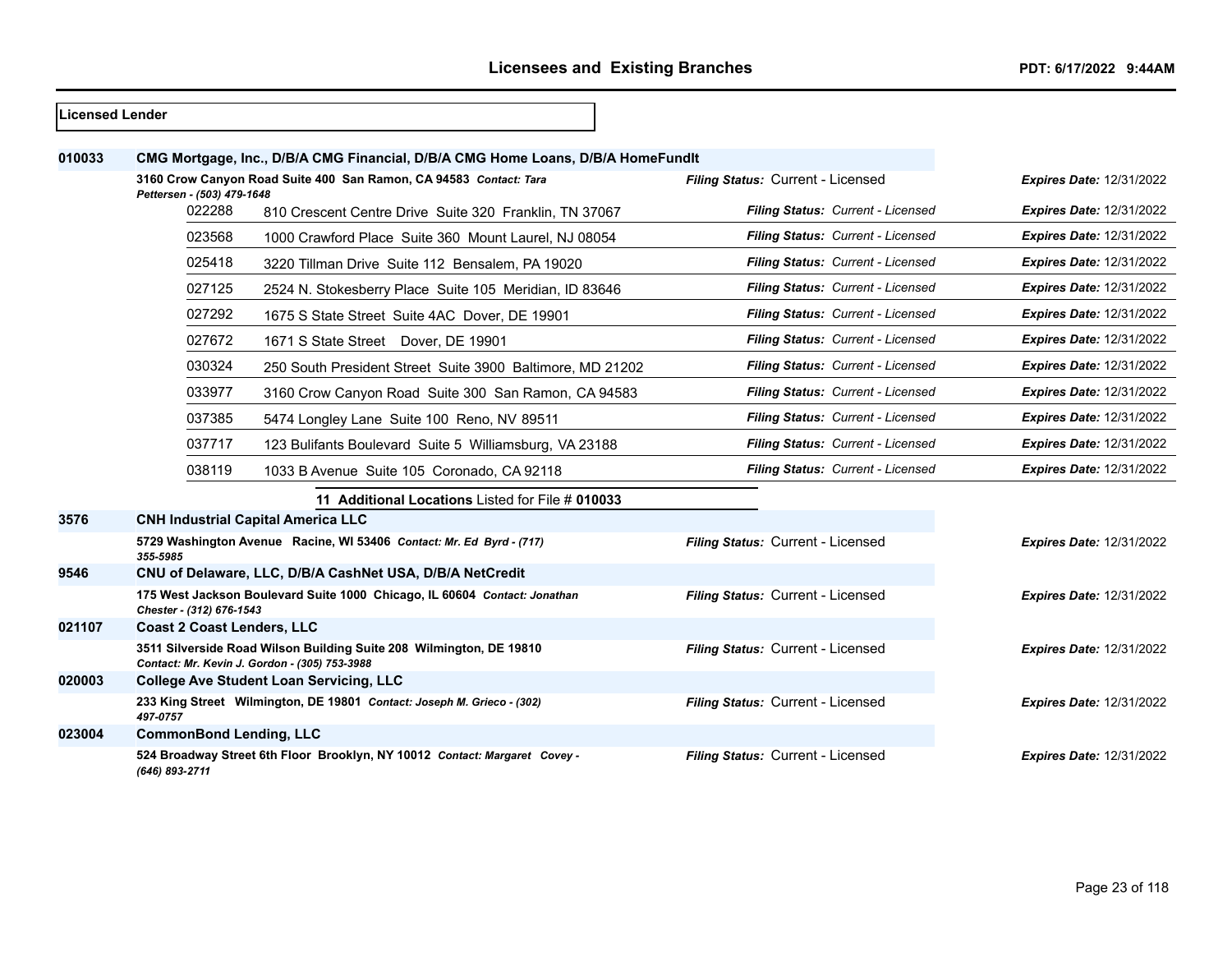**Licensed Lender**

**010033** **CMG Mortgage, Inc., D/B/A CMG Financial, D/B/A CMG Home Loans, D/B/A HomeFundIt**

**3160 Crow Canyon Road Suite 400 San Ramon, CA 94583** ***Contact: Tara Pettersen - (503) 479-1648*** — *Filing Status:* Current - Licensed — *Expires Date:* 12/31/2022

| Branch | Address | Filing Status | Expires Date |
|---|---|---|---|
| 022288 | 810 Crescent Centre Drive Suite 320 Franklin, TN 37067 | Current - Licensed | 12/31/2022 |
| 023568 | 1000 Crawford Place Suite 360 Mount Laurel, NJ 08054 | Current - Licensed | 12/31/2022 |
| 025418 | 3220 Tillman Drive Suite 112 Bensalem, PA 19020 | Current - Licensed | 12/31/2022 |
| 027125 | 2524 N. Stokesberry Place Suite 105 Meridian, ID 83646 | Current - Licensed | 12/31/2022 |
| 027292 | 1675 S State Street Suite 4AC Dover, DE 19901 | Current - Licensed | 12/31/2022 |
| 027672 | 1671 S State Street Dover, DE 19901 | Current - Licensed | 12/31/2022 |
| 030324 | 250 South President Street Suite 3900 Baltimore, MD 21202 | Current - Licensed | 12/31/2022 |
| 033977 | 3160 Crow Canyon Road Suite 300 San Ramon, CA 94583 | Current - Licensed | 12/31/2022 |
| 037385 | 5474 Longley Lane Suite 100 Reno, NV 89511 | Current - Licensed | 12/31/2022 |
| 037717 | 123 Bulifants Boulevard Suite 5 Williamsburg, VA 23188 | Current - Licensed | 12/31/2022 |
| 038119 | 1033 B Avenue Suite 105 Coronado, CA 92118 | Current - Licensed | 12/31/2022 |

**11 Additional Locations** Listed for File # **010033**

**3576** **CNH Industrial Capital America LLC**

**5729 Washington Avenue Racine, WI 53406** ***Contact: Mr. Ed Byrd - (717) 355-5985*** — *Filing Status:* Current - Licensed — *Expires Date:* 12/31/2022

**9546** **CNU of Delaware, LLC, D/B/A CashNet USA, D/B/A NetCredit**

**175 West Jackson Boulevard Suite 1000 Chicago, IL 60604** ***Contact: Jonathan Chester - (312) 676-1543*** — *Filing Status:* Current - Licensed — *Expires Date:* 12/31/2022

**021107** **Coast 2 Coast Lenders, LLC**

**3511 Silverside Road Wilson Building Suite 208 Wilmington, DE 19810** ***Contact: Mr. Kevin J. Gordon - (305) 753-3988*** — *Filing Status:* Current - Licensed — *Expires Date:* 12/31/2022

**020003** **College Ave Student Loan Servicing, LLC**

**233 King Street Wilmington, DE 19801** ***Contact: Joseph M. Grieco - (302) 497-0757*** — *Filing Status:* Current - Licensed — *Expires Date:* 12/31/2022

**023004** **CommonBond Lending, LLC**

**524 Broadway Street 6th Floor Brooklyn, NY 10012** ***Contact: Margaret Covey - (646) 893-2711*** — *Filing Status:* Current - Licensed — *Expires Date:* 12/31/2022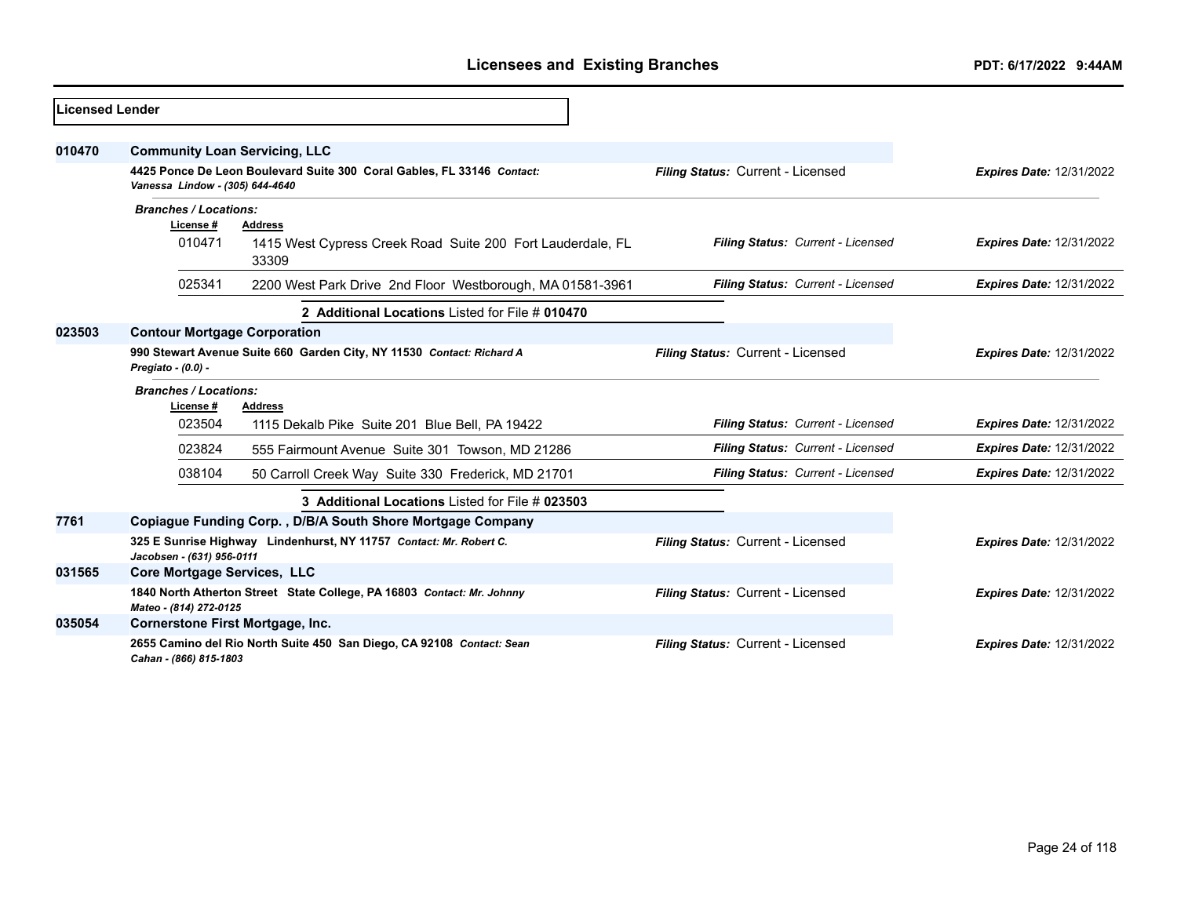## Licensed Lender

**010470** **Community Loan Servicing, LLC**

**4425 Ponce De Leon Boulevard Suite 300 Coral Gables, FL 33146** ***Contact: Vanessa Lindow - (305) 644-4640***

*Filing Status:* Current - Licensed | *Expires Date:* 12/31/2022

***Branches / Locations:***

| License # | Address | Filing Status | Expires Date |
|---|---|---|---|
| 010471 | 1415 West Cypress Creek Road Suite 200 Fort Lauderdale, FL 33309 | *Current - Licensed* | 12/31/2022 |
| 025341 | 2200 West Park Drive 2nd Floor Westborough, MA 01581-3961 | *Current - Licensed* | 12/31/2022 |

**2 Additional Locations** Listed for File # **010470**

**023503** **Contour Mortgage Corporation**

**990 Stewart Avenue Suite 660 Garden City, NY 11530** ***Contact: Richard A Pregiato - (0.0) -***

*Filing Status:* Current - Licensed | *Expires Date:* 12/31/2022

***Branches / Locations:***

| License # | Address | Filing Status | Expires Date |
|---|---|---|---|
| 023504 | 1115 Dekalb Pike Suite 201 Blue Bell, PA 19422 | *Current - Licensed* | 12/31/2022 |
| 023824 | 555 Fairmount Avenue Suite 301 Towson, MD 21286 | *Current - Licensed* | 12/31/2022 |
| 038104 | 50 Carroll Creek Way Suite 330 Frederick, MD 21701 | *Current - Licensed* | 12/31/2022 |

**3 Additional Locations** Listed for File # **023503**

**7761** **Copiague Funding Corp. , D/B/A South Shore Mortgage Company**

**325 E Sunrise Highway Lindenhurst, NY 11757** ***Contact: Mr. Robert C. Jacobsen - (631) 956-0111***

*Filing Status:* Current - Licensed | *Expires Date:* 12/31/2022

**031565** **Core Mortgage Services, LLC**

**1840 North Atherton Street State College, PA 16803** ***Contact: Mr. Johnny Mateo - (814) 272-0125***

*Filing Status:* Current - Licensed | *Expires Date:* 12/31/2022

**035054** **Cornerstone First Mortgage, Inc.**

**2655 Camino del Rio North Suite 450 San Diego, CA 92108** ***Contact: Sean Cahan - (866) 815-1803***

*Filing Status:* Current - Licensed | *Expires Date:* 12/31/2022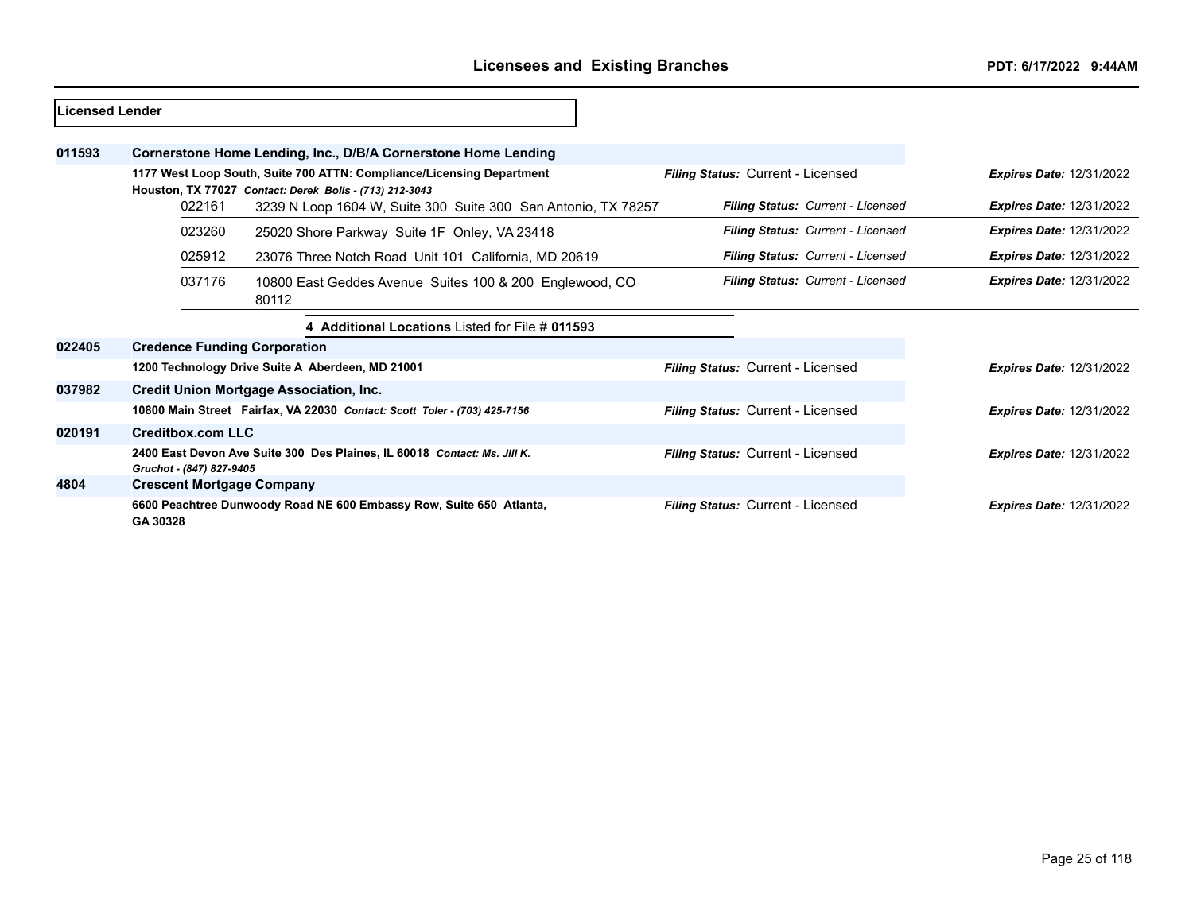## Licensed Lender

| File # | Licensee / Address | Filing Status | Expires Date |
|---|---|---|---|
| **011593** | **Cornerstone Home Lending, Inc., D/B/A Cornerstone Home Lending** | | |
| | **1177 West Loop South, Suite 700 ATTN: Compliance/Licensing Department Houston, TX 77027** *Contact: Derek Bolls - (713) 212-3043* | ***Filing Status:*** Current - Licensed | ***Expires Date:*** 12/31/2022 |
| 022161 | 3239 N Loop 1604 W, Suite 300 Suite 300 San Antonio, TX 78257 | ***Filing Status:*** *Current - Licensed* | ***Expires Date:*** 12/31/2022 |
| 023260 | 25020 Shore Parkway Suite 1F Onley, VA 23418 | ***Filing Status:*** *Current - Licensed* | ***Expires Date:*** 12/31/2022 |
| 025912 | 23076 Three Notch Road Unit 101 California, MD 20619 | ***Filing Status:*** *Current - Licensed* | ***Expires Date:*** 12/31/2022 |
| 037176 | 10800 East Geddes Avenue Suites 100 & 200 Englewood, CO 80112 | ***Filing Status:*** *Current - Licensed* | ***Expires Date:*** 12/31/2022 |
| | **4 Additional Locations** Listed for File # **011593** | | |
| **022405** | **Credence Funding Corporation** | | |
| | **1200 Technology Drive Suite A Aberdeen, MD 21001** | ***Filing Status:*** Current - Licensed | ***Expires Date:*** 12/31/2022 |
| **037982** | **Credit Union Mortgage Association, Inc.** | | |
| | **10800 Main Street Fairfax, VA 22030** *Contact: Scott Toler - (703) 425-7156* | ***Filing Status:*** Current - Licensed | ***Expires Date:*** 12/31/2022 |
| **020191** | **Creditbox.com LLC** | | |
| | **2400 East Devon Ave Suite 300 Des Plaines, IL 60018** *Contact: Ms. Jill K. Gruchot - (847) 827-9405* | ***Filing Status:*** Current - Licensed | ***Expires Date:*** 12/31/2022 |
| **4804** | **Crescent Mortgage Company** | | |
| | **6600 Peachtree Dunwoody Road NE 600 Embassy Row, Suite 650 Atlanta, GA 30328** | ***Filing Status:*** Current - Licensed | ***Expires Date:*** 12/31/2022 |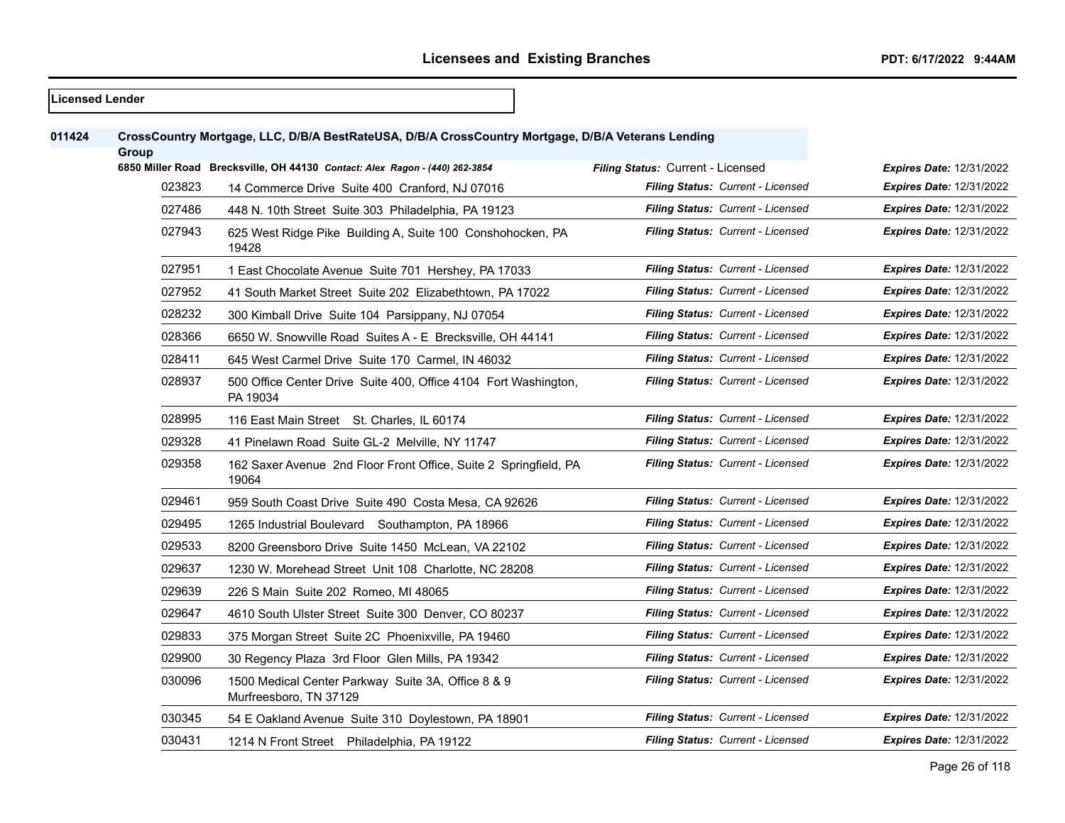## Licensed Lender

**011424 CrossCountry Mortgage, LLC, D/B/A BestRateUSA, D/B/A CrossCountry Mortgage, D/B/A Veterans Lending Group**

**6850 Miller Road Brecksville, OH 44130** *Contact: Alex Ragon - (440) 262-3854* — *Filing Status:* Current - Licensed — *Expires Date:* 12/31/2022

| Branch | Address | Filing Status | Expires Date |
|---|---|---|---|
| 023823 | 14 Commerce Drive Suite 400 Cranford, NJ 07016 | Current - Licensed | 12/31/2022 |
| 027486 | 448 N. 10th Street Suite 303 Philadelphia, PA 19123 | Current - Licensed | 12/31/2022 |
| 027943 | 625 West Ridge Pike Building A, Suite 100 Conshohocken, PA 19428 | Current - Licensed | 12/31/2022 |
| 027951 | 1 East Chocolate Avenue Suite 701 Hershey, PA 17033 | Current - Licensed | 12/31/2022 |
| 027952 | 41 South Market Street Suite 202 Elizabethtown, PA 17022 | Current - Licensed | 12/31/2022 |
| 028232 | 300 Kimball Drive Suite 104 Parsippany, NJ 07054 | Current - Licensed | 12/31/2022 |
| 028366 | 6650 W. Snowville Road Suites A - E Brecksville, OH 44141 | Current - Licensed | 12/31/2022 |
| 028411 | 645 West Carmel Drive Suite 170 Carmel, IN 46032 | Current - Licensed | 12/31/2022 |
| 028937 | 500 Office Center Drive Suite 400, Office 4104 Fort Washington, PA 19034 | Current - Licensed | 12/31/2022 |
| 028995 | 116 East Main Street St. Charles, IL 60174 | Current - Licensed | 12/31/2022 |
| 029328 | 41 Pinelawn Road Suite GL-2 Melville, NY 11747 | Current - Licensed | 12/31/2022 |
| 029358 | 162 Saxer Avenue 2nd Floor Front Office, Suite 2 Springfield, PA 19064 | Current - Licensed | 12/31/2022 |
| 029461 | 959 South Coast Drive Suite 490 Costa Mesa, CA 92626 | Current - Licensed | 12/31/2022 |
| 029495 | 1265 Industrial Boulevard Southampton, PA 18966 | Current - Licensed | 12/31/2022 |
| 029533 | 8200 Greensboro Drive Suite 1450 McLean, VA 22102 | Current - Licensed | 12/31/2022 |
| 029637 | 1230 W. Morehead Street Unit 108 Charlotte, NC 28208 | Current - Licensed | 12/31/2022 |
| 029639 | 226 S Main Suite 202 Romeo, MI 48065 | Current - Licensed | 12/31/2022 |
| 029647 | 4610 South Ulster Street Suite 300 Denver, CO 80237 | Current - Licensed | 12/31/2022 |
| 029833 | 375 Morgan Street Suite 2C Phoenixville, PA 19460 | Current - Licensed | 12/31/2022 |
| 029900 | 30 Regency Plaza 3rd Floor Glen Mills, PA 19342 | Current - Licensed | 12/31/2022 |
| 030096 | 1500 Medical Center Parkway Suite 3A, Office 8 & 9 Murfreesboro, TN 37129 | Current - Licensed | 12/31/2022 |
| 030345 | 54 E Oakland Avenue Suite 310 Doylestown, PA 18901 | Current - Licensed | 12/31/2022 |
| 030431 | 1214 N Front Street Philadelphia, PA 19122 | Current - Licensed | 12/31/2022 |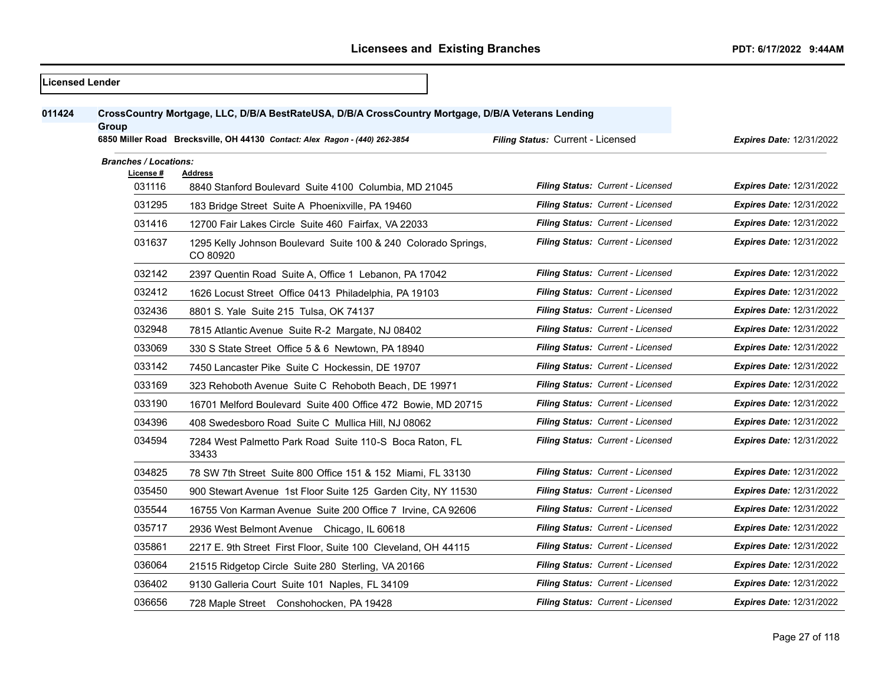# Licensees and Existing Branches

PDT: 6/17/2022 9:44AM

**Licensed Lender**

**011424** **CrossCountry Mortgage, LLC, D/B/A BestRateUSA, D/B/A CrossCountry Mortgage, D/B/A Veterans Lending Group**

**6850 Miller Road Brecksville, OH 44130** *Contact: Alex Ragon - (440) 262-3854* — *Filing Status:* Current - Licensed — *Expires Date:* 12/31/2022

***Branches / Locations:***

| License # | Address | Filing Status | Expires Date |
|---|---|---|---|
| 031116 | 8840 Stanford Boulevard Suite 4100 Columbia, MD 21045 | Current - Licensed | 12/31/2022 |
| 031295 | 183 Bridge Street Suite A Phoenixville, PA 19460 | Current - Licensed | 12/31/2022 |
| 031416 | 12700 Fair Lakes Circle Suite 460 Fairfax, VA 22033 | Current - Licensed | 12/31/2022 |
| 031637 | 1295 Kelly Johnson Boulevard Suite 100 & 240 Colorado Springs, CO 80920 | Current - Licensed | 12/31/2022 |
| 032142 | 2397 Quentin Road Suite A, Office 1 Lebanon, PA 17042 | Current - Licensed | 12/31/2022 |
| 032412 | 1626 Locust Street Office 0413 Philadelphia, PA 19103 | Current - Licensed | 12/31/2022 |
| 032436 | 8801 S. Yale Suite 215 Tulsa, OK 74137 | Current - Licensed | 12/31/2022 |
| 032948 | 7815 Atlantic Avenue Suite R-2 Margate, NJ 08402 | Current - Licensed | 12/31/2022 |
| 033069 | 330 S State Street Office 5 & 6 Newtown, PA 18940 | Current - Licensed | 12/31/2022 |
| 033142 | 7450 Lancaster Pike Suite C Hockessin, DE 19707 | Current - Licensed | 12/31/2022 |
| 033169 | 323 Rehoboth Avenue Suite C Rehoboth Beach, DE 19971 | Current - Licensed | 12/31/2022 |
| 033190 | 16701 Melford Boulevard Suite 400 Office 472 Bowie, MD 20715 | Current - Licensed | 12/31/2022 |
| 034396 | 408 Swedesboro Road Suite C Mullica Hill, NJ 08062 | Current - Licensed | 12/31/2022 |
| 034594 | 7284 West Palmetto Park Road Suite 110-S Boca Raton, FL 33433 | Current - Licensed | 12/31/2022 |
| 034825 | 78 SW 7th Street Suite 800 Office 151 & 152 Miami, FL 33130 | Current - Licensed | 12/31/2022 |
| 035450 | 900 Stewart Avenue 1st Floor Suite 125 Garden City, NY 11530 | Current - Licensed | 12/31/2022 |
| 035544 | 16755 Von Karman Avenue Suite 200 Office 7 Irvine, CA 92606 | Current - Licensed | 12/31/2022 |
| 035717 | 2936 West Belmont Avenue Chicago, IL 60618 | Current - Licensed | 12/31/2022 |
| 035861 | 2217 E. 9th Street First Floor, Suite 100 Cleveland, OH 44115 | Current - Licensed | 12/31/2022 |
| 036064 | 21515 Ridgetop Circle Suite 280 Sterling, VA 20166 | Current - Licensed | 12/31/2022 |
| 036402 | 9130 Galleria Court Suite 101 Naples, FL 34109 | Current - Licensed | 12/31/2022 |
| 036656 | 728 Maple Street Conshohocken, PA 19428 | Current - Licensed | 12/31/2022 |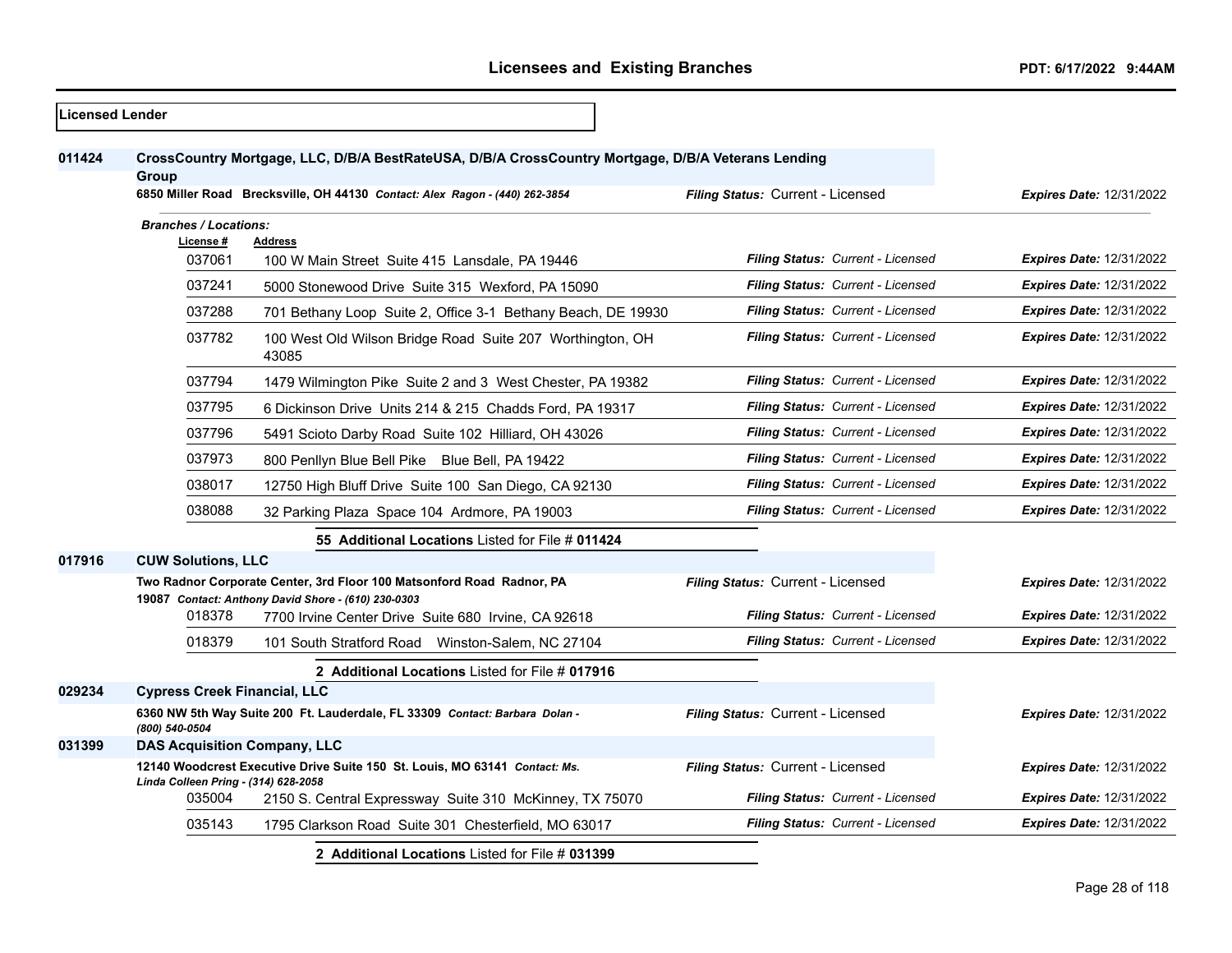## Licensees and Existing Branches

**Licensed Lender**

**011424** **CrossCountry Mortgage, LLC, D/B/A BestRateUSA, D/B/A CrossCountry Mortgage, D/B/A Veterans Lending Group**

**6850 Miller Road Brecksville, OH 44130** *Contact: Alex Ragon - (440) 262-3854* — *Filing Status:* Current - Licensed — *Expires Date:* 12/31/2022

*Branches / Locations:*

| License # | Address | Filing Status | Expires Date |
|---|---|---|---|
| 037061 | 100 W Main Street Suite 415 Lansdale, PA 19446 | Current - Licensed | 12/31/2022 |
| 037241 | 5000 Stonewood Drive Suite 315 Wexford, PA 15090 | Current - Licensed | 12/31/2022 |
| 037288 | 701 Bethany Loop Suite 2, Office 3-1 Bethany Beach, DE 19930 | Current - Licensed | 12/31/2022 |
| 037782 | 100 West Old Wilson Bridge Road Suite 207 Worthington, OH 43085 | Current - Licensed | 12/31/2022 |
| 037794 | 1479 Wilmington Pike Suite 2 and 3 West Chester, PA 19382 | Current - Licensed | 12/31/2022 |
| 037795 | 6 Dickinson Drive Units 214 & 215 Chadds Ford, PA 19317 | Current - Licensed | 12/31/2022 |
| 037796 | 5491 Scioto Darby Road Suite 102 Hilliard, OH 43026 | Current - Licensed | 12/31/2022 |
| 037973 | 800 Penllyn Blue Bell Pike Blue Bell, PA 19422 | Current - Licensed | 12/31/2022 |
| 038017 | 12750 High Bluff Drive Suite 100 San Diego, CA 92130 | Current - Licensed | 12/31/2022 |
| 038088 | 32 Parking Plaza Space 104 Ardmore, PA 19003 | Current - Licensed | 12/31/2022 |

**55 Additional Locations** Listed for File # **011424**

**017916** **CUW Solutions, LLC**

**Two Radnor Corporate Center, 3rd Floor 100 Matsonford Road Radnor, PA 19087** *Contact: Anthony David Shore - (610) 230-0303* — *Filing Status:* Current - Licensed — *Expires Date:* 12/31/2022

| License # | Address | Filing Status | Expires Date |
|---|---|---|---|
| 018378 | 7700 Irvine Center Drive Suite 680 Irvine, CA 92618 | Current - Licensed | 12/31/2022 |
| 018379 | 101 South Stratford Road Winston-Salem, NC 27104 | Current - Licensed | 12/31/2022 |

**2 Additional Locations** Listed for File # **017916**

**029234** **Cypress Creek Financial, LLC**

**6360 NW 5th Way Suite 200 Ft. Lauderdale, FL 33309** *Contact: Barbara Dolan - (800) 540-0504* — *Filing Status:* Current - Licensed — *Expires Date:* 12/31/2022

**031399** **DAS Acquisition Company, LLC**

**12140 Woodcrest Executive Drive Suite 150 St. Louis, MO 63141** *Contact: Ms. Linda Colleen Pring - (314) 628-2058* — *Filing Status:* Current - Licensed — *Expires Date:* 12/31/2022

| License # | Address | Filing Status | Expires Date |
|---|---|---|---|
| 035004 | 2150 S. Central Expressway Suite 310 McKinney, TX 75070 | Current - Licensed | 12/31/2022 |
| 035143 | 1795 Clarkson Road Suite 301 Chesterfield, MO 63017 | Current - Licensed | 12/31/2022 |

**2 Additional Locations** Listed for File # **031399**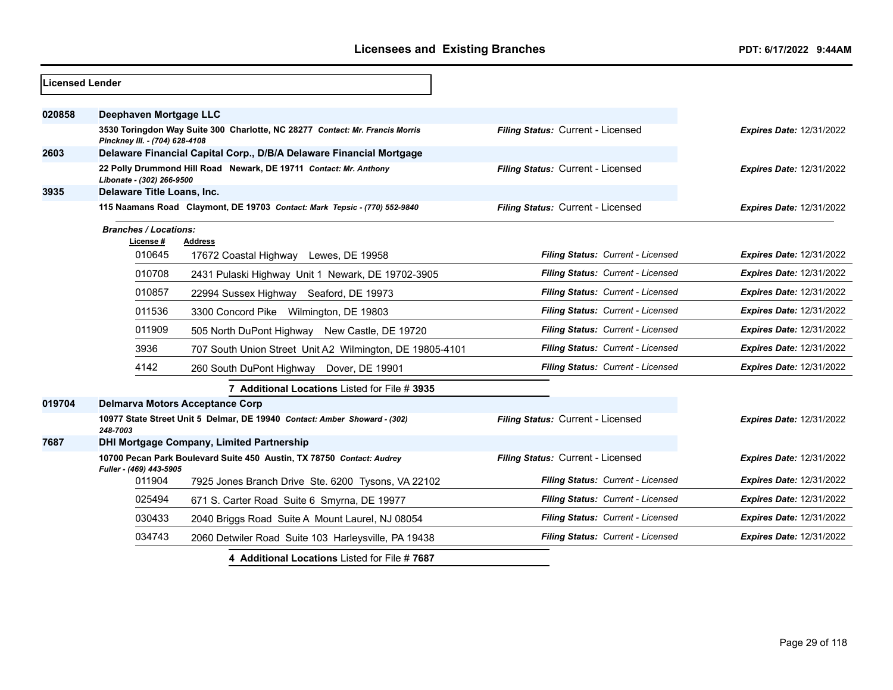## Licensed Lender

**020858** **Deephaven Mortgage LLC**

3530 Toringdon Way Suite 300 Charlotte, NC 28277 *Contact: Mr. Francis Morris Pinckney III. - (704) 628-4108*
*Filing Status:* Current - Licensed *Expires Date:* 12/31/2022

**2603** **Delaware Financial Capital Corp., D/B/A Delaware Financial Mortgage**

22 Polly Drummond Hill Road Newark, DE 19711 *Contact: Mr. Anthony Libonate - (302) 266-9500*
*Filing Status:* Current - Licensed *Expires Date:* 12/31/2022

**3935** **Delaware Title Loans, Inc.**

115 Naamans Road Claymont, DE 19703 *Contact: Mark Tepsic - (770) 552-9840*
*Filing Status:* Current - Licensed *Expires Date:* 12/31/2022

*Branches / Locations:*

| License # | Address | Filing Status | Expires Date |
|---|---|---|---|
| 010645 | 17672 Coastal Highway Lewes, DE 19958 | Current - Licensed | 12/31/2022 |
| 010708 | 2431 Pulaski Highway Unit 1 Newark, DE 19702-3905 | Current - Licensed | 12/31/2022 |
| 010857 | 22994 Sussex Highway Seaford, DE 19973 | Current - Licensed | 12/31/2022 |
| 011536 | 3300 Concord Pike Wilmington, DE 19803 | Current - Licensed | 12/31/2022 |
| 011909 | 505 North DuPont Highway New Castle, DE 19720 | Current - Licensed | 12/31/2022 |
| 3936 | 707 South Union Street Unit A2 Wilmington, DE 19805-4101 | Current - Licensed | 12/31/2022 |
| 4142 | 260 South DuPont Highway Dover, DE 19901 | Current - Licensed | 12/31/2022 |

**7 Additional Locations** Listed for File # **3935**

**019704** **Delmarva Motors Acceptance Corp**

10977 State Street Unit 5 Delmar, DE 19940 *Contact: Amber Showard - (302) 248-7003*
*Filing Status:* Current - Licensed *Expires Date:* 12/31/2022

**7687** **DHI Mortgage Company, Limited Partnership**

10700 Pecan Park Boulevard Suite 450 Austin, TX 78750 *Contact: Audrey Fuller - (469) 443-5905*
*Filing Status:* Current - Licensed *Expires Date:* 12/31/2022

| License # | Address | Filing Status | Expires Date |
|---|---|---|---|
| 011904 | 7925 Jones Branch Drive Ste. 6200 Tysons, VA 22102 | Current - Licensed | 12/31/2022 |
| 025494 | 671 S. Carter Road Suite 6 Smyrna, DE 19977 | Current - Licensed | 12/31/2022 |
| 030433 | 2040 Briggs Road Suite A Mount Laurel, NJ 08054 | Current - Licensed | 12/31/2022 |
| 034743 | 2060 Detwiler Road Suite 103 Harleysville, PA 19438 | Current - Licensed | 12/31/2022 |

**4 Additional Locations** Listed for File # **7687**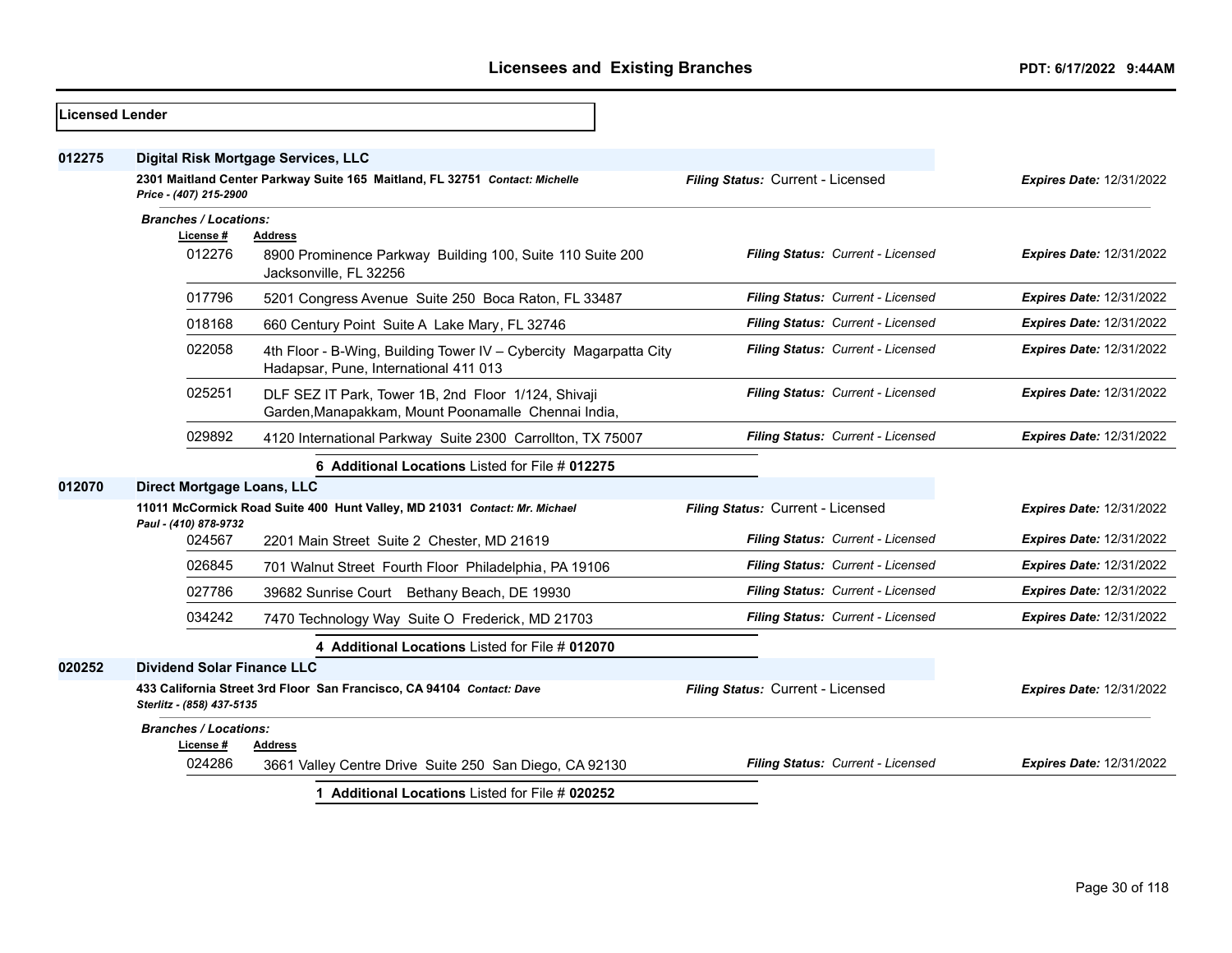## Licensed Lender

### 012275 Digital Risk Mortgage Services, LLC

**2301 Maitland Center Parkway Suite 165 Maitland, FL 32751** *Contact: Michelle Price - (407) 215-2900*

*Filing Status:* Current - Licensed *Expires Date:* 12/31/2022

*Branches / Locations:*

| License # | Address | Filing Status | Expires Date |
|---|---|---|---|
| 012276 | 8900 Prominence Parkway Building 100, Suite 110 Suite 200 Jacksonville, FL 32256 | Current - Licensed | 12/31/2022 |
| 017796 | 5201 Congress Avenue Suite 250 Boca Raton, FL 33487 | Current - Licensed | 12/31/2022 |
| 018168 | 660 Century Point Suite A Lake Mary, FL 32746 | Current - Licensed | 12/31/2022 |
| 022058 | 4th Floor - B-Wing, Building Tower IV – Cybercity Magarpatta City Hadapsar, Pune, International 411 013 | Current - Licensed | 12/31/2022 |
| 025251 | DLF SEZ IT Park, Tower 1B, 2nd Floor 1/124, Shivaji Garden,Manapakkam, Mount Poonamalle Chennai India, | Current - Licensed | 12/31/2022 |
| 029892 | 4120 International Parkway Suite 2300 Carrollton, TX 75007 | Current - Licensed | 12/31/2022 |

**6 Additional Locations** Listed for File # **012275**

### 012070 Direct Mortgage Loans, LLC

**11011 McCormick Road Suite 400 Hunt Valley, MD 21031** *Contact: Mr. Michael Paul - (410) 878-9732*

*Filing Status:* Current - Licensed *Expires Date:* 12/31/2022

| License # | Address | Filing Status | Expires Date |
|---|---|---|---|
| 024567 | 2201 Main Street Suite 2 Chester, MD 21619 | Current - Licensed | 12/31/2022 |
| 026845 | 701 Walnut Street Fourth Floor Philadelphia, PA 19106 | Current - Licensed | 12/31/2022 |
| 027786 | 39682 Sunrise Court Bethany Beach, DE 19930 | Current - Licensed | 12/31/2022 |
| 034242 | 7470 Technology Way Suite O Frederick, MD 21703 | Current - Licensed | 12/31/2022 |

**4 Additional Locations** Listed for File # **012070**

### 020252 Dividend Solar Finance LLC

**433 California Street 3rd Floor San Francisco, CA 94104** *Contact: Dave Sterlitz - (858) 437-5135*

*Filing Status:* Current - Licensed *Expires Date:* 12/31/2022

*Branches / Locations:*

| License # | Address | Filing Status | Expires Date |
|---|---|---|---|
| 024286 | 3661 Valley Centre Drive Suite 250 San Diego, CA 92130 | Current - Licensed | 12/31/2022 |

**1 Additional Locations** Listed for File # **020252**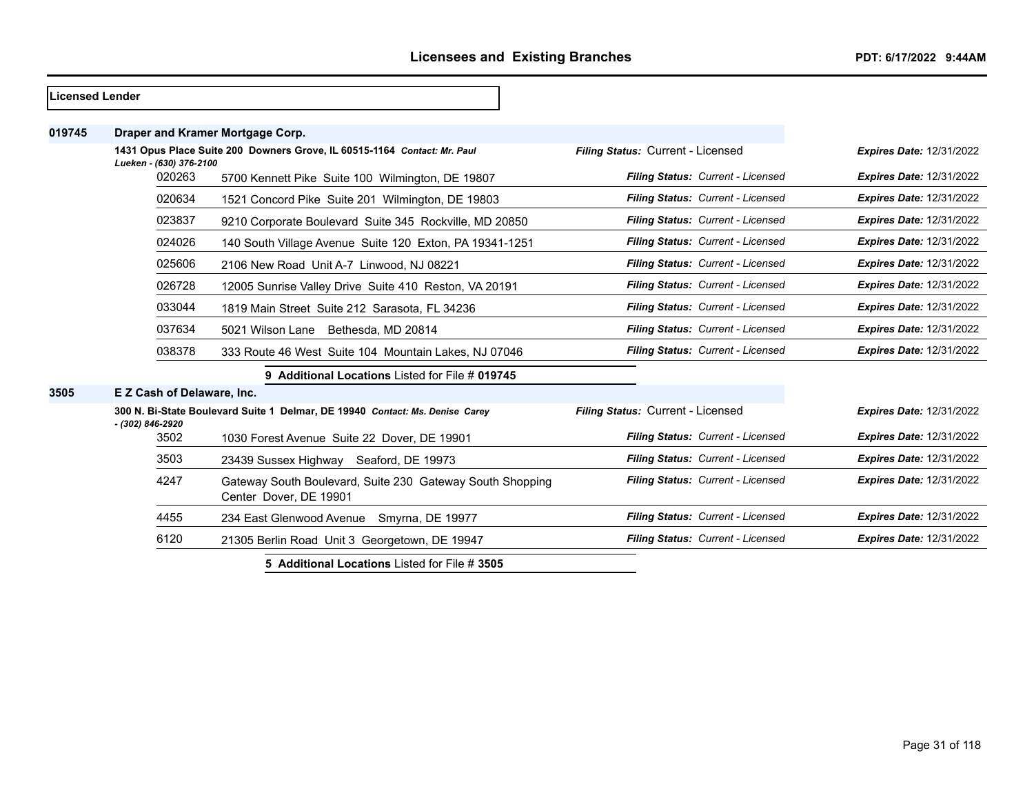## Licensees and Existing Branches

PDT: 6/17/2022 9:44AM

**Licensed Lender**

### 019745 Draper and Kramer Mortgage Corp.

**1431 Opus Place Suite 200 Downers Grove, IL 60515-1164** *Contact: Mr. Paul Lueken - (630) 376-2100*

*Filing Status:* Current - Licensed | *Expires Date:* 12/31/2022

| Branch | Address | Filing Status | Expires Date |
|---|---|---|---|
| 020263 | 5700 Kennett Pike Suite 100 Wilmington, DE 19807 | Current - Licensed | 12/31/2022 |
| 020634 | 1521 Concord Pike Suite 201 Wilmington, DE 19803 | Current - Licensed | 12/31/2022 |
| 023837 | 9210 Corporate Boulevard Suite 345 Rockville, MD 20850 | Current - Licensed | 12/31/2022 |
| 024026 | 140 South Village Avenue Suite 120 Exton, PA 19341-1251 | Current - Licensed | 12/31/2022 |
| 025606 | 2106 New Road Unit A-7 Linwood, NJ 08221 | Current - Licensed | 12/31/2022 |
| 026728 | 12005 Sunrise Valley Drive Suite 410 Reston, VA 20191 | Current - Licensed | 12/31/2022 |
| 033044 | 1819 Main Street Suite 212 Sarasota, FL 34236 | Current - Licensed | 12/31/2022 |
| 037634 | 5021 Wilson Lane Bethesda, MD 20814 | Current - Licensed | 12/31/2022 |
| 038378 | 333 Route 46 West Suite 104 Mountain Lakes, NJ 07046 | Current - Licensed | 12/31/2022 |

**9 Additional Locations** Listed for File # **019745**

### 3505 E Z Cash of Delaware, Inc.

**300 N. Bi-State Boulevard Suite 1 Delmar, DE 19940** *Contact: Ms. Denise Carey - (302) 846-2920*

*Filing Status:* Current - Licensed | *Expires Date:* 12/31/2022

| Branch | Address | Filing Status | Expires Date |
|---|---|---|---|
| 3502 | 1030 Forest Avenue Suite 22 Dover, DE 19901 | Current - Licensed | 12/31/2022 |
| 3503 | 23439 Sussex Highway Seaford, DE 19973 | Current - Licensed | 12/31/2022 |
| 4247 | Gateway South Boulevard, Suite 230 Gateway South Shopping Center Dover, DE 19901 | Current - Licensed | 12/31/2022 |
| 4455 | 234 East Glenwood Avenue Smyrna, DE 19977 | Current - Licensed | 12/31/2022 |
| 6120 | 21305 Berlin Road Unit 3 Georgetown, DE 19947 | Current - Licensed | 12/31/2022 |

**5 Additional Locations** Listed for File # **3505**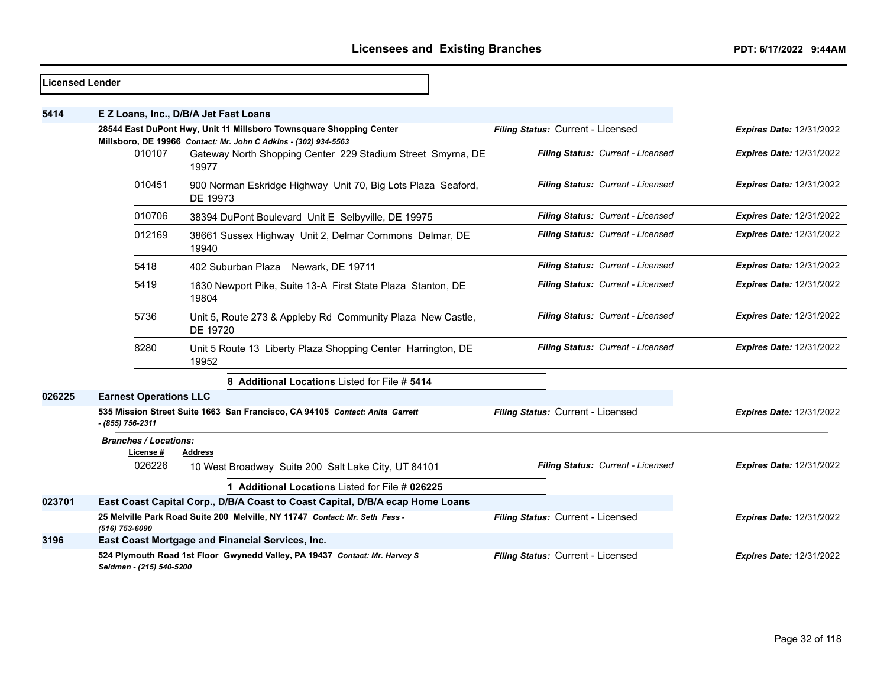## Licensed Lender

### 5414 — E Z Loans, Inc., D/B/A Jet Fast Loans

**28544 East DuPont Hwy, Unit 11 Millsboro Townsquare Shopping Center Millsboro, DE 19966** *Contact: Mr. John C Adkins - (302) 934-5563*

*Filing Status:* Current - Licensed | *Expires Date:* 12/31/2022

| License # | Address | Filing Status | Expires Date |
|---|---|---|---|
| 010107 | Gateway North Shopping Center 229 Stadium Street Smyrna, DE 19977 | Current - Licensed | 12/31/2022 |
| 010451 | 900 Norman Eskridge Highway Unit 70, Big Lots Plaza Seaford, DE 19973 | Current - Licensed | 12/31/2022 |
| 010706 | 38394 DuPont Boulevard Unit E Selbyville, DE 19975 | Current - Licensed | 12/31/2022 |
| 012169 | 38661 Sussex Highway Unit 2, Delmar Commons Delmar, DE 19940 | Current - Licensed | 12/31/2022 |
| 5418 | 402 Suburban Plaza Newark, DE 19711 | Current - Licensed | 12/31/2022 |
| 5419 | 1630 Newport Pike, Suite 13-A First State Plaza Stanton, DE 19804 | Current - Licensed | 12/31/2022 |
| 5736 | Unit 5, Route 273 & Appleby Rd Community Plaza New Castle, DE 19720 | Current - Licensed | 12/31/2022 |
| 8280 | Unit 5 Route 13 Liberty Plaza Shopping Center Harrington, DE 19952 | Current - Licensed | 12/31/2022 |

**8 Additional Locations** Listed for File # **5414**

### 026225 — Earnest Operations LLC

**535 Mission Street Suite 1663 San Francisco, CA 94105** *Contact: Anita Garrett - (855) 756-2311*

*Filing Status:* Current - Licensed | *Expires Date:* 12/31/2022

*Branches / Locations:*

| License # | Address | Filing Status | Expires Date |
|---|---|---|---|
| 026226 | 10 West Broadway Suite 200 Salt Lake City, UT 84101 | Current - Licensed | 12/31/2022 |

**1 Additional Locations** Listed for File # **026225**

### 023701 — East Coast Capital Corp., D/B/A Coast to Coast Capital, D/B/A ecap Home Loans

**25 Melville Park Road Suite 200 Melville, NY 11747** *Contact: Mr. Seth Fass - (516) 753-6090*

*Filing Status:* Current - Licensed | *Expires Date:* 12/31/2022

### 3196 — East Coast Mortgage and Financial Services, Inc.

**524 Plymouth Road 1st Floor Gwynedd Valley, PA 19437** *Contact: Mr. Harvey S Seidman - (215) 540-5200*

*Filing Status:* Current - Licensed | *Expires Date:* 12/31/2022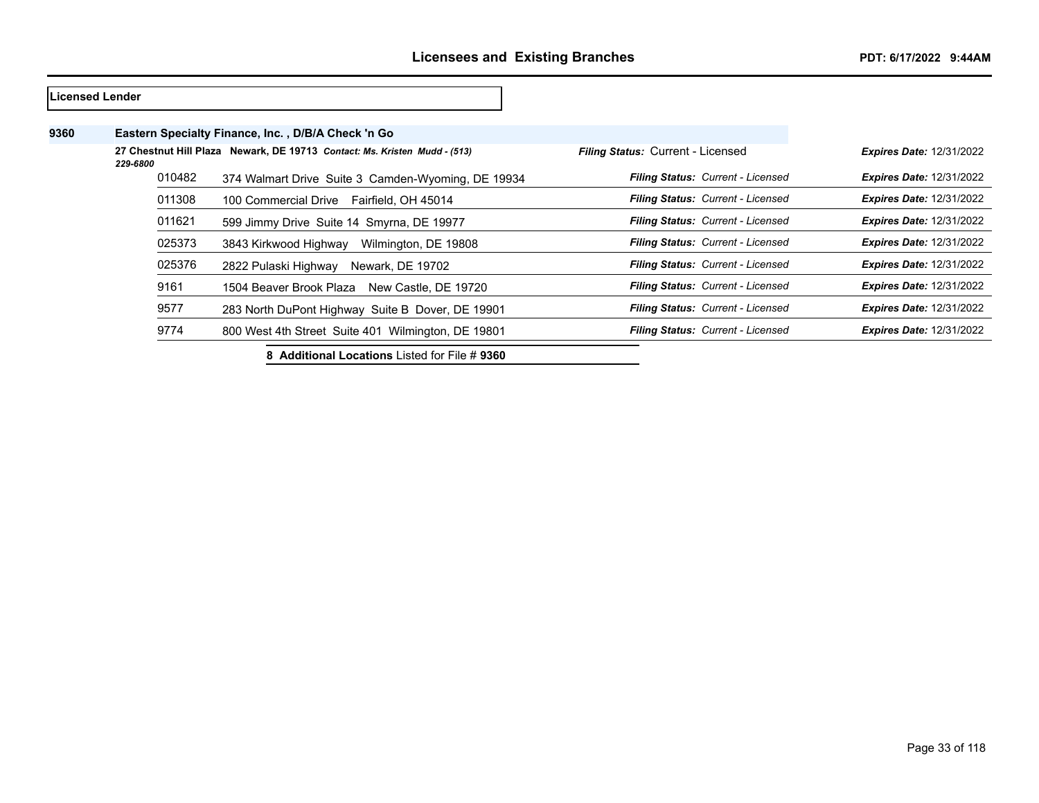**Licensed Lender**

**9360** **Eastern Specialty Finance, Inc. , D/B/A Check 'n Go**

**27 Chestnut Hill Plaza Newark, DE 19713** ***Contact: Ms. Kristen Mudd - (513) 229-6800*** — ***Filing Status:*** Current - Licensed — ***Expires Date:*** 12/31/2022

| Branch | Address | Filing Status | Expires Date |
|---|---|---|---|
| 010482 | 374 Walmart Drive Suite 3 Camden-Wyoming, DE 19934 | *Current - Licensed* | *12/31/2022* |
| 011308 | 100 Commercial Drive Fairfield, OH 45014 | *Current - Licensed* | *12/31/2022* |
| 011621 | 599 Jimmy Drive Suite 14 Smyrna, DE 19977 | *Current - Licensed* | *12/31/2022* |
| 025373 | 3843 Kirkwood Highway Wilmington, DE 19808 | *Current - Licensed* | *12/31/2022* |
| 025376 | 2822 Pulaski Highway Newark, DE 19702 | *Current - Licensed* | *12/31/2022* |
| 9161 | 1504 Beaver Brook Plaza New Castle, DE 19720 | *Current - Licensed* | *12/31/2022* |
| 9577 | 283 North DuPont Highway Suite B Dover, DE 19901 | *Current - Licensed* | *12/31/2022* |
| 9774 | 800 West 4th Street Suite 401 Wilmington, DE 19801 | *Current - Licensed* | *12/31/2022* |

**8 Additional Locations** Listed for File # **9360**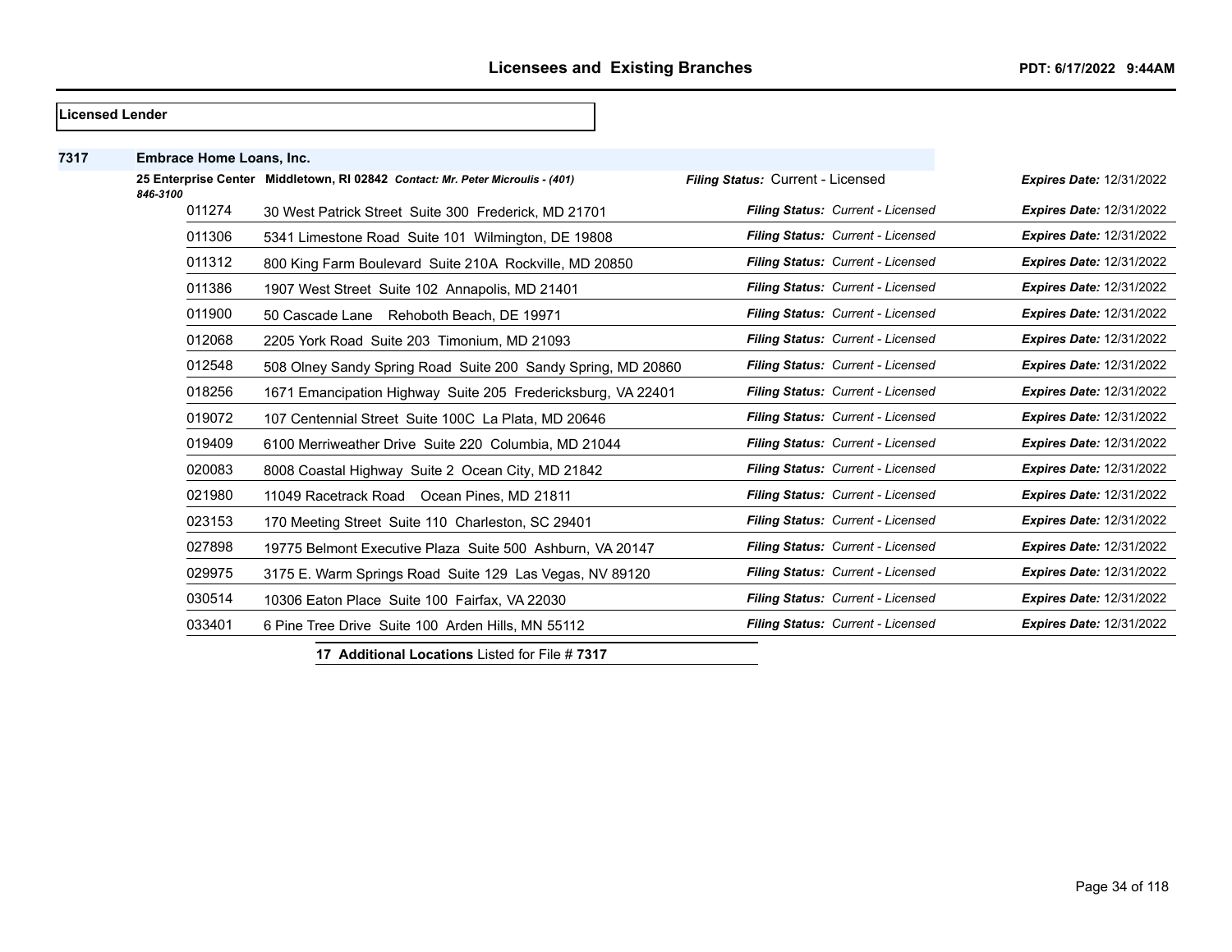## Licensed Lender

**7317** **Embrace Home Loans, Inc.**

**25 Enterprise Center Middletown, RI 02842** *Contact: Mr. Peter Microulis - (401) 846-3100* — ***Filing Status:*** Current - Licensed — ***Expires Date:*** 12/31/2022

| Branch | Address | Filing Status | Expires Date |
|---|---|---|---|
| 011274 | 30 West Patrick Street Suite 300 Frederick, MD 21701 | ***Filing Status:*** *Current - Licensed* | ***Expires Date:*** 12/31/2022 |
| 011306 | 5341 Limestone Road Suite 101 Wilmington, DE 19808 | ***Filing Status:*** *Current - Licensed* | ***Expires Date:*** 12/31/2022 |
| 011312 | 800 King Farm Boulevard Suite 210A Rockville, MD 20850 | ***Filing Status:*** *Current - Licensed* | ***Expires Date:*** 12/31/2022 |
| 011386 | 1907 West Street Suite 102 Annapolis, MD 21401 | ***Filing Status:*** *Current - Licensed* | ***Expires Date:*** 12/31/2022 |
| 011900 | 50 Cascade Lane Rehoboth Beach, DE 19971 | ***Filing Status:*** *Current - Licensed* | ***Expires Date:*** 12/31/2022 |
| 012068 | 2205 York Road Suite 203 Timonium, MD 21093 | ***Filing Status:*** *Current - Licensed* | ***Expires Date:*** 12/31/2022 |
| 012548 | 508 Olney Sandy Spring Road Suite 200 Sandy Spring, MD 20860 | ***Filing Status:*** *Current - Licensed* | ***Expires Date:*** 12/31/2022 |
| 018256 | 1671 Emancipation Highway Suite 205 Fredericksburg, VA 22401 | ***Filing Status:*** *Current - Licensed* | ***Expires Date:*** 12/31/2022 |
| 019072 | 107 Centennial Street Suite 100C La Plata, MD 20646 | ***Filing Status:*** *Current - Licensed* | ***Expires Date:*** 12/31/2022 |
| 019409 | 6100 Merriweather Drive Suite 220 Columbia, MD 21044 | ***Filing Status:*** *Current - Licensed* | ***Expires Date:*** 12/31/2022 |
| 020083 | 8008 Coastal Highway Suite 2 Ocean City, MD 21842 | ***Filing Status:*** *Current - Licensed* | ***Expires Date:*** 12/31/2022 |
| 021980 | 11049 Racetrack Road Ocean Pines, MD 21811 | ***Filing Status:*** *Current - Licensed* | ***Expires Date:*** 12/31/2022 |
| 023153 | 170 Meeting Street Suite 110 Charleston, SC 29401 | ***Filing Status:*** *Current - Licensed* | ***Expires Date:*** 12/31/2022 |
| 027898 | 19775 Belmont Executive Plaza Suite 500 Ashburn, VA 20147 | ***Filing Status:*** *Current - Licensed* | ***Expires Date:*** 12/31/2022 |
| 029975 | 3175 E. Warm Springs Road Suite 129 Las Vegas, NV 89120 | ***Filing Status:*** *Current - Licensed* | ***Expires Date:*** 12/31/2022 |
| 030514 | 10306 Eaton Place Suite 100 Fairfax, VA 22030 | ***Filing Status:*** *Current - Licensed* | ***Expires Date:*** 12/31/2022 |
| 033401 | 6 Pine Tree Drive Suite 100 Arden Hills, MN 55112 | ***Filing Status:*** *Current - Licensed* | ***Expires Date:*** 12/31/2022 |

**17 Additional Locations** Listed for File # **7317**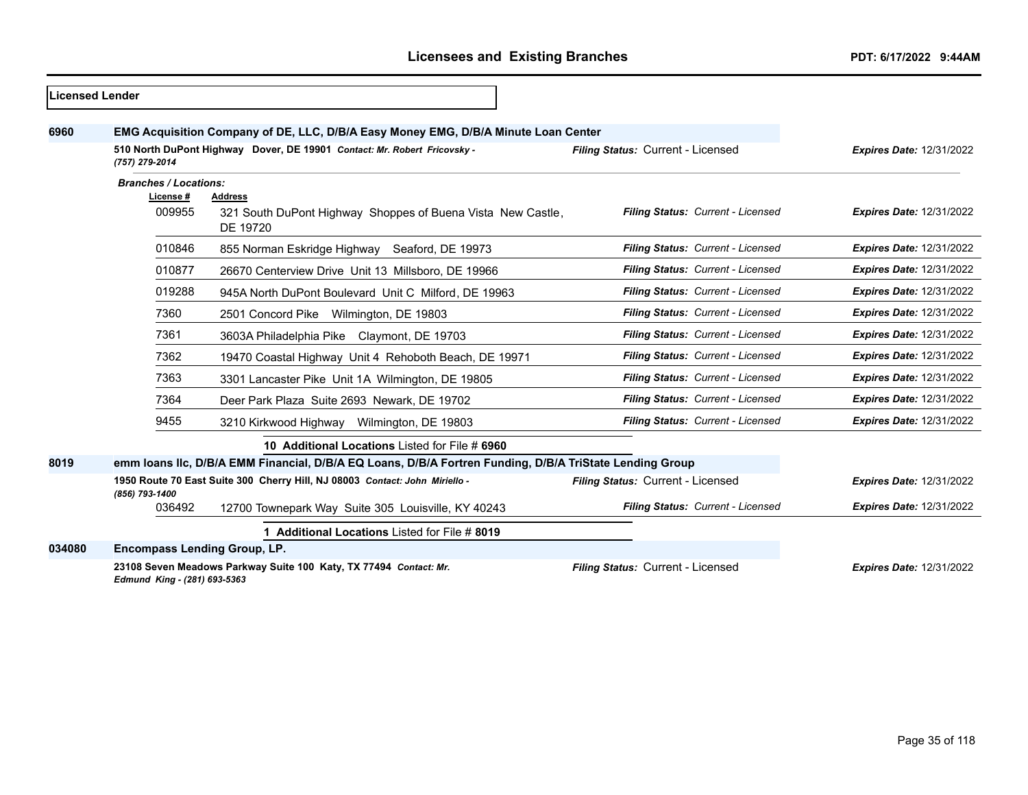## Licensees and Existing Branches

**Licensed Lender**

**6960** **EMG Acquisition Company of DE, LLC, D/B/A Easy Money EMG, D/B/A Minute Loan Center**

**510 North DuPont Highway Dover, DE 19901** *Contact: Mr. Robert Fricovsky - (757) 279-2014*
*Filing Status:* Current - Licensed | *Expires Date:* 12/31/2022

*Branches / Locations:*

| License # | Address | Filing Status | Expires Date |
|---|---|---|---|
| 009955 | 321 South DuPont Highway Shoppes of Buena Vista New Castle, DE 19720 | Current - Licensed | 12/31/2022 |
| 010846 | 855 Norman Eskridge Highway Seaford, DE 19973 | Current - Licensed | 12/31/2022 |
| 010877 | 26670 Centerview Drive Unit 13 Millsboro, DE 19966 | Current - Licensed | 12/31/2022 |
| 019288 | 945A North DuPont Boulevard Unit C Milford, DE 19963 | Current - Licensed | 12/31/2022 |
| 7360 | 2501 Concord Pike Wilmington, DE 19803 | Current - Licensed | 12/31/2022 |
| 7361 | 3603A Philadelphia Pike Claymont, DE 19703 | Current - Licensed | 12/31/2022 |
| 7362 | 19470 Coastal Highway Unit 4 Rehoboth Beach, DE 19971 | Current - Licensed | 12/31/2022 |
| 7363 | 3301 Lancaster Pike Unit 1A Wilmington, DE 19805 | Current - Licensed | 12/31/2022 |
| 7364 | Deer Park Plaza Suite 2693 Newark, DE 19702 | Current - Licensed | 12/31/2022 |
| 9455 | 3210 Kirkwood Highway Wilmington, DE 19803 | Current - Licensed | 12/31/2022 |

**10 Additional Locations** Listed for File # **6960**

**8019** **emm loans llc, D/B/A EMM Financial, D/B/A EQ Loans, D/B/A Fortren Funding, D/B/A TriState Lending Group**

**1950 Route 70 East Suite 300 Cherry Hill, NJ 08003** *Contact: John Miriello - (856) 793-1400*
*Filing Status:* Current - Licensed | *Expires Date:* 12/31/2022

| License # | Address | Filing Status | Expires Date |
|---|---|---|---|
| 036492 | 12700 Townepark Way Suite 305 Louisville, KY 40243 | Current - Licensed | 12/31/2022 |

**1 Additional Locations** Listed for File # **8019**

**034080** **Encompass Lending Group, LP.**

**23108 Seven Meadows Parkway Suite 100 Katy, TX 77494** *Contact: Mr. Edmund King - (281) 693-5363*
*Filing Status:* Current - Licensed | *Expires Date:* 12/31/2022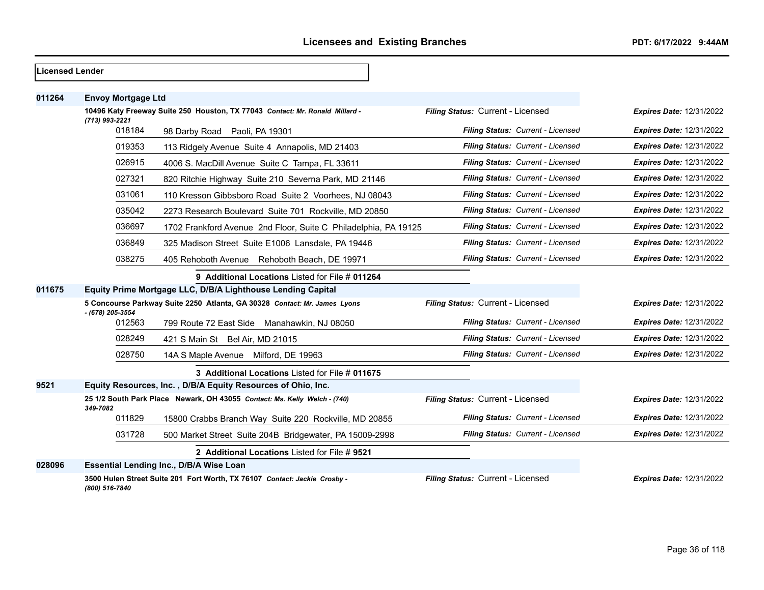# Licensees and Existing Branches

**PDT: 6/17/2022 9:44AM**

**Licensed Lender**

**011264 Envoy Mortgage Ltd**

**10496 Katy Freeway Suite 250 Houston, TX 77043** *Contact: Mr. Ronald Millard - (713) 993-2221* — *Filing Status:* Current - Licensed — *Expires Date:* 12/31/2022

| Branch | Address | Filing Status | Expires Date |
|---|---|---|---|
| 018184 | 98 Darby Road Paoli, PA 19301 | Current - Licensed | 12/31/2022 |
| 019353 | 113 Ridgely Avenue Suite 4 Annapolis, MD 21403 | Current - Licensed | 12/31/2022 |
| 026915 | 4006 S. MacDill Avenue Suite C Tampa, FL 33611 | Current - Licensed | 12/31/2022 |
| 027321 | 820 Ritchie Highway Suite 210 Severna Park, MD 21146 | Current - Licensed | 12/31/2022 |
| 031061 | 110 Kresson Gibbsboro Road Suite 2 Voorhees, NJ 08043 | Current - Licensed | 12/31/2022 |
| 035042 | 2273 Research Boulevard Suite 701 Rockville, MD 20850 | Current - Licensed | 12/31/2022 |
| 036697 | 1702 Frankford Avenue 2nd Floor, Suite C Philadelphia, PA 19125 | Current - Licensed | 12/31/2022 |
| 036849 | 325 Madison Street Suite E1006 Lansdale, PA 19446 | Current - Licensed | 12/31/2022 |
| 038275 | 405 Rehoboth Avenue Rehoboth Beach, DE 19971 | Current - Licensed | 12/31/2022 |

**9 Additional Locations** Listed for File # **011264**

**011675 Equity Prime Mortgage LLC, D/B/A Lighthouse Lending Capital**

**5 Concourse Parkway Suite 2250 Atlanta, GA 30328** *Contact: Mr. James Lyons - (678) 205-3554* — *Filing Status:* Current - Licensed — *Expires Date:* 12/31/2022

| Branch | Address | Filing Status | Expires Date |
|---|---|---|---|
| 012563 | 799 Route 72 East Side Manahawkin, NJ 08050 | Current - Licensed | 12/31/2022 |
| 028249 | 421 S Main St Bel Air, MD 21015 | Current - Licensed | 12/31/2022 |
| 028750 | 14A S Maple Avenue Milford, DE 19963 | Current - Licensed | 12/31/2022 |

**3 Additional Locations** Listed for File # **011675**

**9521 Equity Resources, Inc. , D/B/A Equity Resources of Ohio, Inc.**

**25 1/2 South Park Place Newark, OH 43055** *Contact: Ms. Kelly Welch - (740) 349-7082* — *Filing Status:* Current - Licensed — *Expires Date:* 12/31/2022

| Branch | Address | Filing Status | Expires Date |
|---|---|---|---|
| 011829 | 15800 Crabbs Branch Way Suite 220 Rockville, MD 20855 | Current - Licensed | 12/31/2022 |
| 031728 | 500 Market Street Suite 204B Bridgewater, PA 15009-2998 | Current - Licensed | 12/31/2022 |

**2 Additional Locations** Listed for File # **9521**

**028096 Essential Lending Inc., D/B/A Wise Loan**

**3500 Hulen Street Suite 201 Fort Worth, TX 76107** *Contact: Jackie Crosby - (800) 516-7840* — *Filing Status:* Current - Licensed — *Expires Date:* 12/31/2022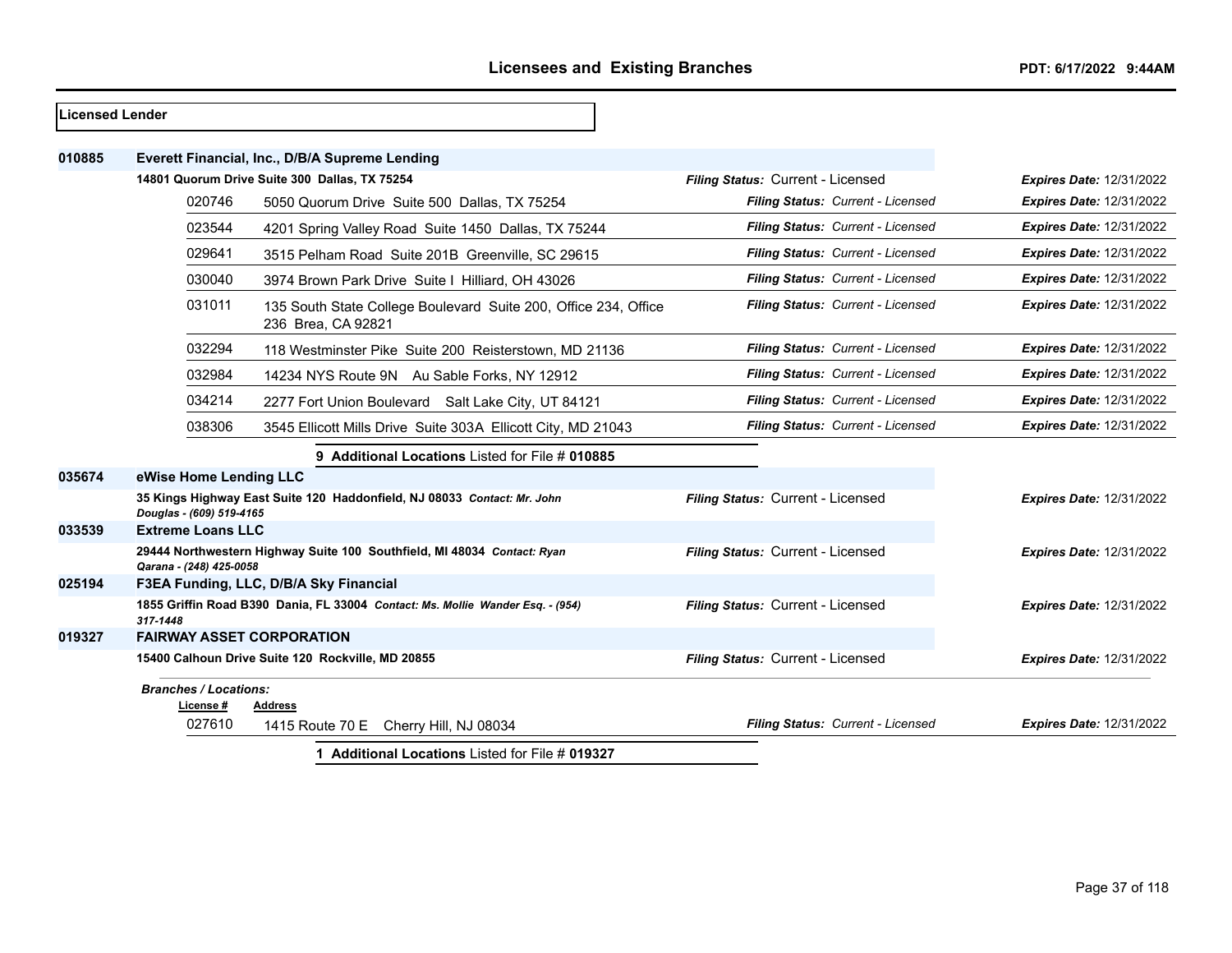## Licensees and Existing Branches

PDT: 6/17/2022 9:44AM

**Licensed Lender**

**010885 Everett Financial, Inc., D/B/A Supreme Lending**

**14801 Quorum Drive Suite 300 Dallas, TX 75254** — *Filing Status:* Current - Licensed — *Expires Date:* 12/31/2022

| License # | Address | Filing Status | Expires Date |
|---|---|---|---|
| 020746 | 5050 Quorum Drive Suite 500 Dallas, TX 75254 | Current - Licensed | 12/31/2022 |
| 023544 | 4201 Spring Valley Road Suite 1450 Dallas, TX 75244 | Current - Licensed | 12/31/2022 |
| 029641 | 3515 Pelham Road Suite 201B Greenville, SC 29615 | Current - Licensed | 12/31/2022 |
| 030040 | 3974 Brown Park Drive Suite I Hilliard, OH 43026 | Current - Licensed | 12/31/2022 |
| 031011 | 135 South State College Boulevard Suite 200, Office 234, Office 236 Brea, CA 92821 | Current - Licensed | 12/31/2022 |
| 032294 | 118 Westminster Pike Suite 200 Reisterstown, MD 21136 | Current - Licensed | 12/31/2022 |
| 032984 | 14234 NYS Route 9N Au Sable Forks, NY 12912 | Current - Licensed | 12/31/2022 |
| 034214 | 2277 Fort Union Boulevard Salt Lake City, UT 84121 | Current - Licensed | 12/31/2022 |
| 038306 | 3545 Ellicott Mills Drive Suite 303A Ellicott City, MD 21043 | Current - Licensed | 12/31/2022 |

**9 Additional Locations** Listed for File # **010885**

**035674 eWise Home Lending LLC**

**35 Kings Highway East Suite 120 Haddonfield, NJ 08033** *Contact: Mr. John Douglas - (609) 519-4165* — *Filing Status:* Current - Licensed — *Expires Date:* 12/31/2022

**033539 Extreme Loans LLC**

**29444 Northwestern Highway Suite 100 Southfield, MI 48034** *Contact: Ryan Qarana - (248) 425-0058* — *Filing Status:* Current - Licensed — *Expires Date:* 12/31/2022

**025194 F3EA Funding, LLC, D/B/A Sky Financial**

**1855 Griffin Road B390 Dania, FL 33004** *Contact: Ms. Mollie Wander Esq. - (954) 317-1448* — *Filing Status:* Current - Licensed — *Expires Date:* 12/31/2022

**019327 FAIRWAY ASSET CORPORATION**

**15400 Calhoun Drive Suite 120 Rockville, MD 20855** — *Filing Status:* Current - Licensed — *Expires Date:* 12/31/2022

*Branches / Locations:*

| License # | Address | Filing Status | Expires Date |
|---|---|---|---|
| 027610 | 1415 Route 70 E Cherry Hill, NJ 08034 | Current - Licensed | 12/31/2022 |

**1 Additional Locations** Listed for File # **019327**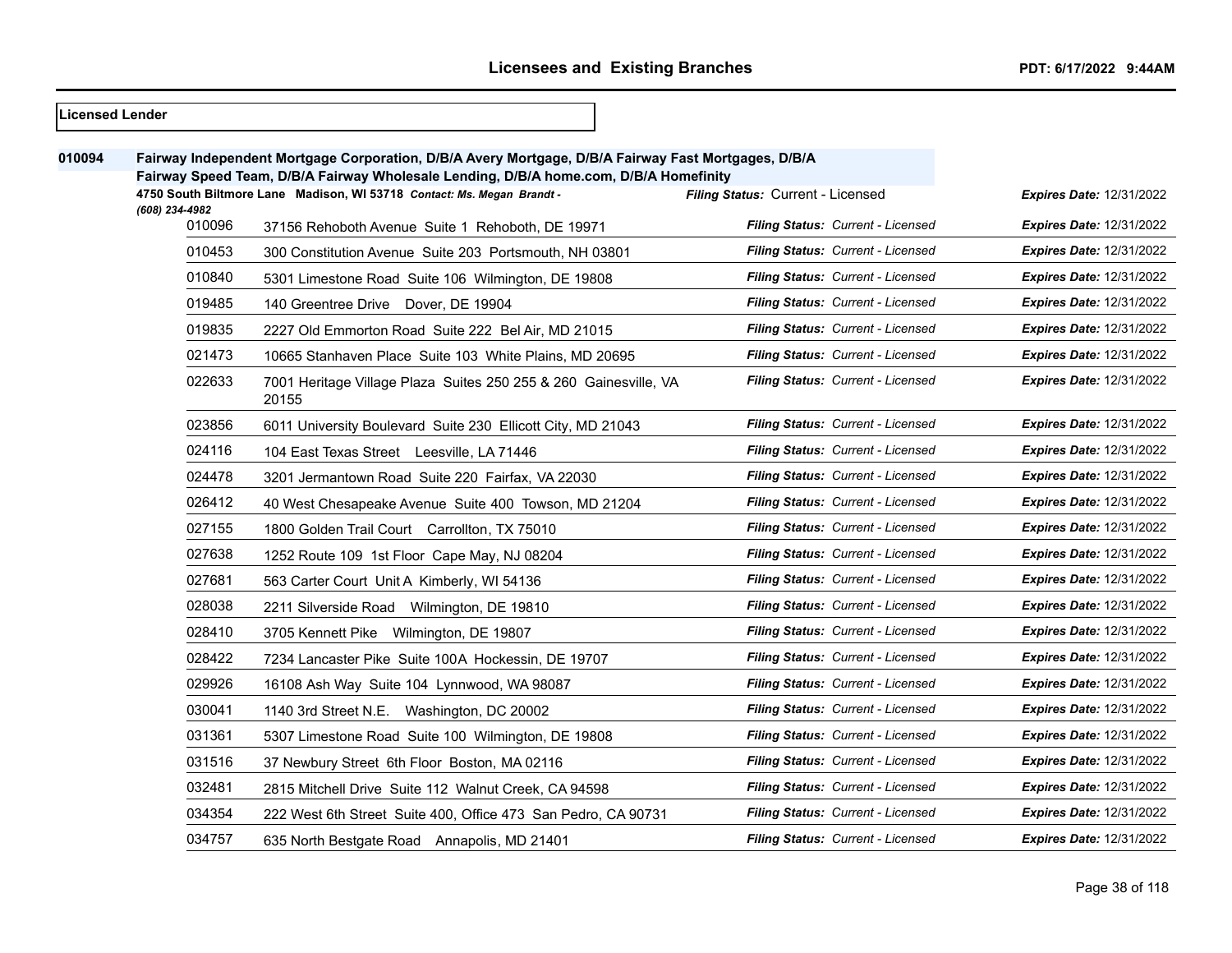## Licensed Lender

**010094** **Fairway Independent Mortgage Corporation, D/B/A Avery Mortgage, D/B/A Fairway Fast Mortgages, D/B/A Fairway Speed Team, D/B/A Fairway Wholesale Lending, D/B/A home.com, D/B/A Homefinity**

**4750 South Biltmore Lane Madison, WI 53718** *Contact: Ms. Megan Brandt - (608) 234-4982*

*Filing Status:* Current - Licensed *Expires Date:* 12/31/2022

| Branch | Address | Filing Status | Expires Date |
|---|---|---|---|
| 010096 | 37156 Rehoboth Avenue Suite 1 Rehoboth, DE 19971 | *Current - Licensed* | 12/31/2022 |
| 010453 | 300 Constitution Avenue Suite 203 Portsmouth, NH 03801 | *Current - Licensed* | 12/31/2022 |
| 010840 | 5301 Limestone Road Suite 106 Wilmington, DE 19808 | *Current - Licensed* | 12/31/2022 |
| 019485 | 140 Greentree Drive Dover, DE 19904 | *Current - Licensed* | 12/31/2022 |
| 019835 | 2227 Old Emmorton Road Suite 222 Bel Air, MD 21015 | *Current - Licensed* | 12/31/2022 |
| 021473 | 10665 Stanhaven Place Suite 103 White Plains, MD 20695 | *Current - Licensed* | 12/31/2022 |
| 022633 | 7001 Heritage Village Plaza Suites 250 255 & 260 Gainesville, VA 20155 | *Current - Licensed* | 12/31/2022 |
| 023856 | 6011 University Boulevard Suite 230 Ellicott City, MD 21043 | *Current - Licensed* | 12/31/2022 |
| 024116 | 104 East Texas Street Leesville, LA 71446 | *Current - Licensed* | 12/31/2022 |
| 024478 | 3201 Jermantown Road Suite 220 Fairfax, VA 22030 | *Current - Licensed* | 12/31/2022 |
| 026412 | 40 West Chesapeake Avenue Suite 400 Towson, MD 21204 | *Current - Licensed* | 12/31/2022 |
| 027155 | 1800 Golden Trail Court Carrollton, TX 75010 | *Current - Licensed* | 12/31/2022 |
| 027638 | 1252 Route 109 1st Floor Cape May, NJ 08204 | *Current - Licensed* | 12/31/2022 |
| 027681 | 563 Carter Court Unit A Kimberly, WI 54136 | *Current - Licensed* | 12/31/2022 |
| 028038 | 2211 Silverside Road Wilmington, DE 19810 | *Current - Licensed* | 12/31/2022 |
| 028410 | 3705 Kennett Pike Wilmington, DE 19807 | *Current - Licensed* | 12/31/2022 |
| 028422 | 7234 Lancaster Pike Suite 100A Hockessin, DE 19707 | *Current - Licensed* | 12/31/2022 |
| 029926 | 16108 Ash Way Suite 104 Lynnwood, WA 98087 | *Current - Licensed* | 12/31/2022 |
| 030041 | 1140 3rd Street N.E. Washington, DC 20002 | *Current - Licensed* | 12/31/2022 |
| 031361 | 5307 Limestone Road Suite 100 Wilmington, DE 19808 | *Current - Licensed* | 12/31/2022 |
| 031516 | 37 Newbury Street 6th Floor Boston, MA 02116 | *Current - Licensed* | 12/31/2022 |
| 032481 | 2815 Mitchell Drive Suite 112 Walnut Creek, CA 94598 | *Current - Licensed* | 12/31/2022 |
| 034354 | 222 West 6th Street Suite 400, Office 473 San Pedro, CA 90731 | *Current - Licensed* | 12/31/2022 |
| 034757 | 635 North Bestgate Road Annapolis, MD 21401 | *Current - Licensed* | 12/31/2022 |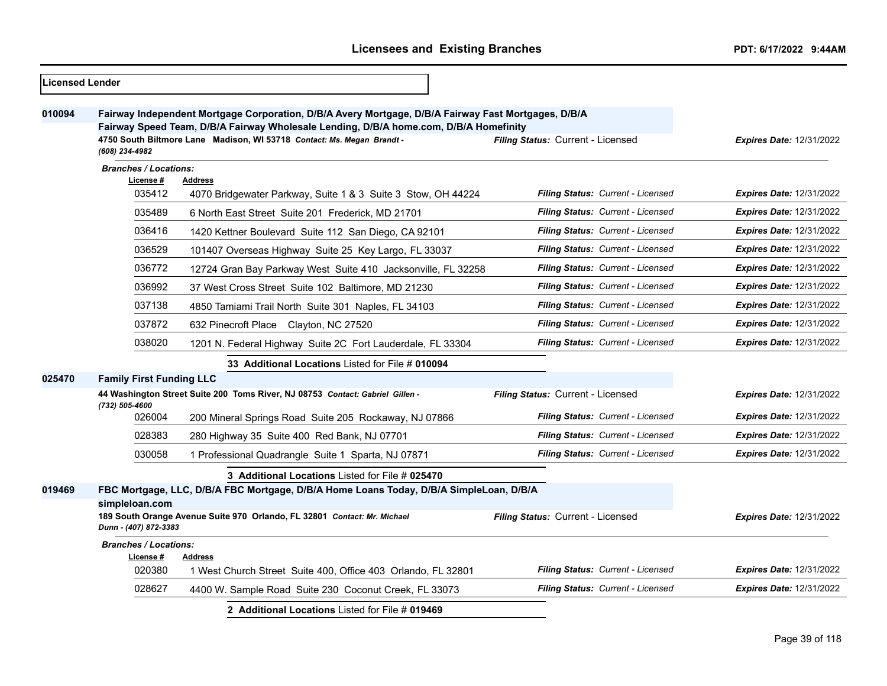**Licensed Lender**

**010094** **Fairway Independent Mortgage Corporation, D/B/A Avery Mortgage, D/B/A Fairway Fast Mortgages, D/B/A Fairway Speed Team, D/B/A Fairway Wholesale Lending, D/B/A home.com, D/B/A Homefinity**

**4750 South Biltmore Lane Madison, WI 53718** *Contact: Ms. Megan Brandt - (608) 234-4982* — *Filing Status:* Current - Licensed — *Expires Date:* 12/31/2022

*Branches / Locations:*

| License # | Address | Filing Status | Expires Date |
|---|---|---|---|
| 035412 | 4070 Bridgewater Parkway, Suite 1 & 3 Suite 3 Stow, OH 44224 | Current - Licensed | 12/31/2022 |
| 035489 | 6 North East Street Suite 201 Frederick, MD 21701 | Current - Licensed | 12/31/2022 |
| 036416 | 1420 Kettner Boulevard Suite 112 San Diego, CA 92101 | Current - Licensed | 12/31/2022 |
| 036529 | 101407 Overseas Highway Suite 25 Key Largo, FL 33037 | Current - Licensed | 12/31/2022 |
| 036772 | 12724 Gran Bay Parkway West Suite 410 Jacksonville, FL 32258 | Current - Licensed | 12/31/2022 |
| 036992 | 37 West Cross Street Suite 102 Baltimore, MD 21230 | Current - Licensed | 12/31/2022 |
| 037138 | 4850 Tamiami Trail North Suite 301 Naples, FL 34103 | Current - Licensed | 12/31/2022 |
| 037872 | 632 Pinecroft Place Clayton, NC 27520 | Current - Licensed | 12/31/2022 |
| 038020 | 1201 N. Federal Highway Suite 2C Fort Lauderdale, FL 33304 | Current - Licensed | 12/31/2022 |

**33 Additional Locations** Listed for File # **010094**

**025470** **Family First Funding LLC**

**44 Washington Street Suite 200 Toms River, NJ 08753** *Contact: Gabriel Gillen - (732) 505-4600* — *Filing Status:* Current - Licensed — *Expires Date:* 12/31/2022

| License # | Address | Filing Status | Expires Date |
|---|---|---|---|
| 026004 | 200 Mineral Springs Road Suite 205 Rockaway, NJ 07866 | Current - Licensed | 12/31/2022 |
| 028383 | 280 Highway 35 Suite 400 Red Bank, NJ 07701 | Current - Licensed | 12/31/2022 |
| 030058 | 1 Professional Quadrangle Suite 1 Sparta, NJ 07871 | Current - Licensed | 12/31/2022 |

**3 Additional Locations** Listed for File # **025470**

**019469** **FBC Mortgage, LLC, D/B/A FBC Mortgage, D/B/A Home Loans Today, D/B/A SimpleLoan, D/B/A simpleloan.com**

**189 South Orange Avenue Suite 970 Orlando, FL 32801** *Contact: Mr. Michael Dunn - (407) 872-3383* — *Filing Status:* Current - Licensed — *Expires Date:* 12/31/2022

*Branches / Locations:*

| License # | Address | Filing Status | Expires Date |
|---|---|---|---|
| 020380 | 1 West Church Street Suite 400, Office 403 Orlando, FL 32801 | Current - Licensed | 12/31/2022 |
| 028627 | 4400 W. Sample Road Suite 230 Coconut Creek, FL 33073 | Current - Licensed | 12/31/2022 |

**2 Additional Locations** Listed for File # **019469**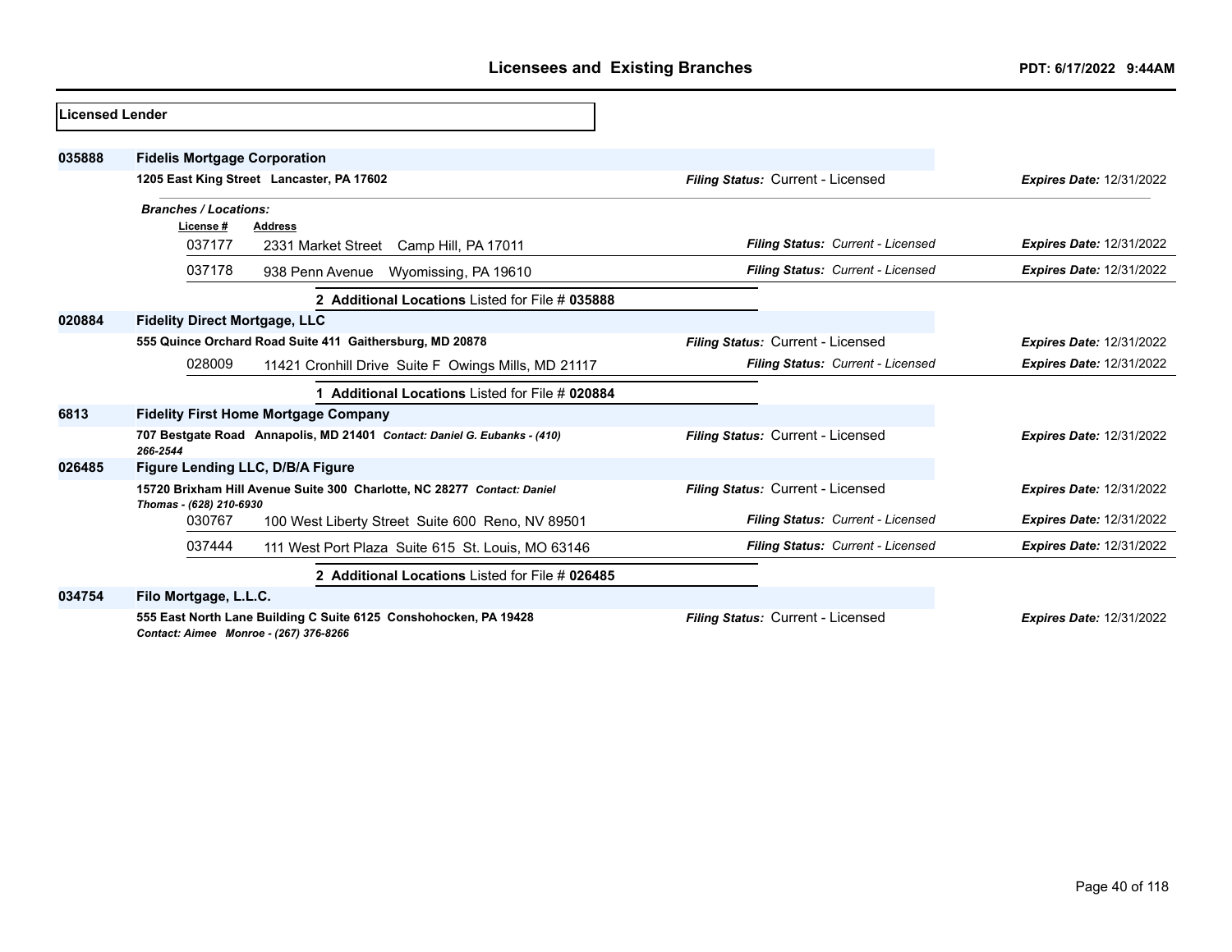## Licensees and Existing Branches

PDT: 6/17/2022 9:44AM

**Licensed Lender**

**035888** **Fidelis Mortgage Corporation**

**1205 East King Street Lancaster, PA 17602** — *Filing Status:* Current - Licensed — *Expires Date:* 12/31/2022

*Branches / Locations:*

| License # | Address | Filing Status | Expires Date |
|---|---|---|---|
| 037177 | 2331 Market Street Camp Hill, PA 17011 | Current - Licensed | 12/31/2022 |
| 037178 | 938 Penn Avenue Wyomissing, PA 19610 | Current - Licensed | 12/31/2022 |

**2 Additional Locations** Listed for File # **035888**

**020884** **Fidelity Direct Mortgage, LLC**

**555 Quince Orchard Road Suite 411 Gaithersburg, MD 20878** — *Filing Status:* Current - Licensed — *Expires Date:* 12/31/2022

| License # | Address | Filing Status | Expires Date |
|---|---|---|---|
| 028009 | 11421 Cronhill Drive Suite F Owings Mills, MD 21117 | Current - Licensed | 12/31/2022 |

**1 Additional Locations** Listed for File # **020884**

**6813** **Fidelity First Home Mortgage Company**

**707 Bestgate Road Annapolis, MD 21401** *Contact: Daniel G. Eubanks - (410) 266-2544* — *Filing Status:* Current - Licensed — *Expires Date:* 12/31/2022

**026485** **Figure Lending LLC, D/B/A Figure**

**15720 Brixham Hill Avenue Suite 300 Charlotte, NC 28277** *Contact: Daniel Thomas - (628) 210-6930* — *Filing Status:* Current - Licensed — *Expires Date:* 12/31/2022

| License # | Address | Filing Status | Expires Date |
|---|---|---|---|
| 030767 | 100 West Liberty Street Suite 600 Reno, NV 89501 | Current - Licensed | 12/31/2022 |
| 037444 | 111 West Port Plaza Suite 615 St. Louis, MO 63146 | Current - Licensed | 12/31/2022 |

**2 Additional Locations** Listed for File # **026485**

**034754** **Filo Mortgage, L.L.C.**

**555 East North Lane Building C Suite 6125 Conshohocken, PA 19428** *Contact: Aimee Monroe - (267) 376-8266* — *Filing Status:* Current - Licensed — *Expires Date:* 12/31/2022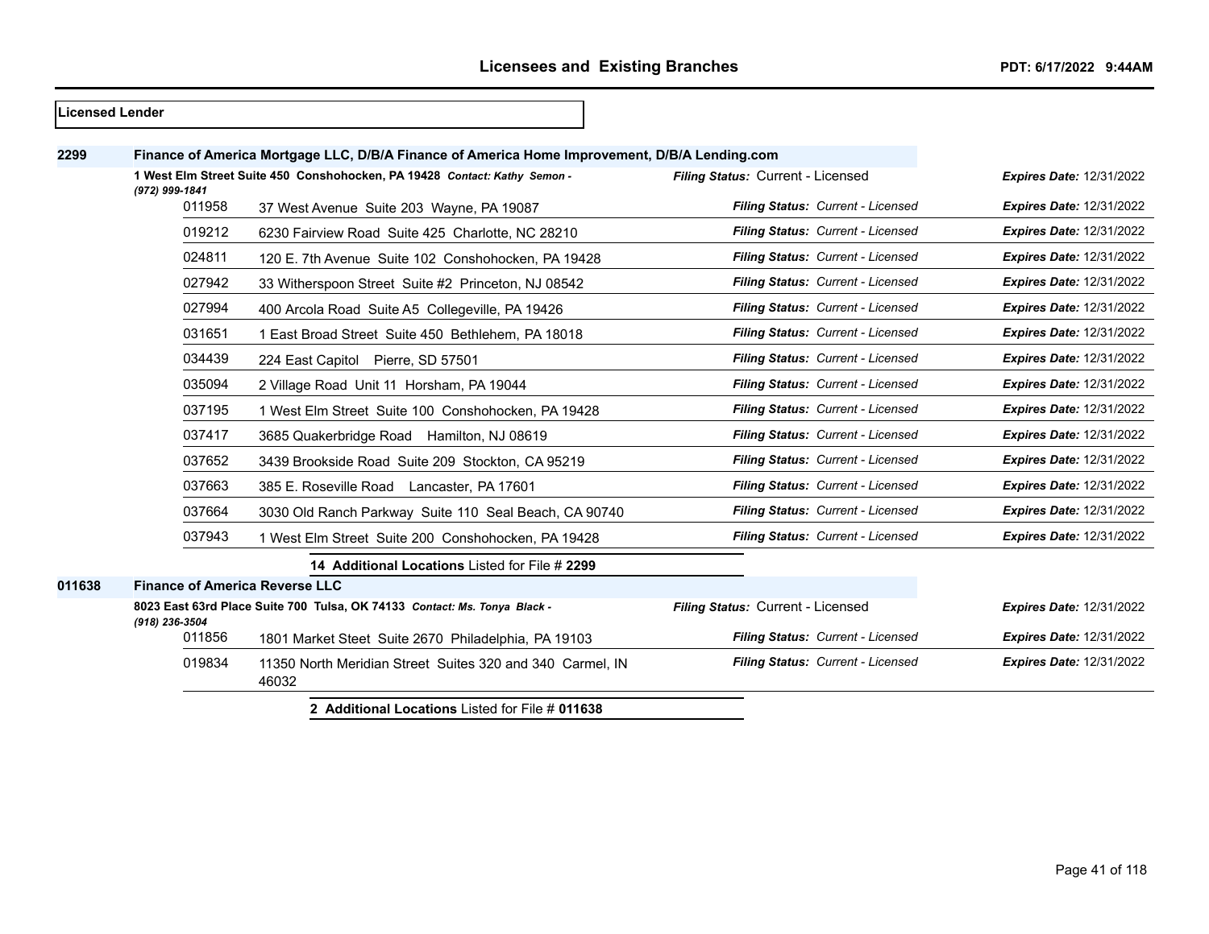**Licensed Lender**

| File # | Name / Address | Filing Status | Expires Date |
|---|---|---|---|
| **2299** | **Finance of America Mortgage LLC, D/B/A Finance of America Home Improvement, D/B/A Lending.com** | | |
| | **1 West Elm Street Suite 450 Conshohocken, PA 19428** *Contact: Kathy Semon - (972) 999-1841* | *Filing Status:* Current - Licensed | *Expires Date:* 12/31/2022 |
| 011958 | 37 West Avenue Suite 203 Wayne, PA 19087 | *Filing Status: Current - Licensed* | *Expires Date:* 12/31/2022 |
| 019212 | 6230 Fairview Road Suite 425 Charlotte, NC 28210 | *Filing Status: Current - Licensed* | *Expires Date:* 12/31/2022 |
| 024811 | 120 E. 7th Avenue Suite 102 Conshohocken, PA 19428 | *Filing Status: Current - Licensed* | *Expires Date:* 12/31/2022 |
| 027942 | 33 Witherspoon Street Suite #2 Princeton, NJ 08542 | *Filing Status: Current - Licensed* | *Expires Date:* 12/31/2022 |
| 027994 | 400 Arcola Road Suite A5 Collegeville, PA 19426 | *Filing Status: Current - Licensed* | *Expires Date:* 12/31/2022 |
| 031651 | 1 East Broad Street Suite 450 Bethlehem, PA 18018 | *Filing Status: Current - Licensed* | *Expires Date:* 12/31/2022 |
| 034439 | 224 East Capitol Pierre, SD 57501 | *Filing Status: Current - Licensed* | *Expires Date:* 12/31/2022 |
| 035094 | 2 Village Road Unit 11 Horsham, PA 19044 | *Filing Status: Current - Licensed* | *Expires Date:* 12/31/2022 |
| 037195 | 1 West Elm Street Suite 100 Conshohocken, PA 19428 | *Filing Status: Current - Licensed* | *Expires Date:* 12/31/2022 |
| 037417 | 3685 Quakerbridge Road Hamilton, NJ 08619 | *Filing Status: Current - Licensed* | *Expires Date:* 12/31/2022 |
| 037652 | 3439 Brookside Road Suite 209 Stockton, CA 95219 | *Filing Status: Current - Licensed* | *Expires Date:* 12/31/2022 |
| 037663 | 385 E. Roseville Road Lancaster, PA 17601 | *Filing Status: Current - Licensed* | *Expires Date:* 12/31/2022 |
| 037664 | 3030 Old Ranch Parkway Suite 110 Seal Beach, CA 90740 | *Filing Status: Current - Licensed* | *Expires Date:* 12/31/2022 |
| 037943 | 1 West Elm Street Suite 200 Conshohocken, PA 19428 | *Filing Status: Current - Licensed* | *Expires Date:* 12/31/2022 |
| | **14 Additional Locations** Listed for File # **2299** | | |
| **011638** | **Finance of America Reverse LLC** | | |
| | **8023 East 63rd Place Suite 700 Tulsa, OK 74133** *Contact: Ms. Tonya Black - (918) 236-3504* | *Filing Status:* Current - Licensed | *Expires Date:* 12/31/2022 |
| 011856 | 1801 Market Steet Suite 2670 Philadelphia, PA 19103 | *Filing Status: Current - Licensed* | *Expires Date:* 12/31/2022 |
| 019834 | 11350 North Meridian Street Suites 320 and 340 Carmel, IN 46032 | *Filing Status: Current - Licensed* | *Expires Date:* 12/31/2022 |
| | **2 Additional Locations** Listed for File # **011638** | | |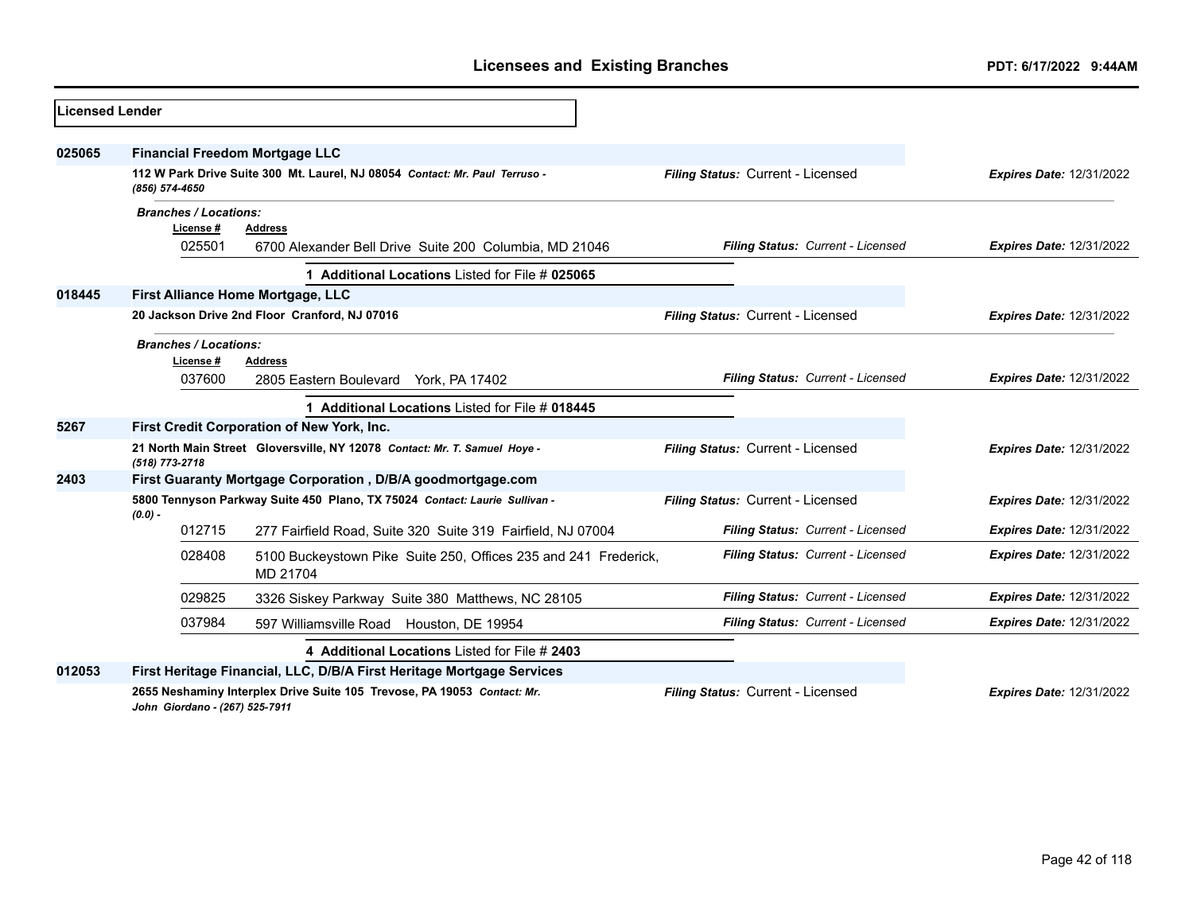## Licensees and Existing Branches

PDT: 6/17/2022 9:44AM

**Licensed Lender**

**025065** **Financial Freedom Mortgage LLC**

**112 W Park Drive Suite 300 Mt. Laurel, NJ 08054** *Contact: Mr. Paul Terruso - (856) 574-4650*

*Filing Status:* Current - Licensed — *Expires Date:* 12/31/2022

*Branches / Locations:*

| License # | Address | Filing Status | Expires Date |
|---|---|---|---|
| 025501 | 6700 Alexander Bell Drive Suite 200 Columbia, MD 21046 | Current - Licensed | 12/31/2022 |

**1 Additional Locations** Listed for File # **025065**

**018445** **First Alliance Home Mortgage, LLC**

**20 Jackson Drive 2nd Floor Cranford, NJ 07016**

*Filing Status:* Current - Licensed — *Expires Date:* 12/31/2022

*Branches / Locations:*

| License # | Address | Filing Status | Expires Date |
|---|---|---|---|
| 037600 | 2805 Eastern Boulevard York, PA 17402 | Current - Licensed | 12/31/2022 |

**1 Additional Locations** Listed for File # **018445**

**5267** **First Credit Corporation of New York, Inc.**

**21 North Main Street Gloversville, NY 12078** *Contact: Mr. T. Samuel Hoye - (518) 773-2718*

*Filing Status:* Current - Licensed — *Expires Date:* 12/31/2022

**2403** **First Guaranty Mortgage Corporation , D/B/A goodmortgage.com**

**5800 Tennyson Parkway Suite 450 Plano, TX 75024** *Contact: Laurie Sullivan - (0.0) -*

*Filing Status:* Current - Licensed — *Expires Date:* 12/31/2022

| License # | Address | Filing Status | Expires Date |
|---|---|---|---|
| 012715 | 277 Fairfield Road, Suite 320 Suite 319 Fairfield, NJ 07004 | Current - Licensed | 12/31/2022 |
| 028408 | 5100 Buckeystown Pike Suite 250, Offices 235 and 241 Frederick, MD 21704 | Current - Licensed | 12/31/2022 |
| 029825 | 3326 Siskey Parkway Suite 380 Matthews, NC 28105 | Current - Licensed | 12/31/2022 |
| 037984 | 597 Williamsville Road Houston, DE 19954 | Current - Licensed | 12/31/2022 |

**4 Additional Locations** Listed for File # **2403**

**012053** **First Heritage Financial, LLC, D/B/A First Heritage Mortgage Services**

**2655 Neshaminy Interplex Drive Suite 105 Trevose, PA 19053** *Contact: Mr. John Giordano - (267) 525-7911*

*Filing Status:* Current - Licensed — *Expires Date:* 12/31/2022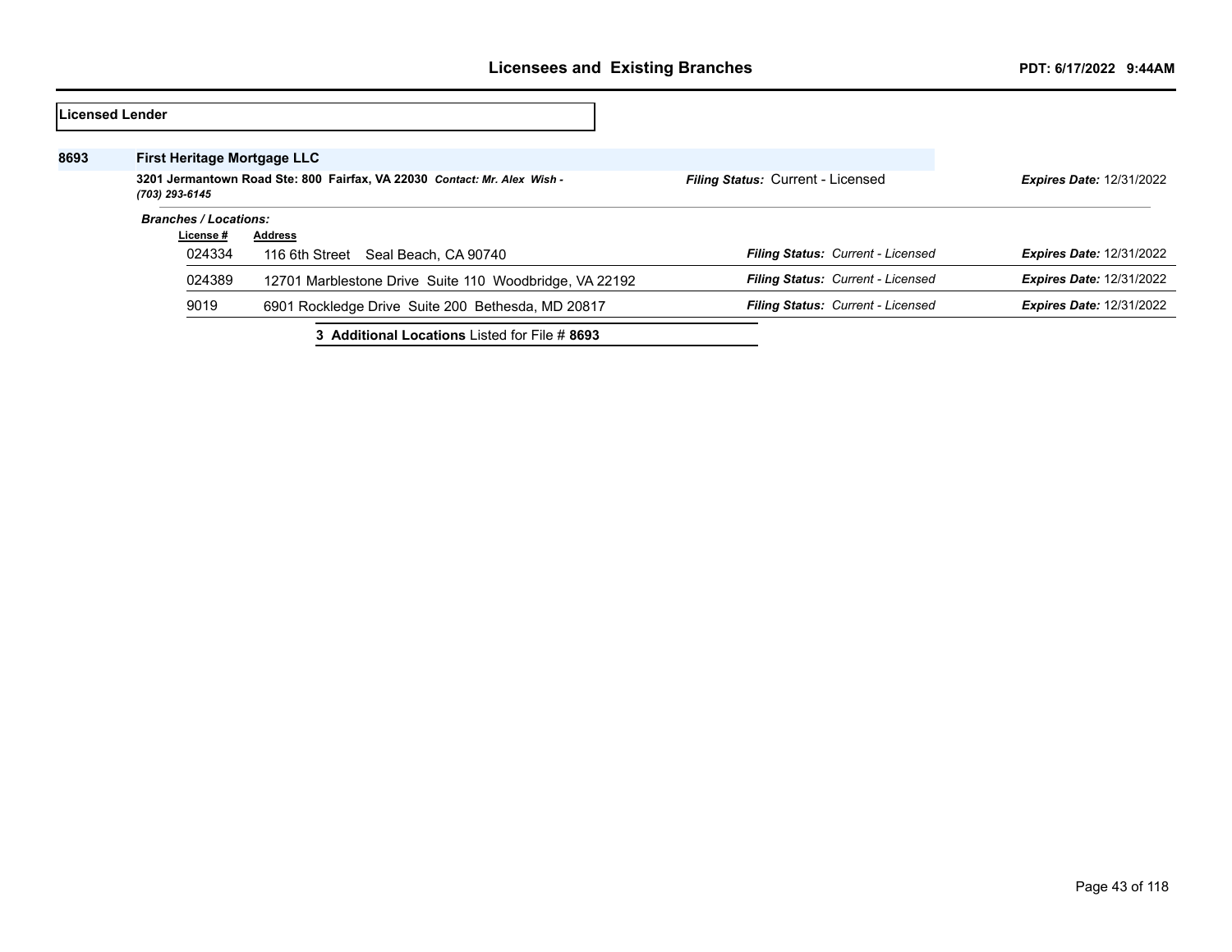**Licensed Lender**

**8693** **First Heritage Mortgage LLC**

**3201 Jermantown Road Ste: 800 Fairfax, VA 22030** ***Contact: Mr. Alex Wish - (703) 293-6145***

***Filing Status:*** Current - Licensed ***Expires Date:*** 12/31/2022

***Branches / Locations:***

| License # | Address | Filing Status | Expires Date |
|---|---|---|---|
| 024334 | 116 6th Street Seal Beach, CA 90740 | *Current - Licensed* | 12/31/2022 |
| 024389 | 12701 Marblestone Drive Suite 110 Woodbridge, VA 22192 | *Current - Licensed* | 12/31/2022 |
| 9019 | 6901 Rockledge Drive Suite 200 Bethesda, MD 20817 | *Current - Licensed* | 12/31/2022 |

**3 Additional Locations** Listed for File # **8693**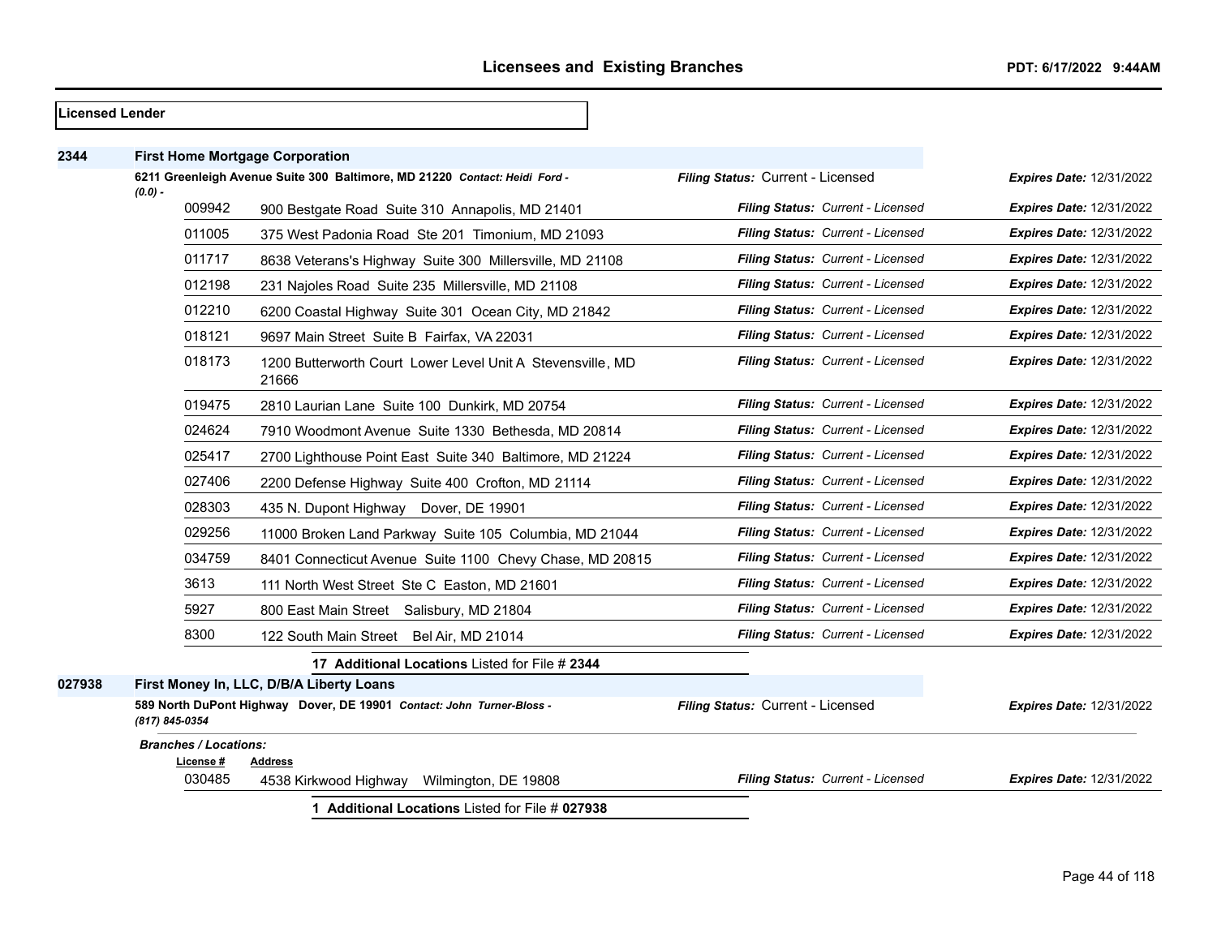## Licensed Lender

**2344** **First Home Mortgage Corporation**

**6211 Greenleigh Avenue Suite 300 Baltimore, MD 21220** *Contact: Heidi Ford - (0.0) -*

*Filing Status:* Current - Licensed *Expires Date:* 12/31/2022

| License # | Address | Filing Status | Expires Date |
|---|---|---|---|
| 009942 | 900 Bestgate Road Suite 310 Annapolis, MD 21401 | Current - Licensed | 12/31/2022 |
| 011005 | 375 West Padonia Road Ste 201 Timonium, MD 21093 | Current - Licensed | 12/31/2022 |
| 011717 | 8638 Veterans's Highway Suite 300 Millersville, MD 21108 | Current - Licensed | 12/31/2022 |
| 012198 | 231 Najoles Road Suite 235 Millersville, MD 21108 | Current - Licensed | 12/31/2022 |
| 012210 | 6200 Coastal Highway Suite 301 Ocean City, MD 21842 | Current - Licensed | 12/31/2022 |
| 018121 | 9697 Main Street Suite B Fairfax, VA 22031 | Current - Licensed | 12/31/2022 |
| 018173 | 1200 Butterworth Court Lower Level Unit A Stevensville, MD 21666 | Current - Licensed | 12/31/2022 |
| 019475 | 2810 Laurian Lane Suite 100 Dunkirk, MD 20754 | Current - Licensed | 12/31/2022 |
| 024624 | 7910 Woodmont Avenue Suite 1330 Bethesda, MD 20814 | Current - Licensed | 12/31/2022 |
| 025417 | 2700 Lighthouse Point East Suite 340 Baltimore, MD 21224 | Current - Licensed | 12/31/2022 |
| 027406 | 2200 Defense Highway Suite 400 Crofton, MD 21114 | Current - Licensed | 12/31/2022 |
| 028303 | 435 N. Dupont Highway Dover, DE 19901 | Current - Licensed | 12/31/2022 |
| 029256 | 11000 Broken Land Parkway Suite 105 Columbia, MD 21044 | Current - Licensed | 12/31/2022 |
| 034759 | 8401 Connecticut Avenue Suite 1100 Chevy Chase, MD 20815 | Current - Licensed | 12/31/2022 |
| 3613 | 111 North West Street Ste C Easton, MD 21601 | Current - Licensed | 12/31/2022 |
| 5927 | 800 East Main Street Salisbury, MD 21804 | Current - Licensed | 12/31/2022 |
| 8300 | 122 South Main Street Bel Air, MD 21014 | Current - Licensed | 12/31/2022 |

**17 Additional Locations** Listed for File # **2344**

**027938** **First Money In, LLC, D/B/A Liberty Loans**

**589 North DuPont Highway Dover, DE 19901** *Contact: John Turner-Bloss - (817) 845-0354*

*Filing Status:* Current - Licensed *Expires Date:* 12/31/2022

***Branches / Locations:***

| License # | Address | Filing Status | Expires Date |
|---|---|---|---|
| 030485 | 4538 Kirkwood Highway Wilmington, DE 19808 | Current - Licensed | 12/31/2022 |

**1 Additional Locations** Listed for File # **027938**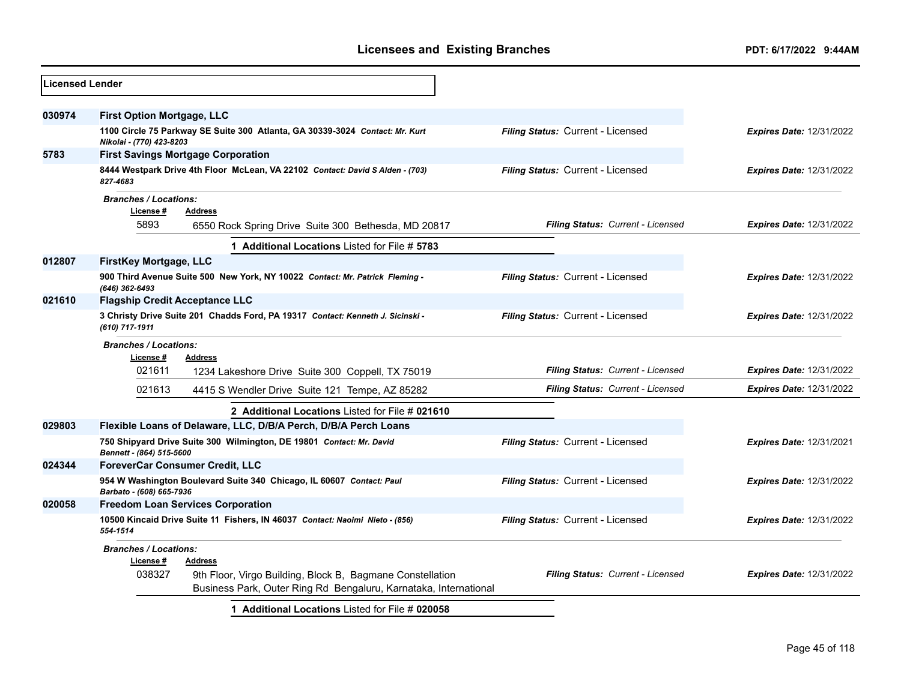## Licensed Lender

**030974** **First Option Mortgage, LLC**

**1100 Circle 75 Parkway SE Suite 300 Atlanta, GA 30339-3024** *Contact: Mr. Kurt Nikolai - (770) 423-8203*
*Filing Status:* Current - Licensed | *Expires Date:* 12/31/2022

**5783** **First Savings Mortgage Corporation**

**8444 Westpark Drive 4th Floor McLean, VA 22102** *Contact: David S Alden - (703) 827-4683*
*Filing Status:* Current - Licensed | *Expires Date:* 12/31/2022

*Branches / Locations:*

| License # | Address | Filing Status | Expires Date |
|---|---|---|---|
| 5893 | 6550 Rock Spring Drive Suite 300 Bethesda, MD 20817 | Current - Licensed | 12/31/2022 |

**1 Additional Locations** Listed for File # **5783**

**012807** **FirstKey Mortgage, LLC**

**900 Third Avenue Suite 500 New York, NY 10022** *Contact: Mr. Patrick Fleming - (646) 362-6493*
*Filing Status:* Current - Licensed | *Expires Date:* 12/31/2022

**021610** **Flagship Credit Acceptance LLC**

**3 Christy Drive Suite 201 Chadds Ford, PA 19317** *Contact: Kenneth J. Sicinski - (610) 717-1911*
*Filing Status:* Current - Licensed | *Expires Date:* 12/31/2022

*Branches / Locations:*

| License # | Address | Filing Status | Expires Date |
|---|---|---|---|
| 021611 | 1234 Lakeshore Drive Suite 300 Coppell, TX 75019 | Current - Licensed | 12/31/2022 |
| 021613 | 4415 S Wendler Drive Suite 121 Tempe, AZ 85282 | Current - Licensed | 12/31/2022 |

**2 Additional Locations** Listed for File # **021610**

**029803** **Flexible Loans of Delaware, LLC, D/B/A Perch, D/B/A Perch Loans**

**750 Shipyard Drive Suite 300 Wilmington, DE 19801** *Contact: Mr. David Bennett - (864) 515-5600*
*Filing Status:* Current - Licensed | *Expires Date:* 12/31/2021

**024344** **ForeverCar Consumer Credit, LLC**

**954 W Washington Boulevard Suite 340 Chicago, IL 60607** *Contact: Paul Barbato - (608) 665-7936*
*Filing Status:* Current - Licensed | *Expires Date:* 12/31/2022

**020058** **Freedom Loan Services Corporation**

**10500 Kincaid Drive Suite 11 Fishers, IN 46037** *Contact: Naoimi Nieto - (856) 554-1514*
*Filing Status:* Current - Licensed | *Expires Date:* 12/31/2022

*Branches / Locations:*

| License # | Address | Filing Status | Expires Date |
|---|---|---|---|
| 038327 | 9th Floor, Virgo Building, Block B, Bagmane Constellation Business Park, Outer Ring Rd Bengaluru, Karnataka, International | Current - Licensed | 12/31/2022 |

**1 Additional Locations** Listed for File # **020058**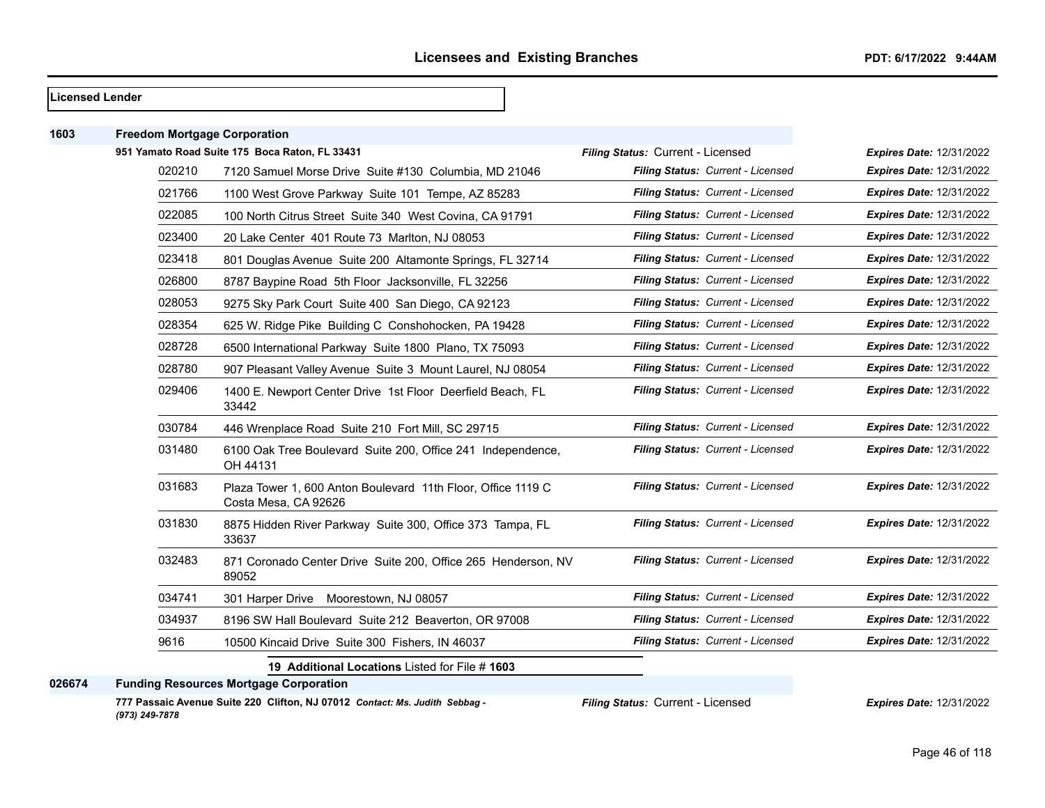**Licensed Lender**

**1603 Freedom Mortgage Corporation**

**951 Yamato Road Suite 175 Boca Raton, FL 33431** — *Filing Status:* Current - Licensed — *Expires Date:* 12/31/2022

| Branch | Address | Filing Status | Expires Date |
|---|---|---|---|
| 020210 | 7120 Samuel Morse Drive Suite #130 Columbia, MD 21046 | *Filing Status: Current - Licensed* | *Expires Date:* 12/31/2022 |
| 021766 | 1100 West Grove Parkway Suite 101 Tempe, AZ 85283 | *Filing Status: Current - Licensed* | *Expires Date:* 12/31/2022 |
| 022085 | 100 North Citrus Street Suite 340 West Covina, CA 91791 | *Filing Status: Current - Licensed* | *Expires Date:* 12/31/2022 |
| 023400 | 20 Lake Center 401 Route 73 Marlton, NJ 08053 | *Filing Status: Current - Licensed* | *Expires Date:* 12/31/2022 |
| 023418 | 801 Douglas Avenue Suite 200 Altamonte Springs, FL 32714 | *Filing Status: Current - Licensed* | *Expires Date:* 12/31/2022 |
| 026800 | 8787 Baypine Road 5th Floor Jacksonville, FL 32256 | *Filing Status: Current - Licensed* | *Expires Date:* 12/31/2022 |
| 028053 | 9275 Sky Park Court Suite 400 San Diego, CA 92123 | *Filing Status: Current - Licensed* | *Expires Date:* 12/31/2022 |
| 028354 | 625 W. Ridge Pike Building C Conshohocken, PA 19428 | *Filing Status: Current - Licensed* | *Expires Date:* 12/31/2022 |
| 028728 | 6500 International Parkway Suite 1800 Plano, TX 75093 | *Filing Status: Current - Licensed* | *Expires Date:* 12/31/2022 |
| 028780 | 907 Pleasant Valley Avenue Suite 3 Mount Laurel, NJ 08054 | *Filing Status: Current - Licensed* | *Expires Date:* 12/31/2022 |
| 029406 | 1400 E. Newport Center Drive 1st Floor Deerfield Beach, FL 33442 | *Filing Status: Current - Licensed* | *Expires Date:* 12/31/2022 |
| 030784 | 446 Wrenplace Road Suite 210 Fort Mill, SC 29715 | *Filing Status: Current - Licensed* | *Expires Date:* 12/31/2022 |
| 031480 | 6100 Oak Tree Boulevard Suite 200, Office 241 Independence, OH 44131 | *Filing Status: Current - Licensed* | *Expires Date:* 12/31/2022 |
| 031683 | Plaza Tower 1, 600 Anton Boulevard 11th Floor, Office 1119 C Costa Mesa, CA 92626 | *Filing Status: Current - Licensed* | *Expires Date:* 12/31/2022 |
| 031830 | 8875 Hidden River Parkway Suite 300, Office 373 Tampa, FL 33637 | *Filing Status: Current - Licensed* | *Expires Date:* 12/31/2022 |
| 032483 | 871 Coronado Center Drive Suite 200, Office 265 Henderson, NV 89052 | *Filing Status: Current - Licensed* | *Expires Date:* 12/31/2022 |
| 034741 | 301 Harper Drive Moorestown, NJ 08057 | *Filing Status: Current - Licensed* | *Expires Date:* 12/31/2022 |
| 034937 | 8196 SW Hall Boulevard Suite 212 Beaverton, OR 97008 | *Filing Status: Current - Licensed* | *Expires Date:* 12/31/2022 |
| 9616 | 10500 Kincaid Drive Suite 300 Fishers, IN 46037 | *Filing Status: Current - Licensed* | *Expires Date:* 12/31/2022 |

**19 Additional Locations** Listed for File # **1603**

**026674 Funding Resources Mortgage Corporation**

**777 Passaic Avenue Suite 220 Clifton, NJ 07012** *Contact: Ms. Judith Sebbag - (973) 249-7878* — *Filing Status:* Current - Licensed — *Expires Date:* 12/31/2022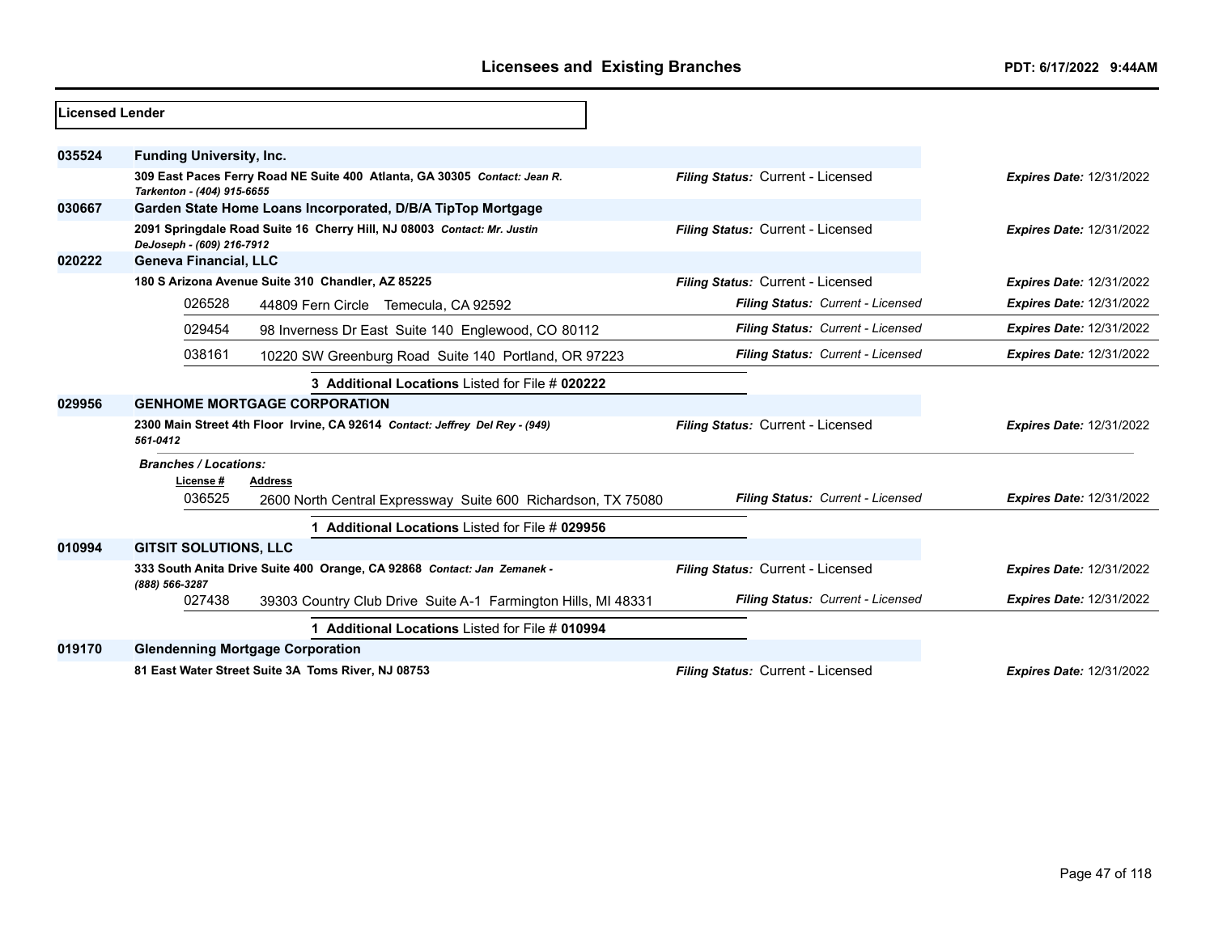## Licensees and Existing Branches

PDT: 6/17/2022 9:44AM

**Licensed Lender**

**035524** **Funding University, Inc.**

309 East Paces Ferry Road NE Suite 400 Atlanta, GA 30305 *Contact: Jean R. Tarkenton - (404) 915-6655*

*Filing Status:* Current - Licensed *Expires Date:* 12/31/2022

**030667** **Garden State Home Loans Incorporated, D/B/A TipTop Mortgage**

2091 Springdale Road Suite 16 Cherry Hill, NJ 08003 *Contact: Mr. Justin DeJoseph - (609) 216-7912*

*Filing Status:* Current - Licensed *Expires Date:* 12/31/2022

**020222** **Geneva Financial, LLC**

180 S Arizona Avenue Suite 310 Chandler, AZ 85225

*Filing Status:* Current - Licensed *Expires Date:* 12/31/2022

| License # | Address | Filing Status | Expires Date |
|---|---|---|---|
| 026528 | 44809 Fern Circle Temecula, CA 92592 | Current - Licensed | 12/31/2022 |
| 029454 | 98 Inverness Dr East Suite 140 Englewood, CO 80112 | Current - Licensed | 12/31/2022 |
| 038161 | 10220 SW Greenburg Road Suite 140 Portland, OR 97223 | Current - Licensed | 12/31/2022 |

**3 Additional Locations** Listed for File # **020222**

**029956** **GENHOME MORTGAGE CORPORATION**

2300 Main Street 4th Floor Irvine, CA 92614 *Contact: Jeffrey Del Rey - (949) 561-0412*

*Filing Status:* Current - Licensed *Expires Date:* 12/31/2022

*Branches / Locations:*

| License # | Address | Filing Status | Expires Date |
|---|---|---|---|
| 036525 | 2600 North Central Expressway Suite 600 Richardson, TX 75080 | Current - Licensed | 12/31/2022 |

**1 Additional Locations** Listed for File # **029956**

**010994** **GITSIT SOLUTIONS, LLC**

333 South Anita Drive Suite 400 Orange, CA 92868 *Contact: Jan Zemanek - (888) 566-3287*

*Filing Status:* Current - Licensed *Expires Date:* 12/31/2022

| License # | Address | Filing Status | Expires Date |
|---|---|---|---|
| 027438 | 39303 Country Club Drive Suite A-1 Farmington Hills, MI 48331 | Current - Licensed | 12/31/2022 |

**1 Additional Locations** Listed for File # **010994**

**019170** **Glendenning Mortgage Corporation**

81 East Water Street Suite 3A Toms River, NJ 08753

*Filing Status:* Current - Licensed *Expires Date:* 12/31/2022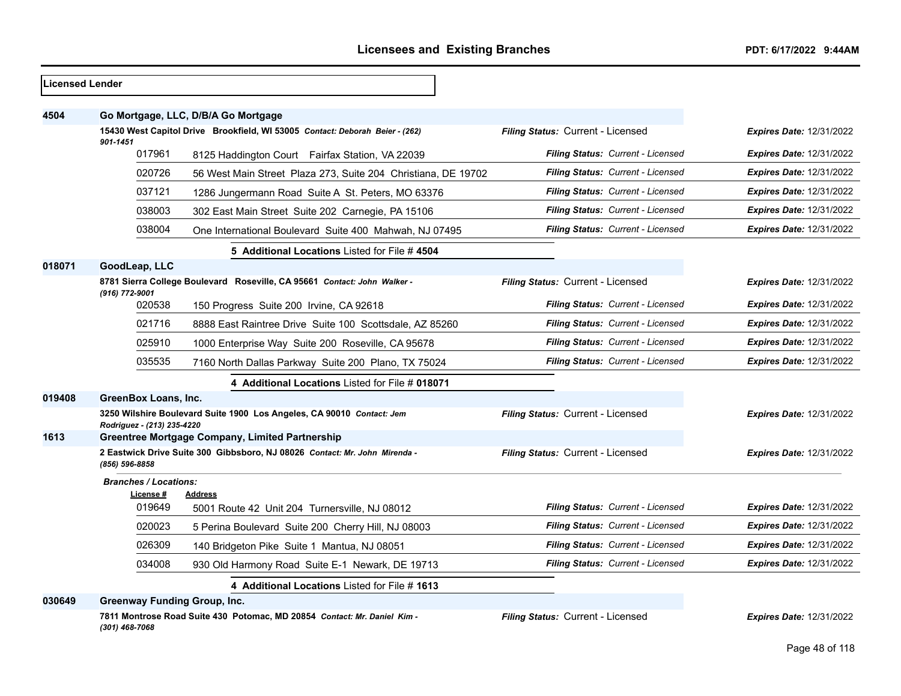## Licensees and Existing Branches

**Licensed Lender**

### 4504 Go Mortgage, LLC, D/B/A Go Mortgage

**15430 West Capitol Drive Brookfield, WI 53005** *Contact: Deborah Beier - (262) 901-1451*
*Filing Status:* Current - Licensed | *Expires Date:* 12/31/2022

| License # | Address | Filing Status | Expires Date |
|---|---|---|---|
| 017961 | 8125 Haddington Court Fairfax Station, VA 22039 | Current - Licensed | 12/31/2022 |
| 020726 | 56 West Main Street Plaza 273, Suite 204 Christiana, DE 19702 | Current - Licensed | 12/31/2022 |
| 037121 | 1286 Jungermann Road Suite A St. Peters, MO 63376 | Current - Licensed | 12/31/2022 |
| 038003 | 302 East Main Street Suite 202 Carnegie, PA 15106 | Current - Licensed | 12/31/2022 |
| 038004 | One International Boulevard Suite 400 Mahwah, NJ 07495 | Current - Licensed | 12/31/2022 |

**5 Additional Locations** Listed for File # **4504**

### 018071 GoodLeap, LLC

**8781 Sierra College Boulevard Roseville, CA 95661** *Contact: John Walker - (916) 772-9001*
*Filing Status:* Current - Licensed | *Expires Date:* 12/31/2022

| License # | Address | Filing Status | Expires Date |
|---|---|---|---|
| 020538 | 150 Progress Suite 200 Irvine, CA 92618 | Current - Licensed | 12/31/2022 |
| 021716 | 8888 East Raintree Drive Suite 100 Scottsdale, AZ 85260 | Current - Licensed | 12/31/2022 |
| 025910 | 1000 Enterprise Way Suite 200 Roseville, CA 95678 | Current - Licensed | 12/31/2022 |
| 035535 | 7160 North Dallas Parkway Suite 200 Plano, TX 75024 | Current - Licensed | 12/31/2022 |

**4 Additional Locations** Listed for File # **018071**

### 019408 GreenBox Loans, Inc.

**3250 Wilshire Boulevard Suite 1900 Los Angeles, CA 90010** *Contact: Jem Rodriguez - (213) 235-4220*
*Filing Status:* Current - Licensed | *Expires Date:* 12/31/2022

### 1613 Greentree Mortgage Company, Limited Partnership

**2 Eastwick Drive Suite 300 Gibbsboro, NJ 08026** *Contact: Mr. John Mirenda - (856) 596-8858*
*Filing Status:* Current - Licensed | *Expires Date:* 12/31/2022

*Branches / Locations:*

| License # | Address | Filing Status | Expires Date |
|---|---|---|---|
| 019649 | 5001 Route 42 Unit 204 Turnersville, NJ 08012 | Current - Licensed | 12/31/2022 |
| 020023 | 5 Perina Boulevard Suite 200 Cherry Hill, NJ 08003 | Current - Licensed | 12/31/2022 |
| 026309 | 140 Bridgeton Pike Suite 1 Mantua, NJ 08051 | Current - Licensed | 12/31/2022 |
| 034008 | 930 Old Harmony Road Suite E-1 Newark, DE 19713 | Current - Licensed | 12/31/2022 |

**4 Additional Locations** Listed for File # **1613**

### 030649 Greenway Funding Group, Inc.

**7811 Montrose Road Suite 430 Potomac, MD 20854** *Contact: Mr. Daniel Kim - (301) 468-7068*
*Filing Status:* Current - Licensed | *Expires Date:* 12/31/2022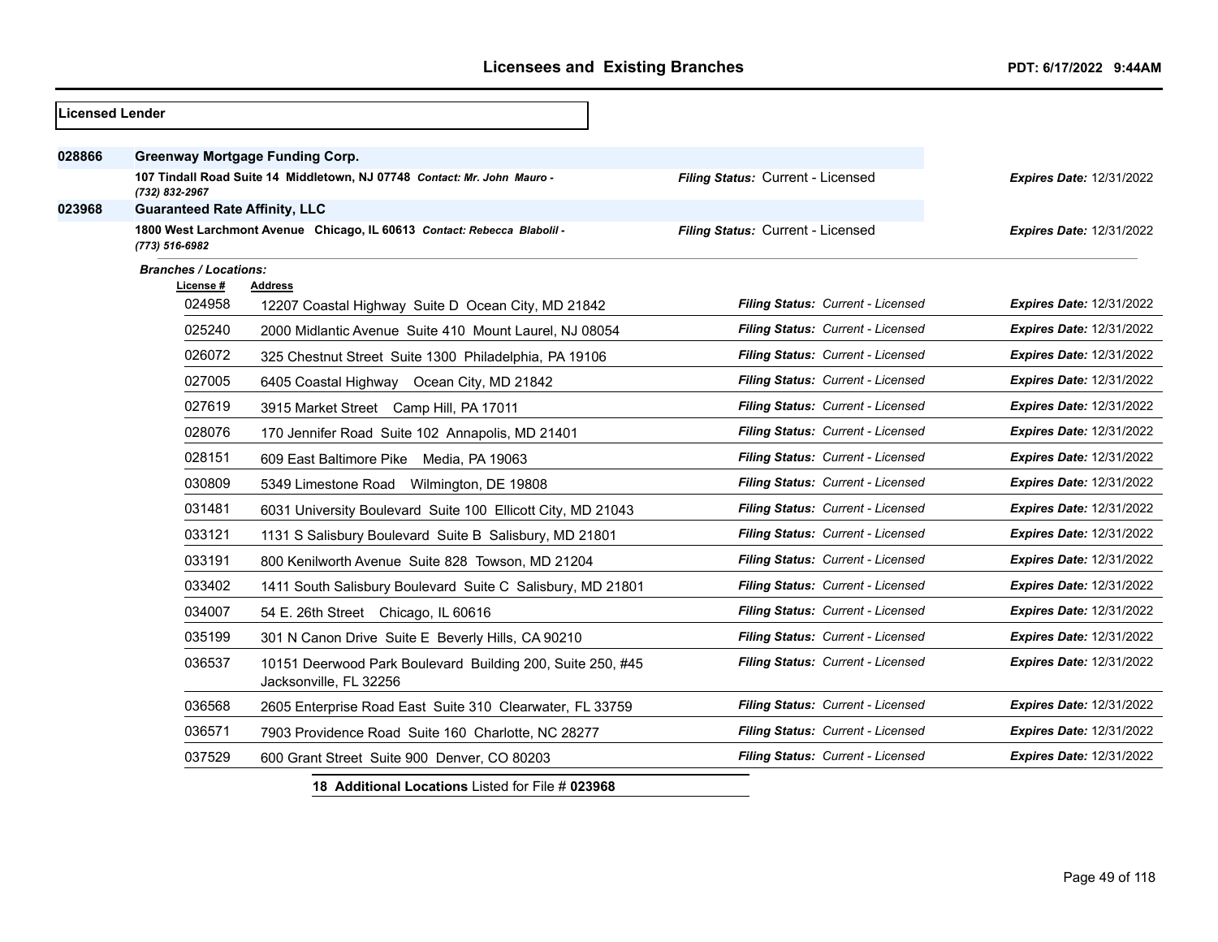## Licensees and Existing Branches

PDT: 6/17/2022 9:44AM

**Licensed Lender**

**028866** **Greenway Mortgage Funding Corp.**

**107 Tindall Road Suite 14 Middletown, NJ 07748** *Contact: Mr. John Mauro - (732) 832-2967*

*Filing Status:* Current - Licensed — *Expires Date:* 12/31/2022

**023968** **Guaranteed Rate Affinity, LLC**

**1800 West Larchmont Avenue Chicago, IL 60613** *Contact: Rebecca Blabolil - (773) 516-6982*

*Filing Status:* Current - Licensed — *Expires Date:* 12/31/2022

***Branches / Locations:***

| License # | Address | Filing Status | Expires Date |
|---|---|---|---|
| 024958 | 12207 Coastal Highway Suite D Ocean City, MD 21842 | Current - Licensed | 12/31/2022 |
| 025240 | 2000 Midlantic Avenue Suite 410 Mount Laurel, NJ 08054 | Current - Licensed | 12/31/2022 |
| 026072 | 325 Chestnut Street Suite 1300 Philadelphia, PA 19106 | Current - Licensed | 12/31/2022 |
| 027005 | 6405 Coastal Highway Ocean City, MD 21842 | Current - Licensed | 12/31/2022 |
| 027619 | 3915 Market Street Camp Hill, PA 17011 | Current - Licensed | 12/31/2022 |
| 028076 | 170 Jennifer Road Suite 102 Annapolis, MD 21401 | Current - Licensed | 12/31/2022 |
| 028151 | 609 East Baltimore Pike Media, PA 19063 | Current - Licensed | 12/31/2022 |
| 030809 | 5349 Limestone Road Wilmington, DE 19808 | Current - Licensed | 12/31/2022 |
| 031481 | 6031 University Boulevard Suite 100 Ellicott City, MD 21043 | Current - Licensed | 12/31/2022 |
| 033121 | 1131 S Salisbury Boulevard Suite B Salisbury, MD 21801 | Current - Licensed | 12/31/2022 |
| 033191 | 800 Kenilworth Avenue Suite 828 Towson, MD 21204 | Current - Licensed | 12/31/2022 |
| 033402 | 1411 South Salisbury Boulevard Suite C Salisbury, MD 21801 | Current - Licensed | 12/31/2022 |
| 034007 | 54 E. 26th Street Chicago, IL 60616 | Current - Licensed | 12/31/2022 |
| 035199 | 301 N Canon Drive Suite E Beverly Hills, CA 90210 | Current - Licensed | 12/31/2022 |
| 036537 | 10151 Deerwood Park Boulevard Building 200, Suite 250, #45 Jacksonville, FL 32256 | Current - Licensed | 12/31/2022 |
| 036568 | 2605 Enterprise Road East Suite 310 Clearwater, FL 33759 | Current - Licensed | 12/31/2022 |
| 036571 | 7903 Providence Road Suite 160 Charlotte, NC 28277 | Current - Licensed | 12/31/2022 |
| 037529 | 600 Grant Street Suite 900 Denver, CO 80203 | Current - Licensed | 12/31/2022 |

**18 Additional Locations** Listed for File # **023968**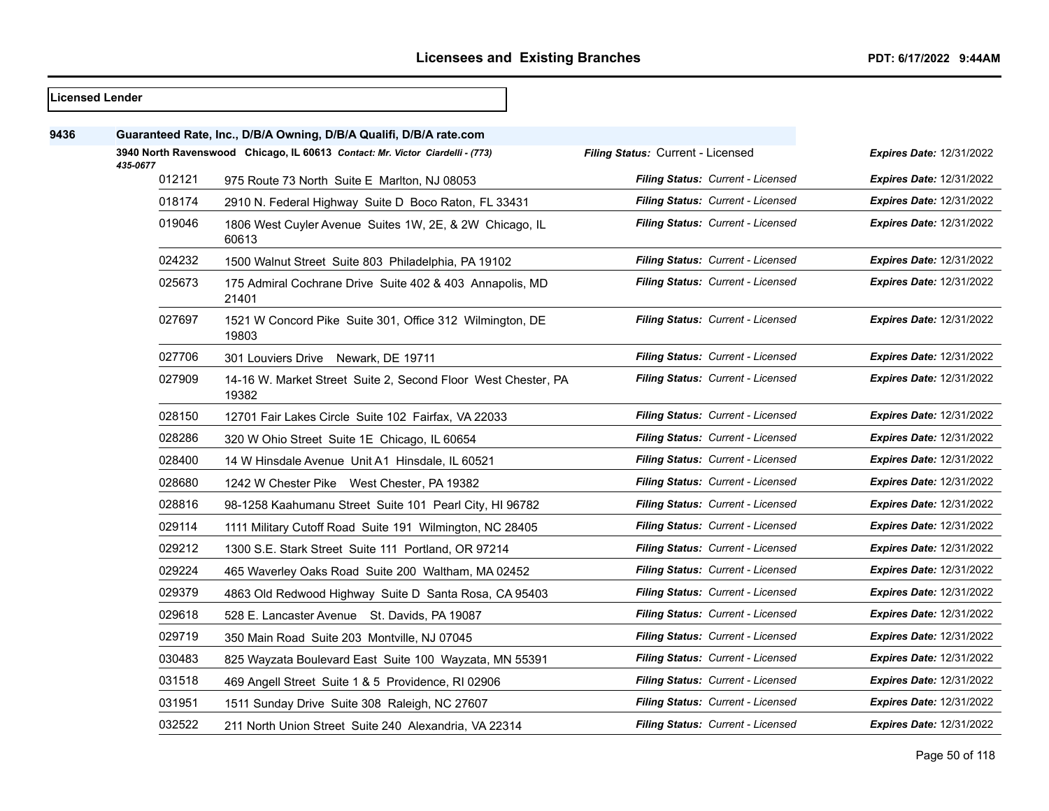**Licensed Lender**

**9436** **Guaranteed Rate, Inc., D/B/A Owning, D/B/A Qualifi, D/B/A rate.com**

**3940 North Ravenswood Chicago, IL 60613** *Contact: Mr. Victor Ciardelli - (773) 435-0677*

*Filing Status:* Current - Licensed *Expires Date:* 12/31/2022

| License | Address | Filing Status | Expires Date |
|---|---|---|---|
| 012121 | 975 Route 73 North Suite E Marlton, NJ 08053 | Current - Licensed | 12/31/2022 |
| 018174 | 2910 N. Federal Highway Suite D Boco Raton, FL 33431 | Current - Licensed | 12/31/2022 |
| 019046 | 1806 West Cuyler Avenue Suites 1W, 2E, & 2W Chicago, IL 60613 | Current - Licensed | 12/31/2022 |
| 024232 | 1500 Walnut Street Suite 803 Philadelphia, PA 19102 | Current - Licensed | 12/31/2022 |
| 025673 | 175 Admiral Cochrane Drive Suite 402 & 403 Annapolis, MD 21401 | Current - Licensed | 12/31/2022 |
| 027697 | 1521 W Concord Pike Suite 301, Office 312 Wilmington, DE 19803 | Current - Licensed | 12/31/2022 |
| 027706 | 301 Louviers Drive Newark, DE 19711 | Current - Licensed | 12/31/2022 |
| 027909 | 14-16 W. Market Street Suite 2, Second Floor West Chester, PA 19382 | Current - Licensed | 12/31/2022 |
| 028150 | 12701 Fair Lakes Circle Suite 102 Fairfax, VA 22033 | Current - Licensed | 12/31/2022 |
| 028286 | 320 W Ohio Street Suite 1E Chicago, IL 60654 | Current - Licensed | 12/31/2022 |
| 028400 | 14 W Hinsdale Avenue Unit A1 Hinsdale, IL 60521 | Current - Licensed | 12/31/2022 |
| 028680 | 1242 W Chester Pike West Chester, PA 19382 | Current - Licensed | 12/31/2022 |
| 028816 | 98-1258 Kaahumanu Street Suite 101 Pearl City, HI 96782 | Current - Licensed | 12/31/2022 |
| 029114 | 1111 Military Cutoff Road Suite 191 Wilmington, NC 28405 | Current - Licensed | 12/31/2022 |
| 029212 | 1300 S.E. Stark Street Suite 111 Portland, OR 97214 | Current - Licensed | 12/31/2022 |
| 029224 | 465 Waverley Oaks Road Suite 200 Waltham, MA 02452 | Current - Licensed | 12/31/2022 |
| 029379 | 4863 Old Redwood Highway Suite D Santa Rosa, CA 95403 | Current - Licensed | 12/31/2022 |
| 029618 | 528 E. Lancaster Avenue St. Davids, PA 19087 | Current - Licensed | 12/31/2022 |
| 029719 | 350 Main Road Suite 203 Montville, NJ 07045 | Current - Licensed | 12/31/2022 |
| 030483 | 825 Wayzata Boulevard East Suite 100 Wayzata, MN 55391 | Current - Licensed | 12/31/2022 |
| 031518 | 469 Angell Street Suite 1 & 5 Providence, RI 02906 | Current - Licensed | 12/31/2022 |
| 031951 | 1511 Sunday Drive Suite 308 Raleigh, NC 27607 | Current - Licensed | 12/31/2022 |
| 032522 | 211 North Union Street Suite 240 Alexandria, VA 22314 | Current - Licensed | 12/31/2022 |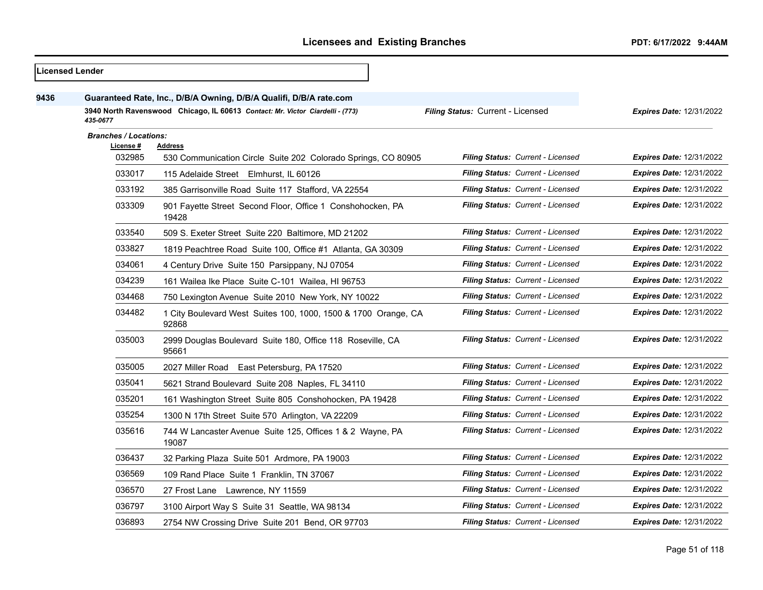**Licensed Lender**

**9436** **Guaranteed Rate, Inc., D/B/A Owning, D/B/A Qualifi, D/B/A rate.com**

**3940 North Ravenswood Chicago, IL 60613** *Contact: Mr. Victor Ciardelli - (773) 435-0677*

***Filing Status:*** Current - Licensed ***Expires Date:*** 12/31/2022

***Branches / Locations:***

| License # | Address | Filing Status | Expires Date |
|---|---|---|---|
| 032985 | 530 Communication Circle Suite 202 Colorado Springs, CO 80905 | Current - Licensed | 12/31/2022 |
| 033017 | 115 Adelaide Street Elmhurst, IL 60126 | Current - Licensed | 12/31/2022 |
| 033192 | 385 Garrisonville Road Suite 117 Stafford, VA 22554 | Current - Licensed | 12/31/2022 |
| 033309 | 901 Fayette Street Second Floor, Office 1 Conshohocken, PA 19428 | Current - Licensed | 12/31/2022 |
| 033540 | 509 S. Exeter Street Suite 220 Baltimore, MD 21202 | Current - Licensed | 12/31/2022 |
| 033827 | 1819 Peachtree Road Suite 100, Office #1 Atlanta, GA 30309 | Current - Licensed | 12/31/2022 |
| 034061 | 4 Century Drive Suite 150 Parsippany, NJ 07054 | Current - Licensed | 12/31/2022 |
| 034239 | 161 Wailea Ike Place Suite C-101 Wailea, HI 96753 | Current - Licensed | 12/31/2022 |
| 034468 | 750 Lexington Avenue Suite 2010 New York, NY 10022 | Current - Licensed | 12/31/2022 |
| 034482 | 1 City Boulevard West Suites 100, 1000, 1500 & 1700 Orange, CA 92868 | Current - Licensed | 12/31/2022 |
| 035003 | 2999 Douglas Boulevard Suite 180, Office 118 Roseville, CA 95661 | Current - Licensed | 12/31/2022 |
| 035005 | 2027 Miller Road East Petersburg, PA 17520 | Current - Licensed | 12/31/2022 |
| 035041 | 5621 Strand Boulevard Suite 208 Naples, FL 34110 | Current - Licensed | 12/31/2022 |
| 035201 | 161 Washington Street Suite 805 Conshohocken, PA 19428 | Current - Licensed | 12/31/2022 |
| 035254 | 1300 N 17th Street Suite 570 Arlington, VA 22209 | Current - Licensed | 12/31/2022 |
| 035616 | 744 W Lancaster Avenue Suite 125, Offices 1 & 2 Wayne, PA 19087 | Current - Licensed | 12/31/2022 |
| 036437 | 32 Parking Plaza Suite 501 Ardmore, PA 19003 | Current - Licensed | 12/31/2022 |
| 036569 | 109 Rand Place Suite 1 Franklin, TN 37067 | Current - Licensed | 12/31/2022 |
| 036570 | 27 Frost Lane Lawrence, NY 11559 | Current - Licensed | 12/31/2022 |
| 036797 | 3100 Airport Way S Suite 31 Seattle, WA 98134 | Current - Licensed | 12/31/2022 |
| 036893 | 2754 NW Crossing Drive Suite 201 Bend, OR 97703 | Current - Licensed | 12/31/2022 |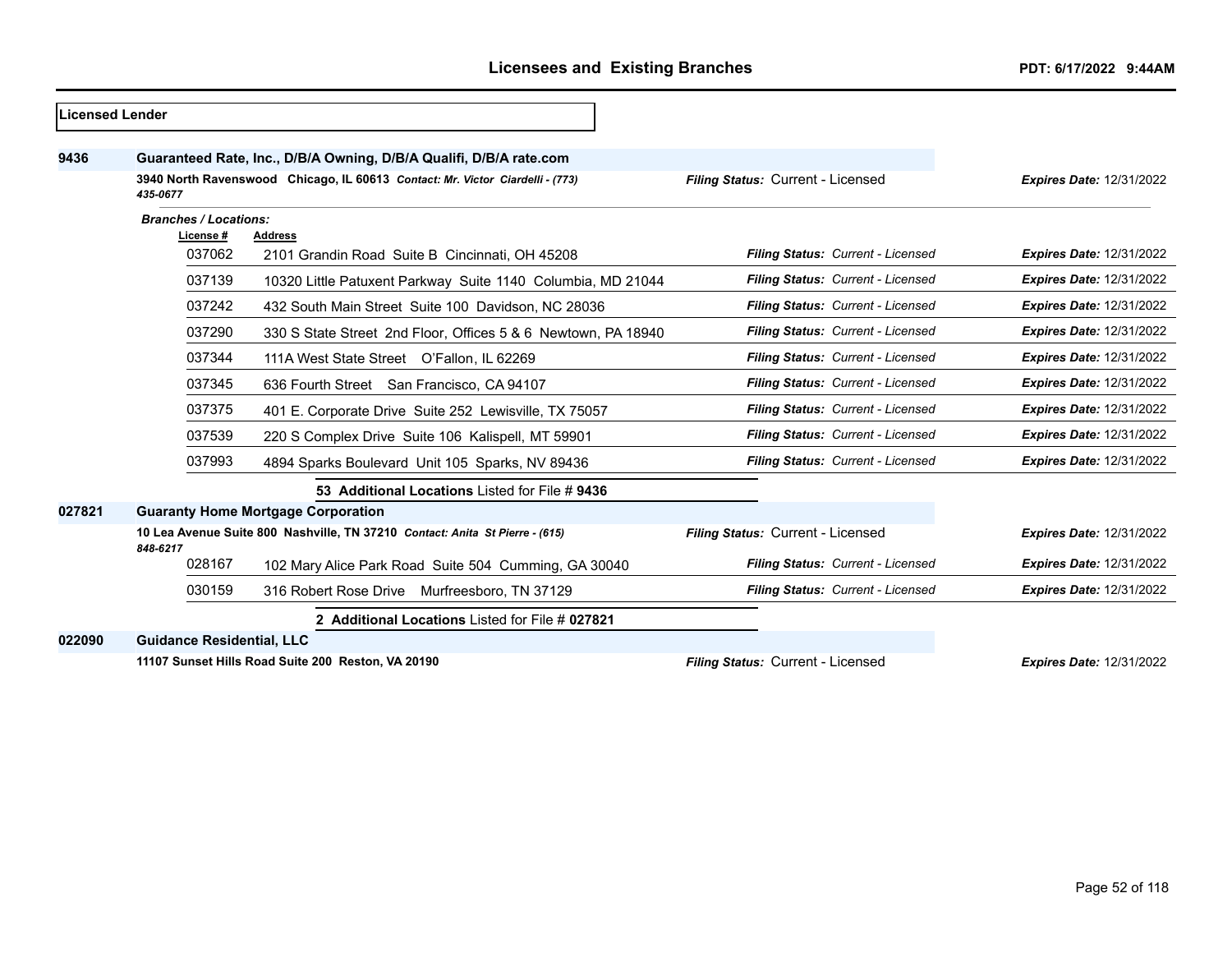## Licensees and Existing Branches

**Licensed Lender**

**9436** — **Guaranteed Rate, Inc., D/B/A Owning, D/B/A Qualifi, D/B/A rate.com**

**3940 North Ravenswood Chicago, IL 60613** *Contact: Mr. Victor Ciardelli - (773) 435-0677* — *Filing Status:* Current - Licensed — *Expires Date:* 12/31/2022

*Branches / Locations:*

| License # | Address | Filing Status | Expires Date |
|---|---|---|---|
| 037062 | 2101 Grandin Road Suite B Cincinnati, OH 45208 | Current - Licensed | 12/31/2022 |
| 037139 | 10320 Little Patuxent Parkway Suite 1140 Columbia, MD 21044 | Current - Licensed | 12/31/2022 |
| 037242 | 432 South Main Street Suite 100 Davidson, NC 28036 | Current - Licensed | 12/31/2022 |
| 037290 | 330 S State Street 2nd Floor, Offices 5 & 6 Newtown, PA 18940 | Current - Licensed | 12/31/2022 |
| 037344 | 111A West State Street O'Fallon, IL 62269 | Current - Licensed | 12/31/2022 |
| 037345 | 636 Fourth Street San Francisco, CA 94107 | Current - Licensed | 12/31/2022 |
| 037375 | 401 E. Corporate Drive Suite 252 Lewisville, TX 75057 | Current - Licensed | 12/31/2022 |
| 037539 | 220 S Complex Drive Suite 106 Kalispell, MT 59901 | Current - Licensed | 12/31/2022 |
| 037993 | 4894 Sparks Boulevard Unit 105 Sparks, NV 89436 | Current - Licensed | 12/31/2022 |

**53 Additional Locations** Listed for File # **9436**

**027821** — **Guaranty Home Mortgage Corporation**

**10 Lea Avenue Suite 800 Nashville, TN 37210** *Contact: Anita St Pierre - (615) 848-6217* — *Filing Status:* Current - Licensed — *Expires Date:* 12/31/2022

| License # | Address | Filing Status | Expires Date |
|---|---|---|---|
| 028167 | 102 Mary Alice Park Road Suite 504 Cumming, GA 30040 | Current - Licensed | 12/31/2022 |
| 030159 | 316 Robert Rose Drive Murfreesboro, TN 37129 | Current - Licensed | 12/31/2022 |

**2 Additional Locations** Listed for File # **027821**

**022090** — **Guidance Residential, LLC**

**11107 Sunset Hills Road Suite 200 Reston, VA 20190** — *Filing Status:* Current - Licensed — *Expires Date:* 12/31/2022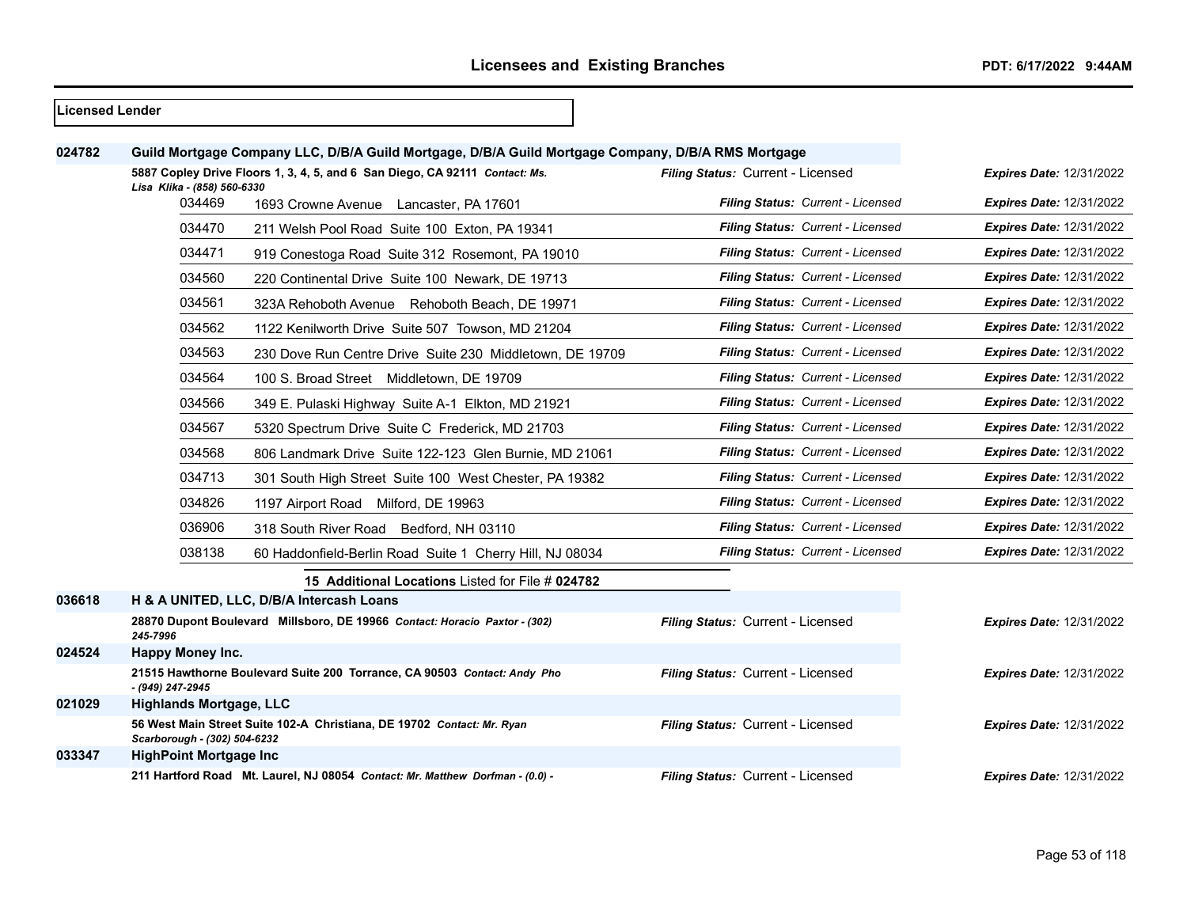**Licensed Lender**

**024782** **Guild Mortgage Company LLC, D/B/A Guild Mortgage, D/B/A Guild Mortgage Company, D/B/A RMS Mortgage**

**5887 Copley Drive Floors 1, 3, 4, 5, and 6 San Diego, CA 92111** ***Contact: Ms. Lisa Klika - (858) 560-6330***

*Filing Status:* Current - Licensed *Expires Date:* 12/31/2022

| Branch | Address | Filing Status | Expires Date |
|---|---|---|---|
| 034469 | 1693 Crowne Avenue Lancaster, PA 17601 | Current - Licensed | 12/31/2022 |
| 034470 | 211 Welsh Pool Road Suite 100 Exton, PA 19341 | Current - Licensed | 12/31/2022 |
| 034471 | 919 Conestoga Road Suite 312 Rosemont, PA 19010 | Current - Licensed | 12/31/2022 |
| 034560 | 220 Continental Drive Suite 100 Newark, DE 19713 | Current - Licensed | 12/31/2022 |
| 034561 | 323A Rehoboth Avenue Rehoboth Beach, DE 19971 | Current - Licensed | 12/31/2022 |
| 034562 | 1122 Kenilworth Drive Suite 507 Towson, MD 21204 | Current - Licensed | 12/31/2022 |
| 034563 | 230 Dove Run Centre Drive Suite 230 Middletown, DE 19709 | Current - Licensed | 12/31/2022 |
| 034564 | 100 S. Broad Street Middletown, DE 19709 | Current - Licensed | 12/31/2022 |
| 034566 | 349 E. Pulaski Highway Suite A-1 Elkton, MD 21921 | Current - Licensed | 12/31/2022 |
| 034567 | 5320 Spectrum Drive Suite C Frederick, MD 21703 | Current - Licensed | 12/31/2022 |
| 034568 | 806 Landmark Drive Suite 122-123 Glen Burnie, MD 21061 | Current - Licensed | 12/31/2022 |
| 034713 | 301 South High Street Suite 100 West Chester, PA 19382 | Current - Licensed | 12/31/2022 |
| 034826 | 1197 Airport Road Milford, DE 19963 | Current - Licensed | 12/31/2022 |
| 036906 | 318 South River Road Bedford, NH 03110 | Current - Licensed | 12/31/2022 |
| 038138 | 60 Haddonfield-Berlin Road Suite 1 Cherry Hill, NJ 08034 | Current - Licensed | 12/31/2022 |

**15 Additional Locations** Listed for File # **024782**

**036618** **H & A UNITED, LLC, D/B/A Intercash Loans**

**28870 Dupont Boulevard Millsboro, DE 19966** ***Contact: Horacio Paxtor - (302) 245-7996***

*Filing Status:* Current - Licensed *Expires Date:* 12/31/2022

**024524** **Happy Money Inc.**

**21515 Hawthorne Boulevard Suite 200 Torrance, CA 90503** ***Contact: Andy Pho - (949) 247-2945***

*Filing Status:* Current - Licensed *Expires Date:* 12/31/2022

**021029** **Highlands Mortgage, LLC**

**56 West Main Street Suite 102-A Christiana, DE 19702** ***Contact: Mr. Ryan Scarborough - (302) 504-6232***

*Filing Status:* Current - Licensed *Expires Date:* 12/31/2022

**033347** **HighPoint Mortgage Inc**

**211 Hartford Road Mt. Laurel, NJ 08054** ***Contact: Mr. Matthew Dorfman - (0.0) -***

*Filing Status:* Current - Licensed *Expires Date:* 12/31/2022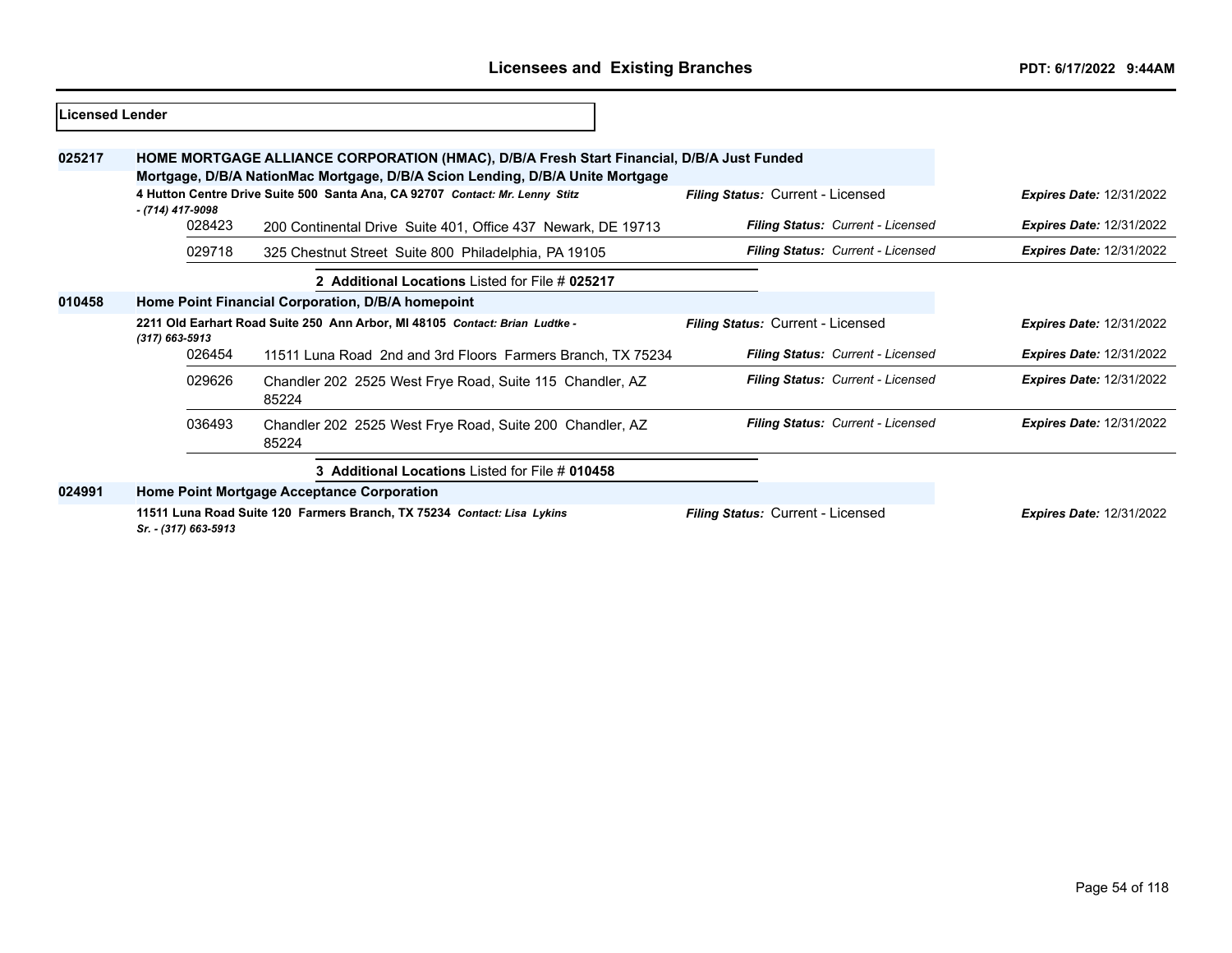## Licensed Lender

**025217** **HOME MORTGAGE ALLIANCE CORPORATION (HMAC), D/B/A Fresh Start Financial, D/B/A Just Funded Mortgage, D/B/A NationMac Mortgage, D/B/A Scion Lending, D/B/A Unite Mortgage**

**4 Hutton Centre Drive Suite 500 Santa Ana, CA 92707** *Contact: Mr. Lenny Stitz - (714) 417-9098* — *Filing Status:* Current - Licensed — *Expires Date:* 12/31/2022

| File # | Address | Filing Status | Expires Date |
|---|---|---|---|
| 028423 | 200 Continental Drive Suite 401, Office 437 Newark, DE 19713 | *Filing Status: Current - Licensed* | *Expires Date:* 12/31/2022 |
| 029718 | 325 Chestnut Street Suite 800 Philadelphia, PA 19105 | *Filing Status: Current - Licensed* | *Expires Date:* 12/31/2022 |

**2 Additional Locations** Listed for File # **025217**

**010458** **Home Point Financial Corporation, D/B/A homepoint**

**2211 Old Earhart Road Suite 250 Ann Arbor, MI 48105** *Contact: Brian Ludtke - (317) 663-5913* — *Filing Status:* Current - Licensed — *Expires Date:* 12/31/2022

| File # | Address | Filing Status | Expires Date |
|---|---|---|---|
| 026454 | 11511 Luna Road 2nd and 3rd Floors Farmers Branch, TX 75234 | *Filing Status: Current - Licensed* | *Expires Date:* 12/31/2022 |
| 029626 | Chandler 202 2525 West Frye Road, Suite 115 Chandler, AZ 85224 | *Filing Status: Current - Licensed* | *Expires Date:* 12/31/2022 |
| 036493 | Chandler 202 2525 West Frye Road, Suite 200 Chandler, AZ 85224 | *Filing Status: Current - Licensed* | *Expires Date:* 12/31/2022 |

**3 Additional Locations** Listed for File # **010458**

**024991** **Home Point Mortgage Acceptance Corporation**

**11511 Luna Road Suite 120 Farmers Branch, TX 75234** *Contact: Lisa Lykins Sr. - (317) 663-5913* — *Filing Status:* Current - Licensed — *Expires Date:* 12/31/2022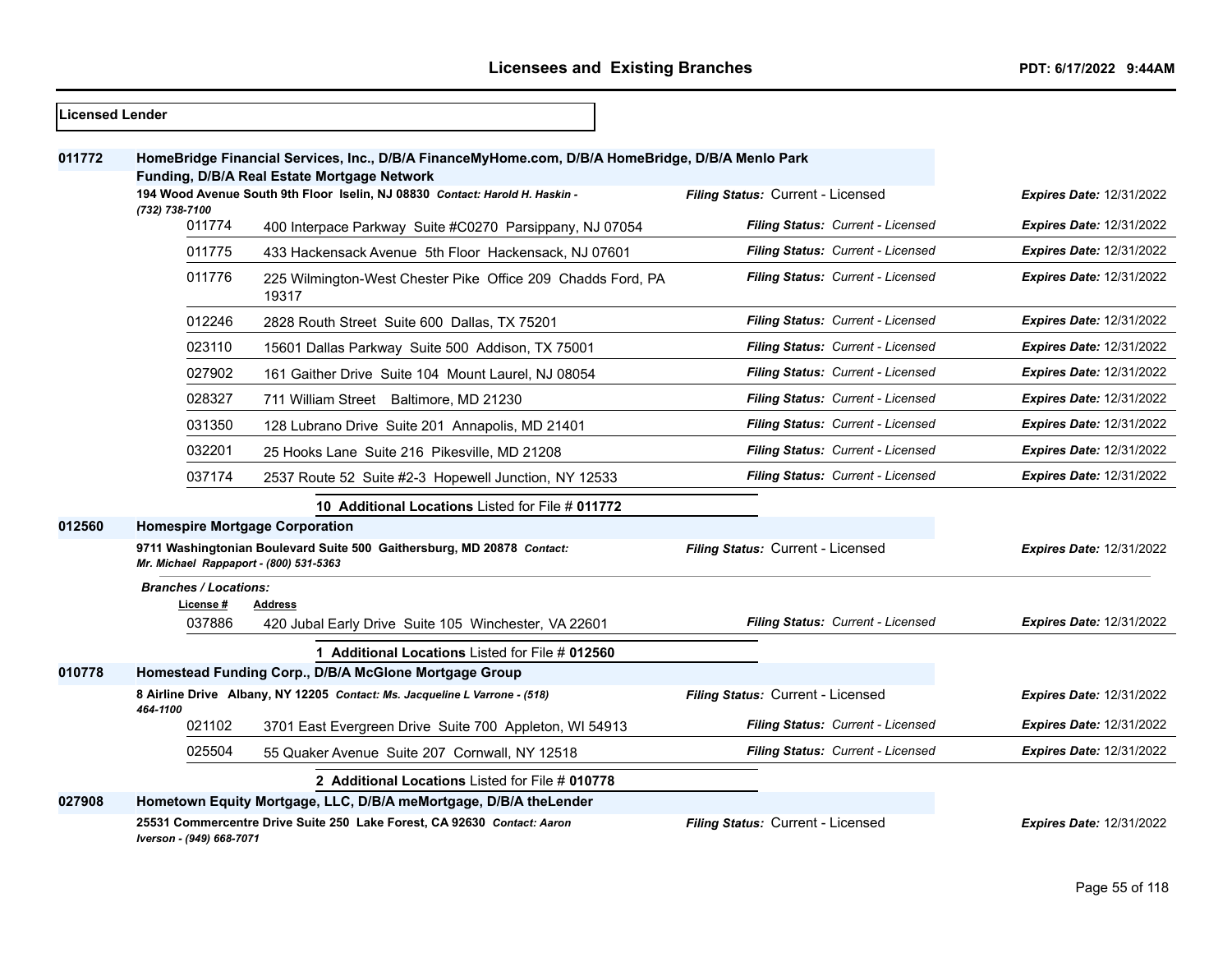**Licensed Lender**

**011772** **HomeBridge Financial Services, Inc., D/B/A FinanceMyHome.com, D/B/A HomeBridge, D/B/A Menlo Park Funding, D/B/A Real Estate Mortgage Network**

**194 Wood Avenue South 9th Floor Iselin, NJ 08830** *Contact: Harold H. Haskin - (732) 738-7100*

*Filing Status:* Current - Licensed *Expires Date:* 12/31/2022

| License # | Address | Filing Status | Expires Date |
|---|---|---|---|
| 011774 | 400 Interpace Parkway Suite #C0270 Parsippany, NJ 07054 | Current - Licensed | 12/31/2022 |
| 011775 | 433 Hackensack Avenue 5th Floor Hackensack, NJ 07601 | Current - Licensed | 12/31/2022 |
| 011776 | 225 Wilmington-West Chester Pike Office 209 Chadds Ford, PA 19317 | Current - Licensed | 12/31/2022 |
| 012246 | 2828 Routh Street Suite 600 Dallas, TX 75201 | Current - Licensed | 12/31/2022 |
| 023110 | 15601 Dallas Parkway Suite 500 Addison, TX 75001 | Current - Licensed | 12/31/2022 |
| 027902 | 161 Gaither Drive Suite 104 Mount Laurel, NJ 08054 | Current - Licensed | 12/31/2022 |
| 028327 | 711 William Street Baltimore, MD 21230 | Current - Licensed | 12/31/2022 |
| 031350 | 128 Lubrano Drive Suite 201 Annapolis, MD 21401 | Current - Licensed | 12/31/2022 |
| 032201 | 25 Hooks Lane Suite 216 Pikesville, MD 21208 | Current - Licensed | 12/31/2022 |
| 037174 | 2537 Route 52 Suite #2-3 Hopewell Junction, NY 12533 | Current - Licensed | 12/31/2022 |

**10 Additional Locations** Listed for File # **011772**

**012560** **Homespire Mortgage Corporation**

**9711 Washingtonian Boulevard Suite 500 Gaithersburg, MD 20878** *Contact: Mr. Michael Rappaport - (800) 531-5363*

*Filing Status:* Current - Licensed *Expires Date:* 12/31/2022

*Branches / Locations:*

| License # | Address | Filing Status | Expires Date |
|---|---|---|---|
| 037886 | 420 Jubal Early Drive Suite 105 Winchester, VA 22601 | Current - Licensed | 12/31/2022 |

**1 Additional Locations** Listed for File # **012560**

**010778** **Homestead Funding Corp., D/B/A McGlone Mortgage Group**

**8 Airline Drive Albany, NY 12205** *Contact: Ms. Jacqueline L Varrone - (518) 464-1100*

*Filing Status:* Current - Licensed *Expires Date:* 12/31/2022

| License # | Address | Filing Status | Expires Date |
|---|---|---|---|
| 021102 | 3701 East Evergreen Drive Suite 700 Appleton, WI 54913 | Current - Licensed | 12/31/2022 |
| 025504 | 55 Quaker Avenue Suite 207 Cornwall, NY 12518 | Current - Licensed | 12/31/2022 |

**2 Additional Locations** Listed for File # **010778**

**027908** **Hometown Equity Mortgage, LLC, D/B/A meMortgage, D/B/A theLender**

**25531 Commercentre Drive Suite 250 Lake Forest, CA 92630** *Contact: Aaron Iverson - (949) 668-7071*

*Filing Status:* Current - Licensed *Expires Date:* 12/31/2022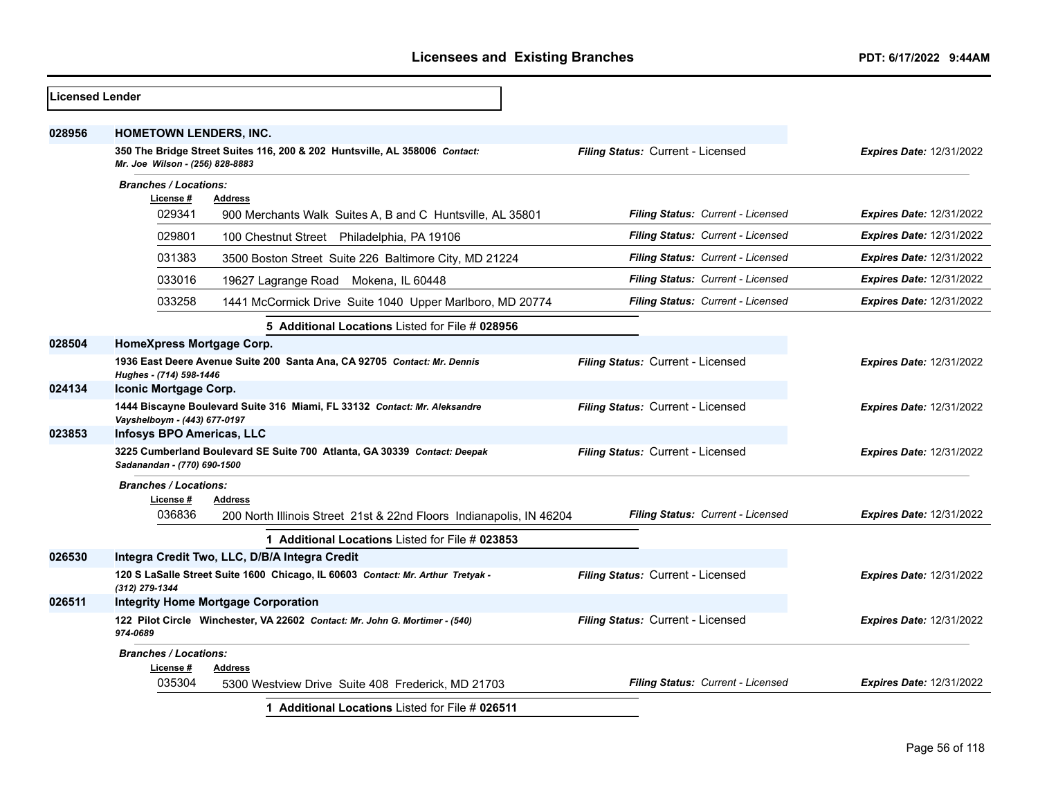## Licensees and Existing Branches

PDT: 6/17/2022 9:44AM

**Licensed Lender**

### 028956 HOMETOWN LENDERS, INC.

**350 The Bridge Street Suites 116, 200 & 202 Huntsville, AL 358006** *Contact: Mr. Joe Wilson - (256) 828-8883*

*Filing Status:* Current - Licensed | *Expires Date:* 12/31/2022

*Branches / Locations:*

| License # | Address | Filing Status | Expires Date |
|---|---|---|---|
| 029341 | 900 Merchants Walk Suites A, B and C Huntsville, AL 35801 | Current - Licensed | 12/31/2022 |
| 029801 | 100 Chestnut Street Philadelphia, PA 19106 | Current - Licensed | 12/31/2022 |
| 031383 | 3500 Boston Street Suite 226 Baltimore City, MD 21224 | Current - Licensed | 12/31/2022 |
| 033016 | 19627 Lagrange Road Mokena, IL 60448 | Current - Licensed | 12/31/2022 |
| 033258 | 1441 McCormick Drive Suite 1040 Upper Marlboro, MD 20774 | Current - Licensed | 12/31/2022 |

**5 Additional Locations** Listed for File # **028956**

### 028504 HomeXpress Mortgage Corp.

**1936 East Deere Avenue Suite 200 Santa Ana, CA 92705** *Contact: Mr. Dennis Hughes - (714) 598-1446*

*Filing Status:* Current - Licensed | *Expires Date:* 12/31/2022

### 024134 Iconic Mortgage Corp.

**1444 Biscayne Boulevard Suite 316 Miami, FL 33132** *Contact: Mr. Aleksandre Vayshelboym - (443) 677-0197*

*Filing Status:* Current - Licensed | *Expires Date:* 12/31/2022

### 023853 Infosys BPO Americas, LLC

**3225 Cumberland Boulevard SE Suite 700 Atlanta, GA 30339** *Contact: Deepak Sadanandan - (770) 690-1500*

*Filing Status:* Current - Licensed | *Expires Date:* 12/31/2022

*Branches / Locations:*

| License # | Address | Filing Status | Expires Date |
|---|---|---|---|
| 036836 | 200 North Illinois Street 21st & 22nd Floors Indianapolis, IN 46204 | Current - Licensed | 12/31/2022 |

**1 Additional Locations** Listed for File # **023853**

### 026530 Integra Credit Two, LLC, D/B/A Integra Credit

**120 S LaSalle Street Suite 1600 Chicago, IL 60603** *Contact: Mr. Arthur Tretyak - (312) 279-1344*

*Filing Status:* Current - Licensed | *Expires Date:* 12/31/2022

### 026511 Integrity Home Mortgage Corporation

**122 Pilot Circle Winchester, VA 22602** *Contact: Mr. John G. Mortimer - (540) 974-0689*

*Filing Status:* Current - Licensed | *Expires Date:* 12/31/2022

*Branches / Locations:*

| License # | Address | Filing Status | Expires Date |
|---|---|---|---|
| 035304 | 5300 Westview Drive Suite 408 Frederick, MD 21703 | Current - Licensed | 12/31/2022 |

**1 Additional Locations** Listed for File # **026511**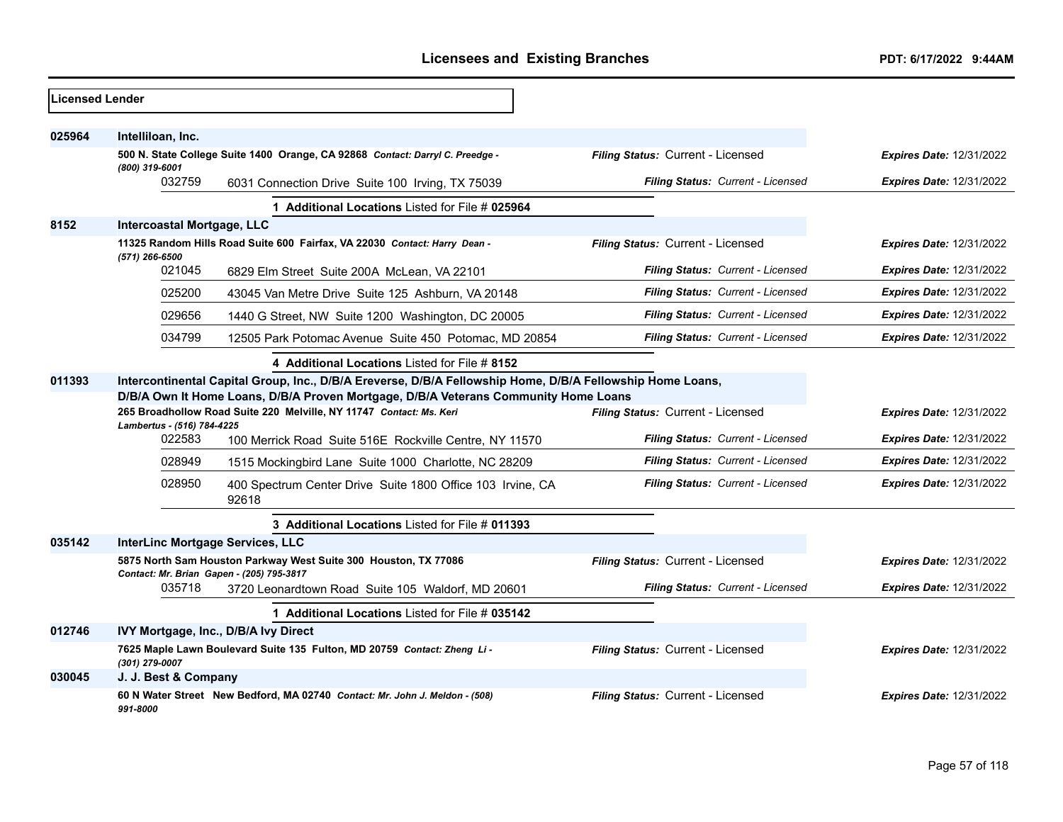## Licensed Lender

| File # | Name / Address | Filing Status | Expires Date |
|---|---|---|---|
| **025964** | **Intelliloan, Inc.** | | |
| | **500 N. State College Suite 1400 Orange, CA 92868** *Contact: Darryl C. Preedge - (800) 319-6001* | *Filing Status:* Current - Licensed | *Expires Date:* 12/31/2022 |
| 032759 | 6031 Connection Drive Suite 100 Irving, TX 75039 | *Filing Status: Current - Licensed* | *Expires Date:* 12/31/2022 |
| | 1 **Additional Locations** Listed for File # **025964** | | |
| **8152** | **Intercoastal Mortgage, LLC** | | |
| | **11325 Random Hills Road Suite 600 Fairfax, VA 22030** *Contact: Harry Dean - (571) 266-6500* | *Filing Status:* Current - Licensed | *Expires Date:* 12/31/2022 |
| 021045 | 6829 Elm Street Suite 200A McLean, VA 22101 | *Filing Status: Current - Licensed* | *Expires Date:* 12/31/2022 |
| 025200 | 43045 Van Metre Drive Suite 125 Ashburn, VA 20148 | *Filing Status: Current - Licensed* | *Expires Date:* 12/31/2022 |
| 029656 | 1440 G Street, NW Suite 1200 Washington, DC 20005 | *Filing Status: Current - Licensed* | *Expires Date:* 12/31/2022 |
| 034799 | 12505 Park Potomac Avenue Suite 450 Potomac, MD 20854 | *Filing Status: Current - Licensed* | *Expires Date:* 12/31/2022 |
| | 4 **Additional Locations** Listed for File # **8152** | | |
| **011393** | **Intercontinental Capital Group, Inc., D/B/A Ereverse, D/B/A Fellowship Home, D/B/A Fellowship Home Loans, D/B/A Own It Home Loans, D/B/A Proven Mortgage, D/B/A Veterans Community Home Loans** | | |
| | **265 Broadhollow Road Suite 220 Melville, NY 11747** *Contact: Ms. Keri Lambertus - (516) 784-4225* | *Filing Status:* Current - Licensed | *Expires Date:* 12/31/2022 |
| 022583 | 100 Merrick Road Suite 516E Rockville Centre, NY 11570 | *Filing Status: Current - Licensed* | *Expires Date:* 12/31/2022 |
| 028949 | 1515 Mockingbird Lane Suite 1000 Charlotte, NC 28209 | *Filing Status: Current - Licensed* | *Expires Date:* 12/31/2022 |
| 028950 | 400 Spectrum Center Drive Suite 1800 Office 103 Irvine, CA 92618 | *Filing Status: Current - Licensed* | *Expires Date:* 12/31/2022 |
| | 3 **Additional Locations** Listed for File # **011393** | | |
| **035142** | **InterLinc Mortgage Services, LLC** | | |
| | **5875 North Sam Houston Parkway West Suite 300 Houston, TX 77086** *Contact: Mr. Brian Gapen - (205) 795-3817* | *Filing Status:* Current - Licensed | *Expires Date:* 12/31/2022 |
| 035718 | 3720 Leonardtown Road Suite 105 Waldorf, MD 20601 | *Filing Status: Current - Licensed* | *Expires Date:* 12/31/2022 |
| | 1 **Additional Locations** Listed for File # **035142** | | |
| **012746** | **IVY Mortgage, Inc., D/B/A Ivy Direct** | | |
| | **7625 Maple Lawn Boulevard Suite 135 Fulton, MD 20759** *Contact: Zheng Li - (301) 279-0007* | *Filing Status:* Current - Licensed | *Expires Date:* 12/31/2022 |
| **030045** | **J. J. Best & Company** | | |
| | **60 N Water Street New Bedford, MA 02740** *Contact: Mr. John J. Meldon - (508) 991-8000* | *Filing Status:* Current - Licensed | *Expires Date:* 12/31/2022 |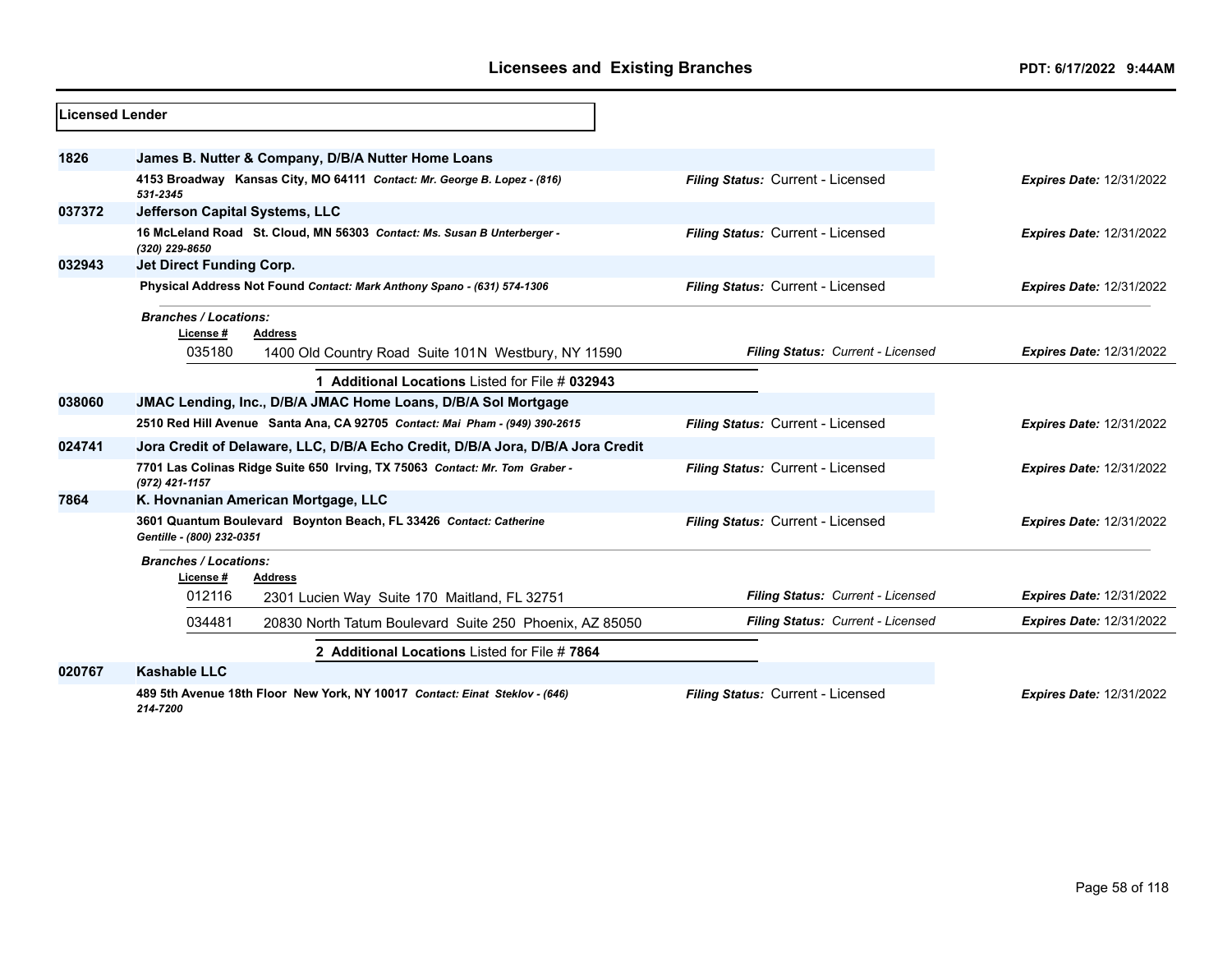## Licensed Lender

**1826** **James B. Nutter & Company, D/B/A Nutter Home Loans**

**4153 Broadway Kansas City, MO 64111** *Contact: Mr. George B. Lopez - (816) 531-2345* — ***Filing Status:*** Current - Licensed — ***Expires Date:*** 12/31/2022

**037372** **Jefferson Capital Systems, LLC**

**16 McLeland Road St. Cloud, MN 56303** *Contact: Ms. Susan B Unterberger - (320) 229-8650* — ***Filing Status:*** Current - Licensed — ***Expires Date:*** 12/31/2022

**032943** **Jet Direct Funding Corp.**

**Physical Address Not Found** *Contact: Mark Anthony Spano - (631) 574-1306* — ***Filing Status:*** Current - Licensed — ***Expires Date:*** 12/31/2022

***Branches / Locations:***

| License # | Address | Filing Status | Expires Date |
|---|---|---|---|
| 035180 | 1400 Old Country Road Suite 101N Westbury, NY 11590 | Current - Licensed | 12/31/2022 |

1 **Additional Locations** Listed for File # **032943**

**038060** **JMAC Lending, Inc., D/B/A JMAC Home Loans, D/B/A Sol Mortgage**

**2510 Red Hill Avenue Santa Ana, CA 92705** *Contact: Mai Pham - (949) 390-2615* — ***Filing Status:*** Current - Licensed — ***Expires Date:*** 12/31/2022

**024741** **Jora Credit of Delaware, LLC, D/B/A Echo Credit, D/B/A Jora, D/B/A Jora Credit**

**7701 Las Colinas Ridge Suite 650 Irving, TX 75063** *Contact: Mr. Tom Graber - (972) 421-1157* — ***Filing Status:*** Current - Licensed — ***Expires Date:*** 12/31/2022

**7864** **K. Hovnanian American Mortgage, LLC**

**3601 Quantum Boulevard Boynton Beach, FL 33426** *Contact: Catherine Gentille - (800) 232-0351* — ***Filing Status:*** Current - Licensed — ***Expires Date:*** 12/31/2022

***Branches / Locations:***

| License # | Address | Filing Status | Expires Date |
|---|---|---|---|
| 012116 | 2301 Lucien Way Suite 170 Maitland, FL 32751 | Current - Licensed | 12/31/2022 |
| 034481 | 20830 North Tatum Boulevard Suite 250 Phoenix, AZ 85050 | Current - Licensed | 12/31/2022 |

2 **Additional Locations** Listed for File # **7864**

**020767** **Kashable LLC**

**489 5th Avenue 18th Floor New York, NY 10017** *Contact: Einat Steklov - (646) 214-7200* — ***Filing Status:*** Current - Licensed — ***Expires Date:*** 12/31/2022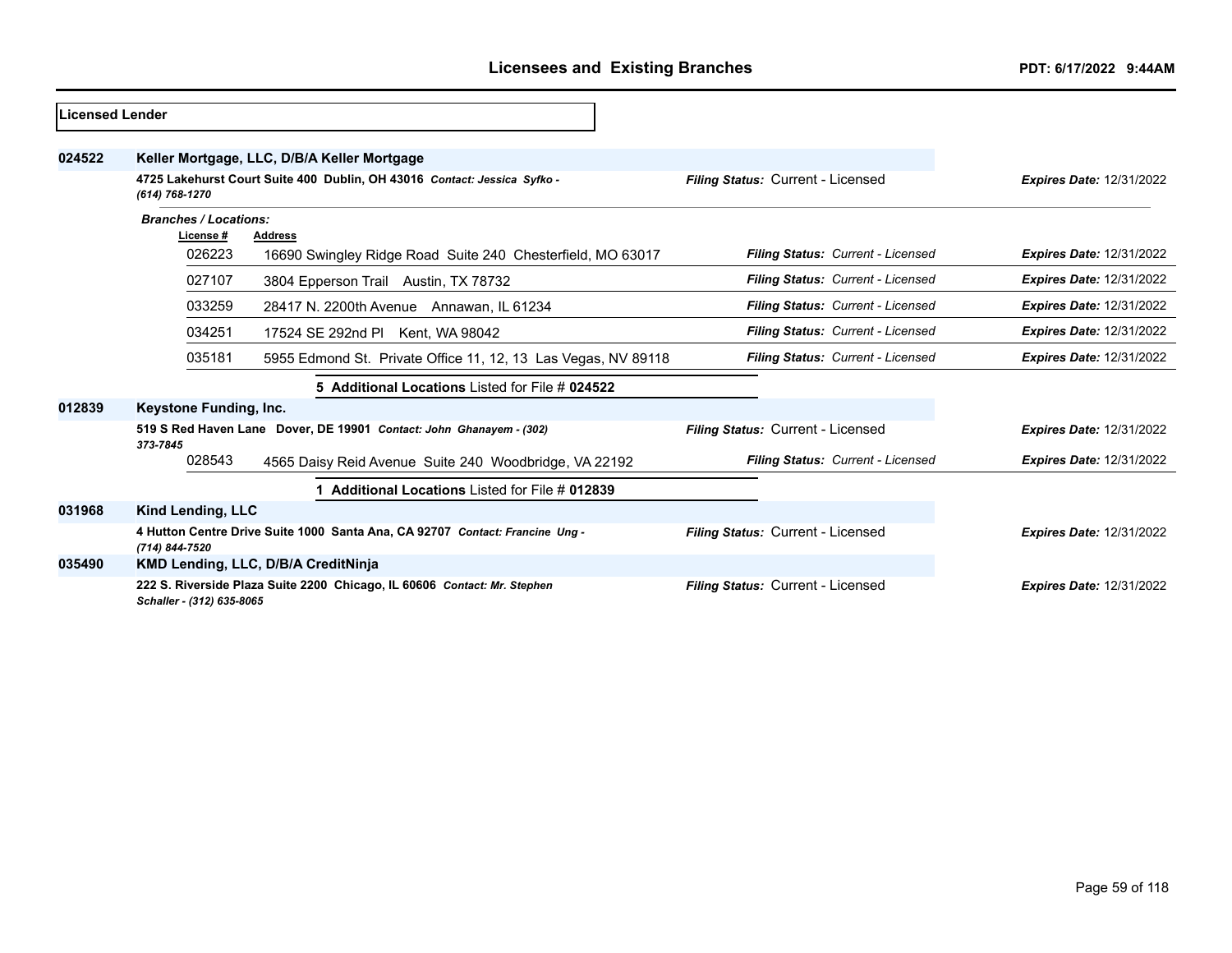## Licensed Lender

**024522** **Keller Mortgage, LLC, D/B/A Keller Mortgage**

**4725 Lakehurst Court Suite 400 Dublin, OH 43016** ***Contact: Jessica Syfko - (614) 768-1270***

***Filing Status:*** Current - Licensed ***Expires Date:*** 12/31/2022

***Branches / Locations:***

| License # | Address | Filing Status | Expires Date |
|---|---|---|---|
| 026223 | 16690 Swingley Ridge Road Suite 240 Chesterfield, MO 63017 | Current - Licensed | 12/31/2022 |
| 027107 | 3804 Epperson Trail Austin, TX 78732 | Current - Licensed | 12/31/2022 |
| 033259 | 28417 N. 2200th Avenue Annawan, IL 61234 | Current - Licensed | 12/31/2022 |
| 034251 | 17524 SE 292nd Pl Kent, WA 98042 | Current - Licensed | 12/31/2022 |
| 035181 | 5955 Edmond St. Private Office 11, 12, 13 Las Vegas, NV 89118 | Current - Licensed | 12/31/2022 |

**5 Additional Locations** Listed for File # **024522**

**012839** **Keystone Funding, Inc.**

**519 S Red Haven Lane Dover, DE 19901** ***Contact: John Ghanayem - (302) 373-7845***

***Filing Status:*** Current - Licensed ***Expires Date:*** 12/31/2022

| License # | Address | Filing Status | Expires Date |
|---|---|---|---|
| 028543 | 4565 Daisy Reid Avenue Suite 240 Woodbridge, VA 22192 | Current - Licensed | 12/31/2022 |

**1 Additional Locations** Listed for File # **012839**

**031968** **Kind Lending, LLC**

**4 Hutton Centre Drive Suite 1000 Santa Ana, CA 92707** ***Contact: Francine Ung - (714) 844-7520***

***Filing Status:*** Current - Licensed ***Expires Date:*** 12/31/2022

**035490** **KMD Lending, LLC, D/B/A CreditNinja**

**222 S. Riverside Plaza Suite 2200 Chicago, IL 60606** ***Contact: Mr. Stephen Schaller - (312) 635-8065***

***Filing Status:*** Current - Licensed ***Expires Date:*** 12/31/2022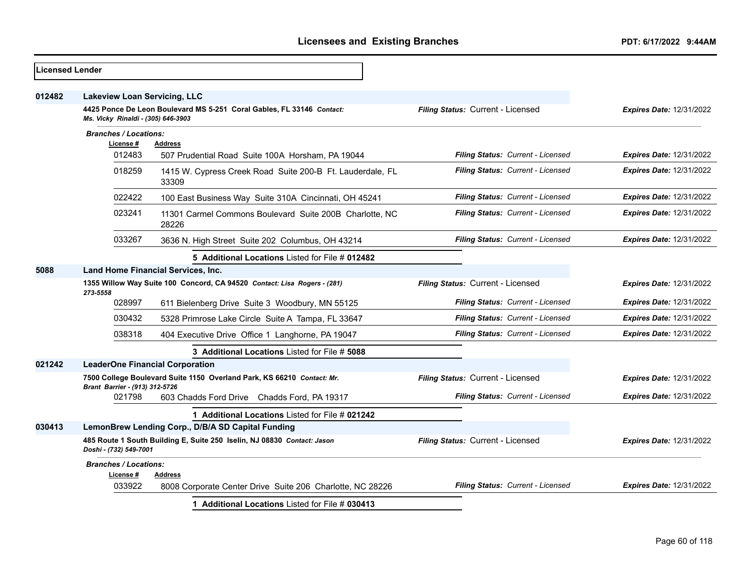## Licensed Lender

**012482** **Lakeview Loan Servicing, LLC**

**4425 Ponce De Leon Boulevard MS 5-251 Coral Gables, FL 33146** *Contact: Ms. Vicky Rinaldi - (305) 646-3903*

*Filing Status:* Current - Licensed — *Expires Date:* 12/31/2022

*Branches / Locations:*

| License # | Address | Filing Status | Expires Date |
|---|---|---|---|
| 012483 | 507 Prudential Road Suite 100A Horsham, PA 19044 | Current - Licensed | 12/31/2022 |
| 018259 | 1415 W. Cypress Creek Road Suite 200-B Ft. Lauderdale, FL 33309 | Current - Licensed | 12/31/2022 |
| 022422 | 100 East Business Way Suite 310A Cincinnati, OH 45241 | Current - Licensed | 12/31/2022 |
| 023241 | 11301 Carmel Commons Boulevard Suite 200B Charlotte, NC 28226 | Current - Licensed | 12/31/2022 |
| 033267 | 3636 N. High Street Suite 202 Columbus, OH 43214 | Current - Licensed | 12/31/2022 |

**5 Additional Locations** Listed for File # **012482**

**5088** **Land Home Financial Services, Inc.**

**1355 Willow Way Suite 100 Concord, CA 94520** *Contact: Lisa Rogers - (281) 273-5558*

*Filing Status:* Current - Licensed — *Expires Date:* 12/31/2022

| License # | Address | Filing Status | Expires Date |
|---|---|---|---|
| 028997 | 611 Bielenberg Drive Suite 3 Woodbury, MN 55125 | Current - Licensed | 12/31/2022 |
| 030432 | 5328 Primrose Lake Circle Suite A Tampa, FL 33647 | Current - Licensed | 12/31/2022 |
| 038318 | 404 Executive Drive Office 1 Langhorne, PA 19047 | Current - Licensed | 12/31/2022 |

**3 Additional Locations** Listed for File # **5088**

**021242** **LeaderOne Financial Corporation**

**7500 College Boulevard Suite 1150 Overland Park, KS 66210** *Contact: Mr. Brant Barrier - (913) 312-5726*

*Filing Status:* Current - Licensed — *Expires Date:* 12/31/2022

| License # | Address | Filing Status | Expires Date |
|---|---|---|---|
| 021798 | 603 Chadds Ford Drive Chadds Ford, PA 19317 | Current - Licensed | 12/31/2022 |

**1 Additional Locations** Listed for File # **021242**

**030413** **LemonBrew Lending Corp., D/B/A SD Capital Funding**

**485 Route 1 South Building E, Suite 250 Iselin, NJ 08830** *Contact: Jason Doshi - (732) 549-7001*

*Filing Status:* Current - Licensed — *Expires Date:* 12/31/2022

*Branches / Locations:*

| License # | Address | Filing Status | Expires Date |
|---|---|---|---|
| 033922 | 8008 Corporate Center Drive Suite 206 Charlotte, NC 28226 | Current - Licensed | 12/31/2022 |

**1 Additional Locations** Listed for File # **030413**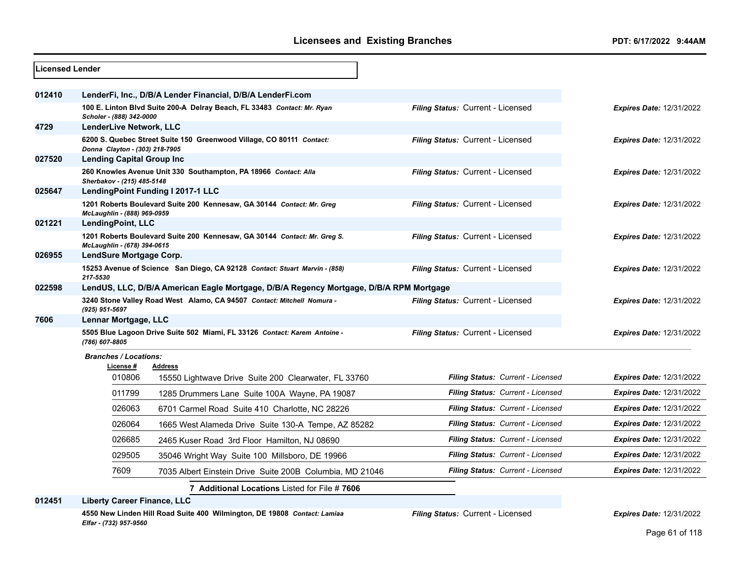## Licensed Lender

| License # | Name / Address | Filing Status | Expires Date |
|---|---|---|---|
| 012410 | **LenderFi, Inc., D/B/A Lender Financial, D/B/A LenderFi.com** | | |
| | 100 E. Linton Blvd Suite 200-A Delray Beach, FL 33483 *Contact: Mr. Ryan Scholer - (888) 342-0000* | *Filing Status:* Current - Licensed | *Expires Date:* 12/31/2022 |
| 4729 | **LenderLive Network, LLC** | | |
| | 6200 S. Quebec Street Suite 150 Greenwood Village, CO 80111 *Contact: Donna Clayton - (303) 218-7905* | *Filing Status:* Current - Licensed | *Expires Date:* 12/31/2022 |
| 027520 | **Lending Capital Group Inc** | | |
| | 260 Knowles Avenue Unit 330 Southampton, PA 18966 *Contact: Alla Sherbakov - (215) 485-5148* | *Filing Status:* Current - Licensed | *Expires Date:* 12/31/2022 |
| 025647 | **LendingPoint Funding I 2017-1 LLC** | | |
| | 1201 Roberts Boulevard Suite 200 Kennesaw, GA 30144 *Contact: Mr. Greg McLaughlin - (888) 969-0959* | *Filing Status:* Current - Licensed | *Expires Date:* 12/31/2022 |
| 021221 | **LendingPoint, LLC** | | |
| | 1201 Roberts Boulevard Suite 200 Kennesaw, GA 30144 *Contact: Mr. Greg S. McLaughlin - (678) 394-0615* | *Filing Status:* Current - Licensed | *Expires Date:* 12/31/2022 |
| 026955 | **LendSure Mortgage Corp.** | | |
| | 15253 Avenue of Science San Diego, CA 92128 *Contact: Stuart Marvin - (858) 217-5530* | *Filing Status:* Current - Licensed | *Expires Date:* 12/31/2022 |
| 022598 | **LendUS, LLC, D/B/A American Eagle Mortgage, D/B/A Regency Mortgage, D/B/A RPM Mortgage** | | |
| | 3240 Stone Valley Road West Alamo, CA 94507 *Contact: Mitchell Nomura - (925) 951-5697* | *Filing Status:* Current - Licensed | *Expires Date:* 12/31/2022 |
| 7606 | **Lennar Mortgage, LLC** | | |
| | 5505 Blue Lagoon Drive Suite 502 Miami, FL 33126 *Contact: Karem Antoine - (786) 607-8805* | *Filing Status:* Current - Licensed | *Expires Date:* 12/31/2022 |

*Branches / Locations:*

| License # | Address | Filing Status | Expires Date |
|---|---|---|---|
| 010806 | 15550 Lightwave Drive Suite 200 Clearwater, FL 33760 | *Filing Status:* Current - Licensed | *Expires Date:* 12/31/2022 |
| 011799 | 1285 Drummers Lane Suite 100A Wayne, PA 19087 | *Filing Status:* Current - Licensed | *Expires Date:* 12/31/2022 |
| 026063 | 6701 Carmel Road Suite 410 Charlotte, NC 28226 | *Filing Status:* Current - Licensed | *Expires Date:* 12/31/2022 |
| 026064 | 1665 West Alameda Drive Suite 130-A Tempe, AZ 85282 | *Filing Status:* Current - Licensed | *Expires Date:* 12/31/2022 |
| 026685 | 2465 Kuser Road 3rd Floor Hamilton, NJ 08690 | *Filing Status:* Current - Licensed | *Expires Date:* 12/31/2022 |
| 029505 | 35046 Wright Way Suite 100 Millsboro, DE 19966 | *Filing Status:* Current - Licensed | *Expires Date:* 12/31/2022 |
| 7609 | 7035 Albert Einstein Drive Suite 200B Columbia, MD 21046 | *Filing Status:* Current - Licensed | *Expires Date:* 12/31/2022 |

**7 Additional Locations** Listed for File # **7606**

| License # | Name / Address | Filing Status | Expires Date |
|---|---|---|---|
| 012451 | **Liberty Career Finance, LLC** | | |
| | 4550 New Linden Hill Road Suite 400 Wilmington, DE 19808 *Contact: Lamiaa Elfar - (732) 957-9560* | *Filing Status:* Current - Licensed | *Expires Date:* 12/31/2022 |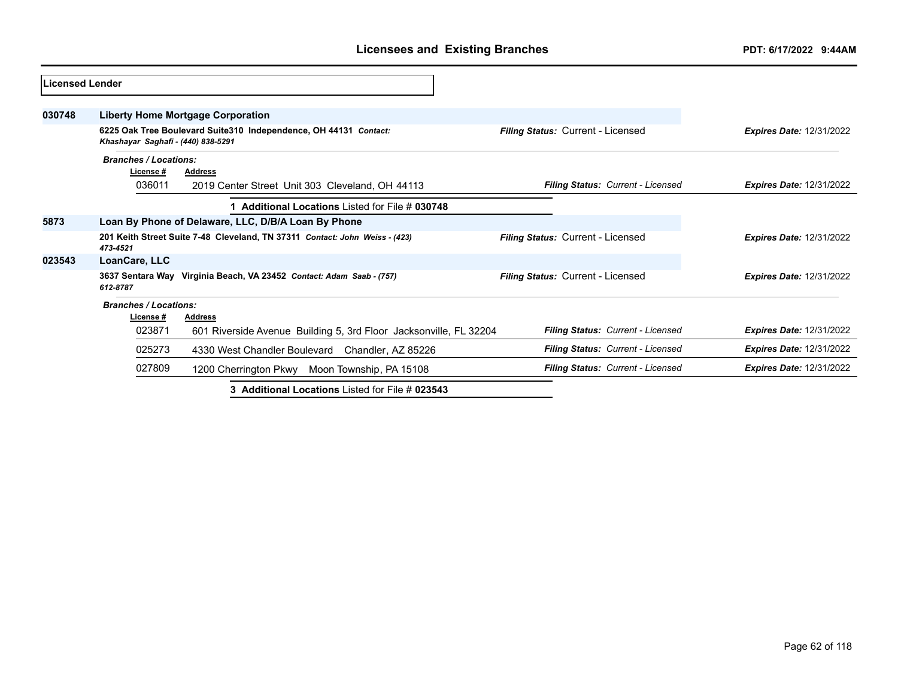## Licensees and Existing Branches

PDT: 6/17/2022 9:44AM

**Licensed Lender**

**030748** **Liberty Home Mortgage Corporation**

**6225 Oak Tree Boulevard Suite310 Independence, OH 44131** *Contact: Khashayar Saghafi - (440) 838-5291*

*Filing Status:* Current - Licensed *Expires Date:* 12/31/2022

*Branches / Locations:*

| License # | Address | Filing Status | Expires Date |
|---|---|---|---|
| 036011 | 2019 Center Street Unit 303 Cleveland, OH 44113 | *Filing Status: Current - Licensed* | *Expires Date:* 12/31/2022 |

**1 Additional Locations** Listed for File # **030748**

**5873** **Loan By Phone of Delaware, LLC, D/B/A Loan By Phone**

**201 Keith Street Suite 7-48 Cleveland, TN 37311** *Contact: John Weiss - (423) 473-4521*

*Filing Status:* Current - Licensed *Expires Date:* 12/31/2022

**023543** **LoanCare, LLC**

**3637 Sentara Way Virginia Beach, VA 23452** *Contact: Adam Saab - (757) 612-8787*

*Filing Status:* Current - Licensed *Expires Date:* 12/31/2022

*Branches / Locations:*

| License # | Address | Filing Status | Expires Date |
|---|---|---|---|
| 023871 | 601 Riverside Avenue Building 5, 3rd Floor Jacksonville, FL 32204 | *Filing Status: Current - Licensed* | *Expires Date:* 12/31/2022 |
| 025273 | 4330 West Chandler Boulevard Chandler, AZ 85226 | *Filing Status: Current - Licensed* | *Expires Date:* 12/31/2022 |
| 027809 | 1200 Cherrington Pkwy Moon Township, PA 15108 | *Filing Status: Current - Licensed* | *Expires Date:* 12/31/2022 |

**3 Additional Locations** Listed for File # **023543**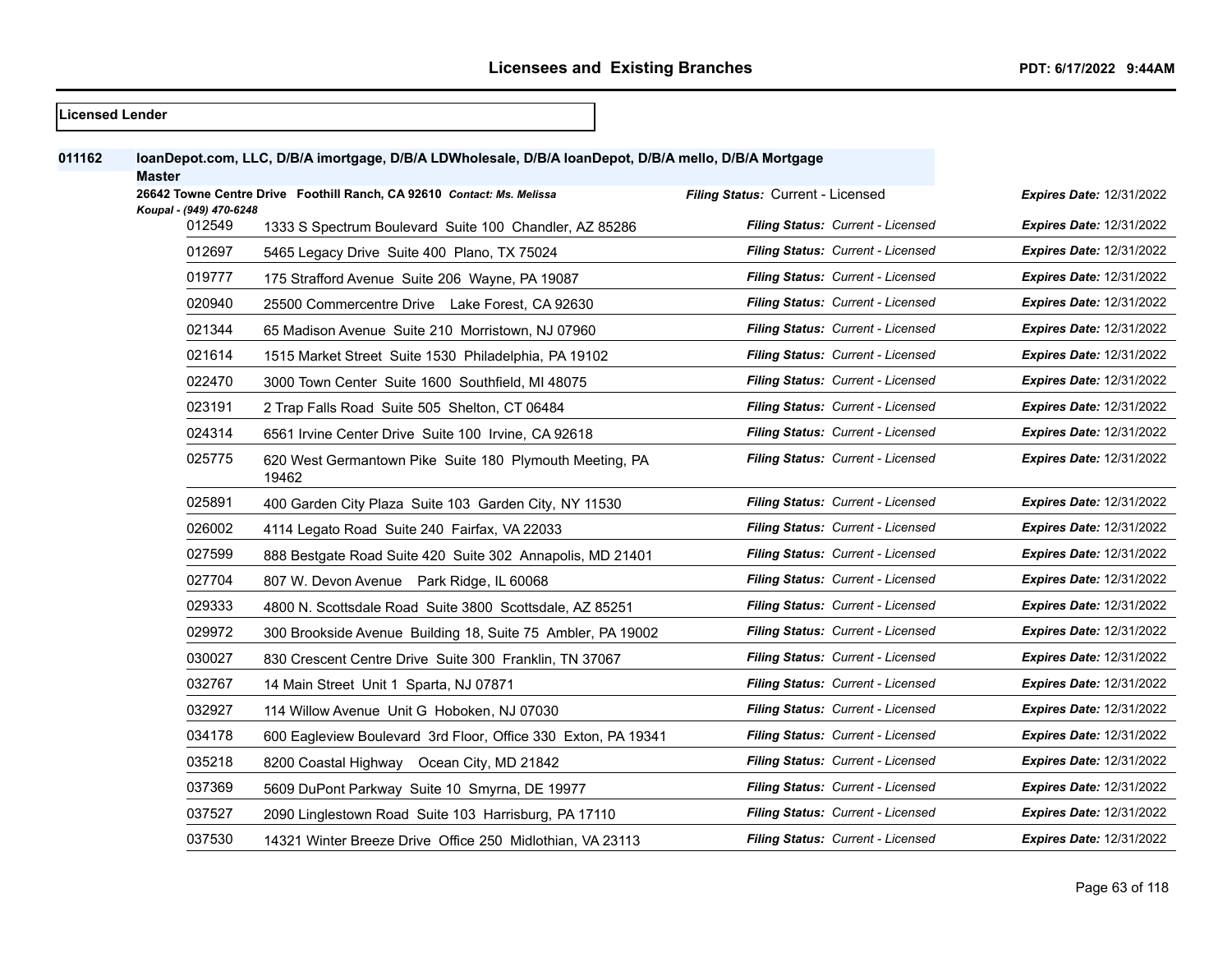# Licensees and Existing Branches

PDT: 6/17/2022 9:44AM

**Licensed Lender**

**011162** **loanDepot.com, LLC, D/B/A imortgage, D/B/A LDWholesale, D/B/A loanDepot, D/B/A mello, D/B/A Mortgage Master**

**26642 Towne Centre Drive Foothill Ranch, CA 92610** *Contact: Ms. Melissa Koupal - (949) 470-6248*

***Filing Status:*** Current - Licensed ***Expires Date:*** 12/31/2022

| Branch | Address | Filing Status | Expires Date |
|---|---|---|---|
| 012549 | 1333 S Spectrum Boulevard Suite 100 Chandler, AZ 85286 | *Current - Licensed* | 12/31/2022 |
| 012697 | 5465 Legacy Drive Suite 400 Plano, TX 75024 | *Current - Licensed* | 12/31/2022 |
| 019777 | 175 Strafford Avenue Suite 206 Wayne, PA 19087 | *Current - Licensed* | 12/31/2022 |
| 020940 | 25500 Commercentre Drive Lake Forest, CA 92630 | *Current - Licensed* | 12/31/2022 |
| 021344 | 65 Madison Avenue Suite 210 Morristown, NJ 07960 | *Current - Licensed* | 12/31/2022 |
| 021614 | 1515 Market Street Suite 1530 Philadelphia, PA 19102 | *Current - Licensed* | 12/31/2022 |
| 022470 | 3000 Town Center Suite 1600 Southfield, MI 48075 | *Current - Licensed* | 12/31/2022 |
| 023191 | 2 Trap Falls Road Suite 505 Shelton, CT 06484 | *Current - Licensed* | 12/31/2022 |
| 024314 | 6561 Irvine Center Drive Suite 100 Irvine, CA 92618 | *Current - Licensed* | 12/31/2022 |
| 025775 | 620 West Germantown Pike Suite 180 Plymouth Meeting, PA 19462 | *Current - Licensed* | 12/31/2022 |
| 025891 | 400 Garden City Plaza Suite 103 Garden City, NY 11530 | *Current - Licensed* | 12/31/2022 |
| 026002 | 4114 Legato Road Suite 240 Fairfax, VA 22033 | *Current - Licensed* | 12/31/2022 |
| 027599 | 888 Bestgate Road Suite 420 Suite 302 Annapolis, MD 21401 | *Current - Licensed* | 12/31/2022 |
| 027704 | 807 W. Devon Avenue Park Ridge, IL 60068 | *Current - Licensed* | 12/31/2022 |
| 029333 | 4800 N. Scottsdale Road Suite 3800 Scottsdale, AZ 85251 | *Current - Licensed* | 12/31/2022 |
| 029972 | 300 Brookside Avenue Building 18, Suite 75 Ambler, PA 19002 | *Current - Licensed* | 12/31/2022 |
| 030027 | 830 Crescent Centre Drive Suite 300 Franklin, TN 37067 | *Current - Licensed* | 12/31/2022 |
| 032767 | 14 Main Street Unit 1 Sparta, NJ 07871 | *Current - Licensed* | 12/31/2022 |
| 032927 | 114 Willow Avenue Unit G Hoboken, NJ 07030 | *Current - Licensed* | 12/31/2022 |
| 034178 | 600 Eagleview Boulevard 3rd Floor, Office 330 Exton, PA 19341 | *Current - Licensed* | 12/31/2022 |
| 035218 | 8200 Coastal Highway Ocean City, MD 21842 | *Current - Licensed* | 12/31/2022 |
| 037369 | 5609 DuPont Parkway Suite 10 Smyrna, DE 19977 | *Current - Licensed* | 12/31/2022 |
| 037527 | 2090 Linglestown Road Suite 103 Harrisburg, PA 17110 | *Current - Licensed* | 12/31/2022 |
| 037530 | 14321 Winter Breeze Drive Office 250 Midlothian, VA 23113 | *Current - Licensed* | 12/31/2022 |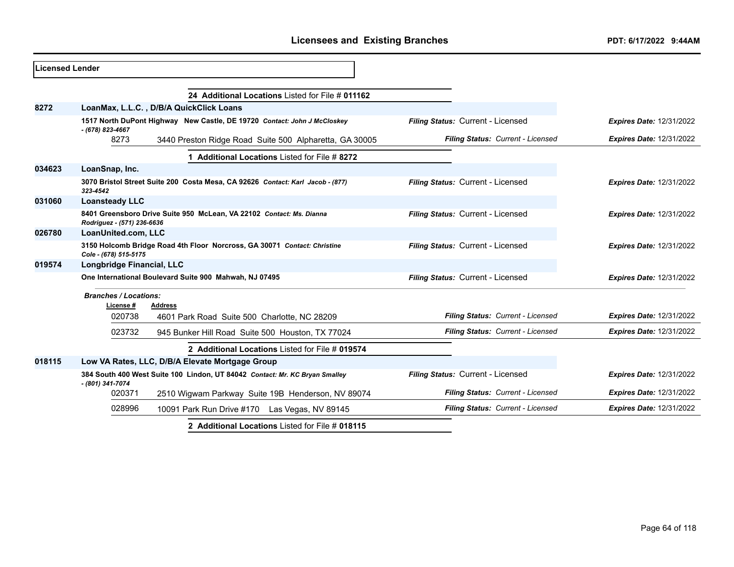**Licensed Lender**

**24 Additional Locations** Listed for File # **011162**

| File # | Name / Address | Filing Status | Expires Date |
|---|---|---|---|
| **8272** | **LoanMax, L.L.C. , D/B/A QuickClick Loans** | | |
| | **1517 North DuPont Highway New Castle, DE 19720** ***Contact: John J McCloskey - (678) 823-4667*** | ***Filing Status:*** Current - Licensed | ***Expires Date:*** 12/31/2022 |
| 8273 | 3440 Preston Ridge Road Suite 500 Alpharetta, GA 30005 | ***Filing Status:*** *Current - Licensed* | ***Expires Date:*** 12/31/2022 |

**1 Additional Locations** Listed for File # **8272**

| File # | Name / Address | Filing Status | Expires Date |
|---|---|---|---|
| **034623** | **LoanSnap, Inc.** | | |
| | **3070 Bristol Street Suite 200 Costa Mesa, CA 92626** ***Contact: Karl Jacob - (877) 323-4542*** | ***Filing Status:*** Current - Licensed | ***Expires Date:*** 12/31/2022 |
| **031060** | **Loansteady LLC** | | |
| | **8401 Greensboro Drive Suite 950 McLean, VA 22102** ***Contact: Ms. Dianna Rodriguez - (571) 236-6636*** | ***Filing Status:*** Current - Licensed | ***Expires Date:*** 12/31/2022 |
| **026780** | **LoanUnited.com, LLC** | | |
| | **3150 Holcomb Bridge Road 4th Floor Norcross, GA 30071** ***Contact: Christine Cole - (678) 515-5175*** | ***Filing Status:*** Current - Licensed | ***Expires Date:*** 12/31/2022 |
| **019574** | **Longbridge Financial, LLC** | | |
| | **One International Boulevard Suite 900 Mahwah, NJ 07495** | ***Filing Status:*** Current - Licensed | ***Expires Date:*** 12/31/2022 |

***Branches / Locations:***

| License # | Address | Filing Status | Expires Date |
|---|---|---|---|
| 020738 | 4601 Park Road Suite 500 Charlotte, NC 28209 | ***Filing Status:*** *Current - Licensed* | ***Expires Date:*** 12/31/2022 |
| 023732 | 945 Bunker Hill Road Suite 500 Houston, TX 77024 | ***Filing Status:*** *Current - Licensed* | ***Expires Date:*** 12/31/2022 |

**2 Additional Locations** Listed for File # **019574**

| File # | Name / Address | Filing Status | Expires Date |
|---|---|---|---|
| **018115** | **Low VA Rates, LLC, D/B/A Elevate Mortgage Group** | | |
| | **384 South 400 West Suite 100 Lindon, UT 84042** ***Contact: Mr. KC Bryan Smalley - (801) 341-7074*** | ***Filing Status:*** Current - Licensed | ***Expires Date:*** 12/31/2022 |
| 020371 | 2510 Wigwam Parkway Suite 19B Henderson, NV 89074 | ***Filing Status:*** *Current - Licensed* | ***Expires Date:*** 12/31/2022 |
| 028996 | 10091 Park Run Drive #170 Las Vegas, NV 89145 | ***Filing Status:*** *Current - Licensed* | ***Expires Date:*** 12/31/2022 |

**2 Additional Locations** Listed for File # **018115**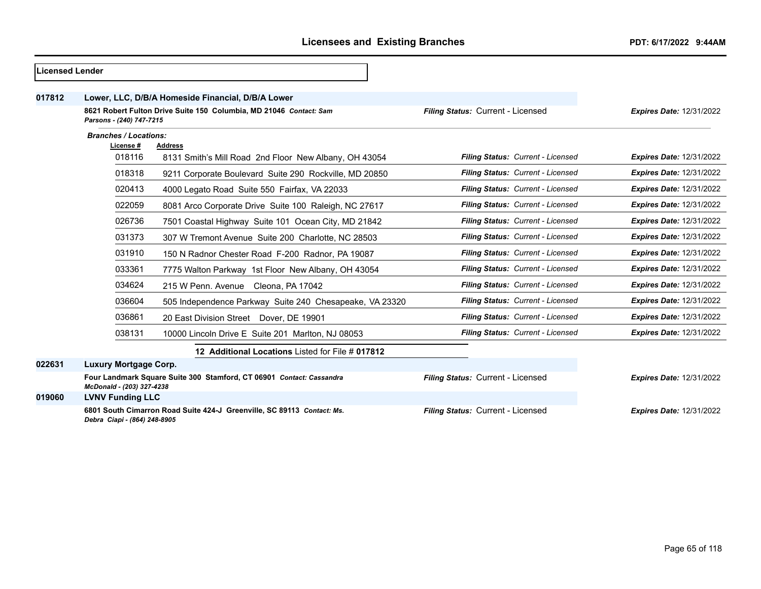## Licensed Lender

**017812** **Lower, LLC, D/B/A Homeside Financial, D/B/A Lower**

**8621 Robert Fulton Drive Suite 150 Columbia, MD 21046** ***Contact: Sam Parsons - (240) 747-7215***

***Filing Status:*** Current - Licensed ***Expires Date:*** 12/31/2022

***Branches / Locations:***

| License # | Address | Filing Status | Expires Date |
|---|---|---|---|
| 018116 | 8131 Smith's Mill Road 2nd Floor New Albany, OH 43054 | Current - Licensed | 12/31/2022 |
| 018318 | 9211 Corporate Boulevard Suite 290 Rockville, MD 20850 | Current - Licensed | 12/31/2022 |
| 020413 | 4000 Legato Road Suite 550 Fairfax, VA 22033 | Current - Licensed | 12/31/2022 |
| 022059 | 8081 Arco Corporate Drive Suite 100 Raleigh, NC 27617 | Current - Licensed | 12/31/2022 |
| 026736 | 7501 Coastal Highway Suite 101 Ocean City, MD 21842 | Current - Licensed | 12/31/2022 |
| 031373 | 307 W Tremont Avenue Suite 200 Charlotte, NC 28503 | Current - Licensed | 12/31/2022 |
| 031910 | 150 N Radnor Chester Road F-200 Radnor, PA 19087 | Current - Licensed | 12/31/2022 |
| 033361 | 7775 Walton Parkway 1st Floor New Albany, OH 43054 | Current - Licensed | 12/31/2022 |
| 034624 | 215 W Penn. Avenue Cleona, PA 17042 | Current - Licensed | 12/31/2022 |
| 036604 | 505 Independence Parkway Suite 240 Chesapeake, VA 23320 | Current - Licensed | 12/31/2022 |
| 036861 | 20 East Division Street Dover, DE 19901 | Current - Licensed | 12/31/2022 |
| 038131 | 10000 Lincoln Drive E Suite 201 Marlton, NJ 08053 | Current - Licensed | 12/31/2022 |

**12 Additional Locations** Listed for File # **017812**

**022631** **Luxury Mortgage Corp.**

**Four Landmark Square Suite 300 Stamford, CT 06901** ***Contact: Cassandra McDonald - (203) 327-4238***

***Filing Status:*** Current - Licensed ***Expires Date:*** 12/31/2022

**019060** **LVNV Funding LLC**

**6801 South Cimarron Road Suite 424-J Greenville, SC 89113** ***Contact: Ms. Debra Ciapi - (864) 248-8905***

***Filing Status:*** Current - Licensed ***Expires Date:*** 12/31/2022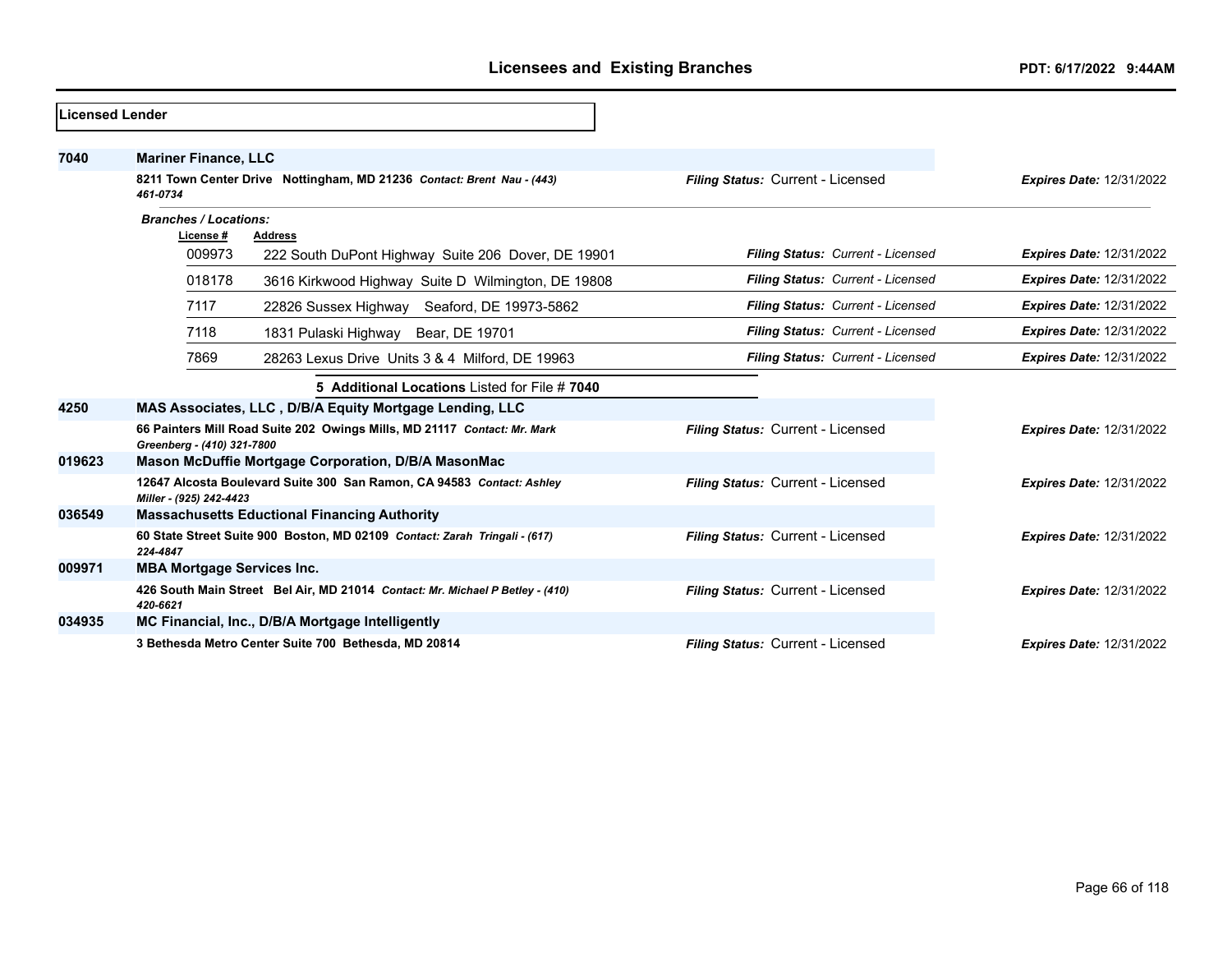## Licensees and Existing Branches

PDT: 6/17/2022 9:44AM

**Licensed Lender**

| | | | |
|---|---|---|---|
| **7040** | **Mariner Finance, LLC** | | |
| | **8211 Town Center Drive Nottingham, MD 21236** *Contact: Brent Nau - (443) 461-0734* | ***Filing Status:*** Current - Licensed | ***Expires Date:*** 12/31/2022 |

*Branches / Locations:*

| License # | Address | Filing Status | Expires Date |
|---|---|---|---|
| 009973 | 222 South DuPont Highway Suite 206 Dover, DE 19901 | ***Filing Status:*** *Current - Licensed* | ***Expires Date:*** 12/31/2022 |
| 018178 | 3616 Kirkwood Highway Suite D Wilmington, DE 19808 | ***Filing Status:*** *Current - Licensed* | ***Expires Date:*** 12/31/2022 |
| 7117 | 22826 Sussex Highway Seaford, DE 19973-5862 | ***Filing Status:*** *Current - Licensed* | ***Expires Date:*** 12/31/2022 |
| 7118 | 1831 Pulaski Highway Bear, DE 19701 | ***Filing Status:*** *Current - Licensed* | ***Expires Date:*** 12/31/2022 |
| 7869 | 28263 Lexus Drive Units 3 & 4 Milford, DE 19963 | ***Filing Status:*** *Current - Licensed* | ***Expires Date:*** 12/31/2022 |

**5 Additional Locations** Listed for File # **7040**

| | | | |
|---|---|---|---|
| **4250** | **MAS Associates, LLC , D/B/A Equity Mortgage Lending, LLC** | | |
| | **66 Painters Mill Road Suite 202 Owings Mills, MD 21117** *Contact: Mr. Mark Greenberg - (410) 321-7800* | ***Filing Status:*** Current - Licensed | ***Expires Date:*** 12/31/2022 |
| **019623** | **Mason McDuffie Mortgage Corporation, D/B/A MasonMac** | | |
| | **12647 Alcosta Boulevard Suite 300 San Ramon, CA 94583** *Contact: Ashley Miller - (925) 242-4423* | ***Filing Status:*** Current - Licensed | ***Expires Date:*** 12/31/2022 |
| **036549** | **Massachusetts Eductional Financing Authority** | | |
| | **60 State Street Suite 900 Boston, MD 02109** *Contact: Zarah Tringali - (617) 224-4847* | ***Filing Status:*** Current - Licensed | ***Expires Date:*** 12/31/2022 |
| **009971** | **MBA Mortgage Services Inc.** | | |
| | **426 South Main Street Bel Air, MD 21014** *Contact: Mr. Michael P Betley - (410) 420-6621* | ***Filing Status:*** Current - Licensed | ***Expires Date:*** 12/31/2022 |
| **034935** | **MC Financial, Inc., D/B/A Mortgage Intelligently** | | |
| | **3 Bethesda Metro Center Suite 700 Bethesda, MD 20814** | ***Filing Status:*** Current - Licensed | ***Expires Date:*** 12/31/2022 |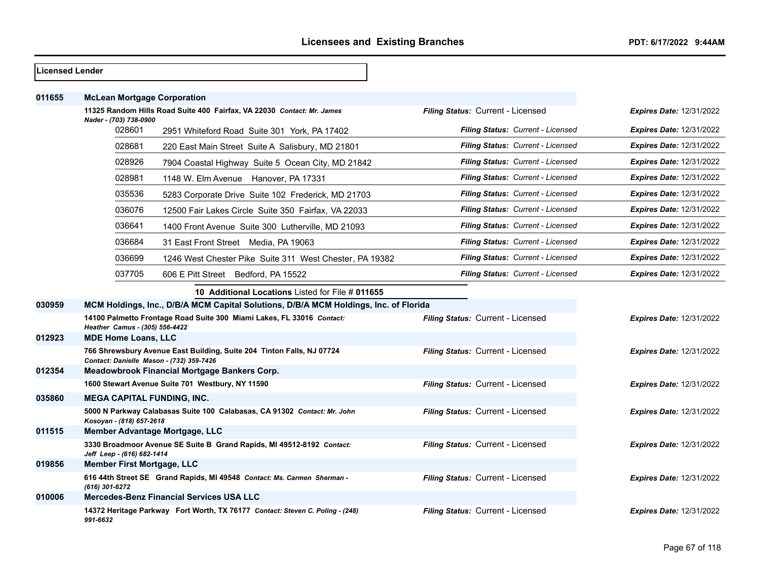## Licensed Lender

| File # | Name / Address | Filing Status | Expires Date |
|---|---|---|---|
| 011655 | **McLean Mortgage Corporation** | | |
| | 11325 Random Hills Road Suite 400 Fairfax, VA 22030 *Contact: Mr. James Nader - (703) 738-0900* | *Filing Status:* Current - Licensed | *Expires Date:* 12/31/2022 |
| | 028601 — 2951 Whiteford Road Suite 301 York, PA 17402 | *Filing Status: Current - Licensed* | *Expires Date:* 12/31/2022 |
| | 028681 — 220 East Main Street Suite A Salisbury, MD 21801 | *Filing Status: Current - Licensed* | *Expires Date:* 12/31/2022 |
| | 028926 — 7904 Coastal Highway Suite 5 Ocean City, MD 21842 | *Filing Status: Current - Licensed* | *Expires Date:* 12/31/2022 |
| | 028981 — 1148 W. Elm Avenue Hanover, PA 17331 | *Filing Status: Current - Licensed* | *Expires Date:* 12/31/2022 |
| | 035536 — 5283 Corporate Drive Suite 102 Frederick, MD 21703 | *Filing Status: Current - Licensed* | *Expires Date:* 12/31/2022 |
| | 036076 — 12500 Fair Lakes Circle Suite 350 Fairfax, VA 22033 | *Filing Status: Current - Licensed* | *Expires Date:* 12/31/2022 |
| | 036641 — 1400 Front Avenue Suite 300 Lutherville, MD 21093 | *Filing Status: Current - Licensed* | *Expires Date:* 12/31/2022 |
| | 036684 — 31 East Front Street Media, PA 19063 | *Filing Status: Current - Licensed* | *Expires Date:* 12/31/2022 |
| | 036699 — 1246 West Chester Pike Suite 311 West Chester, PA 19382 | *Filing Status: Current - Licensed* | *Expires Date:* 12/31/2022 |
| | 037705 — 606 E Pitt Street Bedford, PA 15522 | *Filing Status: Current - Licensed* | *Expires Date:* 12/31/2022 |
| | **10 Additional Locations** Listed for File # **011655** | | |
| 030959 | **MCM Holdings, Inc., D/B/A MCM Capital Solutions, D/B/A MCM Holdings, Inc. of Florida** | | |
| | 14100 Palmetto Frontage Road Suite 300 Miami Lakes, FL 33016 *Contact: Heather Camus - (305) 556-4422* | *Filing Status:* Current - Licensed | *Expires Date:* 12/31/2022 |
| 012923 | **MDE Home Loans, LLC** | | |
| | 766 Shrewsbury Avenue East Building, Suite 204 Tinton Falls, NJ 07724 *Contact: Danielle Mason - (732) 359-7426* | *Filing Status:* Current - Licensed | *Expires Date:* 12/31/2022 |
| 012354 | **Meadowbrook Financial Mortgage Bankers Corp.** | | |
| | 1600 Stewart Avenue Suite 701 Westbury, NY 11590 | *Filing Status:* Current - Licensed | *Expires Date:* 12/31/2022 |
| 035860 | **MEGA CAPITAL FUNDING, INC.** | | |
| | 5000 N Parkway Calabasas Suite 100 Calabasas, CA 91302 *Contact: Mr. John Kosoyan - (818) 657-2618* | *Filing Status:* Current - Licensed | *Expires Date:* 12/31/2022 |
| 011515 | **Member Advantage Mortgage, LLC** | | |
| | 3330 Broadmoor Avenue SE Suite B Grand Rapids, MI 49512-8192 *Contact: Jeff Leep - (616) 682-1414* | *Filing Status:* Current - Licensed | *Expires Date:* 12/31/2022 |
| 019856 | **Member First Mortgage, LLC** | | |
| | 616 44th Street SE Grand Rapids, MI 49548 *Contact: Ms. Carmen Sherman - (616) 301-6272* | *Filing Status:* Current - Licensed | *Expires Date:* 12/31/2022 |
| 010006 | **Mercedes-Benz Financial Services USA LLC** | | |
| | 14372 Heritage Parkway Fort Worth, TX 76177 *Contact: Steven C. Poling - (248) 991-6632* | *Filing Status:* Current - Licensed | *Expires Date:* 12/31/2022 |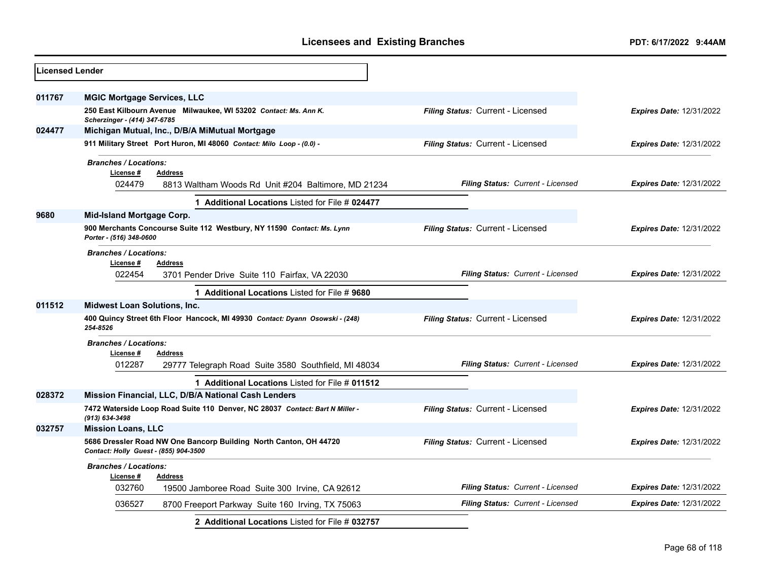**Licensed Lender**

**011767** **MGIC Mortgage Services, LLC**

250 East Kilbourn Avenue Milwaukee, WI 53202 *Contact: Ms. Ann K. Scherzinger - (414) 347-6785*

*Filing Status:* Current - Licensed *Expires Date:* 12/31/2022

**024477** **Michigan Mutual, Inc., D/B/A MiMutual Mortgage**

911 Military Street Port Huron, MI 48060 *Contact: Milo Loop - (0.0) -*

*Filing Status:* Current - Licensed *Expires Date:* 12/31/2022

*Branches / Locations:*

| License # | Address | Filing Status | Expires Date |
|---|---|---|---|
| 024479 | 8813 Waltham Woods Rd Unit #204 Baltimore, MD 21234 | Current - Licensed | 12/31/2022 |

**1 Additional Locations** Listed for File # **024477**

**9680** **Mid-Island Mortgage Corp.**

900 Merchants Concourse Suite 112 Westbury, NY 11590 *Contact: Ms. Lynn Porter - (516) 348-0600*

*Filing Status:* Current - Licensed *Expires Date:* 12/31/2022

*Branches / Locations:*

| License # | Address | Filing Status | Expires Date |
|---|---|---|---|
| 022454 | 3701 Pender Drive Suite 110 Fairfax, VA 22030 | Current - Licensed | 12/31/2022 |

**1 Additional Locations** Listed for File # **9680**

**011512** **Midwest Loan Solutions, Inc.**

400 Quincy Street 6th Floor Hancock, MI 49930 *Contact: Dyann Osowski - (248) 254-8526*

*Filing Status:* Current - Licensed *Expires Date:* 12/31/2022

*Branches / Locations:*

| License # | Address | Filing Status | Expires Date |
|---|---|---|---|
| 012287 | 29777 Telegraph Road Suite 3580 Southfield, MI 48034 | Current - Licensed | 12/31/2022 |

**1 Additional Locations** Listed for File # **011512**

**028372** **Mission Financial, LLC, D/B/A National Cash Lenders**

7472 Waterside Loop Road Suite 110 Denver, NC 28037 *Contact: Bart N Miller - (913) 634-3498*

*Filing Status:* Current - Licensed *Expires Date:* 12/31/2022

**032757** **Mission Loans, LLC**

5686 Dressler Road NW One Bancorp Building North Canton, OH 44720 *Contact: Holly Guest - (855) 904-3500*

*Filing Status:* Current - Licensed *Expires Date:* 12/31/2022

*Branches / Locations:*

| License # | Address | Filing Status | Expires Date |
|---|---|---|---|
| 032760 | 19500 Jamboree Road Suite 300 Irvine, CA 92612 | Current - Licensed | 12/31/2022 |
| 036527 | 8700 Freeport Parkway Suite 160 Irving, TX 75063 | Current - Licensed | 12/31/2022 |

**2 Additional Locations** Listed for File # **032757**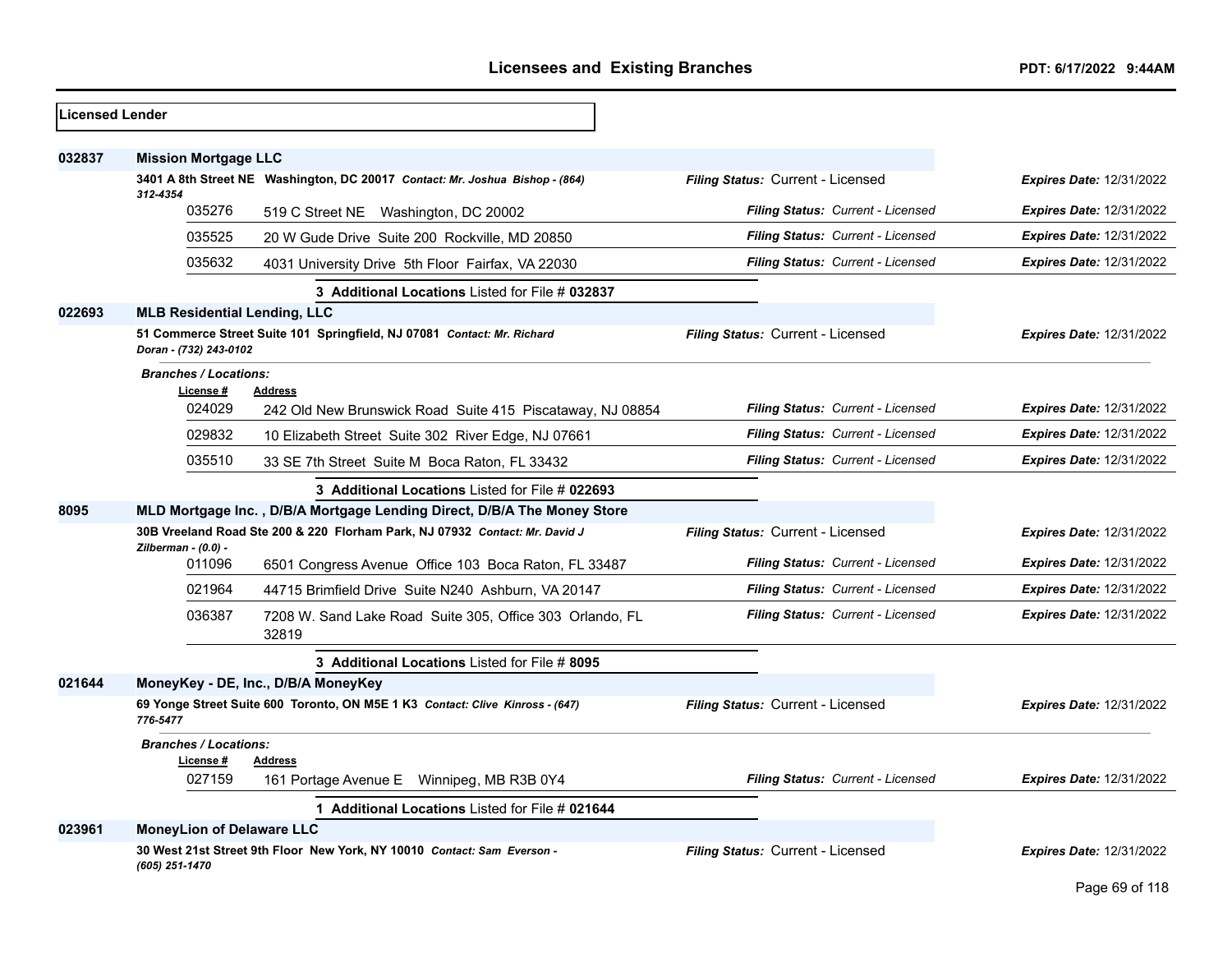## Licensed Lender

**032837** **Mission Mortgage LLC**

3401 A 8th Street NE Washington, DC 20017 *Contact: Mr. Joshua Bishop - (864) 312-4354*

*Filing Status:* Current - Licensed *Expires Date:* 12/31/2022

| License # | Address | Filing Status | Expires Date |
|---|---|---|---|
| 035276 | 519 C Street NE Washington, DC 20002 | Current - Licensed | 12/31/2022 |
| 035525 | 20 W Gude Drive Suite 200 Rockville, MD 20850 | Current - Licensed | 12/31/2022 |
| 035632 | 4031 University Drive 5th Floor Fairfax, VA 22030 | Current - Licensed | 12/31/2022 |

**3 Additional Locations** Listed for File # **032837**

**022693** **MLB Residential Lending, LLC**

51 Commerce Street Suite 101 Springfield, NJ 07081 *Contact: Mr. Richard Doran - (732) 243-0102*

*Filing Status:* Current - Licensed *Expires Date:* 12/31/2022

*Branches / Locations:*

| License # | Address | Filing Status | Expires Date |
|---|---|---|---|
| 024029 | 242 Old New Brunswick Road Suite 415 Piscataway, NJ 08854 | Current - Licensed | 12/31/2022 |
| 029832 | 10 Elizabeth Street Suite 302 River Edge, NJ 07661 | Current - Licensed | 12/31/2022 |
| 035510 | 33 SE 7th Street Suite M Boca Raton, FL 33432 | Current - Licensed | 12/31/2022 |

**3 Additional Locations** Listed for File # **022693**

**8095** **MLD Mortgage Inc. , D/B/A Mortgage Lending Direct, D/B/A The Money Store**

30B Vreeland Road Ste 200 & 220 Florham Park, NJ 07932 *Contact: Mr. David J Zilberman - (0.0) -*

*Filing Status:* Current - Licensed *Expires Date:* 12/31/2022

| License # | Address | Filing Status | Expires Date |
|---|---|---|---|
| 011096 | 6501 Congress Avenue Office 103 Boca Raton, FL 33487 | Current - Licensed | 12/31/2022 |
| 021964 | 44715 Brimfield Drive Suite N240 Ashburn, VA 20147 | Current - Licensed | 12/31/2022 |
| 036387 | 7208 W. Sand Lake Road Suite 305, Office 303 Orlando, FL 32819 | Current - Licensed | 12/31/2022 |

**3 Additional Locations** Listed for File # **8095**

**021644** **MoneyKey - DE, Inc., D/B/A MoneyKey**

69 Yonge Street Suite 600 Toronto, ON M5E 1 K3 *Contact: Clive Kinross - (647) 776-5477*

*Filing Status:* Current - Licensed *Expires Date:* 12/31/2022

*Branches / Locations:*

| License # | Address | Filing Status | Expires Date |
|---|---|---|---|
| 027159 | 161 Portage Avenue E Winnipeg, MB R3B 0Y4 | Current - Licensed | 12/31/2022 |

**1 Additional Locations** Listed for File # **021644**

**023961** **MoneyLion of Delaware LLC**

30 West 21st Street 9th Floor New York, NY 10010 *Contact: Sam Everson - (605) 251-1470*

*Filing Status:* Current - Licensed *Expires Date:* 12/31/2022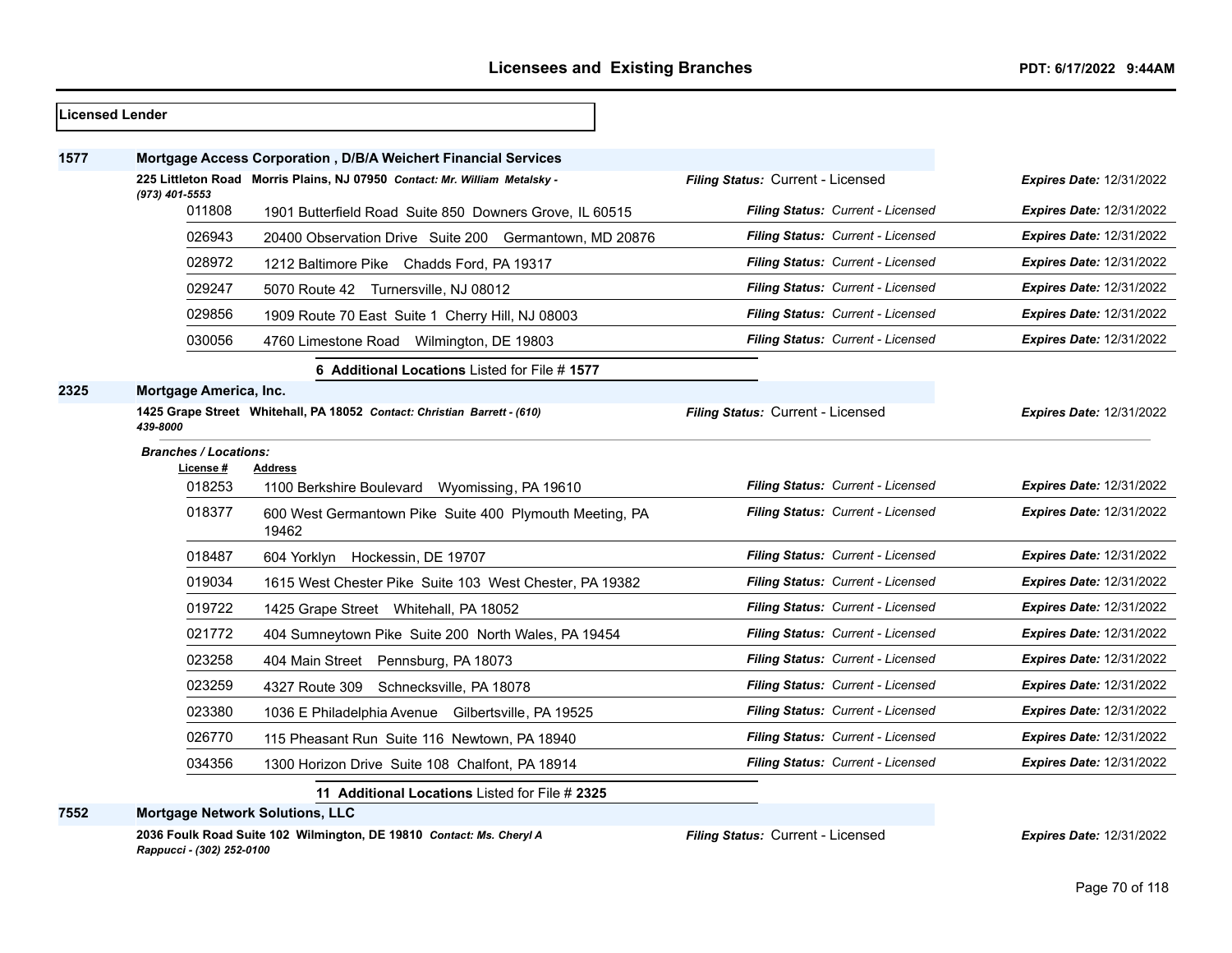## Licensed Lender

**1577** **Mortgage Access Corporation , D/B/A Weichert Financial Services**

**225 Littleton Road Morris Plains, NJ 07950** *Contact: Mr. William Metalsky - (973) 401-5553*

*Filing Status:* Current - Licensed *Expires Date:* 12/31/2022

| License # | Address | Filing Status | Expires Date |
|---|---|---|---|
| 011808 | 1901 Butterfield Road Suite 850 Downers Grove, IL 60515 | Current - Licensed | 12/31/2022 |
| 026943 | 20400 Observation Drive Suite 200 Germantown, MD 20876 | Current - Licensed | 12/31/2022 |
| 028972 | 1212 Baltimore Pike Chadds Ford, PA 19317 | Current - Licensed | 12/31/2022 |
| 029247 | 5070 Route 42 Turnersville, NJ 08012 | Current - Licensed | 12/31/2022 |
| 029856 | 1909 Route 70 East Suite 1 Cherry Hill, NJ 08003 | Current - Licensed | 12/31/2022 |
| 030056 | 4760 Limestone Road Wilmington, DE 19803 | Current - Licensed | 12/31/2022 |

**6 Additional Locations** Listed for File # **1577**

**2325** **Mortgage America, Inc.**

**1425 Grape Street Whitehall, PA 18052** *Contact: Christian Barrett - (610) 439-8000*

*Filing Status:* Current - Licensed *Expires Date:* 12/31/2022

*Branches / Locations:*

| License # | Address | Filing Status | Expires Date |
|---|---|---|---|
| 018253 | 1100 Berkshire Boulevard Wyomissing, PA 19610 | Current - Licensed | 12/31/2022 |
| 018377 | 600 West Germantown Pike Suite 400 Plymouth Meeting, PA 19462 | Current - Licensed | 12/31/2022 |
| 018487 | 604 Yorklyn Hockessin, DE 19707 | Current - Licensed | 12/31/2022 |
| 019034 | 1615 West Chester Pike Suite 103 West Chester, PA 19382 | Current - Licensed | 12/31/2022 |
| 019722 | 1425 Grape Street Whitehall, PA 18052 | Current - Licensed | 12/31/2022 |
| 021772 | 404 Sumneytown Pike Suite 200 North Wales, PA 19454 | Current - Licensed | 12/31/2022 |
| 023258 | 404 Main Street Pennsburg, PA 18073 | Current - Licensed | 12/31/2022 |
| 023259 | 4327 Route 309 Schnecksville, PA 18078 | Current - Licensed | 12/31/2022 |
| 023380 | 1036 E Philadelphia Avenue Gilbertsville, PA 19525 | Current - Licensed | 12/31/2022 |
| 026770 | 115 Pheasant Run Suite 116 Newtown, PA 18940 | Current - Licensed | 12/31/2022 |
| 034356 | 1300 Horizon Drive Suite 108 Chalfont, PA 18914 | Current - Licensed | 12/31/2022 |

**11 Additional Locations** Listed for File # **2325**

**7552** **Mortgage Network Solutions, LLC**

**2036 Foulk Road Suite 102 Wilmington, DE 19810** *Contact: Ms. Cheryl A Rappucci - (302) 252-0100*

*Filing Status:* Current - Licensed *Expires Date:* 12/31/2022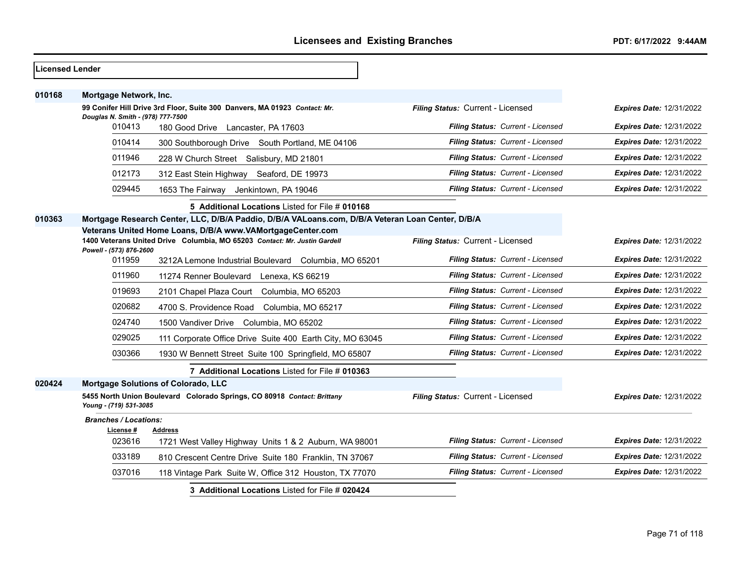## Licensed Lender

### 010168 Mortgage Network, Inc.

**99 Conifer Hill Drive 3rd Floor, Suite 300 Danvers, MA 01923** *Contact: Mr. Douglas N. Smith - (978) 777-7500*

*Filing Status:* Current - Licensed — *Expires Date:* 12/31/2022

| License # | Address | Filing Status | Expires Date |
|---|---|---|---|
| 010413 | 180 Good Drive Lancaster, PA 17603 | Current - Licensed | 12/31/2022 |
| 010414 | 300 Southborough Drive South Portland, ME 04106 | Current - Licensed | 12/31/2022 |
| 011946 | 228 W Church Street Salisbury, MD 21801 | Current - Licensed | 12/31/2022 |
| 012173 | 312 East Stein Highway Seaford, DE 19973 | Current - Licensed | 12/31/2022 |
| 029445 | 1653 The Fairway Jenkintown, PA 19046 | Current - Licensed | 12/31/2022 |

**5 Additional Locations** Listed for File # **010168**

### 010363 Mortgage Research Center, LLC, D/B/A Paddio, D/B/A VALoans.com, D/B/A Veteran Loan Center, D/B/A Veterans United Home Loans, D/B/A www.VAMortgageCenter.com

**1400 Veterans United Drive Columbia, MO 65203** *Contact: Mr. Justin Gardell Powell - (573) 876-2600*

*Filing Status:* Current - Licensed — *Expires Date:* 12/31/2022

| License # | Address | Filing Status | Expires Date |
|---|---|---|---|
| 011959 | 3212A Lemone Industrial Boulevard Columbia, MO 65201 | Current - Licensed | 12/31/2022 |
| 011960 | 11274 Renner Boulevard Lenexa, KS 66219 | Current - Licensed | 12/31/2022 |
| 019693 | 2101 Chapel Plaza Court Columbia, MO 65203 | Current - Licensed | 12/31/2022 |
| 020682 | 4700 S. Providence Road Columbia, MO 65217 | Current - Licensed | 12/31/2022 |
| 024740 | 1500 Vandiver Drive Columbia, MO 65202 | Current - Licensed | 12/31/2022 |
| 029025 | 111 Corporate Office Drive Suite 400 Earth City, MO 63045 | Current - Licensed | 12/31/2022 |
| 030366 | 1930 W Bennett Street Suite 100 Springfield, MO 65807 | Current - Licensed | 12/31/2022 |

**7 Additional Locations** Listed for File # **010363**

### 020424 Mortgage Solutions of Colorado, LLC

**5455 North Union Boulevard Colorado Springs, CO 80918** *Contact: Brittany Young - (719) 531-3085*

*Filing Status:* Current - Licensed — *Expires Date:* 12/31/2022

*Branches / Locations:*

| License # | Address | Filing Status | Expires Date |
|---|---|---|---|
| 023616 | 1721 West Valley Highway Units 1 & 2 Auburn, WA 98001 | Current - Licensed | 12/31/2022 |
| 033189 | 810 Crescent Centre Drive Suite 180 Franklin, TN 37067 | Current - Licensed | 12/31/2022 |
| 037016 | 118 Vintage Park Suite W, Office 312 Houston, TX 77070 | Current - Licensed | 12/31/2022 |

**3 Additional Locations** Listed for File # **020424**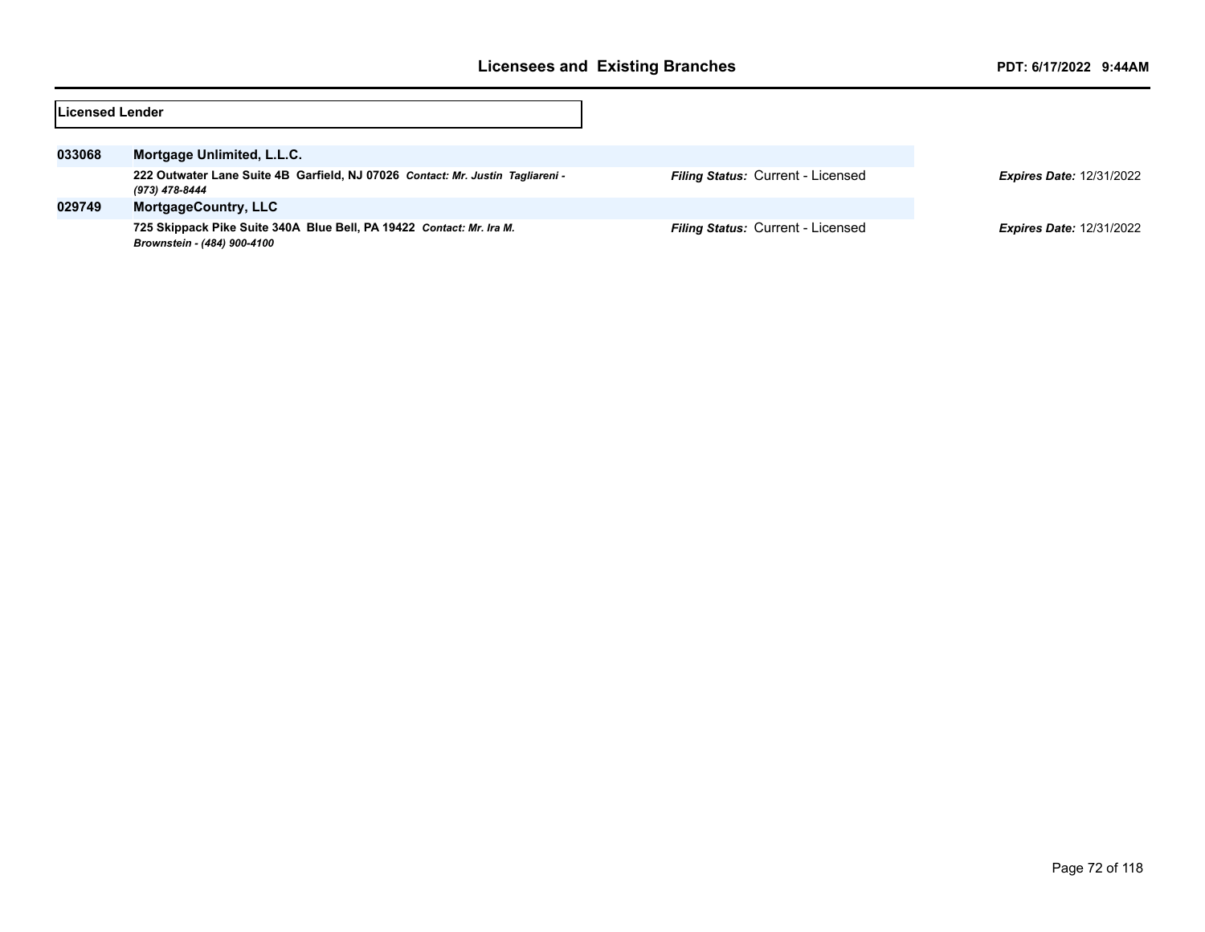## Licensed Lender

| License | Name / Address | Filing Status | Expires Date |
|---|---|---|---|
| **033068** | **Mortgage Unlimited, L.L.C.** | | |
| | **222 Outwater Lane Suite 4B Garfield, NJ 07026** *Contact: Mr. Justin Tagliareni - (973) 478-8444* | ***Filing Status:*** Current - Licensed | ***Expires Date:*** 12/31/2022 |
| **029749** | **MortgageCountry, LLC** | | |
| | **725 Skippack Pike Suite 340A Blue Bell, PA 19422** *Contact: Mr. Ira M. Brownstein - (484) 900-4100* | ***Filing Status:*** Current - Licensed | ***Expires Date:*** 12/31/2022 |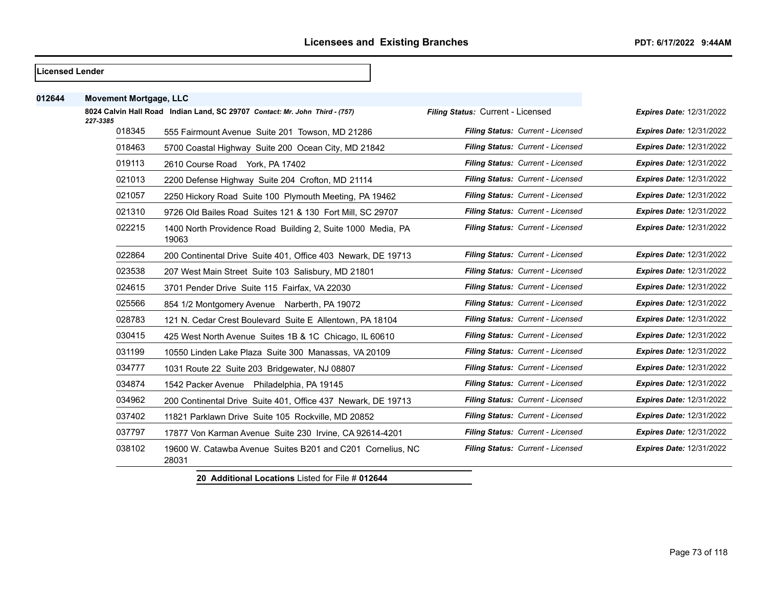**Licensed Lender**

**012644** **Movement Mortgage, LLC**

**8024 Calvin Hall Road Indian Land, SC 29707** *Contact: Mr. John Third - (757) 227-3385*

*Filing Status:* Current - Licensed *Expires Date:* 12/31/2022

| Branch | Address | Filing Status | Expires Date |
|---|---|---|---|
| 018345 | 555 Fairmount Avenue Suite 201 Towson, MD 21286 | *Filing Status: Current - Licensed* | *Expires Date:* 12/31/2022 |
| 018463 | 5700 Coastal Highway Suite 200 Ocean City, MD 21842 | *Filing Status: Current - Licensed* | *Expires Date:* 12/31/2022 |
| 019113 | 2610 Course Road York, PA 17402 | *Filing Status: Current - Licensed* | *Expires Date:* 12/31/2022 |
| 021013 | 2200 Defense Highway Suite 204 Crofton, MD 21114 | *Filing Status: Current - Licensed* | *Expires Date:* 12/31/2022 |
| 021057 | 2250 Hickory Road Suite 100 Plymouth Meeting, PA 19462 | *Filing Status: Current - Licensed* | *Expires Date:* 12/31/2022 |
| 021310 | 9726 Old Bailes Road Suites 121 & 130 Fort Mill, SC 29707 | *Filing Status: Current - Licensed* | *Expires Date:* 12/31/2022 |
| 022215 | 1400 North Providence Road Building 2, Suite 1000 Media, PA 19063 | *Filing Status: Current - Licensed* | *Expires Date:* 12/31/2022 |
| 022864 | 200 Continental Drive Suite 401, Office 403 Newark, DE 19713 | *Filing Status: Current - Licensed* | *Expires Date:* 12/31/2022 |
| 023538 | 207 West Main Street Suite 103 Salisbury, MD 21801 | *Filing Status: Current - Licensed* | *Expires Date:* 12/31/2022 |
| 024615 | 3701 Pender Drive Suite 115 Fairfax, VA 22030 | *Filing Status: Current - Licensed* | *Expires Date:* 12/31/2022 |
| 025566 | 854 1/2 Montgomery Avenue Narberth, PA 19072 | *Filing Status: Current - Licensed* | *Expires Date:* 12/31/2022 |
| 028783 | 121 N. Cedar Crest Boulevard Suite E Allentown, PA 18104 | *Filing Status: Current - Licensed* | *Expires Date:* 12/31/2022 |
| 030415 | 425 West North Avenue Suites 1B & 1C Chicago, IL 60610 | *Filing Status: Current - Licensed* | *Expires Date:* 12/31/2022 |
| 031199 | 10550 Linden Lake Plaza Suite 300 Manassas, VA 20109 | *Filing Status: Current - Licensed* | *Expires Date:* 12/31/2022 |
| 034777 | 1031 Route 22 Suite 203 Bridgewater, NJ 08807 | *Filing Status: Current - Licensed* | *Expires Date:* 12/31/2022 |
| 034874 | 1542 Packer Avenue Philadelphia, PA 19145 | *Filing Status: Current - Licensed* | *Expires Date:* 12/31/2022 |
| 034962 | 200 Continental Drive Suite 401, Office 437 Newark, DE 19713 | *Filing Status: Current - Licensed* | *Expires Date:* 12/31/2022 |
| 037402 | 11821 Parklawn Drive Suite 105 Rockville, MD 20852 | *Filing Status: Current - Licensed* | *Expires Date:* 12/31/2022 |
| 037797 | 17877 Von Karman Avenue Suite 230 Irvine, CA 92614-4201 | *Filing Status: Current - Licensed* | *Expires Date:* 12/31/2022 |
| 038102 | 19600 W. Catawba Avenue Suites B201 and C201 Cornelius, NC 28031 | *Filing Status: Current - Licensed* | *Expires Date:* 12/31/2022 |

**20 Additional Locations** Listed for File # **012644**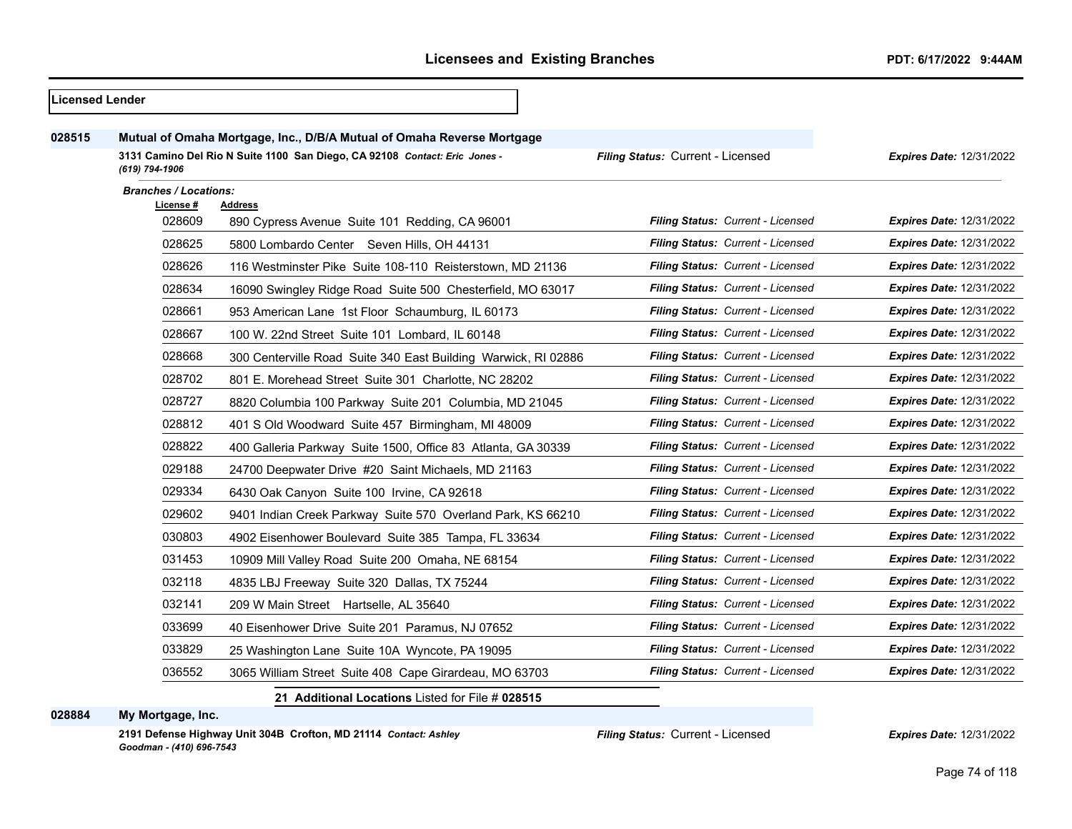**Licensed Lender**

**028515** **Mutual of Omaha Mortgage, Inc., D/B/A Mutual of Omaha Reverse Mortgage**

**3131 Camino Del Rio N Suite 1100 San Diego, CA 92108** *Contact: Eric Jones - (619) 794-1906*

*Filing Status:* Current - Licensed *Expires Date:* 12/31/2022

***Branches / Locations:***

| License # | Address | Filing Status | Expires Date |
|---|---|---|---|
| 028609 | 890 Cypress Avenue Suite 101 Redding, CA 96001 | Current - Licensed | 12/31/2022 |
| 028625 | 5800 Lombardo Center Seven Hills, OH 44131 | Current - Licensed | 12/31/2022 |
| 028626 | 116 Westminster Pike Suite 108-110 Reisterstown, MD 21136 | Current - Licensed | 12/31/2022 |
| 028634 | 16090 Swingley Ridge Road Suite 500 Chesterfield, MO 63017 | Current - Licensed | 12/31/2022 |
| 028661 | 953 American Lane 1st Floor Schaumburg, IL 60173 | Current - Licensed | 12/31/2022 |
| 028667 | 100 W. 22nd Street Suite 101 Lombard, IL 60148 | Current - Licensed | 12/31/2022 |
| 028668 | 300 Centerville Road Suite 340 East Building Warwick, RI 02886 | Current - Licensed | 12/31/2022 |
| 028702 | 801 E. Morehead Street Suite 301 Charlotte, NC 28202 | Current - Licensed | 12/31/2022 |
| 028727 | 8820 Columbia 100 Parkway Suite 201 Columbia, MD 21045 | Current - Licensed | 12/31/2022 |
| 028812 | 401 S Old Woodward Suite 457 Birmingham, MI 48009 | Current - Licensed | 12/31/2022 |
| 028822 | 400 Galleria Parkway Suite 1500, Office 83 Atlanta, GA 30339 | Current - Licensed | 12/31/2022 |
| 029188 | 24700 Deepwater Drive #20 Saint Michaels, MD 21163 | Current - Licensed | 12/31/2022 |
| 029334 | 6430 Oak Canyon Suite 100 Irvine, CA 92618 | Current - Licensed | 12/31/2022 |
| 029602 | 9401 Indian Creek Parkway Suite 570 Overland Park, KS 66210 | Current - Licensed | 12/31/2022 |
| 030803 | 4902 Eisenhower Boulevard Suite 385 Tampa, FL 33634 | Current - Licensed | 12/31/2022 |
| 031453 | 10909 Mill Valley Road Suite 200 Omaha, NE 68154 | Current - Licensed | 12/31/2022 |
| 032118 | 4835 LBJ Freeway Suite 320 Dallas, TX 75244 | Current - Licensed | 12/31/2022 |
| 032141 | 209 W Main Street Hartselle, AL 35640 | Current - Licensed | 12/31/2022 |
| 033699 | 40 Eisenhower Drive Suite 201 Paramus, NJ 07652 | Current - Licensed | 12/31/2022 |
| 033829 | 25 Washington Lane Suite 10A Wyncote, PA 19095 | Current - Licensed | 12/31/2022 |
| 036552 | 3065 William Street Suite 408 Cape Girardeau, MO 63703 | Current - Licensed | 12/31/2022 |

**21 Additional Locations** Listed for File # **028515**

**028884** **My Mortgage, Inc.**

**2191 Defense Highway Unit 304B Crofton, MD 21114** *Contact: Ashley Goodman - (410) 696-7543*

*Filing Status:* Current - Licensed *Expires Date:* 12/31/2022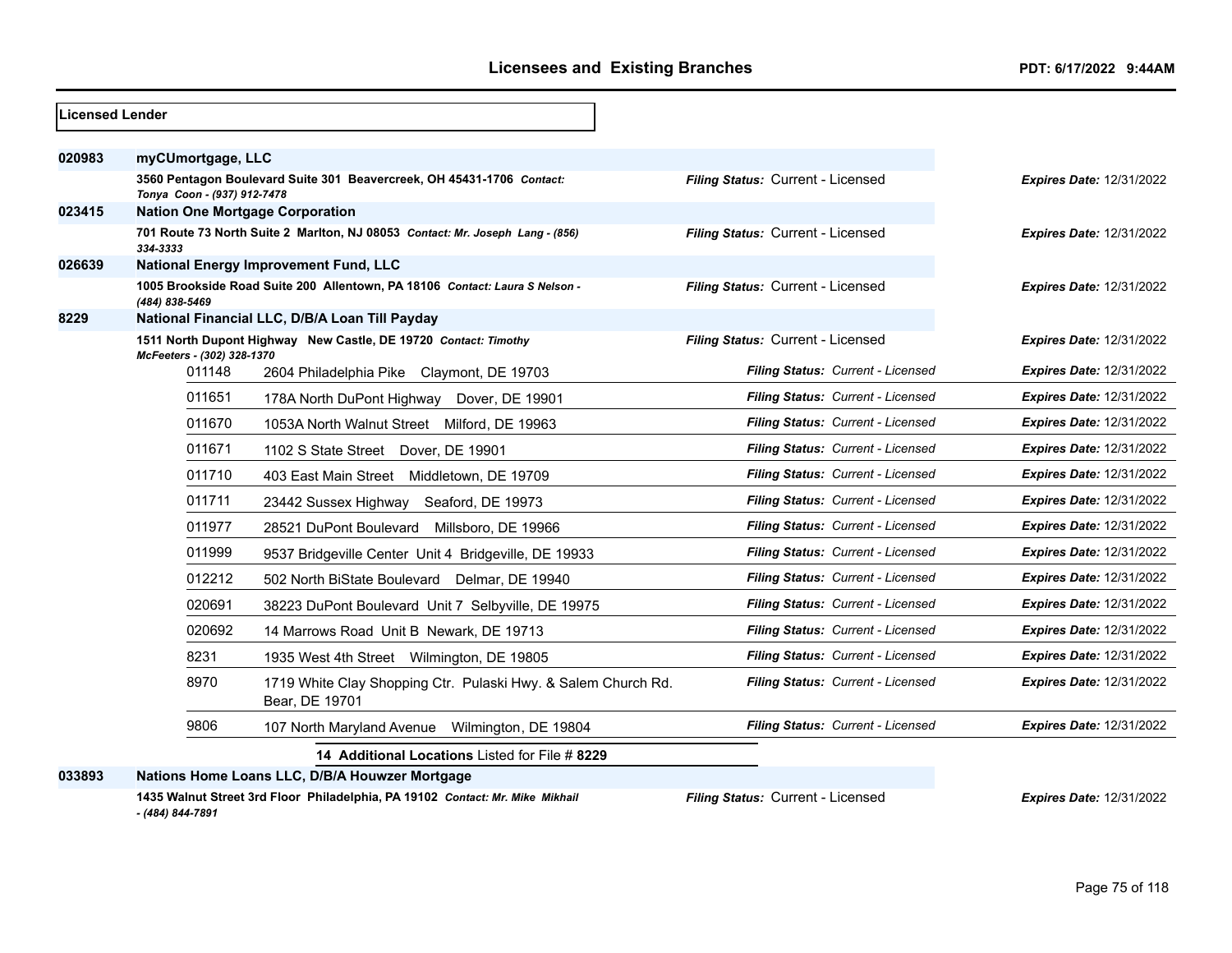## Licensed Lender

| File # | Licensee / Address | Filing Status | Expires Date |
|---|---|---|---|
| **020983** | **myCUmortgage, LLC** | | |
| | **3560 Pentagon Boulevard Suite 301 Beavercreek, OH 45431-1706** *Contact: Tonya Coon - (937) 912-7478* | *Filing Status:* Current - Licensed | *Expires Date:* 12/31/2022 |
| **023415** | **Nation One Mortgage Corporation** | | |
| | **701 Route 73 North Suite 2 Marlton, NJ 08053** *Contact: Mr. Joseph Lang - (856) 334-3333* | *Filing Status:* Current - Licensed | *Expires Date:* 12/31/2022 |
| **026639** | **National Energy Improvement Fund, LLC** | | |
| | **1005 Brookside Road Suite 200 Allentown, PA 18106** *Contact: Laura S Nelson - (484) 838-5469* | *Filing Status:* Current - Licensed | *Expires Date:* 12/31/2022 |
| **8229** | **National Financial LLC, D/B/A Loan Till Payday** | | |
| | **1511 North Dupont Highway New Castle, DE 19720** *Contact: Timothy McFeeters - (302) 328-1370* | *Filing Status:* Current - Licensed | *Expires Date:* 12/31/2022 |
| 011148 | 2604 Philadelphia Pike Claymont, DE 19703 | *Filing Status: Current - Licensed* | *Expires Date:* 12/31/2022 |
| 011651 | 178A North DuPont Highway Dover, DE 19901 | *Filing Status: Current - Licensed* | *Expires Date:* 12/31/2022 |
| 011670 | 1053A North Walnut Street Milford, DE 19963 | *Filing Status: Current - Licensed* | *Expires Date:* 12/31/2022 |
| 011671 | 1102 S State Street Dover, DE 19901 | *Filing Status: Current - Licensed* | *Expires Date:* 12/31/2022 |
| 011710 | 403 East Main Street Middletown, DE 19709 | *Filing Status: Current - Licensed* | *Expires Date:* 12/31/2022 |
| 011711 | 23442 Sussex Highway Seaford, DE 19973 | *Filing Status: Current - Licensed* | *Expires Date:* 12/31/2022 |
| 011977 | 28521 DuPont Boulevard Millsboro, DE 19966 | *Filing Status: Current - Licensed* | *Expires Date:* 12/31/2022 |
| 011999 | 9537 Bridgeville Center Unit 4 Bridgeville, DE 19933 | *Filing Status: Current - Licensed* | *Expires Date:* 12/31/2022 |
| 012212 | 502 North BiState Boulevard Delmar, DE 19940 | *Filing Status: Current - Licensed* | *Expires Date:* 12/31/2022 |
| 020691 | 38223 DuPont Boulevard Unit 7 Selbyville, DE 19975 | *Filing Status: Current - Licensed* | *Expires Date:* 12/31/2022 |
| 020692 | 14 Marrows Road Unit B Newark, DE 19713 | *Filing Status: Current - Licensed* | *Expires Date:* 12/31/2022 |
| 8231 | 1935 West 4th Street Wilmington, DE 19805 | *Filing Status: Current - Licensed* | *Expires Date:* 12/31/2022 |
| 8970 | 1719 White Clay Shopping Ctr. Pulaski Hwy. & Salem Church Rd. Bear, DE 19701 | *Filing Status: Current - Licensed* | *Expires Date:* 12/31/2022 |
| 9806 | 107 North Maryland Avenue Wilmington, DE 19804 | *Filing Status: Current - Licensed* | *Expires Date:* 12/31/2022 |
| | **14 Additional Locations** Listed for File # **8229** | | |
| **033893** | **Nations Home Loans LLC, D/B/A Houwzer Mortgage** | | |
| | **1435 Walnut Street 3rd Floor Philadelphia, PA 19102** *Contact: Mr. Mike Mikhail - (484) 844-7891* | *Filing Status:* Current - Licensed | *Expires Date:* 12/31/2022 |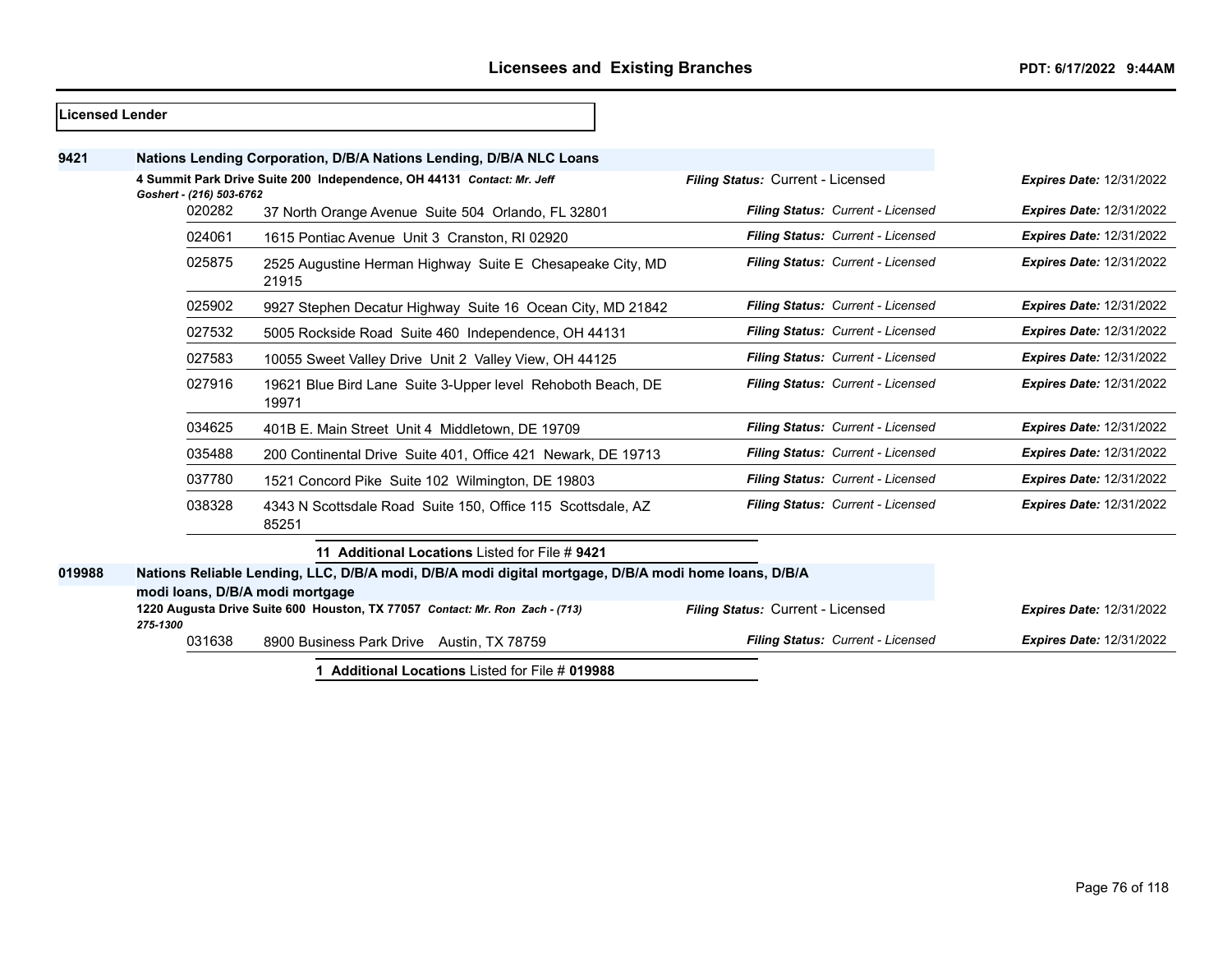## Licensees and Existing Branches

**Licensed Lender**

**9421** **Nations Lending Corporation, D/B/A Nations Lending, D/B/A NLC Loans**

**4 Summit Park Drive Suite 200 Independence, OH 44131** *Contact: Mr. Jeff Goshert - (216) 503-6762* — *Filing Status:* Current - Licensed — *Expires Date:* 12/31/2022

| Branch | Address | Filing Status | Expires Date |
|---|---|---|---|
| 020282 | 37 North Orange Avenue Suite 504 Orlando, FL 32801 | Current - Licensed | 12/31/2022 |
| 024061 | 1615 Pontiac Avenue Unit 3 Cranston, RI 02920 | Current - Licensed | 12/31/2022 |
| 025875 | 2525 Augustine Herman Highway Suite E Chesapeake City, MD 21915 | Current - Licensed | 12/31/2022 |
| 025902 | 9927 Stephen Decatur Highway Suite 16 Ocean City, MD 21842 | Current - Licensed | 12/31/2022 |
| 027532 | 5005 Rockside Road Suite 460 Independence, OH 44131 | Current - Licensed | 12/31/2022 |
| 027583 | 10055 Sweet Valley Drive Unit 2 Valley View, OH 44125 | Current - Licensed | 12/31/2022 |
| 027916 | 19621 Blue Bird Lane Suite 3-Upper level Rehoboth Beach, DE 19971 | Current - Licensed | 12/31/2022 |
| 034625 | 401B E. Main Street Unit 4 Middletown, DE 19709 | Current - Licensed | 12/31/2022 |
| 035488 | 200 Continental Drive Suite 401, Office 421 Newark, DE 19713 | Current - Licensed | 12/31/2022 |
| 037780 | 1521 Concord Pike Suite 102 Wilmington, DE 19803 | Current - Licensed | 12/31/2022 |
| 038328 | 4343 N Scottsdale Road Suite 150, Office 115 Scottsdale, AZ 85251 | Current - Licensed | 12/31/2022 |

**11 Additional Locations** Listed for File # **9421**

**019988** **Nations Reliable Lending, LLC, D/B/A modi, D/B/A modi digital mortgage, D/B/A modi home loans, D/B/A modi loans, D/B/A modi mortgage**

**1220 Augusta Drive Suite 600 Houston, TX 77057** *Contact: Mr. Ron Zach - (713) 275-1300* — *Filing Status:* Current - Licensed — *Expires Date:* 12/31/2022

| Branch | Address | Filing Status | Expires Date |
|---|---|---|---|
| 031638 | 8900 Business Park Drive Austin, TX 78759 | Current - Licensed | 12/31/2022 |

**1 Additional Locations** Listed for File # **019988**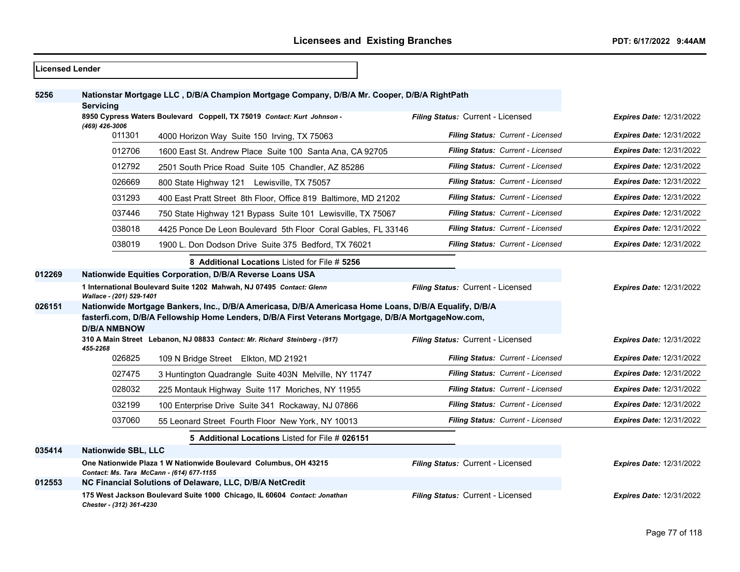**Licensed Lender**

**5256** **Nationstar Mortgage LLC , D/B/A Champion Mortgage Company, D/B/A Mr. Cooper, D/B/A RightPath Servicing**

**8950 Cypress Waters Boulevard Coppell, TX 75019** *Contact: Kurt Johnson - (469) 426-3006* — *Filing Status:* Current - Licensed — *Expires Date:* 12/31/2022

| Branch | Address | Filing Status | Expires Date |
|---|---|---|---|
| 011301 | 4000 Horizon Way Suite 150 Irving, TX 75063 | Current - Licensed | 12/31/2022 |
| 012706 | 1600 East St. Andrew Place Suite 100 Santa Ana, CA 92705 | Current - Licensed | 12/31/2022 |
| 012792 | 2501 South Price Road Suite 105 Chandler, AZ 85286 | Current - Licensed | 12/31/2022 |
| 026669 | 800 State Highway 121 Lewisville, TX 75057 | Current - Licensed | 12/31/2022 |
| 031293 | 400 East Pratt Street 8th Floor, Office 819 Baltimore, MD 21202 | Current - Licensed | 12/31/2022 |
| 037446 | 750 State Highway 121 Bypass Suite 101 Lewisville, TX 75067 | Current - Licensed | 12/31/2022 |
| 038018 | 4425 Ponce De Leon Boulevard 5th Floor Coral Gables, FL 33146 | Current - Licensed | 12/31/2022 |
| 038019 | 1900 L. Don Dodson Drive Suite 375 Bedford, TX 76021 | Current - Licensed | 12/31/2022 |

**8 Additional Locations** Listed for File # **5256**

**012269** **Nationwide Equities Corporation, D/B/A Reverse Loans USA**

**1 International Boulevard Suite 1202 Mahwah, NJ 07495** *Contact: Glenn Wallace - (201) 529-1401* — *Filing Status:* Current - Licensed — *Expires Date:* 12/31/2022

**026151** **Nationwide Mortgage Bankers, Inc., D/B/A Americasa, D/B/A Americasa Home Loans, D/B/A Equalify, D/B/A fasterfi.com, D/B/A Fellowship Home Lenders, D/B/A First Veterans Mortgage, D/B/A MortgageNow.com, D/B/A NMBNOW**

**310 A Main Street Lebanon, NJ 08833** *Contact: Mr. Richard Steinberg - (917) 455-2268* — *Filing Status:* Current - Licensed — *Expires Date:* 12/31/2022

| Branch | Address | Filing Status | Expires Date |
|---|---|---|---|
| 026825 | 109 N Bridge Street Elkton, MD 21921 | Current - Licensed | 12/31/2022 |
| 027475 | 3 Huntington Quadrangle Suite 403N Melville, NY 11747 | Current - Licensed | 12/31/2022 |
| 028032 | 225 Montauk Highway Suite 117 Moriches, NY 11955 | Current - Licensed | 12/31/2022 |
| 032199 | 100 Enterprise Drive Suite 341 Rockaway, NJ 07866 | Current - Licensed | 12/31/2022 |
| 037060 | 55 Leonard Street Fourth Floor New York, NY 10013 | Current - Licensed | 12/31/2022 |

**5 Additional Locations** Listed for File # **026151**

**035414** **Nationwide SBL, LLC**

**One Nationwide Plaza 1 W Nationwide Boulevard Columbus, OH 43215** *Contact: Ms. Tara McCann - (614) 677-1155* — *Filing Status:* Current - Licensed — *Expires Date:* 12/31/2022

**012553** **NC Financial Solutions of Delaware, LLC, D/B/A NetCredit**

**175 West Jackson Boulevard Suite 1000 Chicago, IL 60604** *Contact: Jonathan Chester - (312) 361-4230* — *Filing Status:* Current - Licensed — *Expires Date:* 12/31/2022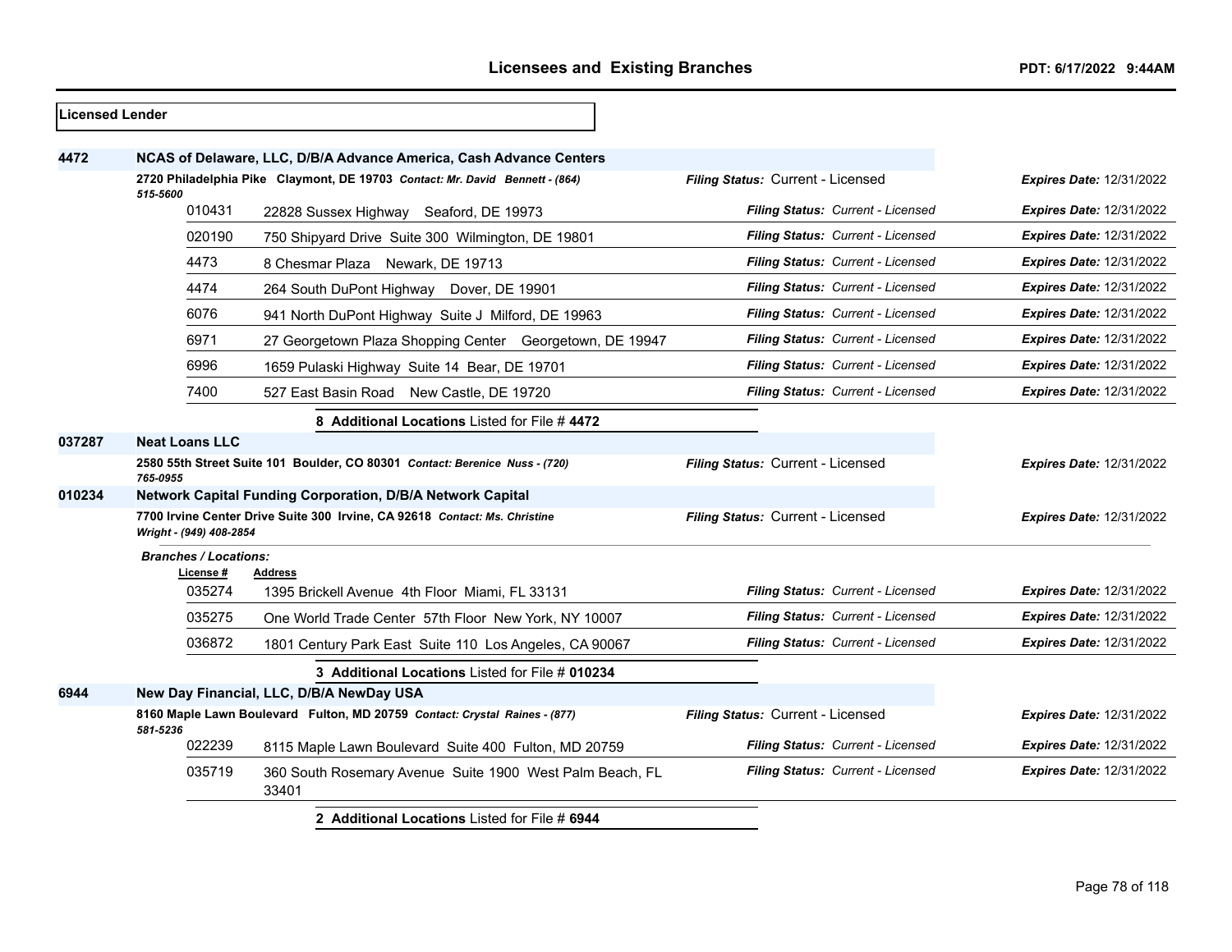## Licensed Lender

**4472** **NCAS of Delaware, LLC, D/B/A Advance America, Cash Advance Centers**

**2720 Philadelphia Pike Claymont, DE 19703** *Contact: Mr. David Bennett - (864) 515-5600*

*Filing Status:* Current - Licensed *Expires Date:* 12/31/2022

| License # | Address | Filing Status | Expires Date |
|---|---|---|---|
| 010431 | 22828 Sussex Highway Seaford, DE 19973 | Current - Licensed | 12/31/2022 |
| 020190 | 750 Shipyard Drive Suite 300 Wilmington, DE 19801 | Current - Licensed | 12/31/2022 |
| 4473 | 8 Chesmar Plaza Newark, DE 19713 | Current - Licensed | 12/31/2022 |
| 4474 | 264 South DuPont Highway Dover, DE 19901 | Current - Licensed | 12/31/2022 |
| 6076 | 941 North DuPont Highway Suite J Milford, DE 19963 | Current - Licensed | 12/31/2022 |
| 6971 | 27 Georgetown Plaza Shopping Center Georgetown, DE 19947 | Current - Licensed | 12/31/2022 |
| 6996 | 1659 Pulaski Highway Suite 14 Bear, DE 19701 | Current - Licensed | 12/31/2022 |
| 7400 | 527 East Basin Road New Castle, DE 19720 | Current - Licensed | 12/31/2022 |

**8 Additional Locations** Listed for File # **4472**

**037287** **Neat Loans LLC**

**2580 55th Street Suite 101 Boulder, CO 80301** *Contact: Berenice Nuss - (720) 765-0955*

*Filing Status:* Current - Licensed *Expires Date:* 12/31/2022

**010234** **Network Capital Funding Corporation, D/B/A Network Capital**

**7700 Irvine Center Drive Suite 300 Irvine, CA 92618** *Contact: Ms. Christine Wright - (949) 408-2854*

*Filing Status:* Current - Licensed *Expires Date:* 12/31/2022

*Branches / Locations:*

| License # | Address | Filing Status | Expires Date |
|---|---|---|---|
| 035274 | 1395 Brickell Avenue 4th Floor Miami, FL 33131 | Current - Licensed | 12/31/2022 |
| 035275 | One World Trade Center 57th Floor New York, NY 10007 | Current - Licensed | 12/31/2022 |
| 036872 | 1801 Century Park East Suite 110 Los Angeles, CA 90067 | Current - Licensed | 12/31/2022 |

**3 Additional Locations** Listed for File # **010234**

**6944** **New Day Financial, LLC, D/B/A NewDay USA**

**8160 Maple Lawn Boulevard Fulton, MD 20759** *Contact: Crystal Raines - (877) 581-5236*

*Filing Status:* Current - Licensed *Expires Date:* 12/31/2022

| License # | Address | Filing Status | Expires Date |
|---|---|---|---|
| 022239 | 8115 Maple Lawn Boulevard Suite 400 Fulton, MD 20759 | Current - Licensed | 12/31/2022 |
| 035719 | 360 South Rosemary Avenue Suite 1900 West Palm Beach, FL 33401 | Current - Licensed | 12/31/2022 |

**2 Additional Locations** Listed for File # **6944**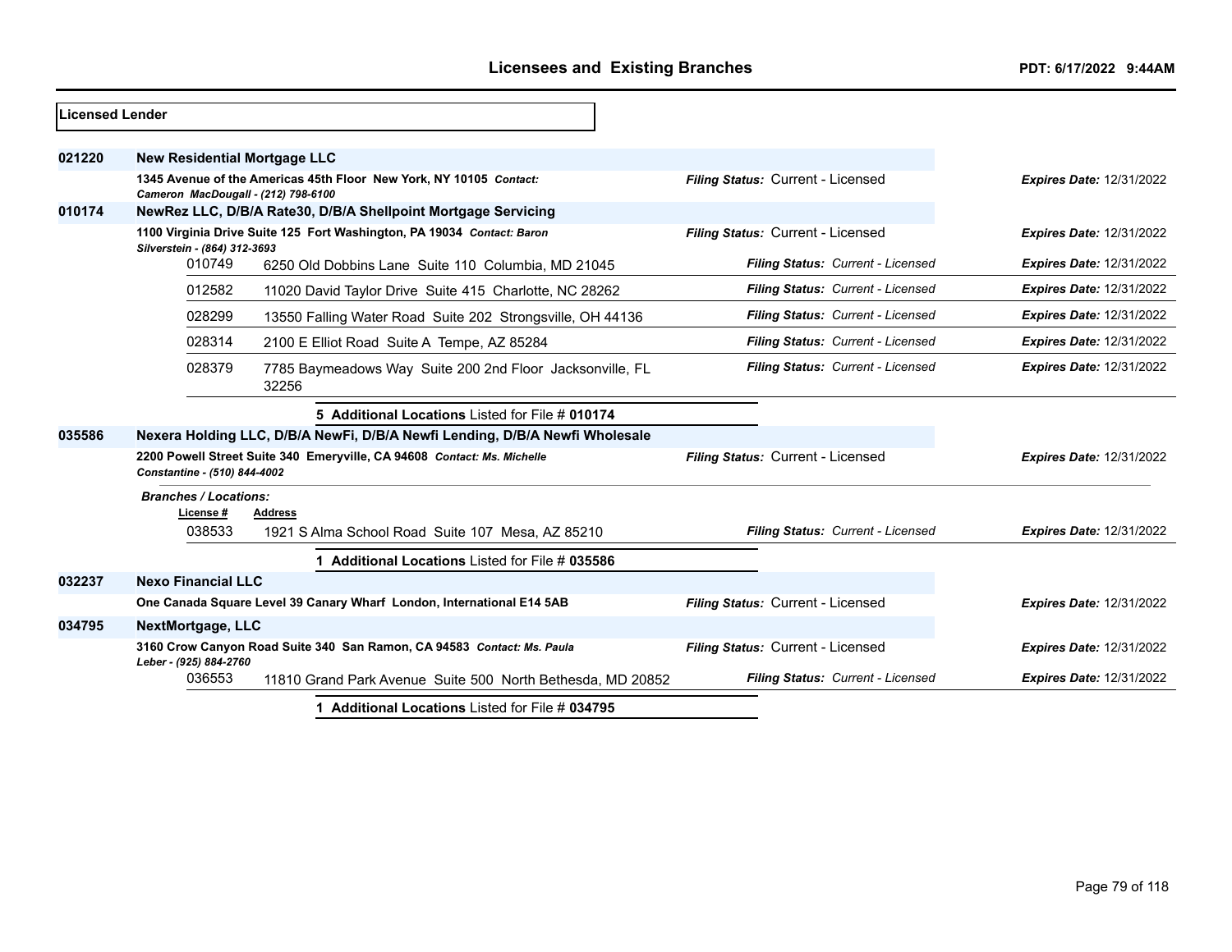## Licensees and Existing Branches

PDT: 6/17/2022 9:44AM

**Licensed Lender**

**021220** **New Residential Mortgage LLC**

1345 Avenue of the Americas 45th Floor New York, NY 10105 *Contact: Cameron MacDougall - (212) 798-6100* — *Filing Status:* Current - Licensed — *Expires Date:* 12/31/2022

**010174** **NewRez LLC, D/B/A Rate30, D/B/A Shellpoint Mortgage Servicing**

1100 Virginia Drive Suite 125 Fort Washington, PA 19034 *Contact: Baron Silverstein - (864) 312-3693* — *Filing Status:* Current - Licensed — *Expires Date:* 12/31/2022

| License # | Address | Filing Status | Expires Date |
|---|---|---|---|
| 010749 | 6250 Old Dobbins Lane Suite 110 Columbia, MD 21045 | Current - Licensed | 12/31/2022 |
| 012582 | 11020 David Taylor Drive Suite 415 Charlotte, NC 28262 | Current - Licensed | 12/31/2022 |
| 028299 | 13550 Falling Water Road Suite 202 Strongsville, OH 44136 | Current - Licensed | 12/31/2022 |
| 028314 | 2100 E Elliot Road Suite A Tempe, AZ 85284 | Current - Licensed | 12/31/2022 |
| 028379 | 7785 Baymeadows Way Suite 200 2nd Floor Jacksonville, FL 32256 | Current - Licensed | 12/31/2022 |

**5 Additional Locations** Listed for File # **010174**

**035586** **Nexera Holding LLC, D/B/A NewFi, D/B/A Newfi Lending, D/B/A Newfi Wholesale**

2200 Powell Street Suite 340 Emeryville, CA 94608 *Contact: Ms. Michelle Constantine - (510) 844-4002* — *Filing Status:* Current - Licensed — *Expires Date:* 12/31/2022

*Branches / Locations:*

| License # | Address | Filing Status | Expires Date |
|---|---|---|---|
| 038533 | 1921 S Alma School Road Suite 107 Mesa, AZ 85210 | Current - Licensed | 12/31/2022 |

**1 Additional Locations** Listed for File # **035586**

**032237** **Nexo Financial LLC**

One Canada Square Level 39 Canary Wharf London, International E14 5AB — *Filing Status:* Current - Licensed — *Expires Date:* 12/31/2022

**034795** **NextMortgage, LLC**

3160 Crow Canyon Road Suite 340 San Ramon, CA 94583 *Contact: Ms. Paula Leber - (925) 884-2760* — *Filing Status:* Current - Licensed — *Expires Date:* 12/31/2022

| License # | Address | Filing Status | Expires Date |
|---|---|---|---|
| 036553 | 11810 Grand Park Avenue Suite 500 North Bethesda, MD 20852 | Current - Licensed | 12/31/2022 |

**1 Additional Locations** Listed for File # **034795**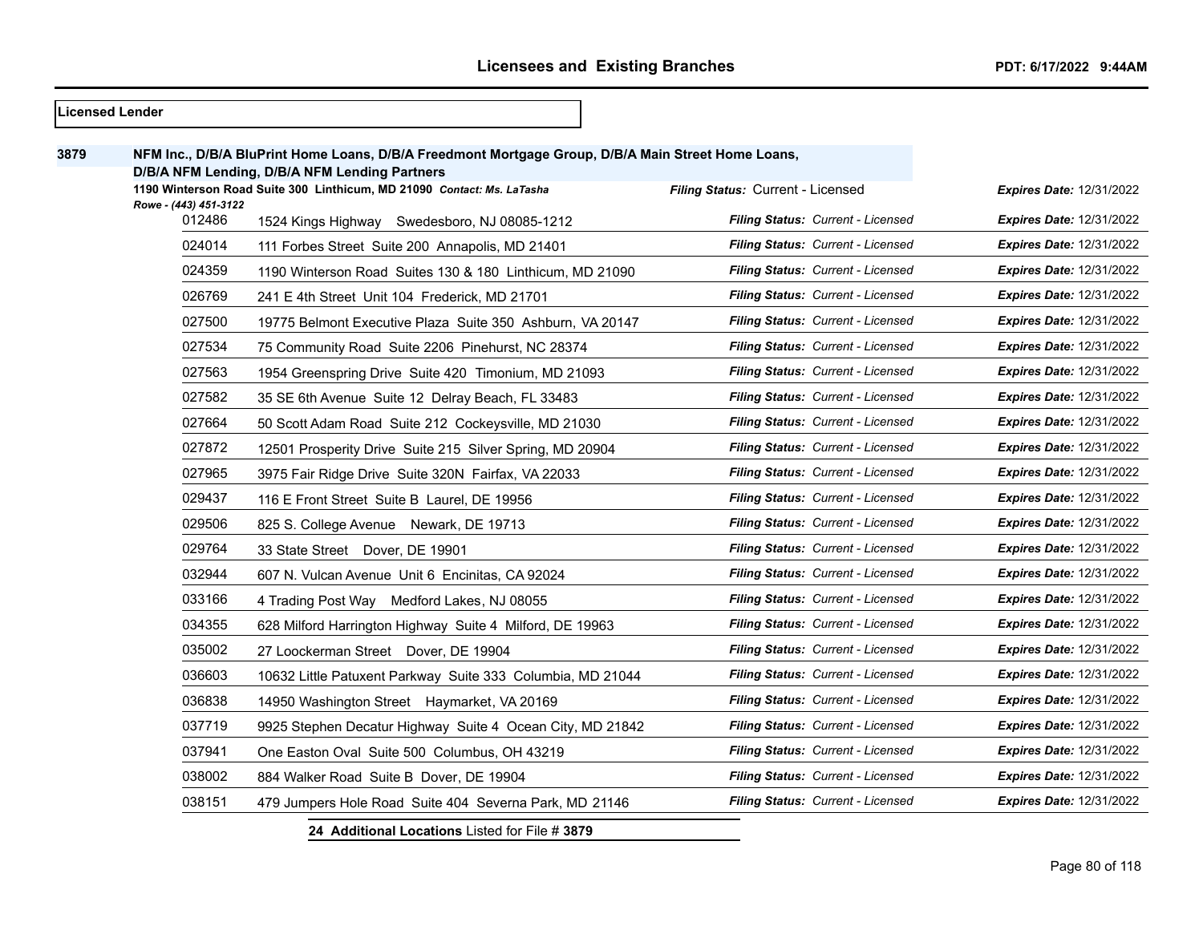**Licensed Lender**

**3879** **NFM Inc., D/B/A BluPrint Home Loans, D/B/A Freedmont Mortgage Group, D/B/A Main Street Home Loans, D/B/A NFM Lending, D/B/A NFM Lending Partners**

**1190 Winterson Road Suite 300 Linthicum, MD 21090** *Contact: Ms. LaTasha Rowe - (443) 451-3122*

*Filing Status:* Current - Licensed *Expires Date:* 12/31/2022

| Branch | Address | Filing Status | Expires Date |
|---|---|---|---|
| 012486 | 1524 Kings Highway Swedesboro, NJ 08085-1212 | Current - Licensed | 12/31/2022 |
| 024014 | 111 Forbes Street Suite 200 Annapolis, MD 21401 | Current - Licensed | 12/31/2022 |
| 024359 | 1190 Winterson Road Suites 130 & 180 Linthicum, MD 21090 | Current - Licensed | 12/31/2022 |
| 026769 | 241 E 4th Street Unit 104 Frederick, MD 21701 | Current - Licensed | 12/31/2022 |
| 027500 | 19775 Belmont Executive Plaza Suite 350 Ashburn, VA 20147 | Current - Licensed | 12/31/2022 |
| 027534 | 75 Community Road Suite 2206 Pinehurst, NC 28374 | Current - Licensed | 12/31/2022 |
| 027563 | 1954 Greenspring Drive Suite 420 Timonium, MD 21093 | Current - Licensed | 12/31/2022 |
| 027582 | 35 SE 6th Avenue Suite 12 Delray Beach, FL 33483 | Current - Licensed | 12/31/2022 |
| 027664 | 50 Scott Adam Road Suite 212 Cockeysville, MD 21030 | Current - Licensed | 12/31/2022 |
| 027872 | 12501 Prosperity Drive Suite 215 Silver Spring, MD 20904 | Current - Licensed | 12/31/2022 |
| 027965 | 3975 Fair Ridge Drive Suite 320N Fairfax, VA 22033 | Current - Licensed | 12/31/2022 |
| 029437 | 116 E Front Street Suite B Laurel, DE 19956 | Current - Licensed | 12/31/2022 |
| 029506 | 825 S. College Avenue Newark, DE 19713 | Current - Licensed | 12/31/2022 |
| 029764 | 33 State Street Dover, DE 19901 | Current - Licensed | 12/31/2022 |
| 032944 | 607 N. Vulcan Avenue Unit 6 Encinitas, CA 92024 | Current - Licensed | 12/31/2022 |
| 033166 | 4 Trading Post Way Medford Lakes, NJ 08055 | Current - Licensed | 12/31/2022 |
| 034355 | 628 Milford Harrington Highway Suite 4 Milford, DE 19963 | Current - Licensed | 12/31/2022 |
| 035002 | 27 Loockerman Street Dover, DE 19904 | Current - Licensed | 12/31/2022 |
| 036603 | 10632 Little Patuxent Parkway Suite 333 Columbia, MD 21044 | Current - Licensed | 12/31/2022 |
| 036838 | 14950 Washington Street Haymarket, VA 20169 | Current - Licensed | 12/31/2022 |
| 037719 | 9925 Stephen Decatur Highway Suite 4 Ocean City, MD 21842 | Current - Licensed | 12/31/2022 |
| 037941 | One Easton Oval Suite 500 Columbus, OH 43219 | Current - Licensed | 12/31/2022 |
| 038002 | 884 Walker Road Suite B Dover, DE 19904 | Current - Licensed | 12/31/2022 |
| 038151 | 479 Jumpers Hole Road Suite 404 Severna Park, MD 21146 | Current - Licensed | 12/31/2022 |

**24 Additional Locations** Listed for File # **3879**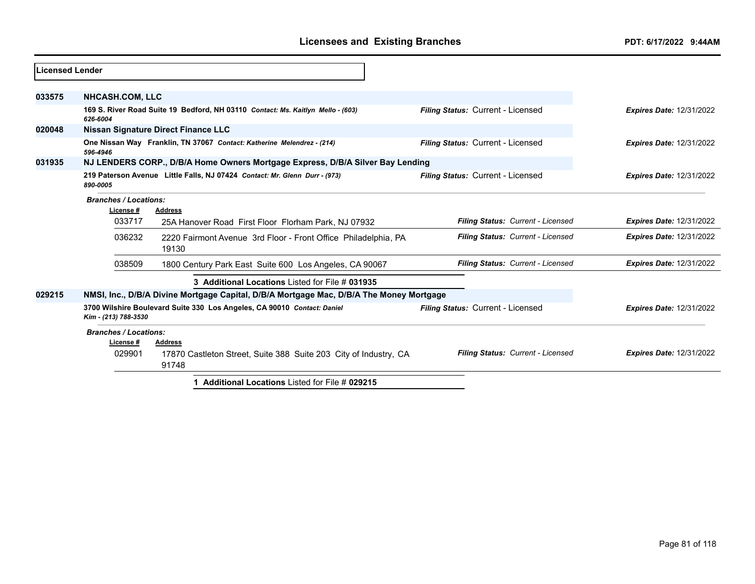## Licensed Lender

**033575 NHCASH.COM, LLC**

169 S. River Road Suite 19 Bedford, NH 03110 *Contact: Ms. Kaitlyn Mello - (603) 626-6004*

*Filing Status:* Current - Licensed *Expires Date:* 12/31/2022

**020048 Nissan Signature Direct Finance LLC**

One Nissan Way Franklin, TN 37067 *Contact: Katherine Melendrez - (214) 596-4946*

*Filing Status:* Current - Licensed *Expires Date:* 12/31/2022

**031935 NJ LENDERS CORP., D/B/A Home Owners Mortgage Express, D/B/A Silver Bay Lending**

219 Paterson Avenue Little Falls, NJ 07424 *Contact: Mr. Glenn Durr - (973) 890-0005*

*Filing Status:* Current - Licensed *Expires Date:* 12/31/2022

*Branches / Locations:*

| License # | Address | Filing Status | Expires Date |
|---|---|---|---|
| 033717 | 25A Hanover Road First Floor Florham Park, NJ 07932 | Current - Licensed | 12/31/2022 |
| 036232 | 2220 Fairmont Avenue 3rd Floor - Front Office Philadelphia, PA 19130 | Current - Licensed | 12/31/2022 |
| 038509 | 1800 Century Park East Suite 600 Los Angeles, CA 90067 | Current - Licensed | 12/31/2022 |

**3 Additional Locations** Listed for File # **031935**

**029215 NMSI, Inc., D/B/A Divine Mortgage Capital, D/B/A Mortgage Mac, D/B/A The Money Mortgage**

3700 Wilshire Boulevard Suite 330 Los Angeles, CA 90010 *Contact: Daniel Kim - (213) 788-3530*

*Filing Status:* Current - Licensed *Expires Date:* 12/31/2022

*Branches / Locations:*

| License # | Address | Filing Status | Expires Date |
|---|---|---|---|
| 029901 | 17870 Castleton Street, Suite 388 Suite 203 City of Industry, CA 91748 | Current - Licensed | 12/31/2022 |

**1 Additional Locations** Listed for File # **029215**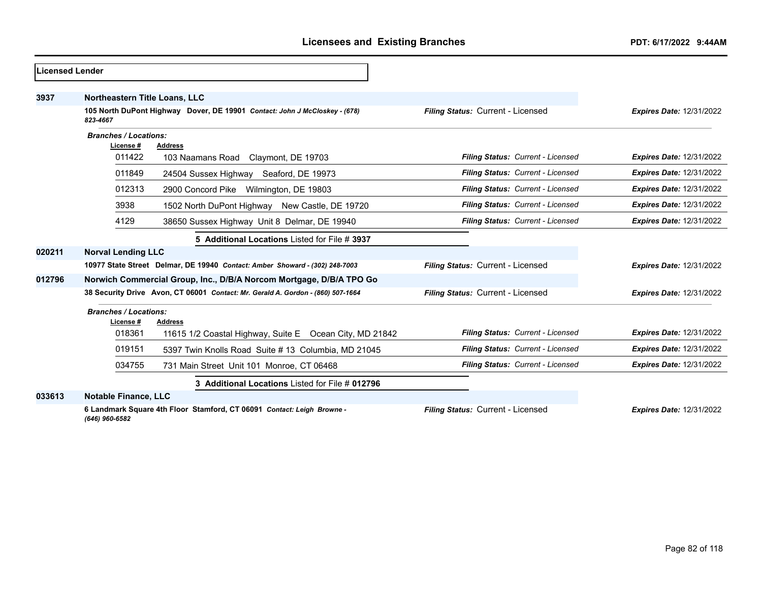## Licensees and Existing Branches

PDT: 6/17/2022 9:44AM

**Licensed Lender**

**3937** **Northeastern Title Loans, LLC**

**105 North DuPont Highway Dover, DE 19901** *Contact: John J McCloskey - (678) 823-4667*

*Filing Status:* Current - Licensed *Expires Date:* 12/31/2022

*Branches / Locations:*

| License # | Address | Filing Status | Expires Date |
|---|---|---|---|
| 011422 | 103 Naamans Road Claymont, DE 19703 | Current - Licensed | 12/31/2022 |
| 011849 | 24504 Sussex Highway Seaford, DE 19973 | Current - Licensed | 12/31/2022 |
| 012313 | 2900 Concord Pike Wilmington, DE 19803 | Current - Licensed | 12/31/2022 |
| 3938 | 1502 North DuPont Highway New Castle, DE 19720 | Current - Licensed | 12/31/2022 |
| 4129 | 38650 Sussex Highway Unit 8 Delmar, DE 19940 | Current - Licensed | 12/31/2022 |

**5 Additional Locations** Listed for File # **3937**

**020211** **Norval Lending LLC**

**10977 State Street Delmar, DE 19940** *Contact: Amber Showard - (302) 248-7003*

*Filing Status:* Current - Licensed *Expires Date:* 12/31/2022

**012796** **Norwich Commercial Group, Inc., D/B/A Norcom Mortgage, D/B/A TPO Go**

**38 Security Drive Avon, CT 06001** *Contact: Mr. Gerald A. Gordon - (860) 507-1664*

*Filing Status:* Current - Licensed *Expires Date:* 12/31/2022

*Branches / Locations:*

| License # | Address | Filing Status | Expires Date |
|---|---|---|---|
| 018361 | 11615 1/2 Coastal Highway, Suite E Ocean City, MD 21842 | Current - Licensed | 12/31/2022 |
| 019151 | 5397 Twin Knolls Road Suite # 13 Columbia, MD 21045 | Current - Licensed | 12/31/2022 |
| 034755 | 731 Main Street Unit 101 Monroe, CT 06468 | Current - Licensed | 12/31/2022 |

**3 Additional Locations** Listed for File # **012796**

**033613** **Notable Finance, LLC**

**6 Landmark Square 4th Floor Stamford, CT 06091** *Contact: Leigh Browne - (646) 960-6582*

*Filing Status:* Current - Licensed *Expires Date:* 12/31/2022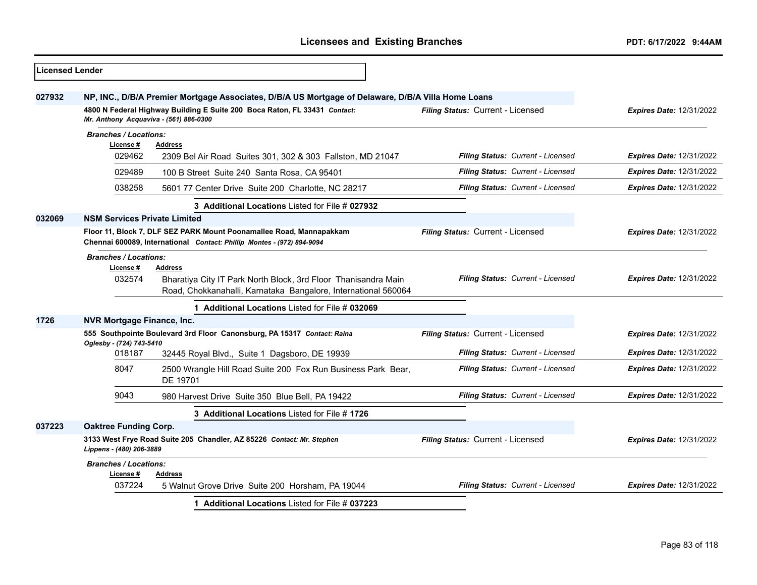## Licensed Lender

**027932** **NP, INC., D/B/A Premier Mortgage Associates, D/B/A US Mortgage of Delaware, D/B/A Villa Home Loans**

4800 N Federal Highway Building E Suite 200 Boca Raton, FL 33431 *Contact: Mr. Anthony Acquaviva - (561) 886-0300*

*Filing Status:* Current - Licensed — *Expires Date:* 12/31/2022

*Branches / Locations:*

| License # | Address | Filing Status | Expires Date |
|---|---|---|---|
| 029462 | 2309 Bel Air Road Suites 301, 302 & 303 Fallston, MD 21047 | Current - Licensed | 12/31/2022 |
| 029489 | 100 B Street Suite 240 Santa Rosa, CA 95401 | Current - Licensed | 12/31/2022 |
| 038258 | 5601 77 Center Drive Suite 200 Charlotte, NC 28217 | Current - Licensed | 12/31/2022 |

**3 Additional Locations** Listed for File # **027932**

**032069** **NSM Services Private Limited**

Floor 11, Block 7, DLF SEZ PARK Mount Poonamallee Road, Mannapakkam Chennai 600089, International *Contact: Phillip Montes - (972) 894-9094*

*Filing Status:* Current - Licensed — *Expires Date:* 12/31/2022

*Branches / Locations:*

| License # | Address | Filing Status | Expires Date |
|---|---|---|---|
| 032574 | Bharatiya City IT Park North Block, 3rd Floor Thanisandra Main Road, Chokkanahalli, Karnataka Bangalore, International 560064 | Current - Licensed | 12/31/2022 |

**1 Additional Locations** Listed for File # **032069**

**1726** **NVR Mortgage Finance, Inc.**

555 Southpointe Boulevard 3rd Floor Canonsburg, PA 15317 *Contact: Raina Oglesby - (724) 743-5410*

*Filing Status:* Current - Licensed — *Expires Date:* 12/31/2022

| License # | Address | Filing Status | Expires Date |
|---|---|---|---|
| 018187 | 32445 Royal Blvd., Suite 1 Dagsboro, DE 19939 | Current - Licensed | 12/31/2022 |
| 8047 | 2500 Wrangle Hill Road Suite 200 Fox Run Business Park Bear, DE 19701 | Current - Licensed | 12/31/2022 |
| 9043 | 980 Harvest Drive Suite 350 Blue Bell, PA 19422 | Current - Licensed | 12/31/2022 |

**3 Additional Locations** Listed for File # **1726**

**037223** **Oaktree Funding Corp.**

3133 West Frye Road Suite 205 Chandler, AZ 85226 *Contact: Mr. Stephen Lippens - (480) 206-3889*

*Filing Status:* Current - Licensed — *Expires Date:* 12/31/2022

*Branches / Locations:*

| License # | Address | Filing Status | Expires Date |
|---|---|---|---|
| 037224 | 5 Walnut Grove Drive Suite 200 Horsham, PA 19044 | Current - Licensed | 12/31/2022 |

**1 Additional Locations** Listed for File # **037223**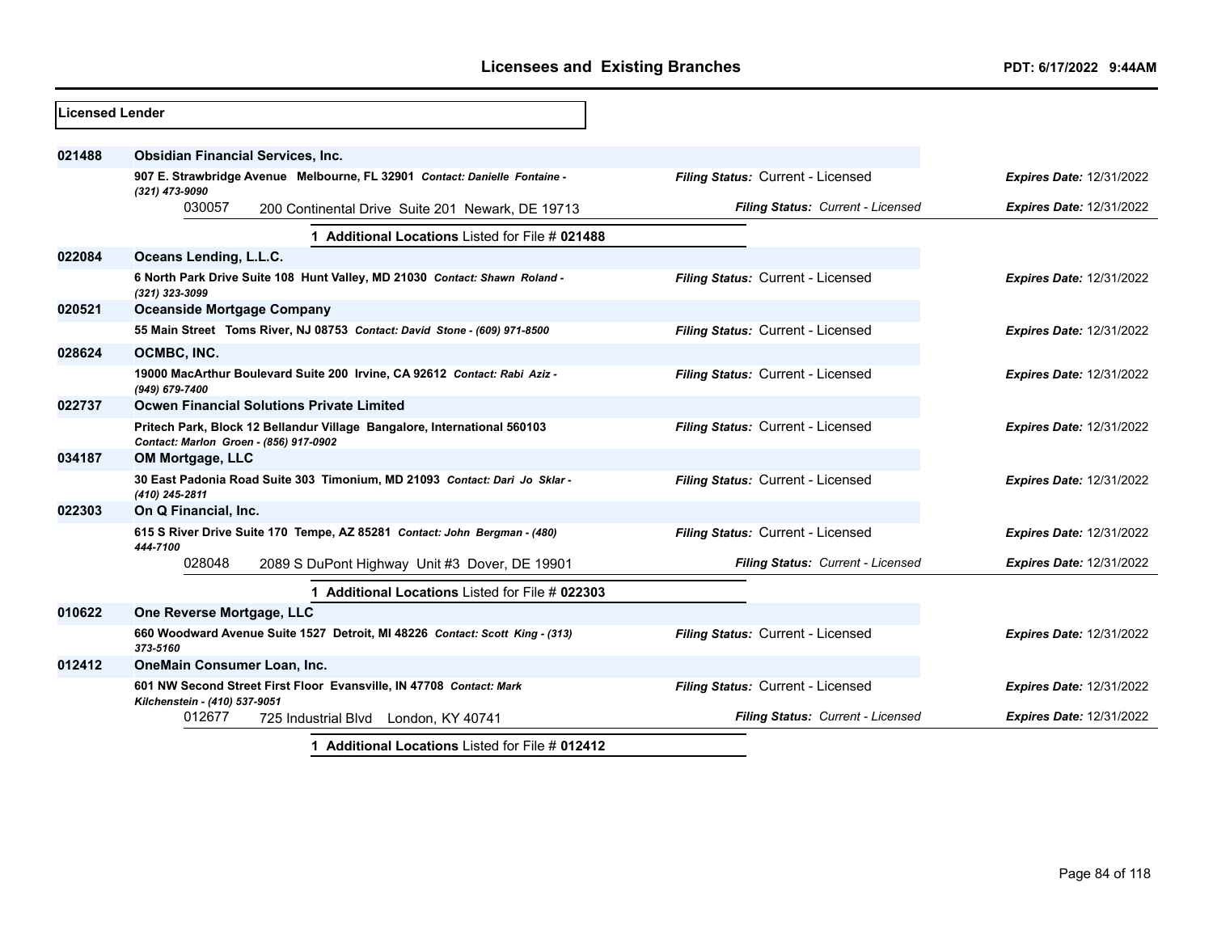## Licensees and Existing Branches

**Licensed Lender**

| File # | Name / Address | Filing Status | Expires Date |
|---|---|---|---|
| **021488** | **Obsidian Financial Services, Inc.** | | |
| | **907 E. Strawbridge Avenue Melbourne, FL 32901** *Contact: Danielle Fontaine - (321) 473-9090* | *Filing Status:* Current - Licensed | *Expires Date:* 12/31/2022 |
| | 030057 200 Continental Drive Suite 201 Newark, DE 19713 | *Filing Status: Current - Licensed* | *Expires Date:* 12/31/2022 |
| | 1 **Additional Locations** Listed for File # **021488** | | |
| **022084** | **Oceans Lending, L.L.C.** | | |
| | **6 North Park Drive Suite 108 Hunt Valley, MD 21030** *Contact: Shawn Roland - (321) 323-3099* | *Filing Status:* Current - Licensed | *Expires Date:* 12/31/2022 |
| **020521** | **Oceanside Mortgage Company** | | |
| | **55 Main Street Toms River, NJ 08753** *Contact: David Stone - (609) 971-8500* | *Filing Status:* Current - Licensed | *Expires Date:* 12/31/2022 |
| **028624** | **OCMBC, INC.** | | |
| | **19000 MacArthur Boulevard Suite 200 Irvine, CA 92612** *Contact: Rabi Aziz - (949) 679-7400* | *Filing Status:* Current - Licensed | *Expires Date:* 12/31/2022 |
| **022737** | **Ocwen Financial Solutions Private Limited** | | |
| | **Pritech Park, Block 12 Bellandur Village Bangalore, International 560103** *Contact: Marlon Groen - (856) 917-0902* | *Filing Status:* Current - Licensed | *Expires Date:* 12/31/2022 |
| **034187** | **OM Mortgage, LLC** | | |
| | **30 East Padonia Road Suite 303 Timonium, MD 21093** *Contact: Dari Jo Sklar - (410) 245-2811* | *Filing Status:* Current - Licensed | *Expires Date:* 12/31/2022 |
| **022303** | **On Q Financial, Inc.** | | |
| | **615 S River Drive Suite 170 Tempe, AZ 85281** *Contact: John Bergman - (480) 444-7100* | *Filing Status:* Current - Licensed | *Expires Date:* 12/31/2022 |
| | 028048 2089 S DuPont Highway Unit #3 Dover, DE 19901 | *Filing Status: Current - Licensed* | *Expires Date:* 12/31/2022 |
| | 1 **Additional Locations** Listed for File # **022303** | | |
| **010622** | **One Reverse Mortgage, LLC** | | |
| | **660 Woodward Avenue Suite 1527 Detroit, MI 48226** *Contact: Scott King - (313) 373-5160* | *Filing Status:* Current - Licensed | *Expires Date:* 12/31/2022 |
| **012412** | **OneMain Consumer Loan, Inc.** | | |
| | **601 NW Second Street First Floor Evansville, IN 47708** *Contact: Mark Kilchenstein - (410) 537-9051* | *Filing Status:* Current - Licensed | *Expires Date:* 12/31/2022 |
| | 012677 725 Industrial Blvd London, KY 40741 | *Filing Status: Current - Licensed* | *Expires Date:* 12/31/2022 |
| | 1 **Additional Locations** Listed for File # **012412** | | |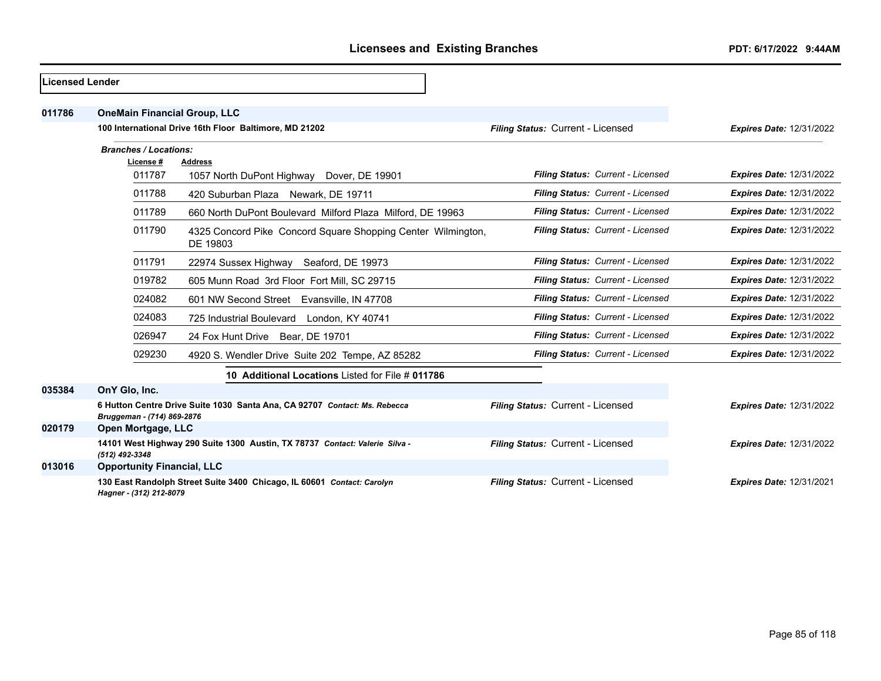## Licensees and Existing Branches

PDT: 6/17/2022 9:44AM

**Licensed Lender**

**011786** **OneMain Financial Group, LLC**

**100 International Drive 16th Floor Baltimore, MD 21202** — *Filing Status:* Current - Licensed — *Expires Date:* 12/31/2022

*Branches / Locations:*

| License # | Address | Filing Status | Expires Date |
|---|---|---|---|
| 011787 | 1057 North DuPont Highway Dover, DE 19901 | Current - Licensed | 12/31/2022 |
| 011788 | 420 Suburban Plaza Newark, DE 19711 | Current - Licensed | 12/31/2022 |
| 011789 | 660 North DuPont Boulevard Milford Plaza Milford, DE 19963 | Current - Licensed | 12/31/2022 |
| 011790 | 4325 Concord Pike Concord Square Shopping Center Wilmington, DE 19803 | Current - Licensed | 12/31/2022 |
| 011791 | 22974 Sussex Highway Seaford, DE 19973 | Current - Licensed | 12/31/2022 |
| 019782 | 605 Munn Road 3rd Floor Fort Mill, SC 29715 | Current - Licensed | 12/31/2022 |
| 024082 | 601 NW Second Street Evansville, IN 47708 | Current - Licensed | 12/31/2022 |
| 024083 | 725 Industrial Boulevard London, KY 40741 | Current - Licensed | 12/31/2022 |
| 026947 | 24 Fox Hunt Drive Bear, DE 19701 | Current - Licensed | 12/31/2022 |
| 029230 | 4920 S. Wendler Drive Suite 202 Tempe, AZ 85282 | Current - Licensed | 12/31/2022 |

**10 Additional Locations** Listed for File # **011786**

**035384** **OnY Glo, Inc.**

**6 Hutton Centre Drive Suite 1030 Santa Ana, CA 92707** *Contact: Ms. Rebecca Bruggeman - (714) 869-2876* — *Filing Status:* Current - Licensed — *Expires Date:* 12/31/2022

**020179** **Open Mortgage, LLC**

**14101 West Highway 290 Suite 1300 Austin, TX 78737** *Contact: Valerie Silva - (512) 492-3348* — *Filing Status:* Current - Licensed — *Expires Date:* 12/31/2022

**013016** **Opportunity Financial, LLC**

**130 East Randolph Street Suite 3400 Chicago, IL 60601** *Contact: Carolyn Hagner - (312) 212-8079* — *Filing Status:* Current - Licensed — *Expires Date:* 12/31/2021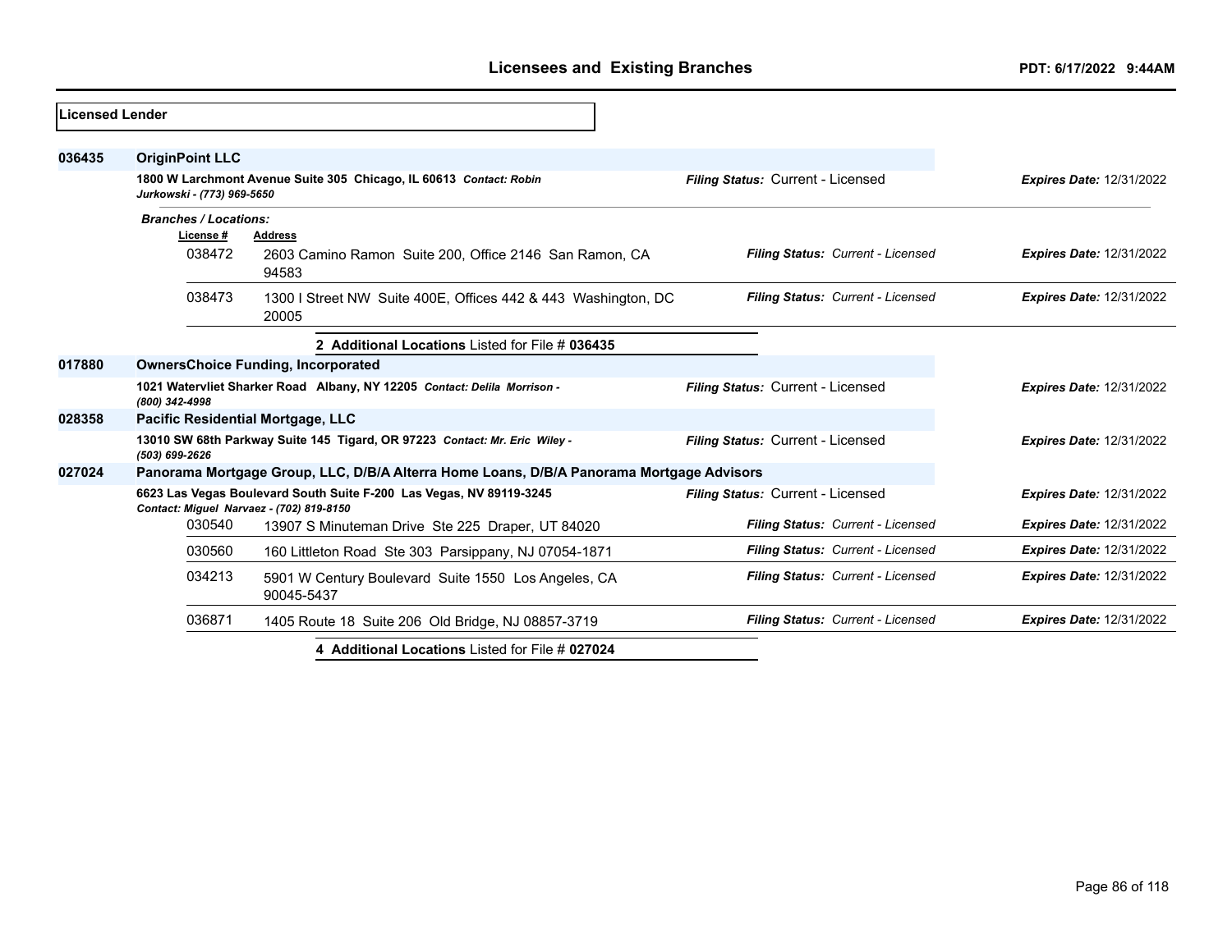## Licensees and Existing Branches

PDT: 6/17/2022 9:44AM

**Licensed Lender**

**036435** **OriginPoint LLC**

**1800 W Larchmont Avenue Suite 305 Chicago, IL 60613** ***Contact: Robin Jurkowski - (773) 969-5650***

*Filing Status:* Current - Licensed — *Expires Date:* 12/31/2022

***Branches / Locations:***

| License # | Address | Filing Status | Expires Date |
|---|---|---|---|
| 038472 | 2603 Camino Ramon Suite 200, Office 2146 San Ramon, CA 94583 | Current - Licensed | 12/31/2022 |
| 038473 | 1300 I Street NW Suite 400E, Offices 442 & 443 Washington, DC 20005 | Current - Licensed | 12/31/2022 |

**2 Additional Locations** Listed for File # **036435**

**017880** **OwnersChoice Funding, Incorporated**

**1021 Watervliet Sharker Road Albany, NY 12205** ***Contact: Delila Morrison - (800) 342-4998***

*Filing Status:* Current - Licensed — *Expires Date:* 12/31/2022

**028358** **Pacific Residential Mortgage, LLC**

**13010 SW 68th Parkway Suite 145 Tigard, OR 97223** ***Contact: Mr. Eric Wiley - (503) 699-2626***

*Filing Status:* Current - Licensed — *Expires Date:* 12/31/2022

**027024** **Panorama Mortgage Group, LLC, D/B/A Alterra Home Loans, D/B/A Panorama Mortgage Advisors**

**6623 Las Vegas Boulevard South Suite F-200 Las Vegas, NV 89119-3245** ***Contact: Miguel Narvaez - (702) 819-8150***

*Filing Status:* Current - Licensed — *Expires Date:* 12/31/2022

| License # | Address | Filing Status | Expires Date |
|---|---|---|---|
| 030540 | 13907 S Minuteman Drive Ste 225 Draper, UT 84020 | Current - Licensed | 12/31/2022 |
| 030560 | 160 Littleton Road Ste 303 Parsippany, NJ 07054-1871 | Current - Licensed | 12/31/2022 |
| 034213 | 5901 W Century Boulevard Suite 1550 Los Angeles, CA 90045-5437 | Current - Licensed | 12/31/2022 |
| 036871 | 1405 Route 18 Suite 206 Old Bridge, NJ 08857-3719 | Current - Licensed | 12/31/2022 |

**4 Additional Locations** Listed for File # **027024**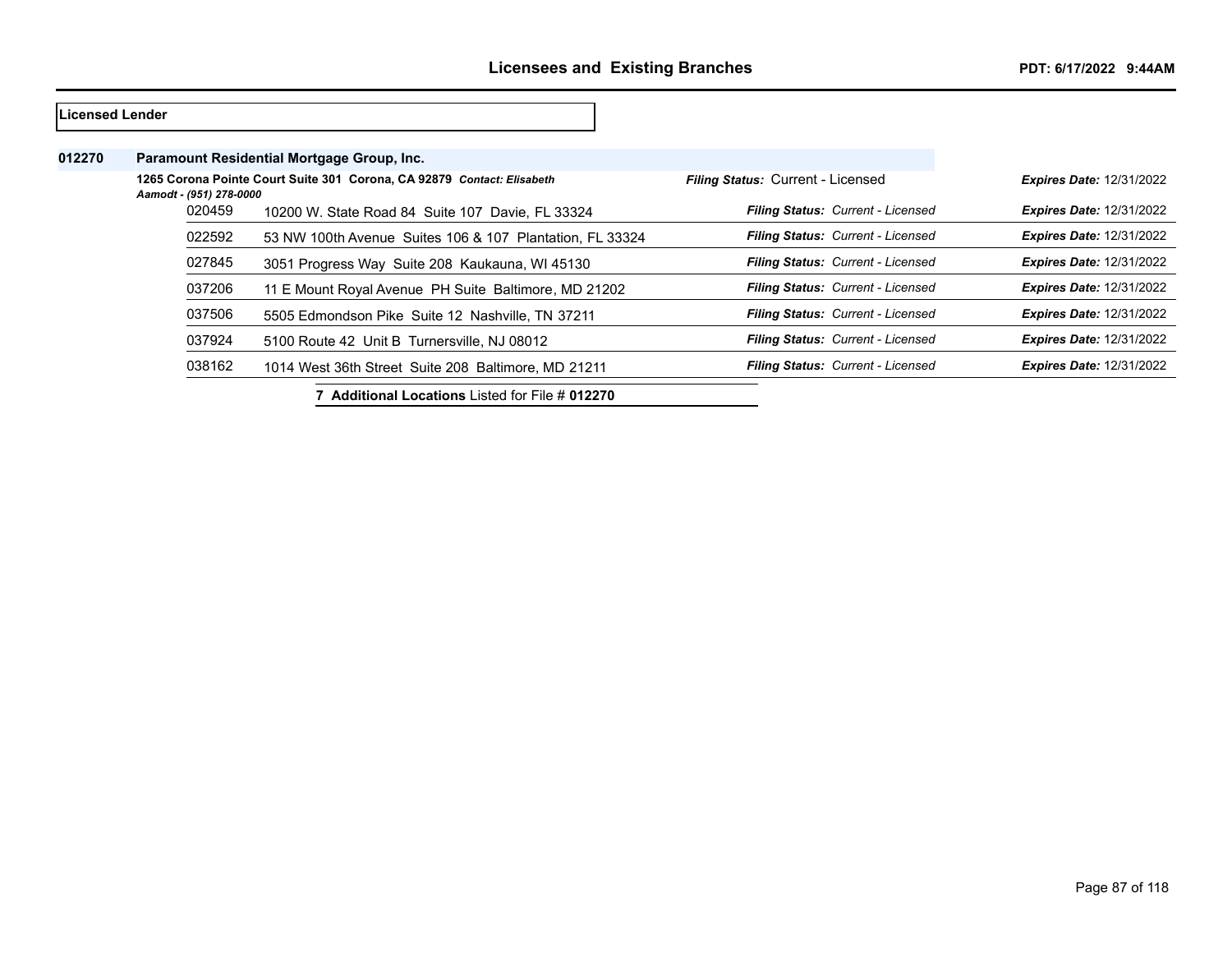## Licensed Lender

**012270** **Paramount Residential Mortgage Group, Inc.**

**1265 Corona Pointe Court Suite 301 Corona, CA 92879** ***Contact: Elisabeth Aamodt - (951) 278-0000***

***Filing Status:*** Current - Licensed ***Expires Date:*** 12/31/2022

| Branch | Address | Filing Status | Expires Date |
|---|---|---|---|
| 020459 | 10200 W. State Road 84 Suite 107 Davie, FL 33324 | Current - Licensed | 12/31/2022 |
| 022592 | 53 NW 100th Avenue Suites 106 & 107 Plantation, FL 33324 | Current - Licensed | 12/31/2022 |
| 027845 | 3051 Progress Way Suite 208 Kaukauna, WI 45130 | Current - Licensed | 12/31/2022 |
| 037206 | 11 E Mount Royal Avenue PH Suite Baltimore, MD 21202 | Current - Licensed | 12/31/2022 |
| 037506 | 5505 Edmondson Pike Suite 12 Nashville, TN 37211 | Current - Licensed | 12/31/2022 |
| 037924 | 5100 Route 42 Unit B Turnersville, NJ 08012 | Current - Licensed | 12/31/2022 |
| 038162 | 1014 West 36th Street Suite 208 Baltimore, MD 21211 | Current - Licensed | 12/31/2022 |

**7 Additional Locations** Listed for File # **012270**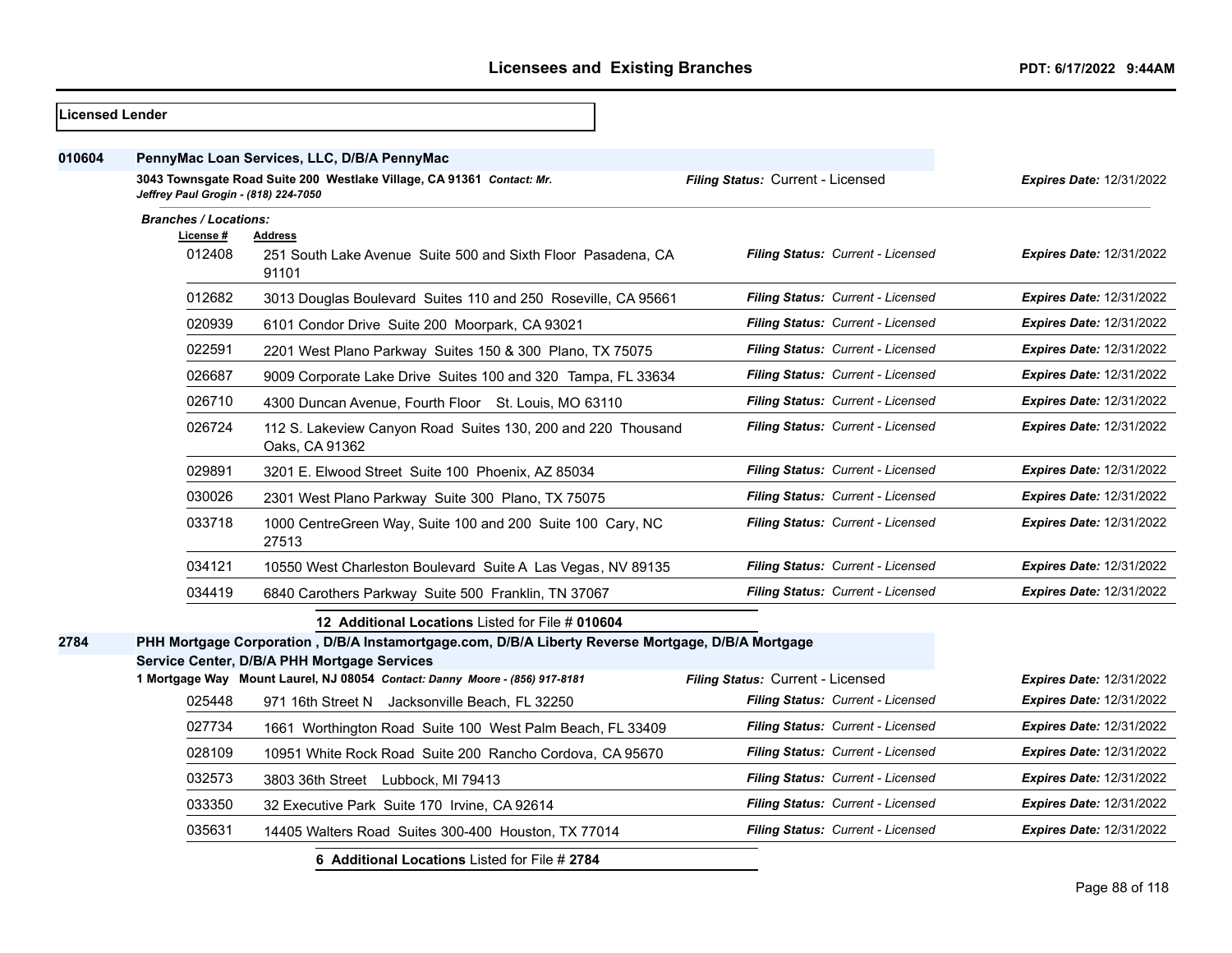**Licensed Lender**

**010604** **PennyMac Loan Services, LLC, D/B/A PennyMac**

**3043 Townsgate Road Suite 200 Westlake Village, CA 91361** *Contact: Mr. Jeffrey Paul Grogin - (818) 224-7050*

***Filing Status:*** Current - Licensed ***Expires Date:*** 12/31/2022

***Branches / Locations:***

| License # | Address | Filing Status | Expires Date |
|---|---|---|---|
| 012408 | 251 South Lake Avenue Suite 500 and Sixth Floor Pasadena, CA 91101 | Current - Licensed | 12/31/2022 |
| 012682 | 3013 Douglas Boulevard Suites 110 and 250 Roseville, CA 95661 | Current - Licensed | 12/31/2022 |
| 020939 | 6101 Condor Drive Suite 200 Moorpark, CA 93021 | Current - Licensed | 12/31/2022 |
| 022591 | 2201 West Plano Parkway Suites 150 & 300 Plano, TX 75075 | Current - Licensed | 12/31/2022 |
| 026687 | 9009 Corporate Lake Drive Suites 100 and 320 Tampa, FL 33634 | Current - Licensed | 12/31/2022 |
| 026710 | 4300 Duncan Avenue, Fourth Floor St. Louis, MO 63110 | Current - Licensed | 12/31/2022 |
| 026724 | 112 S. Lakeview Canyon Road Suites 130, 200 and 220 Thousand Oaks, CA 91362 | Current - Licensed | 12/31/2022 |
| 029891 | 3201 E. Elwood Street Suite 100 Phoenix, AZ 85034 | Current - Licensed | 12/31/2022 |
| 030026 | 2301 West Plano Parkway Suite 300 Plano, TX 75075 | Current - Licensed | 12/31/2022 |
| 033718 | 1000 CentreGreen Way, Suite 100 and 200 Suite 100 Cary, NC 27513 | Current - Licensed | 12/31/2022 |
| 034121 | 10550 West Charleston Boulevard Suite A Las Vegas, NV 89135 | Current - Licensed | 12/31/2022 |
| 034419 | 6840 Carothers Parkway Suite 500 Franklin, TN 37067 | Current - Licensed | 12/31/2022 |

**12 Additional Locations** Listed for File # **010604**

**2784** **PHH Mortgage Corporation , D/B/A Instamortgage.com, D/B/A Liberty Reverse Mortgage, D/B/A Mortgage Service Center, D/B/A PHH Mortgage Services**

**1 Mortgage Way Mount Laurel, NJ 08054** *Contact: Danny Moore - (856) 917-8181*

***Filing Status:*** Current - Licensed ***Expires Date:*** 12/31/2022

| License # | Address | Filing Status | Expires Date |
|---|---|---|---|
| 025448 | 971 16th Street N Jacksonville Beach, FL 32250 | Current - Licensed | 12/31/2022 |
| 027734 | 1661 Worthington Road Suite 100 West Palm Beach, FL 33409 | Current - Licensed | 12/31/2022 |
| 028109 | 10951 White Rock Road Suite 200 Rancho Cordova, CA 95670 | Current - Licensed | 12/31/2022 |
| 032573 | 3803 36th Street Lubbock, MI 79413 | Current - Licensed | 12/31/2022 |
| 033350 | 32 Executive Park Suite 170 Irvine, CA 92614 | Current - Licensed | 12/31/2022 |
| 035631 | 14405 Walters Road Suites 300-400 Houston, TX 77014 | Current - Licensed | 12/31/2022 |

**6 Additional Locations** Listed for File # **2784**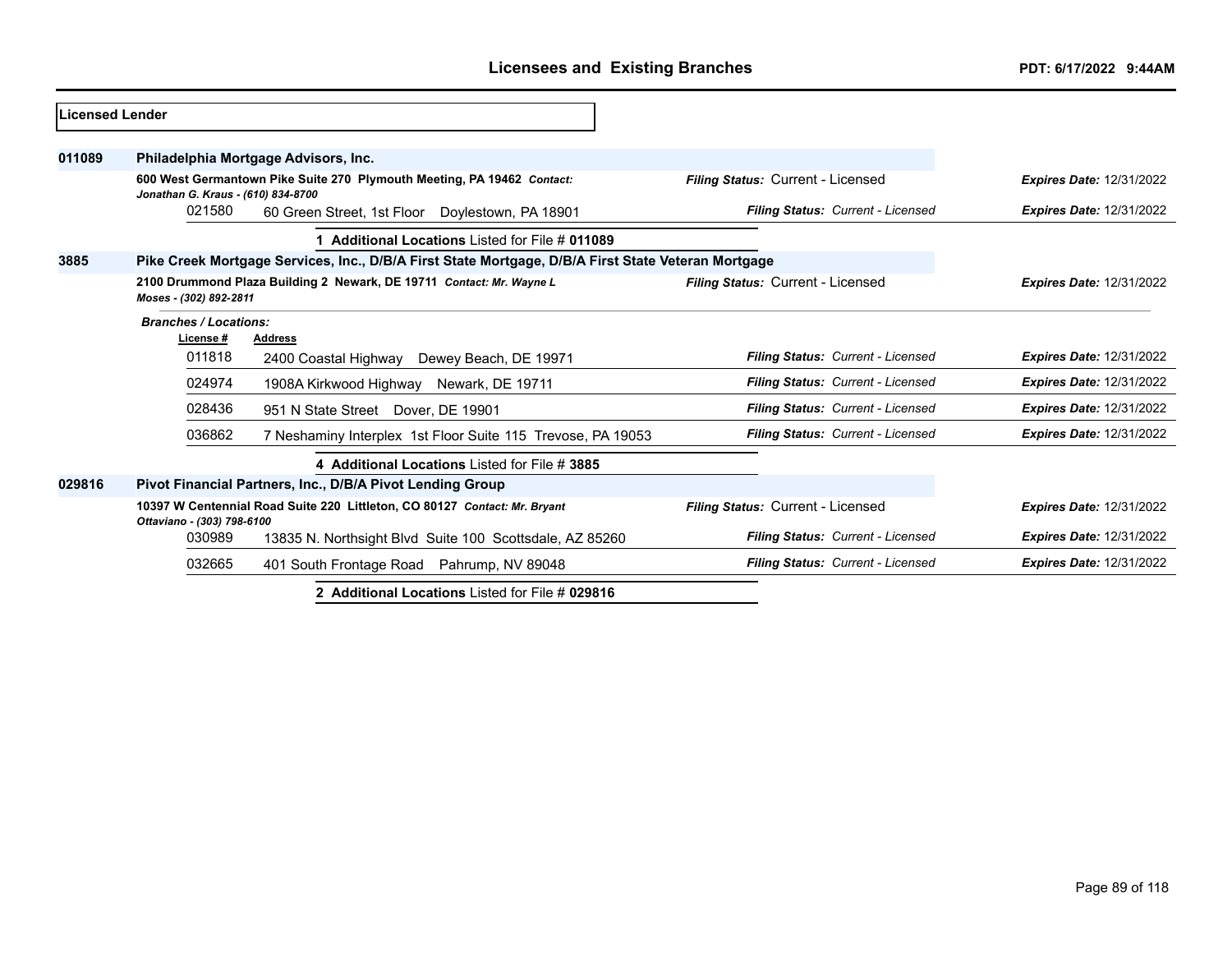## Licensed Lender

**011089** **Philadelphia Mortgage Advisors, Inc.**

**600 West Germantown Pike Suite 270 Plymouth Meeting, PA 19462** *Contact: Jonathan G. Kraus - (610) 834-8700*

*Filing Status:* Current - Licensed | *Expires Date:* 12/31/2022

| License # | Address | Filing Status | Expires Date |
|---|---|---|---|
| 021580 | 60 Green Street, 1st Floor Doylestown, PA 18901 | Current - Licensed | 12/31/2022 |

**1 Additional Locations** Listed for File # **011089**

**3885** **Pike Creek Mortgage Services, Inc., D/B/A First State Mortgage, D/B/A First State Veteran Mortgage**

**2100 Drummond Plaza Building 2 Newark, DE 19711** *Contact: Mr. Wayne L Moses - (302) 892-2811*

*Filing Status:* Current - Licensed | *Expires Date:* 12/31/2022

*Branches / Locations:*

| License # | Address | Filing Status | Expires Date |
|---|---|---|---|
| 011818 | 2400 Coastal Highway Dewey Beach, DE 19971 | Current - Licensed | 12/31/2022 |
| 024974 | 1908A Kirkwood Highway Newark, DE 19711 | Current - Licensed | 12/31/2022 |
| 028436 | 951 N State Street Dover, DE 19901 | Current - Licensed | 12/31/2022 |
| 036862 | 7 Neshaminy Interplex 1st Floor Suite 115 Trevose, PA 19053 | Current - Licensed | 12/31/2022 |

**4 Additional Locations** Listed for File # **3885**

**029816** **Pivot Financial Partners, Inc., D/B/A Pivot Lending Group**

**10397 W Centennial Road Suite 220 Littleton, CO 80127** *Contact: Mr. Bryant Ottaviano - (303) 798-6100*

*Filing Status:* Current - Licensed | *Expires Date:* 12/31/2022

| License # | Address | Filing Status | Expires Date |
|---|---|---|---|
| 030989 | 13835 N. Northsight Blvd Suite 100 Scottsdale, AZ 85260 | Current - Licensed | 12/31/2022 |
| 032665 | 401 South Frontage Road Pahrump, NV 89048 | Current - Licensed | 12/31/2022 |

**2 Additional Locations** Listed for File # **029816**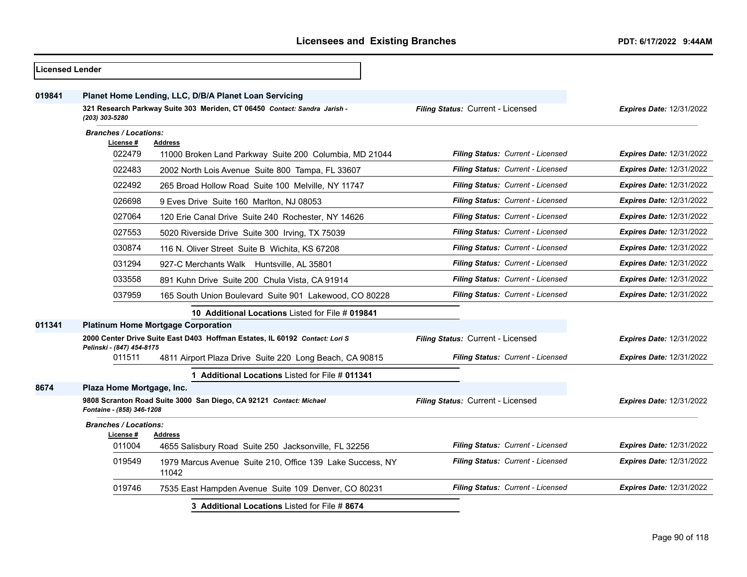## Licensed Lender

### 019841 Planet Home Lending, LLC, D/B/A Planet Loan Servicing

**321 Research Parkway Suite 303 Meriden, CT 06450** *Contact: Sandra Jarish - (203) 303-5280*

*Filing Status:* Current - Licensed — *Expires Date:* 12/31/2022

*Branches / Locations:*

| License # | Address | Filing Status | Expires Date |
|---|---|---|---|
| 022479 | 11000 Broken Land Parkway Suite 200 Columbia, MD 21044 | Current - Licensed | 12/31/2022 |
| 022483 | 2002 North Lois Avenue Suite 800 Tampa, FL 33607 | Current - Licensed | 12/31/2022 |
| 022492 | 265 Broad Hollow Road Suite 100 Melville, NY 11747 | Current - Licensed | 12/31/2022 |
| 026698 | 9 Eves Drive Suite 160 Marlton, NJ 08053 | Current - Licensed | 12/31/2022 |
| 027064 | 120 Erie Canal Drive Suite 240 Rochester, NY 14626 | Current - Licensed | 12/31/2022 |
| 027553 | 5020 Riverside Drive Suite 300 Irving, TX 75039 | Current - Licensed | 12/31/2022 |
| 030874 | 116 N. Oliver Street Suite B Wichita, KS 67208 | Current - Licensed | 12/31/2022 |
| 031294 | 927-C Merchants Walk Huntsville, AL 35801 | Current - Licensed | 12/31/2022 |
| 033558 | 891 Kuhn Drive Suite 200 Chula Vista, CA 91914 | Current - Licensed | 12/31/2022 |
| 037959 | 165 South Union Boulevard Suite 901 Lakewood, CO 80228 | Current - Licensed | 12/31/2022 |

**10 Additional Locations** Listed for File # **019841**

### 011341 Platinum Home Mortgage Corporation

**2000 Center Drive Suite East D403 Hoffman Estates, IL 60192** *Contact: Lori S Pelinski - (847) 454-8175*

*Filing Status:* Current - Licensed — *Expires Date:* 12/31/2022

| License # | Address | Filing Status | Expires Date |
|---|---|---|---|
| 011511 | 4811 Airport Plaza Drive Suite 220 Long Beach, CA 90815 | Current - Licensed | 12/31/2022 |

**1 Additional Locations** Listed for File # **011341**

### 8674 Plaza Home Mortgage, Inc.

**9808 Scranton Road Suite 3000 San Diego, CA 92121** *Contact: Michael Fontaine - (858) 346-1208*

*Filing Status:* Current - Licensed — *Expires Date:* 12/31/2022

*Branches / Locations:*

| License # | Address | Filing Status | Expires Date |
|---|---|---|---|
| 011004 | 4655 Salisbury Road Suite 250 Jacksonville, FL 32256 | Current - Licensed | 12/31/2022 |
| 019549 | 1979 Marcus Avenue Suite 210, Office 139 Lake Success, NY 11042 | Current - Licensed | 12/31/2022 |
| 019746 | 7535 East Hampden Avenue Suite 109 Denver, CO 80231 | Current - Licensed | 12/31/2022 |

**3 Additional Locations** Listed for File # **8674**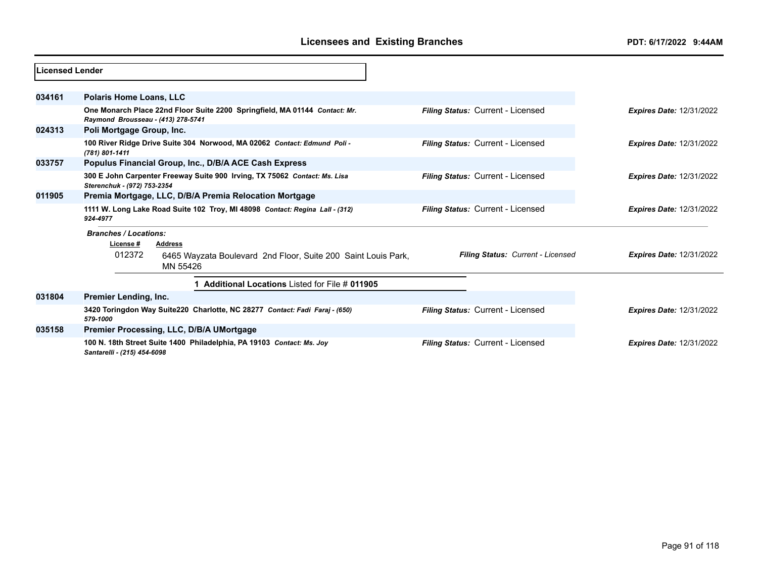**Licensed Lender**

**034161** **Polaris Home Loans, LLC**

**One Monarch Place 22nd Floor Suite 2200 Springfield, MA 01144** *Contact: Mr. Raymond Brousseau - (413) 278-5741*

*Filing Status:* Current - Licensed — *Expires Date:* 12/31/2022

**024313** **Poli Mortgage Group, Inc.**

**100 River Ridge Drive Suite 304 Norwood, MA 02062** *Contact: Edmund Poli - (781) 801-1411*

*Filing Status:* Current - Licensed — *Expires Date:* 12/31/2022

**033757** **Populus Financial Group, Inc., D/B/A ACE Cash Express**

**300 E John Carpenter Freeway Suite 900 Irving, TX 75062** *Contact: Ms. Lisa Sterenchuk - (972) 753-2354*

*Filing Status:* Current - Licensed — *Expires Date:* 12/31/2022

**011905** **Premia Mortgage, LLC, D/B/A Premia Relocation Mortgage**

**1111 W. Long Lake Road Suite 102 Troy, MI 48098** *Contact: Regina Lall - (312) 924-4977*

*Filing Status:* Current - Licensed — *Expires Date:* 12/31/2022

*Branches / Locations:*

| License # | Address | Filing Status | Expires Date |
|---|---|---|---|
| 012372 | 6465 Wayzata Boulevard 2nd Floor, Suite 200 Saint Louis Park, MN 55426 | Current - Licensed | 12/31/2022 |

**1 Additional Locations** Listed for File # **011905**

**031804** **Premier Lending, Inc.**

**3420 Toringdon Way Suite220 Charlotte, NC 28277** *Contact: Fadi Faraj - (650) 579-1000*

*Filing Status:* Current - Licensed — *Expires Date:* 12/31/2022

**035158** **Premier Processing, LLC, D/B/A UMortgage**

**100 N. 18th Street Suite 1400 Philadelphia, PA 19103** *Contact: Ms. Joy Santarelli - (215) 454-6098*

*Filing Status:* Current - Licensed — *Expires Date:* 12/31/2022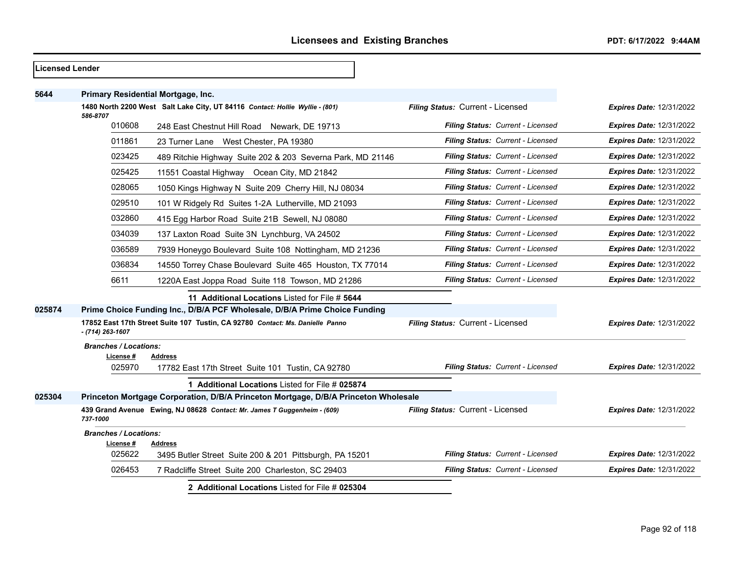**Licensed Lender**

**5644 — Primary Residential Mortgage, Inc.**

1480 North 2200 West Salt Lake City, UT 84116 *Contact: Hollie Wyllie - (801) 586-8707* — *Filing Status:* Current - Licensed — *Expires Date:* 12/31/2022

| License # | Address | Filing Status | Expires Date |
|---|---|---|---|
| 010608 | 248 East Chestnut Hill Road Newark, DE 19713 | Current - Licensed | 12/31/2022 |
| 011861 | 23 Turner Lane West Chester, PA 19380 | Current - Licensed | 12/31/2022 |
| 023425 | 489 Ritchie Highway Suite 202 & 203 Severna Park, MD 21146 | Current - Licensed | 12/31/2022 |
| 025425 | 11551 Coastal Highway Ocean City, MD 21842 | Current - Licensed | 12/31/2022 |
| 028065 | 1050 Kings Highway N Suite 209 Cherry Hill, NJ 08034 | Current - Licensed | 12/31/2022 |
| 029510 | 101 W Ridgely Rd Suites 1-2A Lutherville, MD 21093 | Current - Licensed | 12/31/2022 |
| 032860 | 415 Egg Harbor Road Suite 21B Sewell, NJ 08080 | Current - Licensed | 12/31/2022 |
| 034039 | 137 Laxton Road Suite 3N Lynchburg, VA 24502 | Current - Licensed | 12/31/2022 |
| 036589 | 7939 Honeygo Boulevard Suite 108 Nottingham, MD 21236 | Current - Licensed | 12/31/2022 |
| 036834 | 14550 Torrey Chase Boulevard Suite 465 Houston, TX 77014 | Current - Licensed | 12/31/2022 |
| 6611 | 1220A East Joppa Road Suite 118 Towson, MD 21286 | Current - Licensed | 12/31/2022 |

**11 Additional Locations** Listed for File # **5644**

**025874 — Prime Choice Funding Inc., D/B/A PCF Wholesale, D/B/A Prime Choice Funding**

17852 East 17th Street Suite 107 Tustin, CA 92780 *Contact: Ms. Danielle Panno - (714) 263-1607* — *Filing Status:* Current - Licensed — *Expires Date:* 12/31/2022

*Branches / Locations:*

| License # | Address | Filing Status | Expires Date |
|---|---|---|---|
| 025970 | 17782 East 17th Street Suite 101 Tustin, CA 92780 | Current - Licensed | 12/31/2022 |

**1 Additional Locations** Listed for File # **025874**

**025304 — Princeton Mortgage Corporation, D/B/A Princeton Mortgage, D/B/A Princeton Wholesale**

439 Grand Avenue Ewing, NJ 08628 *Contact: Mr. James T Guggenheim - (609) 737-1000* — *Filing Status:* Current - Licensed — *Expires Date:* 12/31/2022

*Branches / Locations:*

| License # | Address | Filing Status | Expires Date |
|---|---|---|---|
| 025622 | 3495 Butler Street Suite 200 & 201 Pittsburgh, PA 15201 | Current - Licensed | 12/31/2022 |
| 026453 | 7 Radcliffe Street Suite 200 Charleston, SC 29403 | Current - Licensed | 12/31/2022 |

**2 Additional Locations** Listed for File # **025304**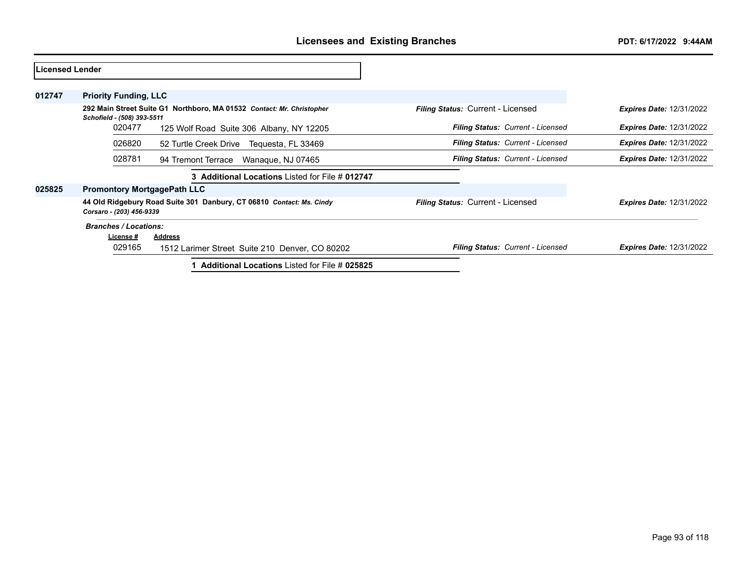## Licensees and Existing Branches

PDT: 6/17/2022 9:44AM

**Licensed Lender**

**012747** **Priority Funding, LLC**

**292 Main Street Suite G1 Northboro, MA 01532** *Contact: Mr. Christopher Schofield - (508) 393-5511*

*Filing Status:* Current - Licensed *Expires Date:* 12/31/2022

| License # | Address | Filing Status | Expires Date |
|---|---|---|---|
| 020477 | 125 Wolf Road Suite 306 Albany, NY 12205 | Current - Licensed | 12/31/2022 |
| 026820 | 52 Turtle Creek Drive Tequesta, FL 33469 | Current - Licensed | 12/31/2022 |
| 028781 | 94 Tremont Terrace Wanaque, NJ 07465 | Current - Licensed | 12/31/2022 |

**3 Additional Locations** Listed for File # **012747**

**025825** **Promontory MortgagePath LLC**

**44 Old Ridgebury Road Suite 301 Danbury, CT 06810** *Contact: Ms. Cindy Corsaro - (203) 456-9339*

*Filing Status:* Current - Licensed *Expires Date:* 12/31/2022

*Branches / Locations:*

| License # | Address | Filing Status | Expires Date |
|---|---|---|---|
| 029165 | 1512 Larimer Street Suite 210 Denver, CO 80202 | Current - Licensed | 12/31/2022 |

**1 Additional Locations** Listed for File # **025825**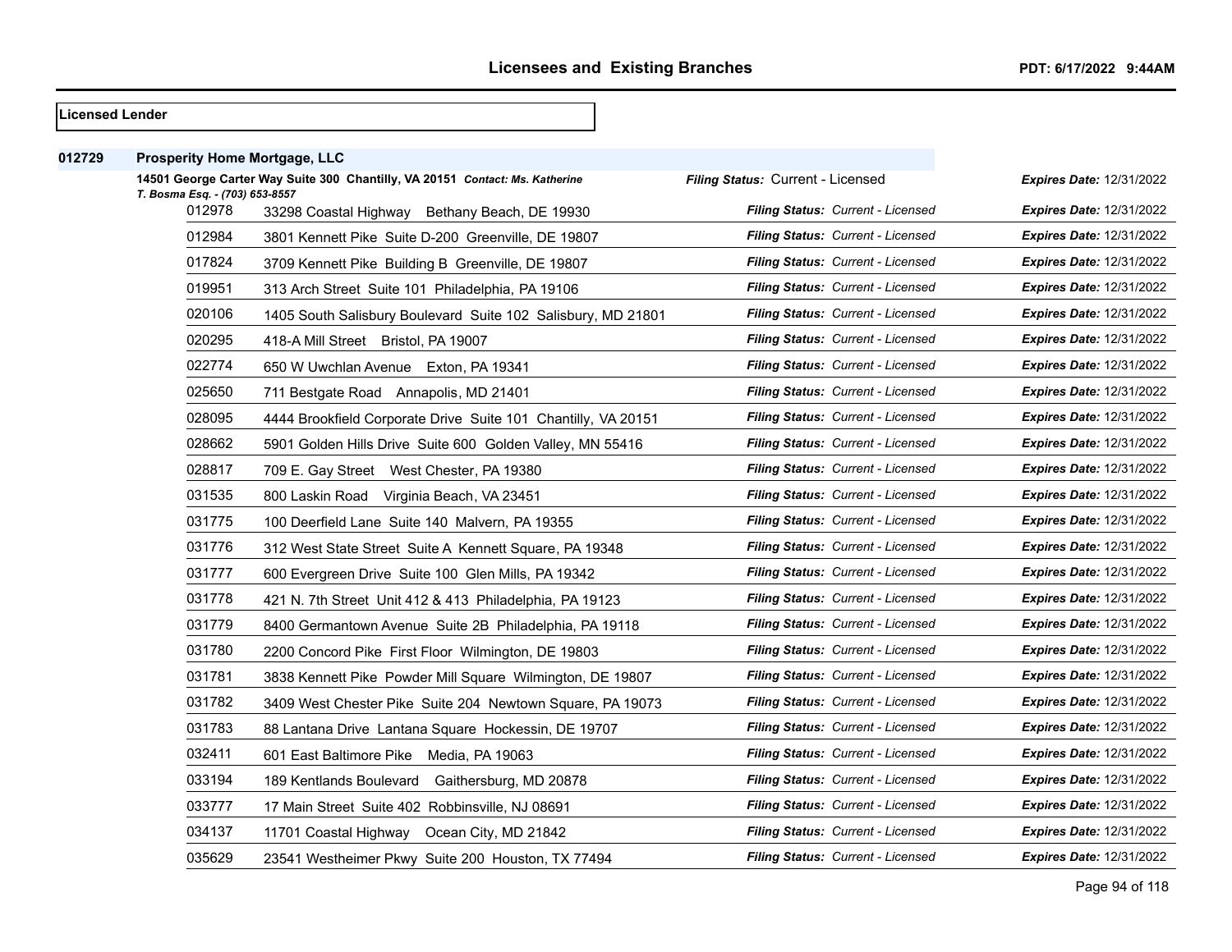**Licensed Lender**

**012729 Prosperity Home Mortgage, LLC**

**14501 George Carter Way Suite 300 Chantilly, VA 20151** *Contact: Ms. Katherine T. Bosma Esq. - (703) 653-8557*

*Filing Status:* Current - Licensed *Expires Date:* 12/31/2022

| Branch | Address | Filing Status | Expires Date |
|---|---|---|---|
| 012978 | 33298 Coastal Highway Bethany Beach, DE 19930 | Current - Licensed | 12/31/2022 |
| 012984 | 3801 Kennett Pike Suite D-200 Greenville, DE 19807 | Current - Licensed | 12/31/2022 |
| 017824 | 3709 Kennett Pike Building B Greenville, DE 19807 | Current - Licensed | 12/31/2022 |
| 019951 | 313 Arch Street Suite 101 Philadelphia, PA 19106 | Current - Licensed | 12/31/2022 |
| 020106 | 1405 South Salisbury Boulevard Suite 102 Salisbury, MD 21801 | Current - Licensed | 12/31/2022 |
| 020295 | 418-A Mill Street Bristol, PA 19007 | Current - Licensed | 12/31/2022 |
| 022774 | 650 W Uwchlan Avenue Exton, PA 19341 | Current - Licensed | 12/31/2022 |
| 025650 | 711 Bestgate Road Annapolis, MD 21401 | Current - Licensed | 12/31/2022 |
| 028095 | 4444 Brookfield Corporate Drive Suite 101 Chantilly, VA 20151 | Current - Licensed | 12/31/2022 |
| 028662 | 5901 Golden Hills Drive Suite 600 Golden Valley, MN 55416 | Current - Licensed | 12/31/2022 |
| 028817 | 709 E. Gay Street West Chester, PA 19380 | Current - Licensed | 12/31/2022 |
| 031535 | 800 Laskin Road Virginia Beach, VA 23451 | Current - Licensed | 12/31/2022 |
| 031775 | 100 Deerfield Lane Suite 140 Malvern, PA 19355 | Current - Licensed | 12/31/2022 |
| 031776 | 312 West State Street Suite A Kennett Square, PA 19348 | Current - Licensed | 12/31/2022 |
| 031777 | 600 Evergreen Drive Suite 100 Glen Mills, PA 19342 | Current - Licensed | 12/31/2022 |
| 031778 | 421 N. 7th Street Unit 412 & 413 Philadelphia, PA 19123 | Current - Licensed | 12/31/2022 |
| 031779 | 8400 Germantown Avenue Suite 2B Philadelphia, PA 19118 | Current - Licensed | 12/31/2022 |
| 031780 | 2200 Concord Pike First Floor Wilmington, DE 19803 | Current - Licensed | 12/31/2022 |
| 031781 | 3838 Kennett Pike Powder Mill Square Wilmington, DE 19807 | Current - Licensed | 12/31/2022 |
| 031782 | 3409 West Chester Pike Suite 204 Newtown Square, PA 19073 | Current - Licensed | 12/31/2022 |
| 031783 | 88 Lantana Drive Lantana Square Hockessin, DE 19707 | Current - Licensed | 12/31/2022 |
| 032411 | 601 East Baltimore Pike Media, PA 19063 | Current - Licensed | 12/31/2022 |
| 033194 | 189 Kentlands Boulevard Gaithersburg, MD 20878 | Current - Licensed | 12/31/2022 |
| 033777 | 17 Main Street Suite 402 Robbinsville, NJ 08691 | Current - Licensed | 12/31/2022 |
| 034137 | 11701 Coastal Highway Ocean City, MD 21842 | Current - Licensed | 12/31/2022 |
| 035629 | 23541 Westheimer Pkwy Suite 200 Houston, TX 77494 | Current - Licensed | 12/31/2022 |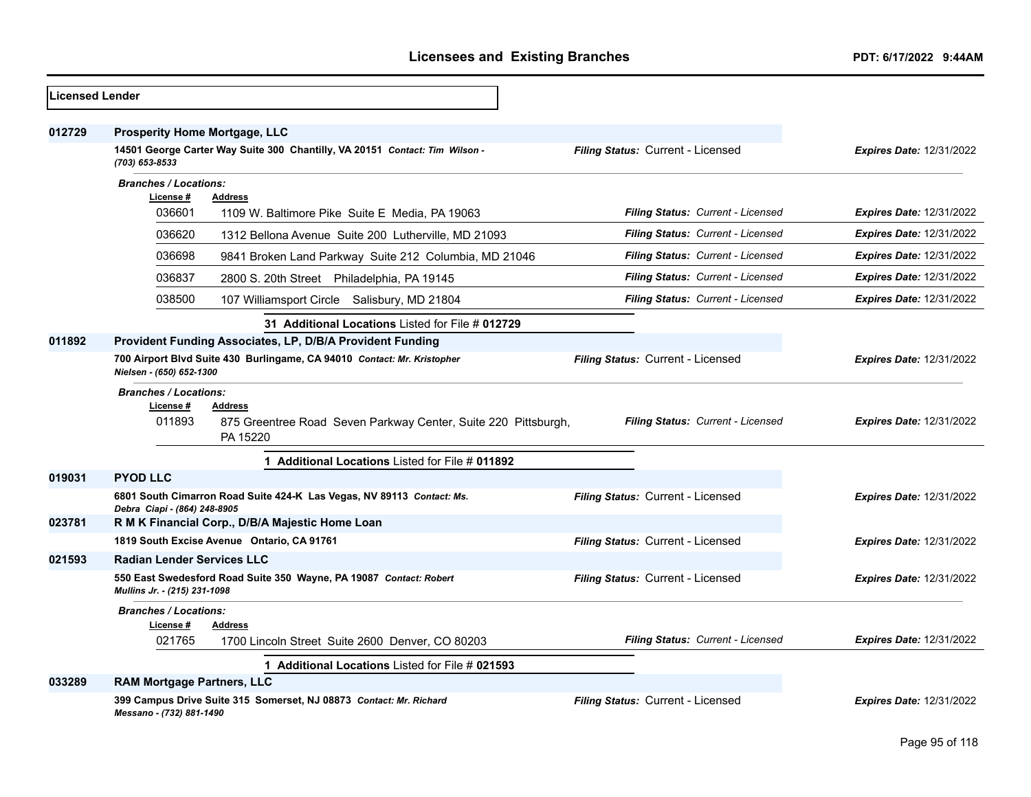## Licensed Lender

**012729** **Prosperity Home Mortgage, LLC**

**14501 George Carter Way Suite 300 Chantilly, VA 20151** *Contact: Tim Wilson - (703) 653-8533*

*Filing Status:* Current - Licensed | *Expires Date:* 12/31/2022

*Branches / Locations:*

| License # | Address | Filing Status | Expires Date |
|---|---|---|---|
| 036601 | 1109 W. Baltimore Pike Suite E Media, PA 19063 | Current - Licensed | 12/31/2022 |
| 036620 | 1312 Bellona Avenue Suite 200 Lutherville, MD 21093 | Current - Licensed | 12/31/2022 |
| 036698 | 9841 Broken Land Parkway Suite 212 Columbia, MD 21046 | Current - Licensed | 12/31/2022 |
| 036837 | 2800 S. 20th Street Philadelphia, PA 19145 | Current - Licensed | 12/31/2022 |
| 038500 | 107 Williamsport Circle Salisbury, MD 21804 | Current - Licensed | 12/31/2022 |

**31 Additional Locations** Listed for File # **012729**

**011892** **Provident Funding Associates, LP, D/B/A Provident Funding**

**700 Airport Blvd Suite 430 Burlingame, CA 94010** *Contact: Mr. Kristopher Nielsen - (650) 652-1300*

*Filing Status:* Current - Licensed | *Expires Date:* 12/31/2022

*Branches / Locations:*

| License # | Address | Filing Status | Expires Date |
|---|---|---|---|
| 011893 | 875 Greentree Road Seven Parkway Center, Suite 220 Pittsburgh, PA 15220 | Current - Licensed | 12/31/2022 |

**1 Additional Locations** Listed for File # **011892**

**019031** **PYOD LLC**

**6801 South Cimarron Road Suite 424-K Las Vegas, NV 89113** *Contact: Ms. Debra Ciapi - (864) 248-8905*

*Filing Status:* Current - Licensed | *Expires Date:* 12/31/2022

**023781** **R M K Financial Corp., D/B/A Majestic Home Loan**

**1819 South Excise Avenue Ontario, CA 91761**

*Filing Status:* Current - Licensed | *Expires Date:* 12/31/2022

**021593** **Radian Lender Services LLC**

**550 East Swedesford Road Suite 350 Wayne, PA 19087** *Contact: Robert Mullins Jr. - (215) 231-1098*

*Filing Status:* Current - Licensed | *Expires Date:* 12/31/2022

*Branches / Locations:*

| License # | Address | Filing Status | Expires Date |
|---|---|---|---|
| 021765 | 1700 Lincoln Street Suite 2600 Denver, CO 80203 | Current - Licensed | 12/31/2022 |

**1 Additional Locations** Listed for File # **021593**

**033289** **RAM Mortgage Partners, LLC**

**399 Campus Drive Suite 315 Somerset, NJ 08873** *Contact: Mr. Richard Messano - (732) 881-1490*

*Filing Status:* Current - Licensed | *Expires Date:* 12/31/2022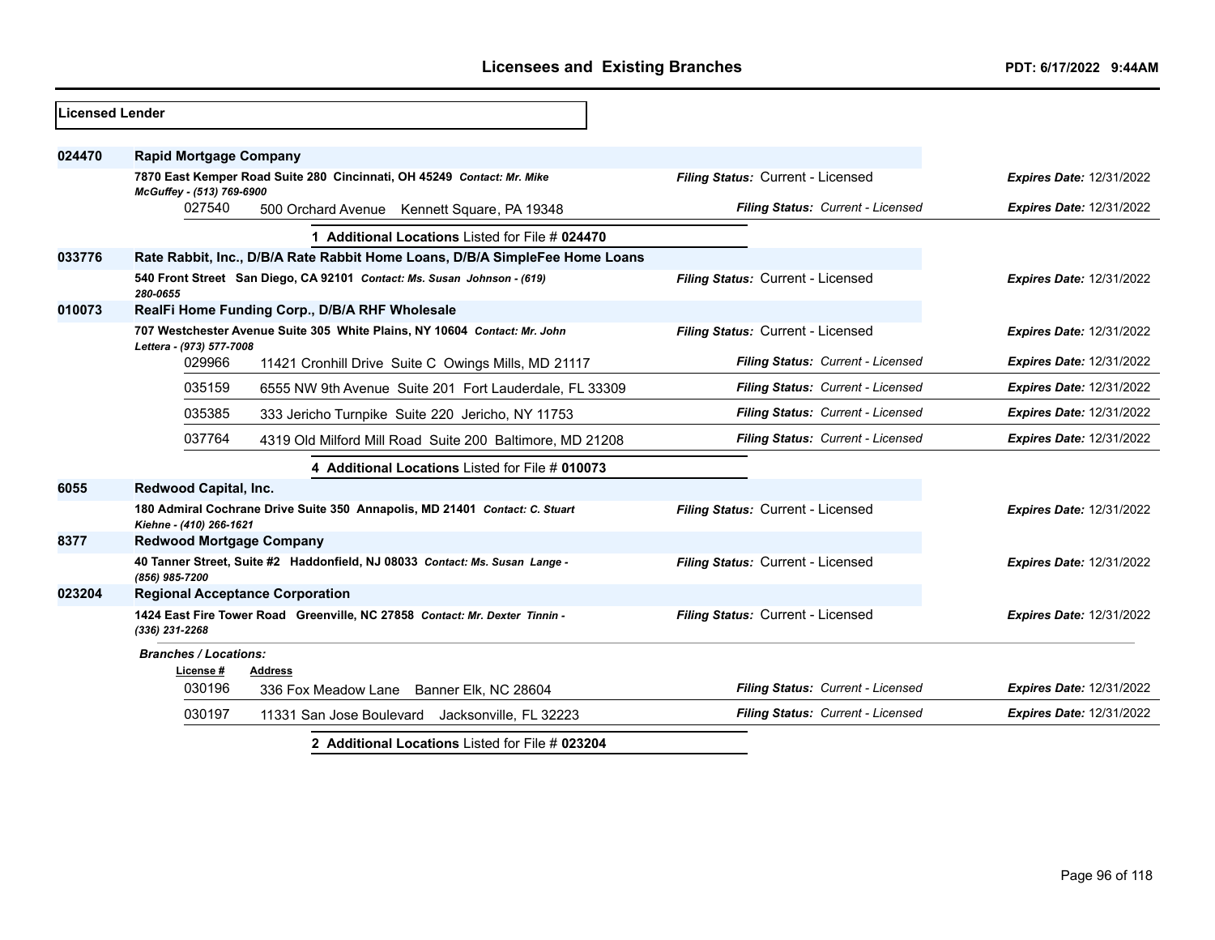## Licensed Lender

**024470** **Rapid Mortgage Company**

**7870 East Kemper Road Suite 280 Cincinnati, OH 45249** *Contact: Mr. Mike McGuffey - (513) 769-6900*
*Filing Status:* Current - Licensed *Expires Date:* 12/31/2022

| License # | Address | Filing Status | Expires Date |
|---|---|---|---|
| 027540 | 500 Orchard Avenue Kennett Square, PA 19348 | Current - Licensed | 12/31/2022 |

**1 Additional Locations** Listed for File # **024470**

**033776** **Rate Rabbit, Inc., D/B/A Rate Rabbit Home Loans, D/B/A SimpleFee Home Loans**

**540 Front Street San Diego, CA 92101** *Contact: Ms. Susan Johnson - (619) 280-0655*
*Filing Status:* Current - Licensed *Expires Date:* 12/31/2022

**010073** **RealFi Home Funding Corp., D/B/A RHF Wholesale**

**707 Westchester Avenue Suite 305 White Plains, NY 10604** *Contact: Mr. John Lettera - (973) 577-7008*
*Filing Status:* Current - Licensed *Expires Date:* 12/31/2022

| License # | Address | Filing Status | Expires Date |
|---|---|---|---|
| 029966 | 11421 Cronhill Drive Suite C Owings Mills, MD 21117 | Current - Licensed | 12/31/2022 |
| 035159 | 6555 NW 9th Avenue Suite 201 Fort Lauderdale, FL 33309 | Current - Licensed | 12/31/2022 |
| 035385 | 333 Jericho Turnpike Suite 220 Jericho, NY 11753 | Current - Licensed | 12/31/2022 |
| 037764 | 4319 Old Milford Mill Road Suite 200 Baltimore, MD 21208 | Current - Licensed | 12/31/2022 |

**4 Additional Locations** Listed for File # **010073**

**6055** **Redwood Capital, Inc.**

**180 Admiral Cochrane Drive Suite 350 Annapolis, MD 21401** *Contact: C. Stuart Kiehne - (410) 266-1621*
*Filing Status:* Current - Licensed *Expires Date:* 12/31/2022

**8377** **Redwood Mortgage Company**

**40 Tanner Street, Suite #2 Haddonfield, NJ 08033** *Contact: Ms. Susan Lange - (856) 985-7200*
*Filing Status:* Current - Licensed *Expires Date:* 12/31/2022

**023204** **Regional Acceptance Corporation**

**1424 East Fire Tower Road Greenville, NC 27858** *Contact: Mr. Dexter Tinnin - (336) 231-2268*
*Filing Status:* Current - Licensed *Expires Date:* 12/31/2022

*Branches / Locations:*

| License # | Address | Filing Status | Expires Date |
|---|---|---|---|
| 030196 | 336 Fox Meadow Lane Banner Elk, NC 28604 | Current - Licensed | 12/31/2022 |
| 030197 | 11331 San Jose Boulevard Jacksonville, FL 32223 | Current - Licensed | 12/31/2022 |

**2 Additional Locations** Listed for File # **023204**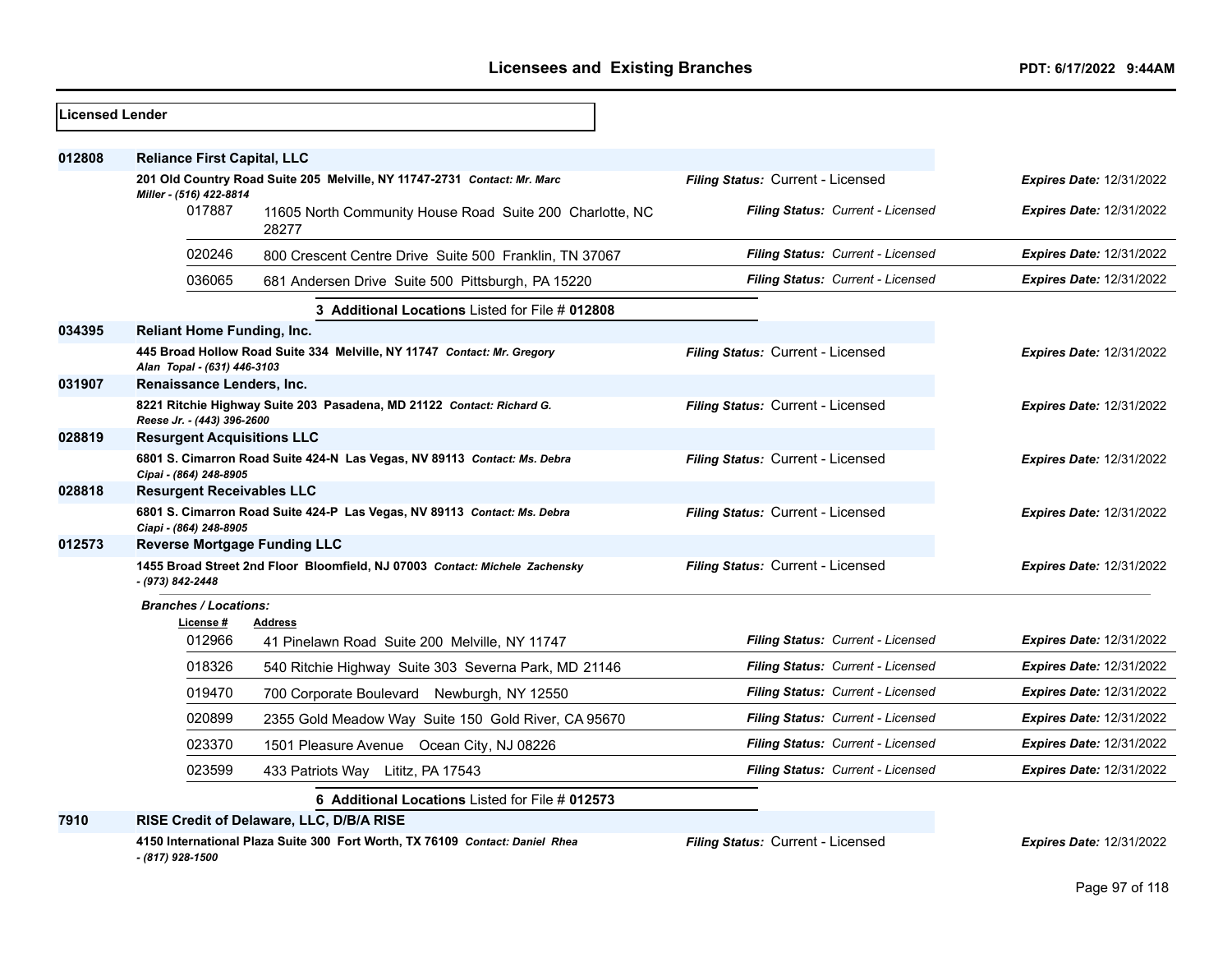## Licensees and Existing Branches

PDT: 6/17/2022 9:44AM

**Licensed Lender**

| File # | Licensee / Address | Filing Status | Expires Date |
|---|---|---|---|
| **012808** | **Reliance First Capital, LLC** | | |
| | **201 Old Country Road Suite 205 Melville, NY 11747-2731** *Contact: Mr. Marc Miller - (516) 422-8814* | *Filing Status:* Current - Licensed | *Expires Date:* 12/31/2022 |
| | 017887 — 11605 North Community House Road Suite 200 Charlotte, NC 28277 | *Filing Status: Current - Licensed* | *Expires Date:* 12/31/2022 |
| | 020246 — 800 Crescent Centre Drive Suite 500 Franklin, TN 37067 | *Filing Status: Current - Licensed* | *Expires Date:* 12/31/2022 |
| | 036065 — 681 Andersen Drive Suite 500 Pittsburgh, PA 15220 | *Filing Status: Current - Licensed* | *Expires Date:* 12/31/2022 |
| | **3 Additional Locations** Listed for File # **012808** | | |
| **034395** | **Reliant Home Funding, Inc.** | | |
| | **445 Broad Hollow Road Suite 334 Melville, NY 11747** *Contact: Mr. Gregory Alan Topal - (631) 446-3103* | *Filing Status:* Current - Licensed | *Expires Date:* 12/31/2022 |
| **031907** | **Renaissance Lenders, Inc.** | | |
| | **8221 Ritchie Highway Suite 203 Pasadena, MD 21122** *Contact: Richard G. Reese Jr. - (443) 396-2600* | *Filing Status:* Current - Licensed | *Expires Date:* 12/31/2022 |
| **028819** | **Resurgent Acquisitions LLC** | | |
| | **6801 S. Cimarron Road Suite 424-N Las Vegas, NV 89113** *Contact: Ms. Debra Cipai - (864) 248-8905* | *Filing Status:* Current - Licensed | *Expires Date:* 12/31/2022 |
| **028818** | **Resurgent Receivables LLC** | | |
| | **6801 S. Cimarron Road Suite 424-P Las Vegas, NV 89113** *Contact: Ms. Debra Ciapi - (864) 248-8905* | *Filing Status:* Current - Licensed | *Expires Date:* 12/31/2022 |
| **012573** | **Reverse Mortgage Funding LLC** | | |
| | **1455 Broad Street 2nd Floor Bloomfield, NJ 07003** *Contact: Michele Zachensky - (973) 842-2448* | *Filing Status:* Current - Licensed | *Expires Date:* 12/31/2022 |
| | *Branches / Locations:* | | |
| | 012966 — 41 Pinelawn Road Suite 200 Melville, NY 11747 | *Filing Status: Current - Licensed* | *Expires Date:* 12/31/2022 |
| | 018326 — 540 Ritchie Highway Suite 303 Severna Park, MD 21146 | *Filing Status: Current - Licensed* | *Expires Date:* 12/31/2022 |
| | 019470 — 700 Corporate Boulevard Newburgh, NY 12550 | *Filing Status: Current - Licensed* | *Expires Date:* 12/31/2022 |
| | 020899 — 2355 Gold Meadow Way Suite 150 Gold River, CA 95670 | *Filing Status: Current - Licensed* | *Expires Date:* 12/31/2022 |
| | 023370 — 1501 Pleasure Avenue Ocean City, NJ 08226 | *Filing Status: Current - Licensed* | *Expires Date:* 12/31/2022 |
| | 023599 — 433 Patriots Way Lititz, PA 17543 | *Filing Status: Current - Licensed* | *Expires Date:* 12/31/2022 |
| | **6 Additional Locations** Listed for File # **012573** | | |
| **7910** | **RISE Credit of Delaware, LLC, D/B/A RISE** | | |
| | **4150 International Plaza Suite 300 Fort Worth, TX 76109** *Contact: Daniel Rhea - (817) 928-1500* | *Filing Status:* Current - Licensed | *Expires Date:* 12/31/2022 |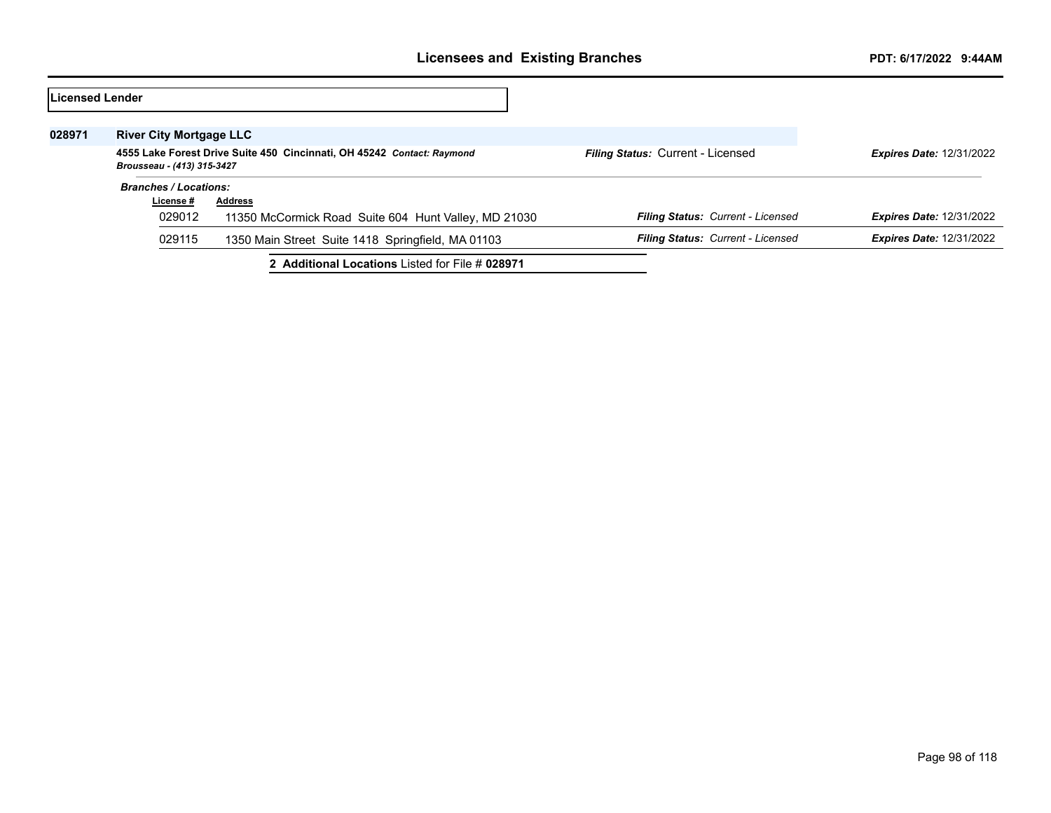**Licensed Lender**

**028971** **River City Mortgage LLC**

**4555 Lake Forest Drive Suite 450 Cincinnati, OH 45242** ***Contact: Raymond Brousseau - (413) 315-3427***

***Filing Status:*** Current - Licensed ***Expires Date:*** 12/31/2022

***Branches / Locations:***

| License # | Address | Filing Status | Expires Date |
|---|---|---|---|
| 029012 | 11350 McCormick Road Suite 604 Hunt Valley, MD 21030 | *Current - Licensed* | 12/31/2022 |
| 029115 | 1350 Main Street Suite 1418 Springfield, MA 01103 | *Current - Licensed* | 12/31/2022 |

**2 Additional Locations** Listed for File # **028971**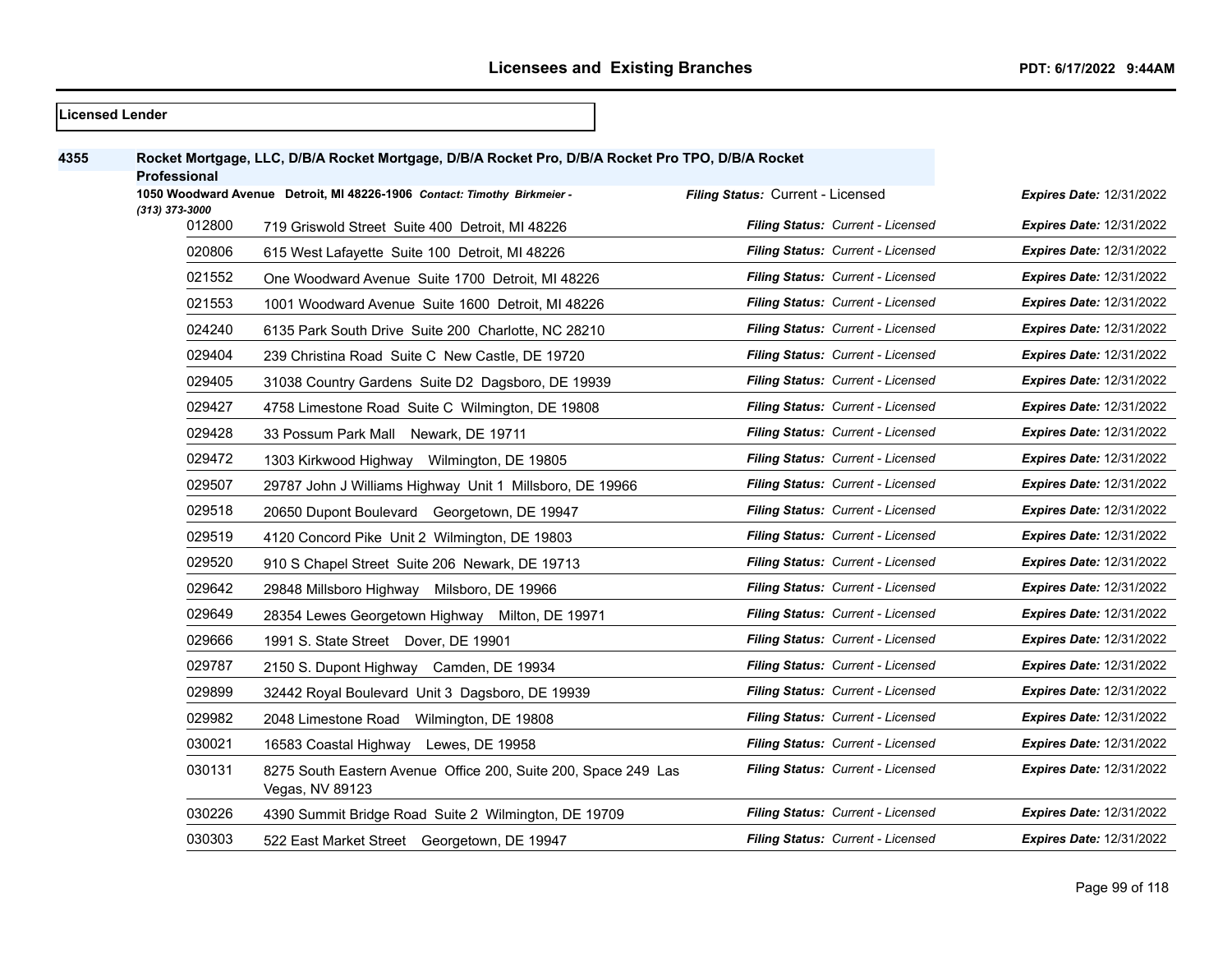**Licensed Lender**

**4355** **Rocket Mortgage, LLC, D/B/A Rocket Mortgage, D/B/A Rocket Pro, D/B/A Rocket Pro TPO, D/B/A Rocket Professional**

**1050 Woodward Avenue Detroit, MI 48226-1906** *Contact: Timothy Birkmeier - (313) 373-3000*

***Filing Status:*** Current - Licensed ***Expires Date:*** 12/31/2022

| Branch | Address | Filing Status | Expires Date |
|---|---|---|---|
| 012800 | 719 Griswold Street Suite 400 Detroit, MI 48226 | *Current - Licensed* | 12/31/2022 |
| 020806 | 615 West Lafayette Suite 100 Detroit, MI 48226 | *Current - Licensed* | 12/31/2022 |
| 021552 | One Woodward Avenue Suite 1700 Detroit, MI 48226 | *Current - Licensed* | 12/31/2022 |
| 021553 | 1001 Woodward Avenue Suite 1600 Detroit, MI 48226 | *Current - Licensed* | 12/31/2022 |
| 024240 | 6135 Park South Drive Suite 200 Charlotte, NC 28210 | *Current - Licensed* | 12/31/2022 |
| 029404 | 239 Christina Road Suite C New Castle, DE 19720 | *Current - Licensed* | 12/31/2022 |
| 029405 | 31038 Country Gardens Suite D2 Dagsboro, DE 19939 | *Current - Licensed* | 12/31/2022 |
| 029427 | 4758 Limestone Road Suite C Wilmington, DE 19808 | *Current - Licensed* | 12/31/2022 |
| 029428 | 33 Possum Park Mall Newark, DE 19711 | *Current - Licensed* | 12/31/2022 |
| 029472 | 1303 Kirkwood Highway Wilmington, DE 19805 | *Current - Licensed* | 12/31/2022 |
| 029507 | 29787 John J Williams Highway Unit 1 Millsboro, DE 19966 | *Current - Licensed* | 12/31/2022 |
| 029518 | 20650 Dupont Boulevard Georgetown, DE 19947 | *Current - Licensed* | 12/31/2022 |
| 029519 | 4120 Concord Pike Unit 2 Wilmington, DE 19803 | *Current - Licensed* | 12/31/2022 |
| 029520 | 910 S Chapel Street Suite 206 Newark, DE 19713 | *Current - Licensed* | 12/31/2022 |
| 029642 | 29848 Millsboro Highway Milsboro, DE 19966 | *Current - Licensed* | 12/31/2022 |
| 029649 | 28354 Lewes Georgetown Highway Milton, DE 19971 | *Current - Licensed* | 12/31/2022 |
| 029666 | 1991 S. State Street Dover, DE 19901 | *Current - Licensed* | 12/31/2022 |
| 029787 | 2150 S. Dupont Highway Camden, DE 19934 | *Current - Licensed* | 12/31/2022 |
| 029899 | 32442 Royal Boulevard Unit 3 Dagsboro, DE 19939 | *Current - Licensed* | 12/31/2022 |
| 029982 | 2048 Limestone Road Wilmington, DE 19808 | *Current - Licensed* | 12/31/2022 |
| 030021 | 16583 Coastal Highway Lewes, DE 19958 | *Current - Licensed* | 12/31/2022 |
| 030131 | 8275 South Eastern Avenue Office 200, Suite 200, Space 249 Las Vegas, NV 89123 | *Current - Licensed* | 12/31/2022 |
| 030226 | 4390 Summit Bridge Road Suite 2 Wilmington, DE 19709 | *Current - Licensed* | 12/31/2022 |
| 030303 | 522 East Market Street Georgetown, DE 19947 | *Current - Licensed* | 12/31/2022 |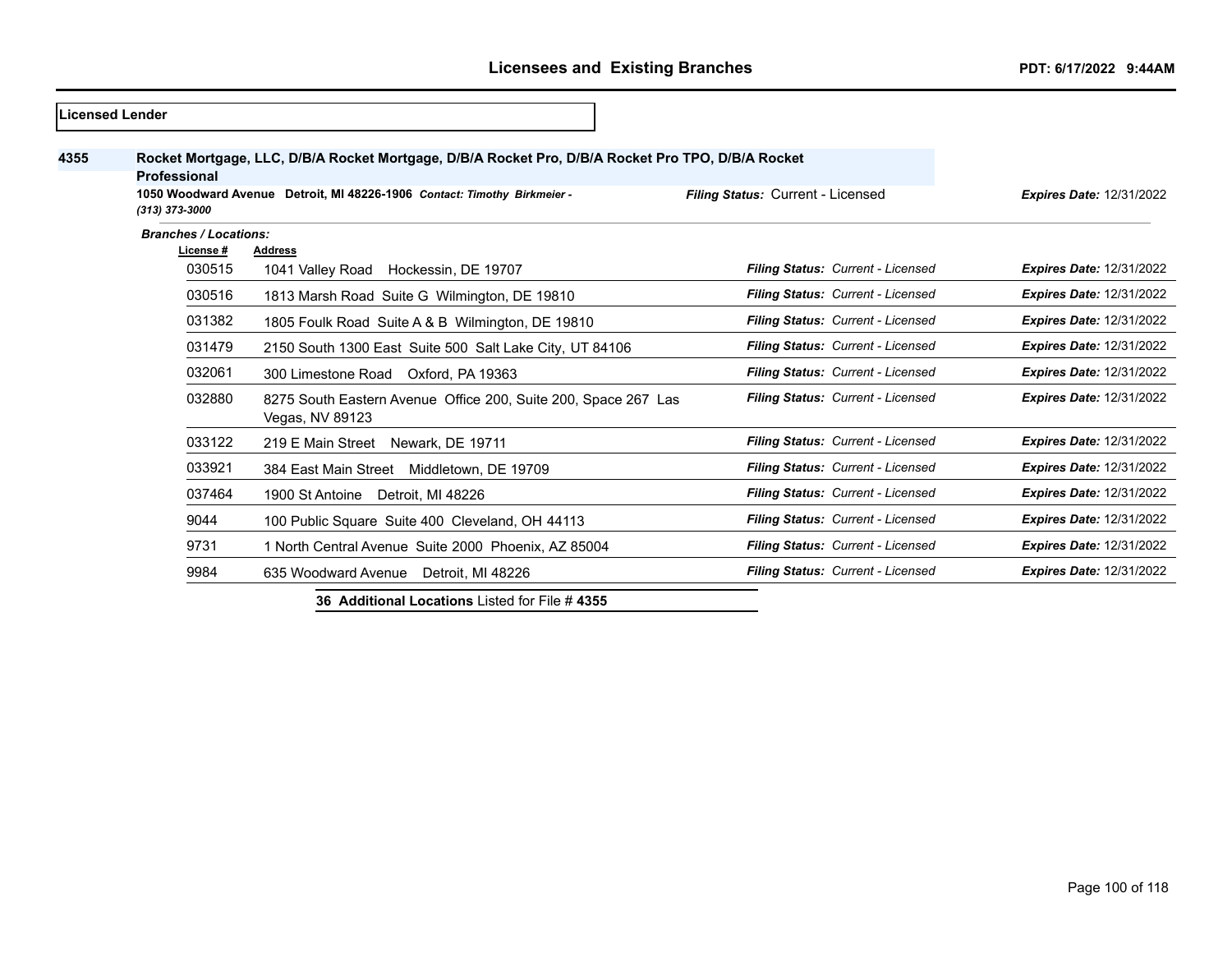# Licensees and Existing Branches

PDT: 6/17/2022 9:44AM

**Licensed Lender**

**4355** **Rocket Mortgage, LLC, D/B/A Rocket Mortgage, D/B/A Rocket Pro, D/B/A Rocket Pro TPO, D/B/A Rocket Professional**

**1050 Woodward Avenue Detroit, MI 48226-1906** *Contact: Timothy Birkmeier - (313) 373-3000*

***Filing Status:*** Current - Licensed ***Expires Date:*** 12/31/2022

***Branches / Locations:***

| License # | Address | Filing Status | Expires Date |
|---|---|---|---|
| 030515 | 1041 Valley Road Hockessin, DE 19707 | Current - Licensed | 12/31/2022 |
| 030516 | 1813 Marsh Road Suite G Wilmington, DE 19810 | Current - Licensed | 12/31/2022 |
| 031382 | 1805 Foulk Road Suite A & B Wilmington, DE 19810 | Current - Licensed | 12/31/2022 |
| 031479 | 2150 South 1300 East Suite 500 Salt Lake City, UT 84106 | Current - Licensed | 12/31/2022 |
| 032061 | 300 Limestone Road Oxford, PA 19363 | Current - Licensed | 12/31/2022 |
| 032880 | 8275 South Eastern Avenue Office 200, Suite 200, Space 267 Las Vegas, NV 89123 | Current - Licensed | 12/31/2022 |
| 033122 | 219 E Main Street Newark, DE 19711 | Current - Licensed | 12/31/2022 |
| 033921 | 384 East Main Street Middletown, DE 19709 | Current - Licensed | 12/31/2022 |
| 037464 | 1900 St Antoine Detroit, MI 48226 | Current - Licensed | 12/31/2022 |
| 9044 | 100 Public Square Suite 400 Cleveland, OH 44113 | Current - Licensed | 12/31/2022 |
| 9731 | 1 North Central Avenue Suite 2000 Phoenix, AZ 85004 | Current - Licensed | 12/31/2022 |
| 9984 | 635 Woodward Avenue Detroit, MI 48226 | Current - Licensed | 12/31/2022 |

**36 Additional Locations** Listed for File # **4355**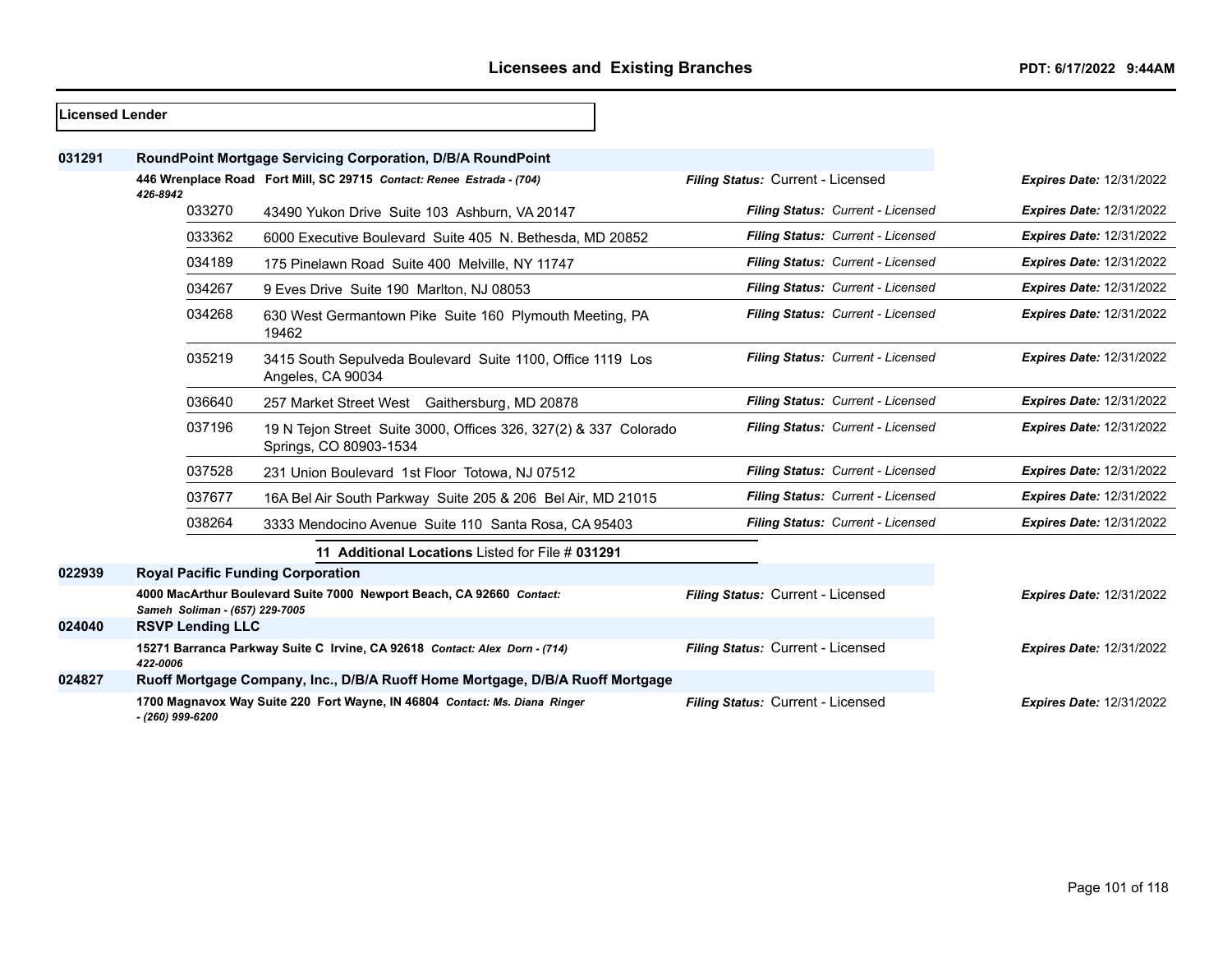**Licensed Lender**

**031291** **RoundPoint Mortgage Servicing Corporation, D/B/A RoundPoint**

**446 Wrenplace Road Fort Mill, SC 29715** ***Contact: Renee Estrada - (704) 426-8942*** — ***Filing Status:*** Current - Licensed — ***Expires Date:*** 12/31/2022

| Branch | Address | Filing Status | Expires Date |
|---|---|---|---|
| 033270 | 43490 Yukon Drive Suite 103 Ashburn, VA 20147 | *Current - Licensed* | 12/31/2022 |
| 033362 | 6000 Executive Boulevard Suite 405 N. Bethesda, MD 20852 | *Current - Licensed* | 12/31/2022 |
| 034189 | 175 Pinelawn Road Suite 400 Melville, NY 11747 | *Current - Licensed* | 12/31/2022 |
| 034267 | 9 Eves Drive Suite 190 Marlton, NJ 08053 | *Current - Licensed* | 12/31/2022 |
| 034268 | 630 West Germantown Pike Suite 160 Plymouth Meeting, PA 19462 | *Current - Licensed* | 12/31/2022 |
| 035219 | 3415 South Sepulveda Boulevard Suite 1100, Office 1119 Los Angeles, CA 90034 | *Current - Licensed* | 12/31/2022 |
| 036640 | 257 Market Street West Gaithersburg, MD 20878 | *Current - Licensed* | 12/31/2022 |
| 037196 | 19 N Tejon Street Suite 3000, Offices 326, 327(2) & 337 Colorado Springs, CO 80903-1534 | *Current - Licensed* | 12/31/2022 |
| 037528 | 231 Union Boulevard 1st Floor Totowa, NJ 07512 | *Current - Licensed* | 12/31/2022 |
| 037677 | 16A Bel Air South Parkway Suite 205 & 206 Bel Air, MD 21015 | *Current - Licensed* | 12/31/2022 |
| 038264 | 3333 Mendocino Avenue Suite 110 Santa Rosa, CA 95403 | *Current - Licensed* | 12/31/2022 |

**11 Additional Locations** Listed for File # **031291**

**022939** **Royal Pacific Funding Corporation**

**4000 MacArthur Boulevard Suite 7000 Newport Beach, CA 92660** ***Contact: Sameh Soliman - (657) 229-7005*** — ***Filing Status:*** Current - Licensed — ***Expires Date:*** 12/31/2022

**024040** **RSVP Lending LLC**

**15271 Barranca Parkway Suite C Irvine, CA 92618** ***Contact: Alex Dorn - (714) 422-0006*** — ***Filing Status:*** Current - Licensed — ***Expires Date:*** 12/31/2022

**024827** **Ruoff Mortgage Company, Inc., D/B/A Ruoff Home Mortgage, D/B/A Ruoff Mortgage**

**1700 Magnavox Way Suite 220 Fort Wayne, IN 46804** ***Contact: Ms. Diana Ringer - (260) 999-6200*** — ***Filing Status:*** Current - Licensed — ***Expires Date:*** 12/31/2022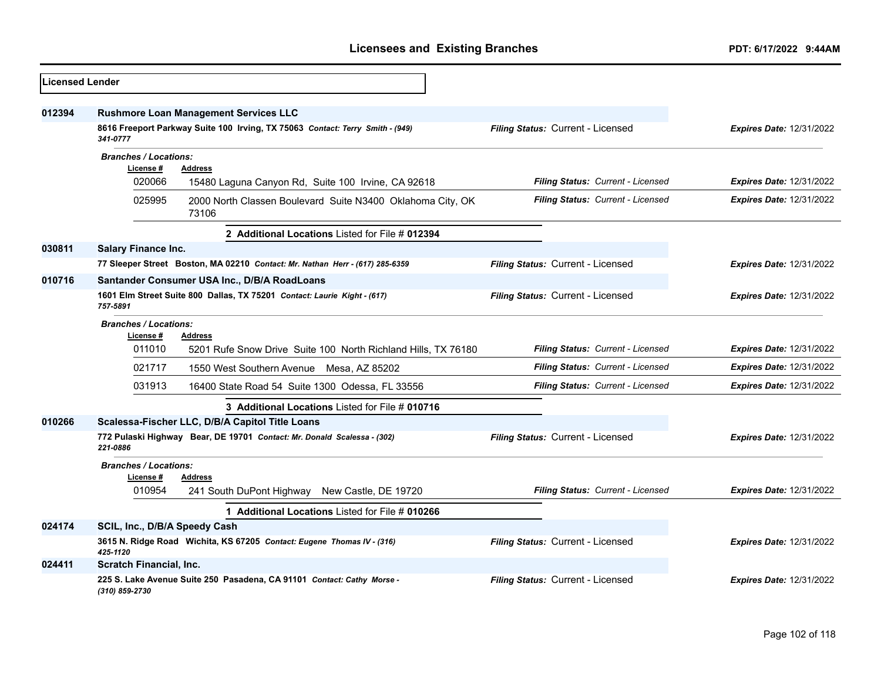**Licensed Lender**

**012394** **Rushmore Loan Management Services LLC**

8616 Freeport Parkway Suite 100 Irving, TX 75063 *Contact: Terry Smith - (949) 341-0777*

*Filing Status:* Current - Licensed — *Expires Date:* 12/31/2022

*Branches / Locations:*

| License # | Address | Filing Status | Expires Date |
|---|---|---|---|
| 020066 | 15480 Laguna Canyon Rd, Suite 100 Irvine, CA 92618 | Current - Licensed | 12/31/2022 |
| 025995 | 2000 North Classen Boulevard Suite N3400 Oklahoma City, OK 73106 | Current - Licensed | 12/31/2022 |

**2 Additional Locations** Listed for File # **012394**

**030811** **Salary Finance Inc.**

77 Sleeper Street Boston, MA 02210 *Contact: Mr. Nathan Herr - (617) 285-6359*

*Filing Status:* Current - Licensed — *Expires Date:* 12/31/2022

**010716** **Santander Consumer USA Inc., D/B/A RoadLoans**

1601 Elm Street Suite 800 Dallas, TX 75201 *Contact: Laurie Kight - (617) 757-5891*

*Filing Status:* Current - Licensed — *Expires Date:* 12/31/2022

*Branches / Locations:*

| License # | Address | Filing Status | Expires Date |
|---|---|---|---|
| 011010 | 5201 Rufe Snow Drive Suite 100 North Richland Hills, TX 76180 | Current - Licensed | 12/31/2022 |
| 021717 | 1550 West Southern Avenue Mesa, AZ 85202 | Current - Licensed | 12/31/2022 |
| 031913 | 16400 State Road 54 Suite 1300 Odessa, FL 33556 | Current - Licensed | 12/31/2022 |

**3 Additional Locations** Listed for File # **010716**

**010266** **Scalessa-Fischer LLC, D/B/A Capitol Title Loans**

772 Pulaski Highway Bear, DE 19701 *Contact: Mr. Donald Scalessa - (302) 221-0886*

*Filing Status:* Current - Licensed — *Expires Date:* 12/31/2022

*Branches / Locations:*

| License # | Address | Filing Status | Expires Date |
|---|---|---|---|
| 010954 | 241 South DuPont Highway New Castle, DE 19720 | Current - Licensed | 12/31/2022 |

**1 Additional Locations** Listed for File # **010266**

**024174** **SCIL, Inc., D/B/A Speedy Cash**

3615 N. Ridge Road Wichita, KS 67205 *Contact: Eugene Thomas IV - (316) 425-1120*

*Filing Status:* Current - Licensed — *Expires Date:* 12/31/2022

**024411** **Scratch Financial, Inc.**

225 S. Lake Avenue Suite 250 Pasadena, CA 91101 *Contact: Cathy Morse - (310) 859-2730*

*Filing Status:* Current - Licensed — *Expires Date:* 12/31/2022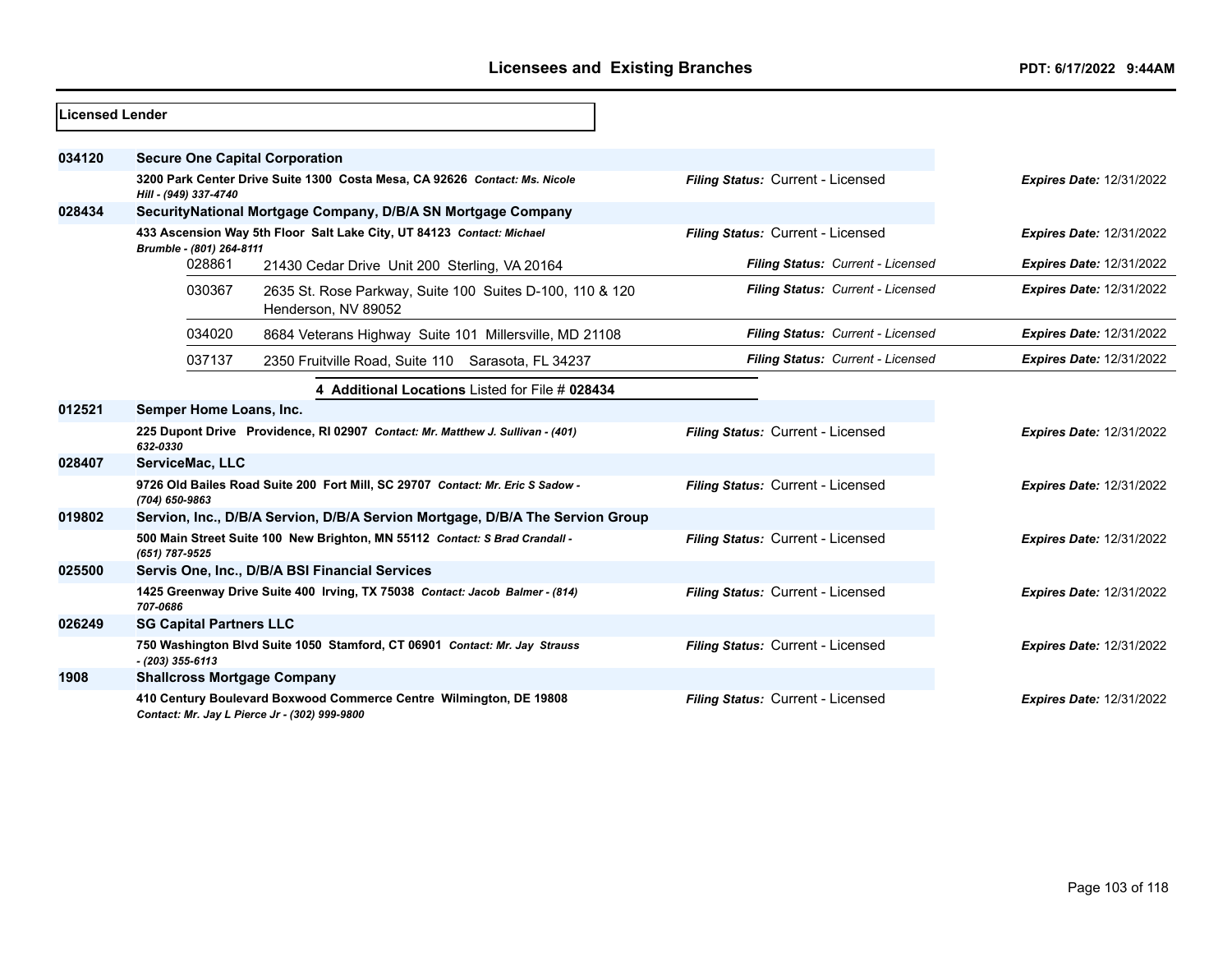**Licensed Lender**

| File # | Licensee / Address | Filing Status | Expires Date |
|---|---|---|---|
| 034120 | **Secure One Capital Corporation** | | |
| | 3200 Park Center Drive Suite 1300 Costa Mesa, CA 92626 *Contact: Ms. Nicole Hill - (949) 337-4740* | *Filing Status:* Current - Licensed | *Expires Date:* 12/31/2022 |
| 028434 | **SecurityNational Mortgage Company, D/B/A SN Mortgage Company** | | |
| | 433 Ascension Way 5th Floor Salt Lake City, UT 84123 *Contact: Michael Brumble - (801) 264-8111* | *Filing Status:* Current - Licensed | *Expires Date:* 12/31/2022 |
| | 028861 21430 Cedar Drive Unit 200 Sterling, VA 20164 | *Filing Status: Current - Licensed* | *Expires Date:* 12/31/2022 |
| | 030367 2635 St. Rose Parkway, Suite 100 Suites D-100, 110 & 120 Henderson, NV 89052 | *Filing Status: Current - Licensed* | *Expires Date:* 12/31/2022 |
| | 034020 8684 Veterans Highway Suite 101 Millersville, MD 21108 | *Filing Status: Current - Licensed* | *Expires Date:* 12/31/2022 |
| | 037137 2350 Fruitville Road, Suite 110 Sarasota, FL 34237 | *Filing Status: Current - Licensed* | *Expires Date:* 12/31/2022 |
| | **4 Additional Locations** Listed for File # **028434** | | |
| 012521 | **Semper Home Loans, Inc.** | | |
| | 225 Dupont Drive Providence, RI 02907 *Contact: Mr. Matthew J. Sullivan - (401) 632-0330* | *Filing Status:* Current - Licensed | *Expires Date:* 12/31/2022 |
| 028407 | **ServiceMac, LLC** | | |
| | 9726 Old Bailes Road Suite 200 Fort Mill, SC 29707 *Contact: Mr. Eric S Sadow - (704) 650-9863* | *Filing Status:* Current - Licensed | *Expires Date:* 12/31/2022 |
| 019802 | **Servion, Inc., D/B/A Servion, D/B/A Servion Mortgage, D/B/A The Servion Group** | | |
| | 500 Main Street Suite 100 New Brighton, MN 55112 *Contact: S Brad Crandall - (651) 787-9525* | *Filing Status:* Current - Licensed | *Expires Date:* 12/31/2022 |
| 025500 | **Servis One, Inc., D/B/A BSI Financial Services** | | |
| | 1425 Greenway Drive Suite 400 Irving, TX 75038 *Contact: Jacob Balmer - (814) 707-0686* | *Filing Status:* Current - Licensed | *Expires Date:* 12/31/2022 |
| 026249 | **SG Capital Partners LLC** | | |
| | 750 Washington Blvd Suite 1050 Stamford, CT 06901 *Contact: Mr. Jay Strauss - (203) 355-6113* | *Filing Status:* Current - Licensed | *Expires Date:* 12/31/2022 |
| 1908 | **Shallcross Mortgage Company** | | |
| | 410 Century Boulevard Boxwood Commerce Centre Wilmington, DE 19808 *Contact: Mr. Jay L Pierce Jr - (302) 999-9800* | *Filing Status:* Current - Licensed | *Expires Date:* 12/31/2022 |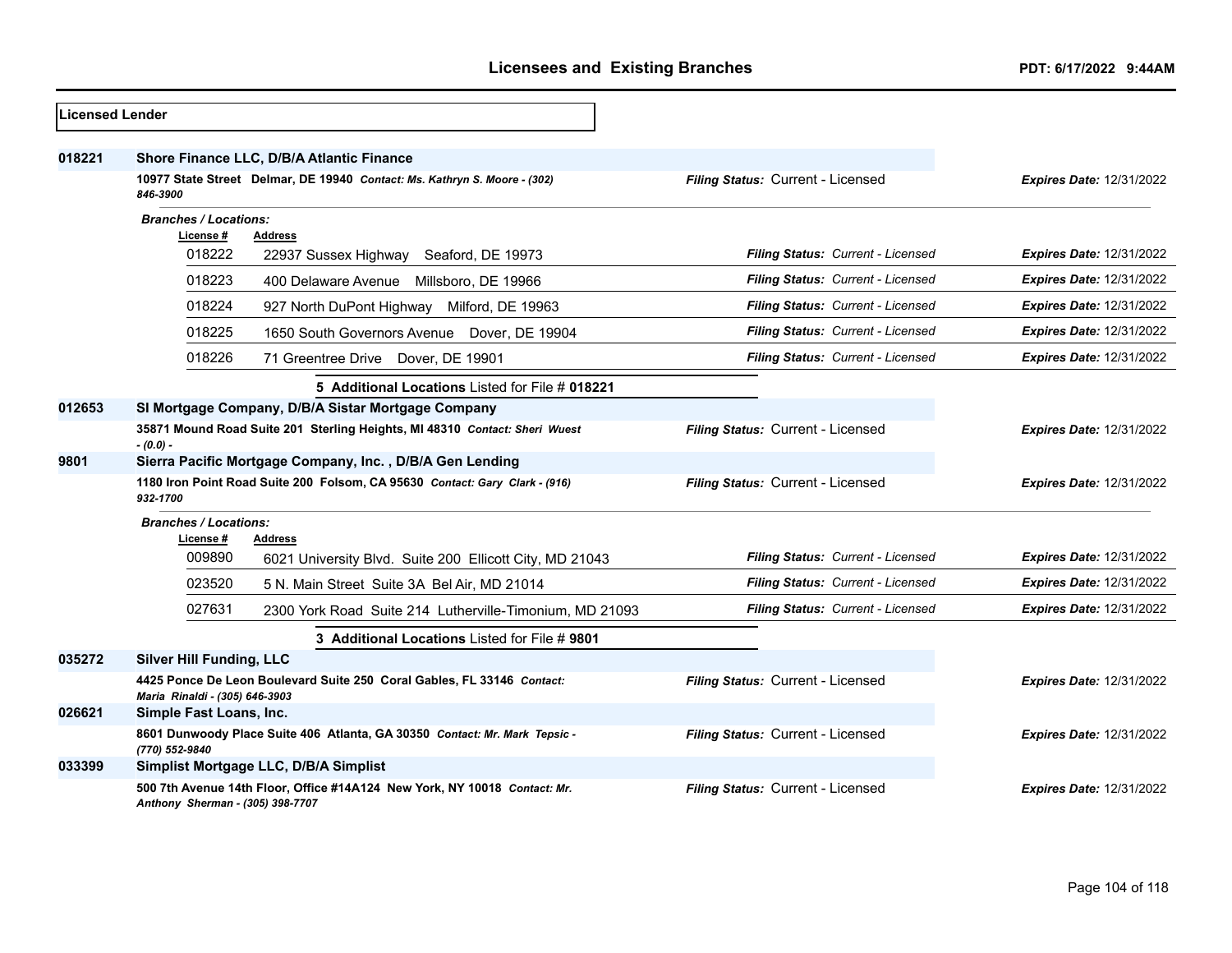## Licensed Lender

**018221** **Shore Finance LLC, D/B/A Atlantic Finance**

**10977 State Street Delmar, DE 19940** *Contact: Ms. Kathryn S. Moore - (302) 846-3900* — ***Filing Status:*** Current - Licensed — ***Expires Date:*** 12/31/2022

***Branches / Locations:***

| License # | Address | Filing Status | Expires Date |
|---|---|---|---|
| 018222 | 22937 Sussex Highway Seaford, DE 19973 | Current - Licensed | 12/31/2022 |
| 018223 | 400 Delaware Avenue Millsboro, DE 19966 | Current - Licensed | 12/31/2022 |
| 018224 | 927 North DuPont Highway Milford, DE 19963 | Current - Licensed | 12/31/2022 |
| 018225 | 1650 South Governors Avenue Dover, DE 19904 | Current - Licensed | 12/31/2022 |
| 018226 | 71 Greentree Drive Dover, DE 19901 | Current - Licensed | 12/31/2022 |

**5 Additional Locations** Listed for File # **018221**

**012653** **SI Mortgage Company, D/B/A Sistar Mortgage Company**

**35871 Mound Road Suite 201 Sterling Heights, MI 48310** *Contact: Sheri Wuest - (0.0) -* — ***Filing Status:*** Current - Licensed — ***Expires Date:*** 12/31/2022

**9801** **Sierra Pacific Mortgage Company, Inc. , D/B/A Gen Lending**

**1180 Iron Point Road Suite 200 Folsom, CA 95630** *Contact: Gary Clark - (916) 932-1700* — ***Filing Status:*** Current - Licensed — ***Expires Date:*** 12/31/2022

***Branches / Locations:***

| License # | Address | Filing Status | Expires Date |
|---|---|---|---|
| 009890 | 6021 University Blvd. Suite 200 Ellicott City, MD 21043 | Current - Licensed | 12/31/2022 |
| 023520 | 5 N. Main Street Suite 3A Bel Air, MD 21014 | Current - Licensed | 12/31/2022 |
| 027631 | 2300 York Road Suite 214 Lutherville-Timonium, MD 21093 | Current - Licensed | 12/31/2022 |

**3 Additional Locations** Listed for File # **9801**

**035272** **Silver Hill Funding, LLC**

**4425 Ponce De Leon Boulevard Suite 250 Coral Gables, FL 33146** *Contact: Maria Rinaldi - (305) 646-3903* — ***Filing Status:*** Current - Licensed — ***Expires Date:*** 12/31/2022

**026621** **Simple Fast Loans, Inc.**

**8601 Dunwoody Place Suite 406 Atlanta, GA 30350** *Contact: Mr. Mark Tepsic - (770) 552-9840* — ***Filing Status:*** Current - Licensed — ***Expires Date:*** 12/31/2022

**033399** **Simplist Mortgage LLC, D/B/A Simplist**

**500 7th Avenue 14th Floor, Office #14A124 New York, NY 10018** *Contact: Mr. Anthony Sherman - (305) 398-7707* — ***Filing Status:*** Current - Licensed — ***Expires Date:*** 12/31/2022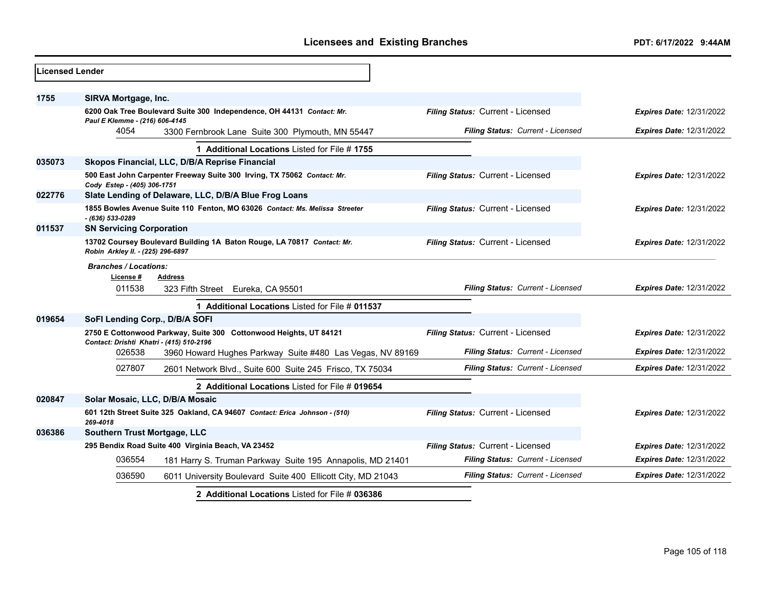## Licensed Lender

**1755** **SIRVA Mortgage, Inc.**

**6200 Oak Tree Boulevard Suite 300 Independence, OH 44131** *Contact: Mr. Paul E Klemme - (216) 606-4145*
*Filing Status:* Current - Licensed *Expires Date:* 12/31/2022

| License # | Address | Filing Status | Expires Date |
|---|---|---|---|
| 4054 | 3300 Fernbrook Lane Suite 300 Plymouth, MN 55447 | Current - Licensed | 12/31/2022 |

**1 Additional Locations** Listed for File # **1755**

**035073** **Skopos Financial, LLC, D/B/A Reprise Financial**

**500 East John Carpenter Freeway Suite 300 Irving, TX 75062** *Contact: Mr. Cody Estep - (405) 306-1751*
*Filing Status:* Current - Licensed *Expires Date:* 12/31/2022

**022776** **Slate Lending of Delaware, LLC, D/B/A Blue Frog Loans**

**1855 Bowles Avenue Suite 110 Fenton, MO 63026** *Contact: Ms. Melissa Streeter - (636) 533-0289*
*Filing Status:* Current - Licensed *Expires Date:* 12/31/2022

**011537** **SN Servicing Corporation**

**13702 Coursey Boulevard Building 1A Baton Rouge, LA 70817** *Contact: Mr. Robin Arkley II. - (225) 296-6897*
*Filing Status:* Current - Licensed *Expires Date:* 12/31/2022

*Branches / Locations:*

| License # | Address | Filing Status | Expires Date |
|---|---|---|---|
| 011538 | 323 Fifth Street Eureka, CA 95501 | Current - Licensed | 12/31/2022 |

**1 Additional Locations** Listed for File # **011537**

**019654** **SoFI Lending Corp., D/B/A SOFI**

**2750 E Cottonwood Parkway, Suite 300 Cottonwood Heights, UT 84121** *Contact: Drishti Khatri - (415) 510-2196*
*Filing Status:* Current - Licensed *Expires Date:* 12/31/2022

| License # | Address | Filing Status | Expires Date |
|---|---|---|---|
| 026538 | 3960 Howard Hughes Parkway Suite #480 Las Vegas, NV 89169 | Current - Licensed | 12/31/2022 |
| 027807 | 2601 Network Blvd., Suite 600 Suite 245 Frisco, TX 75034 | Current - Licensed | 12/31/2022 |

**2 Additional Locations** Listed for File # **019654**

**020847** **Solar Mosaic, LLC, D/B/A Mosaic**

**601 12th Street Suite 325 Oakland, CA 94607** *Contact: Erica Johnson - (510) 269-4018*
*Filing Status:* Current - Licensed *Expires Date:* 12/31/2022

**036386** **Southern Trust Mortgage, LLC**

**295 Bendix Road Suite 400 Virginia Beach, VA 23452**
*Filing Status:* Current - Licensed *Expires Date:* 12/31/2022

| License # | Address | Filing Status | Expires Date |
|---|---|---|---|
| 036554 | 181 Harry S. Truman Parkway Suite 195 Annapolis, MD 21401 | Current - Licensed | 12/31/2022 |
| 036590 | 6011 University Boulevard Suite 400 Ellicott City, MD 21043 | Current - Licensed | 12/31/2022 |

**2 Additional Locations** Listed for File # **036386**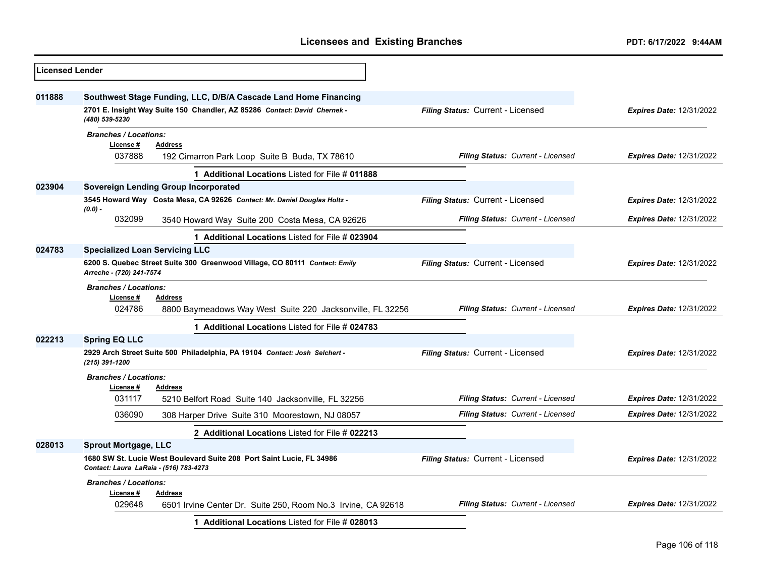# Licensees and Existing Branches

**Licensed Lender**

**011888** **Southwest Stage Funding, LLC, D/B/A Cascade Land Home Financing**

**2701 E. Insight Way Suite 150 Chandler, AZ 85286** *Contact: David Chernek - (480) 539-5230*

*Filing Status:* Current - Licensed *Expires Date:* 12/31/2022

*Branches / Locations:*

| License # | Address | Filing Status | Expires Date |
|---|---|---|---|
| 037888 | 192 Cimarron Park Loop Suite B Buda, TX 78610 | Current - Licensed | 12/31/2022 |

**1 Additional Locations** Listed for File # **011888**

**023904** **Sovereign Lending Group Incorporated**

**3545 Howard Way Costa Mesa, CA 92626** *Contact: Mr. Daniel Douglas Holtz - (0.0) -*

*Filing Status:* Current - Licensed *Expires Date:* 12/31/2022

| License # | Address | Filing Status | Expires Date |
|---|---|---|---|
| 032099 | 3540 Howard Way Suite 200 Costa Mesa, CA 92626 | Current - Licensed | 12/31/2022 |

**1 Additional Locations** Listed for File # **023904**

**024783** **Specialized Loan Servicing LLC**

**6200 S. Quebec Street Suite 300 Greenwood Village, CO 80111** *Contact: Emily Arreche - (720) 241-7574*

*Filing Status:* Current - Licensed *Expires Date:* 12/31/2022

*Branches / Locations:*

| License # | Address | Filing Status | Expires Date |
|---|---|---|---|
| 024786 | 8800 Baymeadows Way West Suite 220 Jacksonville, FL 32256 | Current - Licensed | 12/31/2022 |

**1 Additional Locations** Listed for File # **024783**

**022213** **Spring EQ LLC**

**2929 Arch Street Suite 500 Philadelphia, PA 19104** *Contact: Josh Selchert - (215) 391-1200*

*Filing Status:* Current - Licensed *Expires Date:* 12/31/2022

*Branches / Locations:*

| License # | Address | Filing Status | Expires Date |
|---|---|---|---|
| 031117 | 5210 Belfort Road Suite 140 Jacksonville, FL 32256 | Current - Licensed | 12/31/2022 |
| 036090 | 308 Harper Drive Suite 310 Moorestown, NJ 08057 | Current - Licensed | 12/31/2022 |

**2 Additional Locations** Listed for File # **022213**

**028013** **Sprout Mortgage, LLC**

**1680 SW St. Lucie West Boulevard Suite 208 Port Saint Lucie, FL 34986** *Contact: Laura LaRaia - (516) 783-4273*

*Filing Status:* Current - Licensed *Expires Date:* 12/31/2022

*Branches / Locations:*

| License # | Address | Filing Status | Expires Date |
|---|---|---|---|
| 029648 | 6501 Irvine Center Dr. Suite 250, Room No.3 Irvine, CA 92618 | Current - Licensed | 12/31/2022 |

**1 Additional Locations** Listed for File # **028013**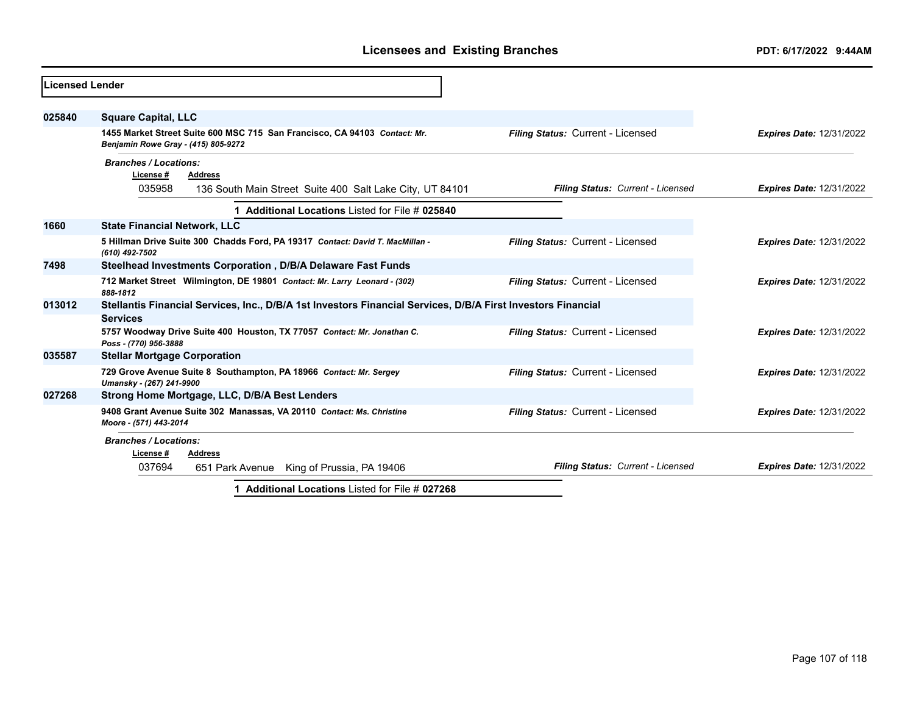# Licensees and Existing Branches

PDT: 6/17/2022 9:44AM

**Licensed Lender**

**025840** **Square Capital, LLC**

**1455 Market Street Suite 600 MSC 715 San Francisco, CA 94103** *Contact: Mr. Benjamin Rowe Gray - (415) 805-9272*

*Filing Status:* Current - Licensed — *Expires Date:* 12/31/2022

*Branches / Locations:*

| License # | Address | Filing Status | Expires Date |
|---|---|---|---|
| 035958 | 136 South Main Street Suite 400 Salt Lake City, UT 84101 | Current - Licensed | 12/31/2022 |

**1 Additional Locations** Listed for File # **025840**

**1660** **State Financial Network, LLC**

**5 Hillman Drive Suite 300 Chadds Ford, PA 19317** *Contact: David T. MacMillan - (610) 492-7502*

*Filing Status:* Current - Licensed — *Expires Date:* 12/31/2022

**7498** **Steelhead Investments Corporation , D/B/A Delaware Fast Funds**

**712 Market Street Wilmington, DE 19801** *Contact: Mr. Larry Leonard - (302) 888-1812*

*Filing Status:* Current - Licensed — *Expires Date:* 12/31/2022

**013012** **Stellantis Financial Services, Inc., D/B/A 1st Investors Financial Services, D/B/A First Investors Financial Services**

**5757 Woodway Drive Suite 400 Houston, TX 77057** *Contact: Mr. Jonathan C. Poss - (770) 956-3888*

*Filing Status:* Current - Licensed — *Expires Date:* 12/31/2022

**035587** **Stellar Mortgage Corporation**

**729 Grove Avenue Suite 8 Southampton, PA 18966** *Contact: Mr. Sergey Umansky - (267) 241-9900*

*Filing Status:* Current - Licensed — *Expires Date:* 12/31/2022

**027268** **Strong Home Mortgage, LLC, D/B/A Best Lenders**

**9408 Grant Avenue Suite 302 Manassas, VA 20110** *Contact: Ms. Christine Moore - (571) 443-2014*

*Filing Status:* Current - Licensed — *Expires Date:* 12/31/2022

*Branches / Locations:*

| License # | Address | Filing Status | Expires Date |
|---|---|---|---|
| 037694 | 651 Park Avenue King of Prussia, PA 19406 | Current - Licensed | 12/31/2022 |

**1 Additional Locations** Listed for File # **027268**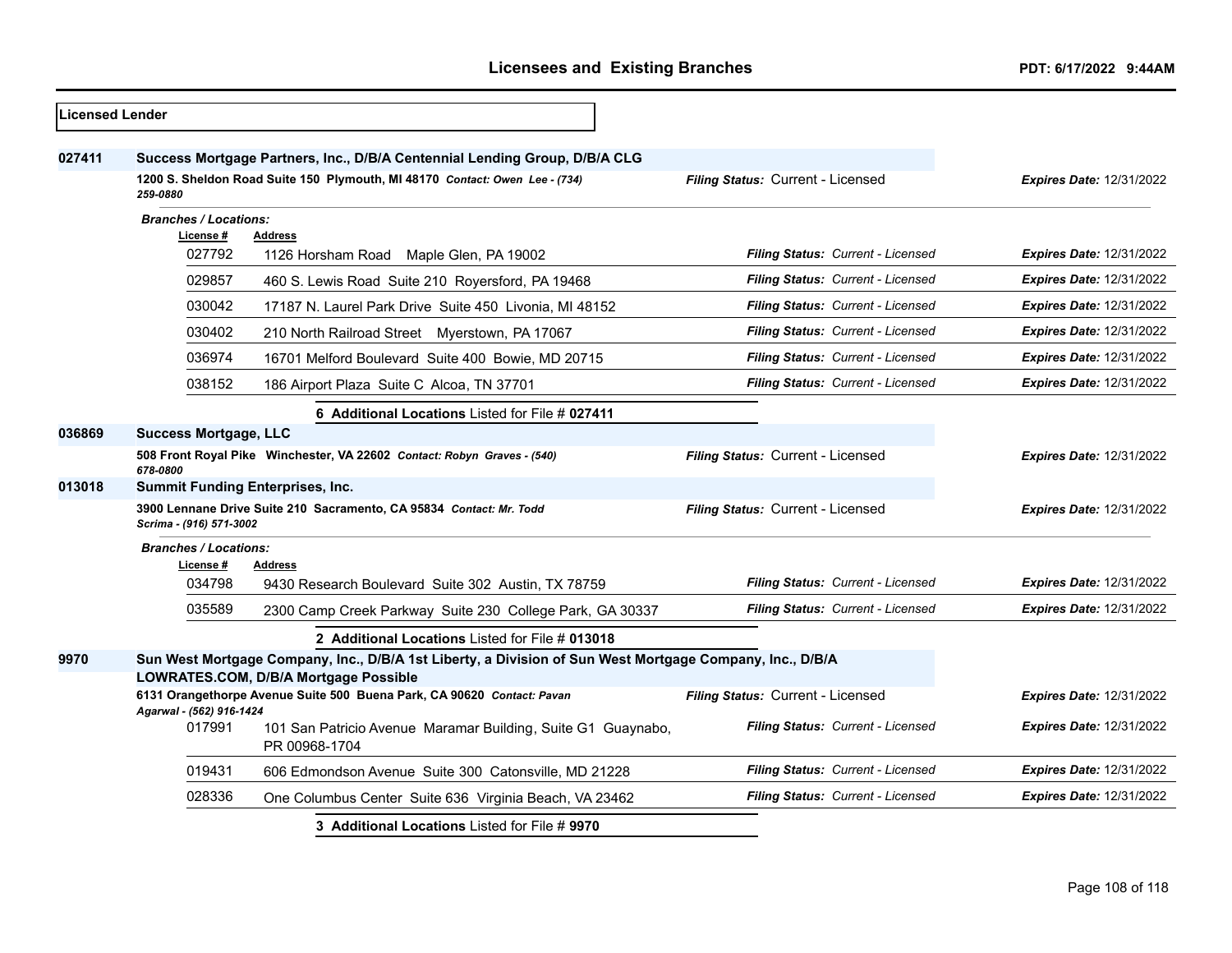**Licensed Lender**

**027411** **Success Mortgage Partners, Inc., D/B/A Centennial Lending Group, D/B/A CLG**

1200 S. Sheldon Road Suite 150 Plymouth, MI 48170 *Contact: Owen Lee - (734) 259-0880* — *Filing Status:* Current - Licensed — *Expires Date:* 12/31/2022

*Branches / Locations:*

| License # | Address | Filing Status | Expires Date |
|---|---|---|---|
| 027792 | 1126 Horsham Road Maple Glen, PA 19002 | Current - Licensed | 12/31/2022 |
| 029857 | 460 S. Lewis Road Suite 210 Royersford, PA 19468 | Current - Licensed | 12/31/2022 |
| 030042 | 17187 N. Laurel Park Drive Suite 450 Livonia, MI 48152 | Current - Licensed | 12/31/2022 |
| 030402 | 210 North Railroad Street Myerstown, PA 17067 | Current - Licensed | 12/31/2022 |
| 036974 | 16701 Melford Boulevard Suite 400 Bowie, MD 20715 | Current - Licensed | 12/31/2022 |
| 038152 | 186 Airport Plaza Suite C Alcoa, TN 37701 | Current - Licensed | 12/31/2022 |

**6 Additional Locations** Listed for File # **027411**

**036869** **Success Mortgage, LLC**

508 Front Royal Pike Winchester, VA 22602 *Contact: Robyn Graves - (540) 678-0800* — *Filing Status:* Current - Licensed — *Expires Date:* 12/31/2022

**013018** **Summit Funding Enterprises, Inc.**

3900 Lennane Drive Suite 210 Sacramento, CA 95834 *Contact: Mr. Todd Scrima - (916) 571-3002* — *Filing Status:* Current - Licensed — *Expires Date:* 12/31/2022

*Branches / Locations:*

| License # | Address | Filing Status | Expires Date |
|---|---|---|---|
| 034798 | 9430 Research Boulevard Suite 302 Austin, TX 78759 | Current - Licensed | 12/31/2022 |
| 035589 | 2300 Camp Creek Parkway Suite 230 College Park, GA 30337 | Current - Licensed | 12/31/2022 |

**2 Additional Locations** Listed for File # **013018**

**9970** **Sun West Mortgage Company, Inc., D/B/A 1st Liberty, a Division of Sun West Mortgage Company, Inc., D/B/A LOWRATES.COM, D/B/A Mortgage Possible**

6131 Orangethorpe Avenue Suite 500 Buena Park, CA 90620 *Contact: Pavan Agarwal - (562) 916-1424* — *Filing Status:* Current - Licensed — *Expires Date:* 12/31/2022

| License # | Address | Filing Status | Expires Date |
|---|---|---|---|
| 017991 | 101 San Patricio Avenue Maramar Building, Suite G1 Guaynabo, PR 00968-1704 | Current - Licensed | 12/31/2022 |
| 019431 | 606 Edmondson Avenue Suite 300 Catonsville, MD 21228 | Current - Licensed | 12/31/2022 |
| 028336 | One Columbus Center Suite 636 Virginia Beach, VA 23462 | Current - Licensed | 12/31/2022 |

**3 Additional Locations** Listed for File # **9970**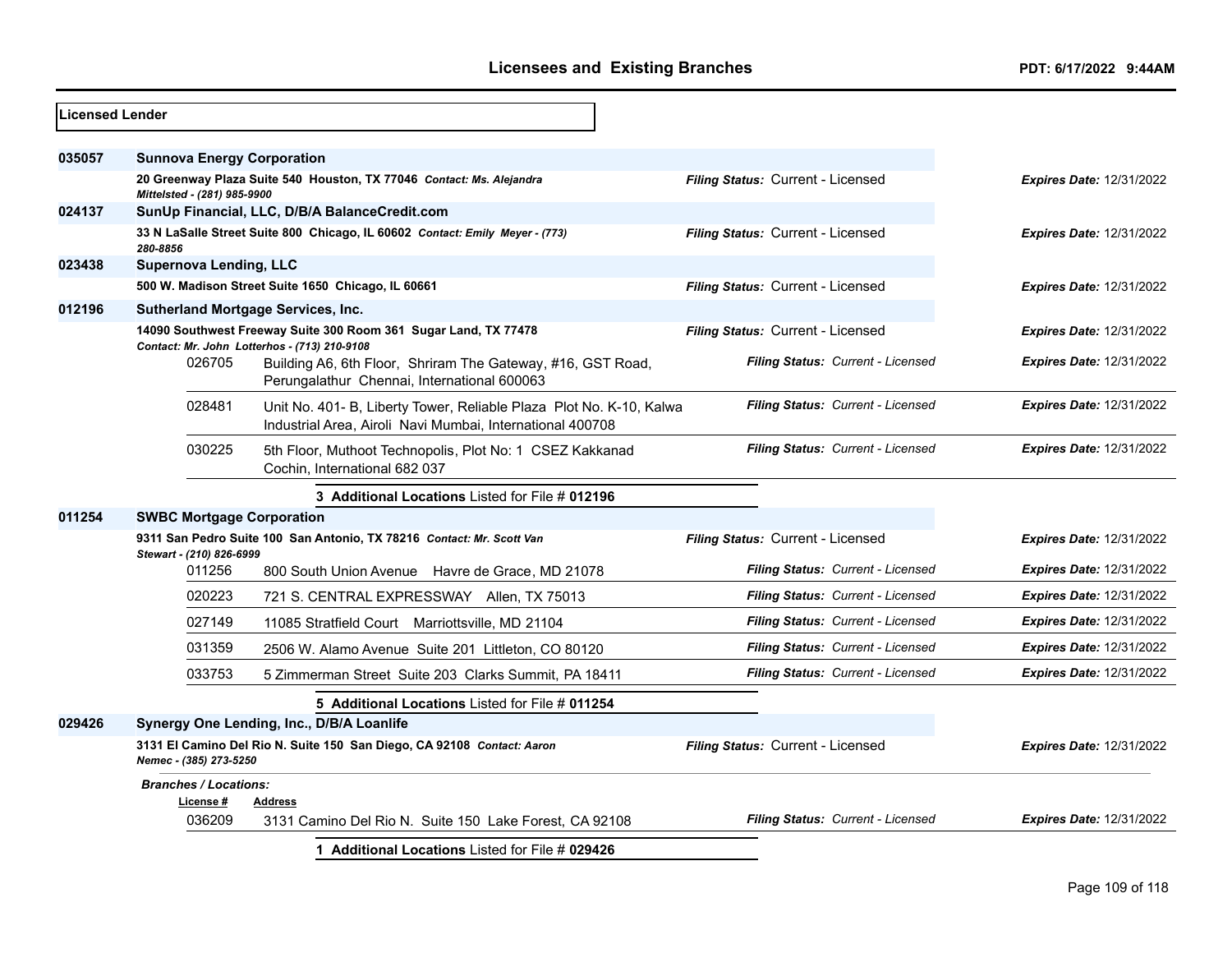## Licensed Lender

**035057** **Sunnova Energy Corporation**

20 Greenway Plaza Suite 540 Houston, TX 77046 *Contact: Ms. Alejandra Mittelsted - (281) 985-9900*

*Filing Status:* Current - Licensed — *Expires Date:* 12/31/2022

**024137** **SunUp Financial, LLC, D/B/A BalanceCredit.com**

33 N LaSalle Street Suite 800 Chicago, IL 60602 *Contact: Emily Meyer - (773) 280-8856*

*Filing Status:* Current - Licensed — *Expires Date:* 12/31/2022

**023438** **Supernova Lending, LLC**

500 W. Madison Street Suite 1650 Chicago, IL 60661

*Filing Status:* Current - Licensed — *Expires Date:* 12/31/2022

**012196** **Sutherland Mortgage Services, Inc.**

14090 Southwest Freeway Suite 300 Room 361 Sugar Land, TX 77478 *Contact: Mr. John Lotterhos - (713) 210-9108*

*Filing Status:* Current - Licensed — *Expires Date:* 12/31/2022

| License # | Address | Filing Status | Expires Date |
|---|---|---|---|
| 026705 | Building A6, 6th Floor, Shriram The Gateway, #16, GST Road, Perungalathur Chennai, International 600063 | Current - Licensed | 12/31/2022 |
| 028481 | Unit No. 401- B, Liberty Tower, Reliable Plaza Plot No. K-10, Kalwa Industrial Area, Airoli Navi Mumbai, International 400708 | Current - Licensed | 12/31/2022 |
| 030225 | 5th Floor, Muthoot Technopolis, Plot No: 1 CSEZ Kakkanad Cochin, International 682 037 | Current - Licensed | 12/31/2022 |

**3 Additional Locations** Listed for File # **012196**

**011254** **SWBC Mortgage Corporation**

9311 San Pedro Suite 100 San Antonio, TX 78216 *Contact: Mr. Scott Van Stewart - (210) 826-6999*

*Filing Status:* Current - Licensed — *Expires Date:* 12/31/2022

| License # | Address | Filing Status | Expires Date |
|---|---|---|---|
| 011256 | 800 South Union Avenue Havre de Grace, MD 21078 | Current - Licensed | 12/31/2022 |
| 020223 | 721 S. CENTRAL EXPRESSWAY Allen, TX 75013 | Current - Licensed | 12/31/2022 |
| 027149 | 11085 Stratfield Court Marriottsville, MD 21104 | Current - Licensed | 12/31/2022 |
| 031359 | 2506 W. Alamo Avenue Suite 201 Littleton, CO 80120 | Current - Licensed | 12/31/2022 |
| 033753 | 5 Zimmerman Street Suite 203 Clarks Summit, PA 18411 | Current - Licensed | 12/31/2022 |

**5 Additional Locations** Listed for File # **011254**

**029426** **Synergy One Lending, Inc., D/B/A Loanlife**

3131 El Camino Del Rio N. Suite 150 San Diego, CA 92108 *Contact: Aaron Nemec - (385) 273-5250*

*Filing Status:* Current - Licensed — *Expires Date:* 12/31/2022

*Branches / Locations:*

| License # | Address | Filing Status | Expires Date |
|---|---|---|---|
| 036209 | 3131 Camino Del Rio N. Suite 150 Lake Forest, CA 92108 | Current - Licensed | 12/31/2022 |

**1 Additional Locations** Listed for File # **029426**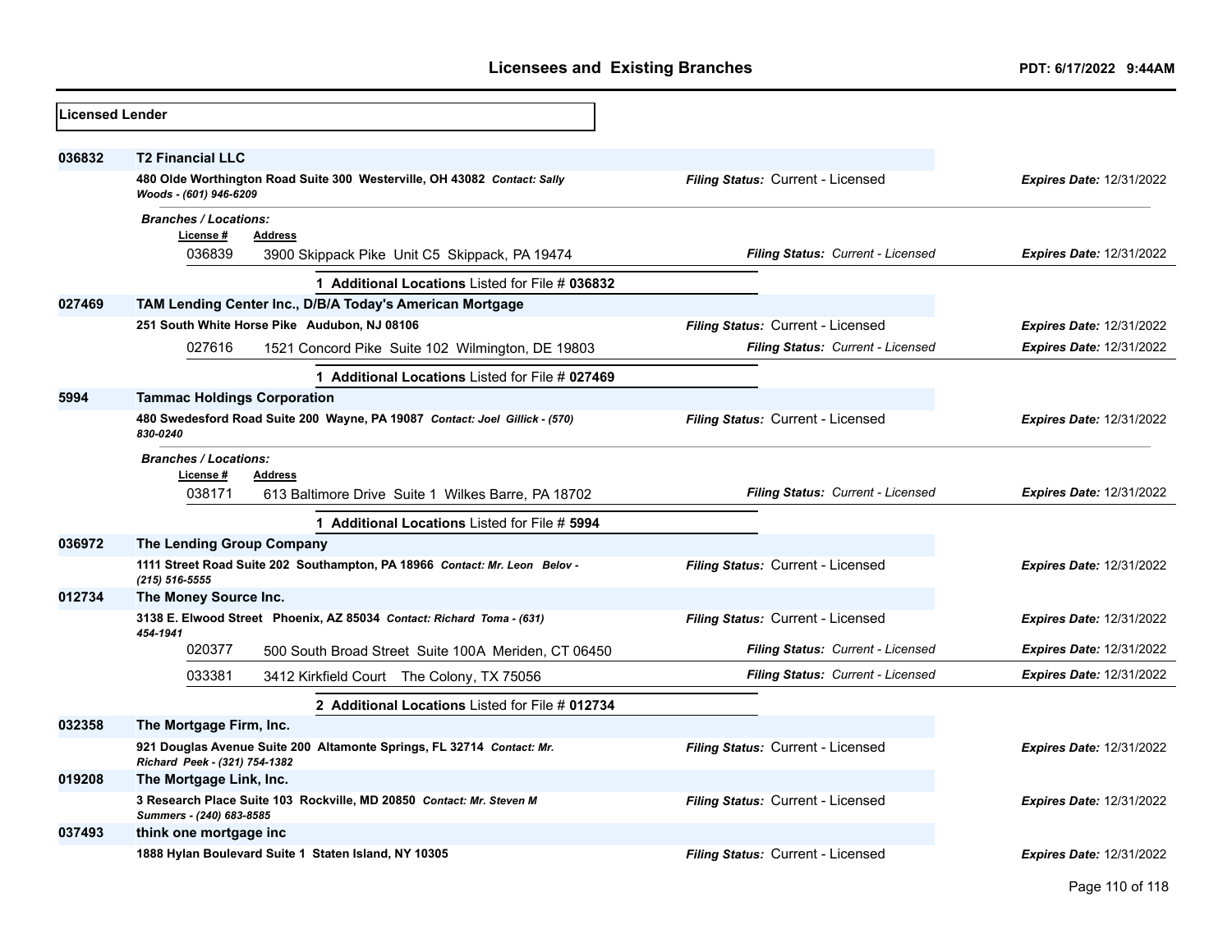## Licensed Lender

**036832 T2 Financial LLC**

**480 Olde Worthington Road Suite 300 Westerville, OH 43082** *Contact: Sally Woods - (601) 946-6209*

*Filing Status:* Current - Licensed — *Expires Date:* 12/31/2022

*Branches / Locations:*

| License # | Address | Filing Status | Expires Date |
|---|---|---|---|
| 036839 | 3900 Skippack Pike Unit C5 Skippack, PA 19474 | Current - Licensed | 12/31/2022 |

1 **Additional Locations** Listed for File # **036832**

**027469 TAM Lending Center Inc., D/B/A Today's American Mortgage**

**251 South White Horse Pike Audubon, NJ 08106**

*Filing Status:* Current - Licensed — *Expires Date:* 12/31/2022

| License # | Address | Filing Status | Expires Date |
|---|---|---|---|
| 027616 | 1521 Concord Pike Suite 102 Wilmington, DE 19803 | Current - Licensed | 12/31/2022 |

1 **Additional Locations** Listed for File # **027469**

**5994 Tammac Holdings Corporation**

**480 Swedesford Road Suite 200 Wayne, PA 19087** *Contact: Joel Gillick - (570) 830-0240*

*Filing Status:* Current - Licensed — *Expires Date:* 12/31/2022

*Branches / Locations:*

| License # | Address | Filing Status | Expires Date |
|---|---|---|---|
| 038171 | 613 Baltimore Drive Suite 1 Wilkes Barre, PA 18702 | Current - Licensed | 12/31/2022 |

1 **Additional Locations** Listed for File # **5994**

**036972 The Lending Group Company**

**1111 Street Road Suite 202 Southampton, PA 18966** *Contact: Mr. Leon Belov - (215) 516-5555*

*Filing Status:* Current - Licensed — *Expires Date:* 12/31/2022

**012734 The Money Source Inc.**

**3138 E. Elwood Street Phoenix, AZ 85034** *Contact: Richard Toma - (631) 454-1941*

*Filing Status:* Current - Licensed — *Expires Date:* 12/31/2022

| License # | Address | Filing Status | Expires Date |
|---|---|---|---|
| 020377 | 500 South Broad Street Suite 100A Meriden, CT 06450 | Current - Licensed | 12/31/2022 |
| 033381 | 3412 Kirkfield Court The Colony, TX 75056 | Current - Licensed | 12/31/2022 |

2 **Additional Locations** Listed for File # **012734**

**032358 The Mortgage Firm, Inc.**

**921 Douglas Avenue Suite 200 Altamonte Springs, FL 32714** *Contact: Mr. Richard Peek - (321) 754-1382*

*Filing Status:* Current - Licensed — *Expires Date:* 12/31/2022

**019208 The Mortgage Link, Inc.**

**3 Research Place Suite 103 Rockville, MD 20850** *Contact: Mr. Steven M Summers - (240) 683-8585*

*Filing Status:* Current - Licensed — *Expires Date:* 12/31/2022

**037493 think one mortgage inc**

**1888 Hylan Boulevard Suite 1 Staten Island, NY 10305**

*Filing Status:* Current - Licensed — *Expires Date:* 12/31/2022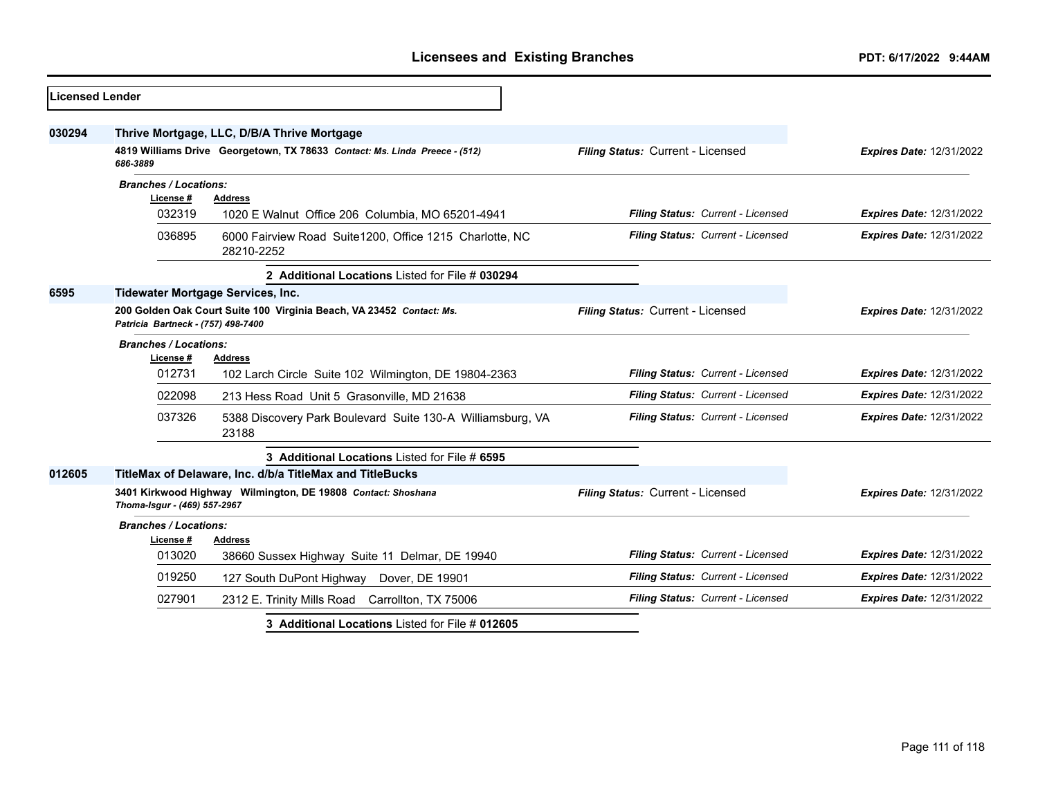**Licensed Lender**

**030294** **Thrive Mortgage, LLC, D/B/A Thrive Mortgage**

**4819 Williams Drive Georgetown, TX 78633** *Contact: Ms. Linda Preece - (512) 686-3889*

*Filing Status:* Current - Licensed *Expires Date:* 12/31/2022

*Branches / Locations:*

| License # | Address | Filing Status | Expires Date |
|---|---|---|---|
| 032319 | 1020 E Walnut Office 206 Columbia, MO 65201-4941 | Current - Licensed | 12/31/2022 |
| 036895 | 6000 Fairview Road Suite1200, Office 1215 Charlotte, NC 28210-2252 | Current - Licensed | 12/31/2022 |

**2 Additional Locations** Listed for File # **030294**

**6595** **Tidewater Mortgage Services, Inc.**

**200 Golden Oak Court Suite 100 Virginia Beach, VA 23452** *Contact: Ms. Patricia Bartneck - (757) 498-7400*

*Filing Status:* Current - Licensed *Expires Date:* 12/31/2022

*Branches / Locations:*

| License # | Address | Filing Status | Expires Date |
|---|---|---|---|
| 012731 | 102 Larch Circle Suite 102 Wilmington, DE 19804-2363 | Current - Licensed | 12/31/2022 |
| 022098 | 213 Hess Road Unit 5 Grasonville, MD 21638 | Current - Licensed | 12/31/2022 |
| 037326 | 5388 Discovery Park Boulevard Suite 130-A Williamsburg, VA 23188 | Current - Licensed | 12/31/2022 |

**3 Additional Locations** Listed for File # **6595**

**012605** **TitleMax of Delaware, Inc. d/b/a TitleMax and TitleBucks**

**3401 Kirkwood Highway Wilmington, DE 19808** *Contact: Shoshana Thoma-Isgur - (469) 557-2967*

*Filing Status:* Current - Licensed *Expires Date:* 12/31/2022

*Branches / Locations:*

| License # | Address | Filing Status | Expires Date |
|---|---|---|---|
| 013020 | 38660 Sussex Highway Suite 11 Delmar, DE 19940 | Current - Licensed | 12/31/2022 |
| 019250 | 127 South DuPont Highway Dover, DE 19901 | Current - Licensed | 12/31/2022 |
| 027901 | 2312 E. Trinity Mills Road Carrollton, TX 75006 | Current - Licensed | 12/31/2022 |

**3 Additional Locations** Listed for File # **012605**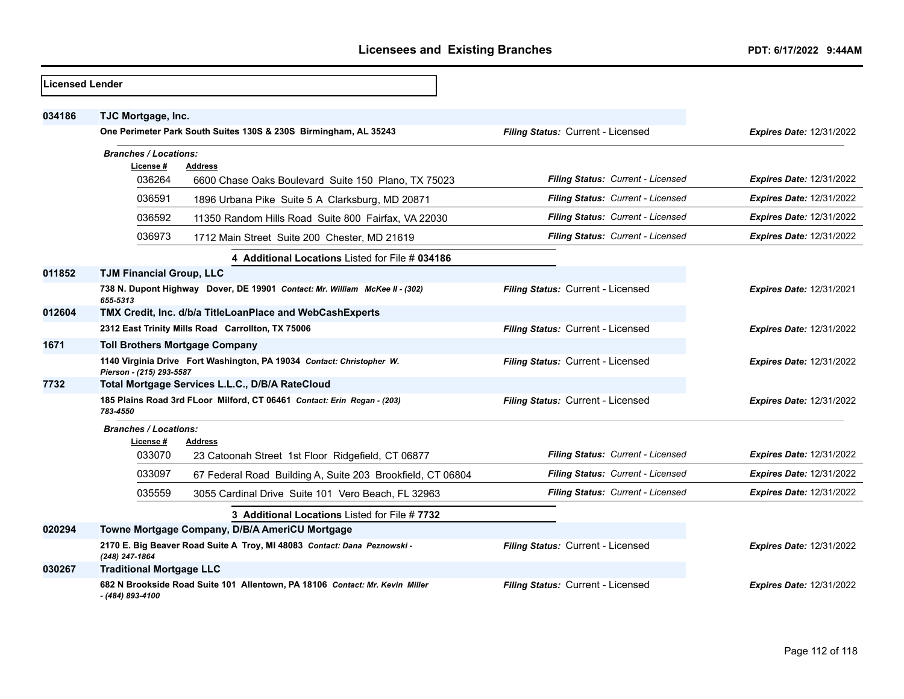**Licensed Lender**

**034186** **TJC Mortgage, Inc.**

**One Perimeter Park South Suites 130S & 230S Birmingham, AL 35243** — *Filing Status:* Current - Licensed — *Expires Date:* 12/31/2022

*Branches / Locations:*

| License # | Address | Filing Status | Expires Date |
|---|---|---|---|
| 036264 | 6600 Chase Oaks Boulevard Suite 150 Plano, TX 75023 | Current - Licensed | 12/31/2022 |
| 036591 | 1896 Urbana Pike Suite 5 A Clarksburg, MD 20871 | Current - Licensed | 12/31/2022 |
| 036592 | 11350 Random Hills Road Suite 800 Fairfax, VA 22030 | Current - Licensed | 12/31/2022 |
| 036973 | 1712 Main Street Suite 200 Chester, MD 21619 | Current - Licensed | 12/31/2022 |

**4 Additional Locations** Listed for File # **034186**

**011852** **TJM Financial Group, LLC**

**738 N. Dupont Highway Dover, DE 19901** *Contact: Mr. William McKee II - (302) 655-5313* — *Filing Status:* Current - Licensed — *Expires Date:* 12/31/2021

**012604** **TMX Credit, Inc. d/b/a TitleLoanPlace and WebCashExperts**

**2312 East Trinity Mills Road Carrollton, TX 75006** — *Filing Status:* Current - Licensed — *Expires Date:* 12/31/2022

**1671** **Toll Brothers Mortgage Company**

**1140 Virginia Drive Fort Washington, PA 19034** *Contact: Christopher W. Pierson - (215) 293-5587* — *Filing Status:* Current - Licensed — *Expires Date:* 12/31/2022

**7732** **Total Mortgage Services L.L.C., D/B/A RateCloud**

**185 Plains Road 3rd FLoor Milford, CT 06461** *Contact: Erin Regan - (203) 783-4550* — *Filing Status:* Current - Licensed — *Expires Date:* 12/31/2022

*Branches / Locations:*

| License # | Address | Filing Status | Expires Date |
|---|---|---|---|
| 033070 | 23 Catoonah Street 1st Floor Ridgefield, CT 06877 | Current - Licensed | 12/31/2022 |
| 033097 | 67 Federal Road Building A, Suite 203 Brookfield, CT 06804 | Current - Licensed | 12/31/2022 |
| 035559 | 3055 Cardinal Drive Suite 101 Vero Beach, FL 32963 | Current - Licensed | 12/31/2022 |

**3 Additional Locations** Listed for File # **7732**

**020294** **Towne Mortgage Company, D/B/A AmeriCU Mortgage**

**2170 E. Big Beaver Road Suite A Troy, MI 48083** *Contact: Dana Peznowski - (248) 247-1864* — *Filing Status:* Current - Licensed — *Expires Date:* 12/31/2022

**030267** **Traditional Mortgage LLC**

**682 N Brookside Road Suite 101 Allentown, PA 18106** *Contact: Mr. Kevin Miller - (484) 893-4100* — *Filing Status:* Current - Licensed — *Expires Date:* 12/31/2022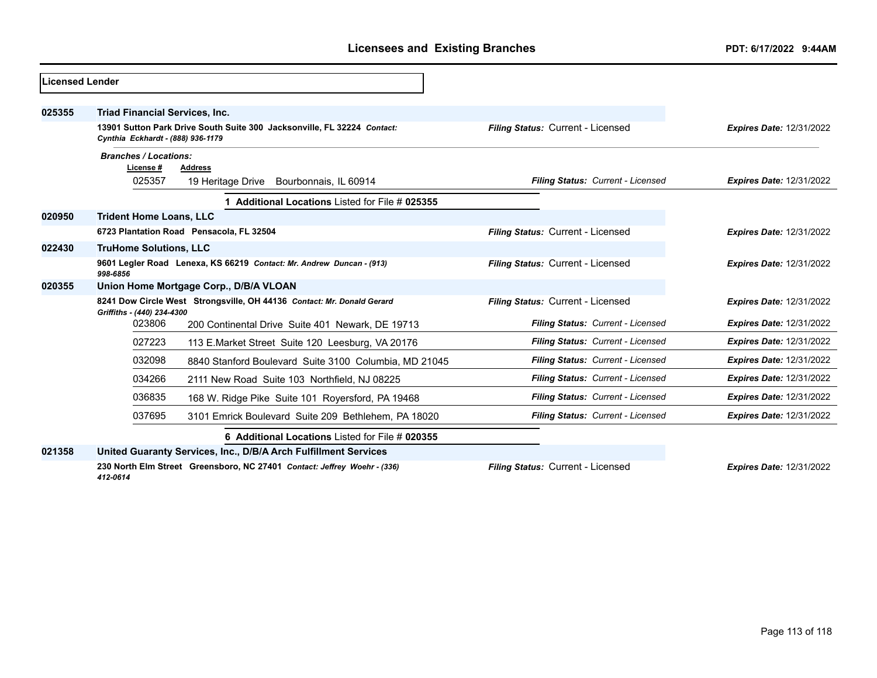## Licensed Lender

**025355** **Triad Financial Services, Inc.**

**13901 Sutton Park Drive South Suite 300 Jacksonville, FL 32224** *Contact: Cynthia Eckhardt - (888) 936-1179*

*Filing Status:* Current - Licensed — *Expires Date:* 12/31/2022

*Branches / Locations:*

| License # | Address | Filing Status | Expires Date |
|---|---|---|---|
| 025357 | 19 Heritage Drive Bourbonnais, IL 60914 | Current - Licensed | 12/31/2022 |

**1 Additional Locations** Listed for File # **025355**

**020950** **Trident Home Loans, LLC**

**6723 Plantation Road Pensacola, FL 32504**

*Filing Status:* Current - Licensed — *Expires Date:* 12/31/2022

**022430** **TruHome Solutions, LLC**

**9601 Legler Road Lenexa, KS 66219** *Contact: Mr. Andrew Duncan - (913) 998-6856*

*Filing Status:* Current - Licensed — *Expires Date:* 12/31/2022

**020355** **Union Home Mortgage Corp., D/B/A VLOAN**

**8241 Dow Circle West Strongsville, OH 44136** *Contact: Mr. Donald Gerard Griffiths - (440) 234-4300*

*Filing Status:* Current - Licensed — *Expires Date:* 12/31/2022

| License # | Address | Filing Status | Expires Date |
|---|---|---|---|
| 023806 | 200 Continental Drive Suite 401 Newark, DE 19713 | Current - Licensed | 12/31/2022 |
| 027223 | 113 E.Market Street Suite 120 Leesburg, VA 20176 | Current - Licensed | 12/31/2022 |
| 032098 | 8840 Stanford Boulevard Suite 3100 Columbia, MD 21045 | Current - Licensed | 12/31/2022 |
| 034266 | 2111 New Road Suite 103 Northfield, NJ 08225 | Current - Licensed | 12/31/2022 |
| 036835 | 168 W. Ridge Pike Suite 101 Royersford, PA 19468 | Current - Licensed | 12/31/2022 |
| 037695 | 3101 Emrick Boulevard Suite 209 Bethlehem, PA 18020 | Current - Licensed | 12/31/2022 |

**6 Additional Locations** Listed for File # **020355**

**021358** **United Guaranty Services, Inc., D/B/A Arch Fulfillment Services**

**230 North Elm Street Greensboro, NC 27401** *Contact: Jeffrey Woehr - (336) 412-0614*

*Filing Status:* Current - Licensed — *Expires Date:* 12/31/2022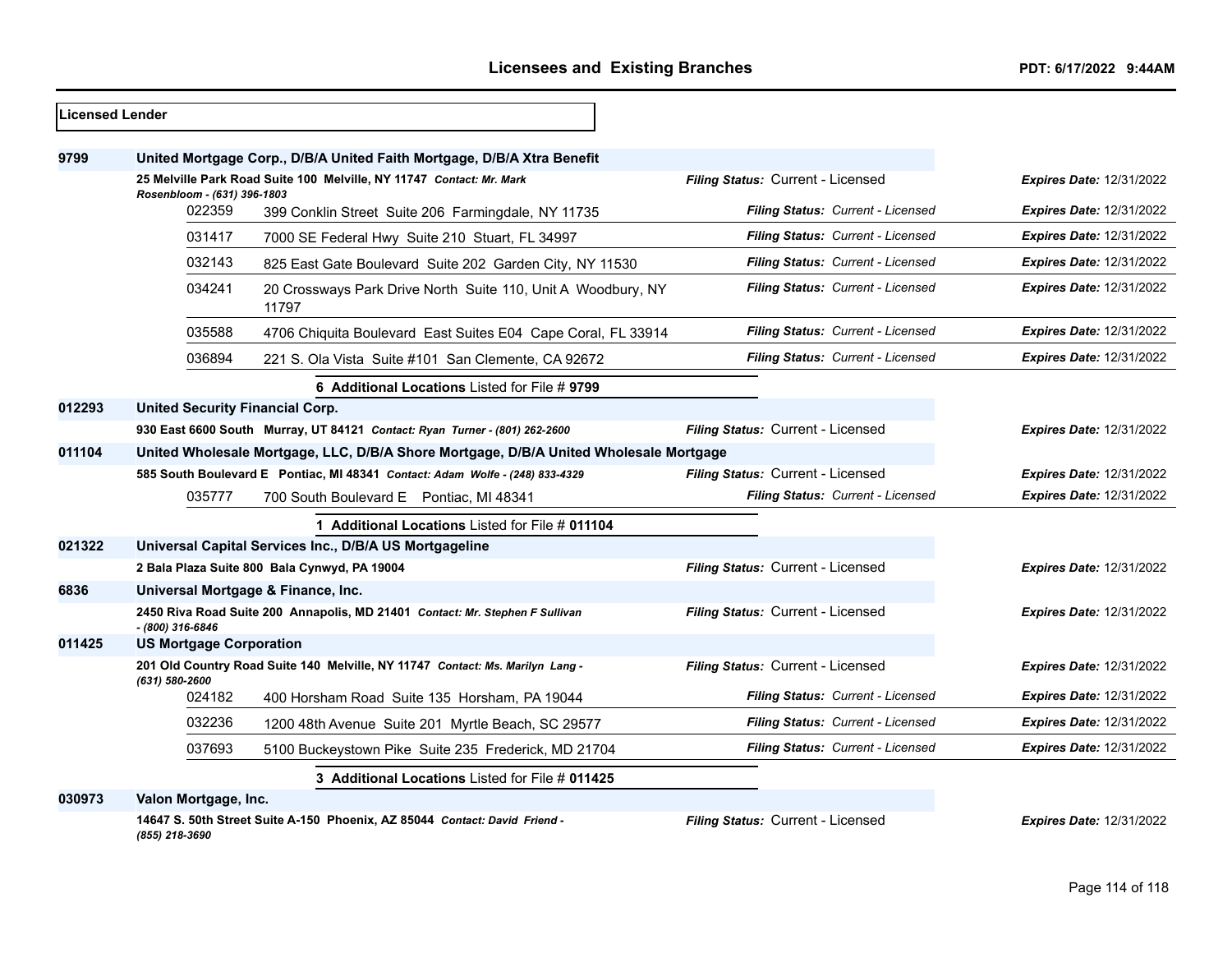## Licensed Lender

| File # | Licensee / Branch | Filing Status | Expires Date |
|---|---|---|---|
| **9799** | **United Mortgage Corp., D/B/A United Faith Mortgage, D/B/A Xtra Benefit** | | |
| | **25 Melville Park Road Suite 100 Melville, NY 11747** *Contact: Mr. Mark Rosenbloom - (631) 396-1803* | *Filing Status:* Current - Licensed | *Expires Date:* 12/31/2022 |
| 022359 | 399 Conklin Street Suite 206 Farmingdale, NY 11735 | *Filing Status: Current - Licensed* | *Expires Date:* 12/31/2022 |
| 031417 | 7000 SE Federal Hwy Suite 210 Stuart, FL 34997 | *Filing Status: Current - Licensed* | *Expires Date:* 12/31/2022 |
| 032143 | 825 East Gate Boulevard Suite 202 Garden City, NY 11530 | *Filing Status: Current - Licensed* | *Expires Date:* 12/31/2022 |
| 034241 | 20 Crossways Park Drive North Suite 110, Unit A Woodbury, NY 11797 | *Filing Status: Current - Licensed* | *Expires Date:* 12/31/2022 |
| 035588 | 4706 Chiquita Boulevard East Suites E04 Cape Coral, FL 33914 | *Filing Status: Current - Licensed* | *Expires Date:* 12/31/2022 |
| 036894 | 221 S. Ola Vista Suite #101 San Clemente, CA 92672 | *Filing Status: Current - Licensed* | *Expires Date:* 12/31/2022 |
| | **6 Additional Locations** Listed for File # **9799** | | |
| **012293** | **United Security Financial Corp.** | | |
| | **930 East 6600 South Murray, UT 84121** *Contact: Ryan Turner - (801) 262-2600* | *Filing Status:* Current - Licensed | *Expires Date:* 12/31/2022 |
| **011104** | **United Wholesale Mortgage, LLC, D/B/A Shore Mortgage, D/B/A United Wholesale Mortgage** | | |
| | **585 South Boulevard E Pontiac, MI 48341** *Contact: Adam Wolfe - (248) 833-4329* | *Filing Status:* Current - Licensed | *Expires Date:* 12/31/2022 |
| 035777 | 700 South Boulevard E Pontiac, MI 48341 | *Filing Status: Current - Licensed* | *Expires Date:* 12/31/2022 |
| | **1 Additional Locations** Listed for File # **011104** | | |
| **021322** | **Universal Capital Services Inc., D/B/A US Mortgageline** | | |
| | **2 Bala Plaza Suite 800 Bala Cynwyd, PA 19004** | *Filing Status:* Current - Licensed | *Expires Date:* 12/31/2022 |
| **6836** | **Universal Mortgage & Finance, Inc.** | | |
| | **2450 Riva Road Suite 200 Annapolis, MD 21401** *Contact: Mr. Stephen F Sullivan - (800) 316-6846* | *Filing Status:* Current - Licensed | *Expires Date:* 12/31/2022 |
| **011425** | **US Mortgage Corporation** | | |
| | **201 Old Country Road Suite 140 Melville, NY 11747** *Contact: Ms. Marilyn Lang - (631) 580-2600* | *Filing Status:* Current - Licensed | *Expires Date:* 12/31/2022 |
| 024182 | 400 Horsham Road Suite 135 Horsham, PA 19044 | *Filing Status: Current - Licensed* | *Expires Date:* 12/31/2022 |
| 032236 | 1200 48th Avenue Suite 201 Myrtle Beach, SC 29577 | *Filing Status: Current - Licensed* | *Expires Date:* 12/31/2022 |
| 037693 | 5100 Buckeystown Pike Suite 235 Frederick, MD 21704 | *Filing Status: Current - Licensed* | *Expires Date:* 12/31/2022 |
| | **3 Additional Locations** Listed for File # **011425** | | |
| **030973** | **Valon Mortgage, Inc.** | | |
| | **14647 S. 50th Street Suite A-150 Phoenix, AZ 85044** *Contact: David Friend - (855) 218-3690* | *Filing Status:* Current - Licensed | *Expires Date:* 12/31/2022 |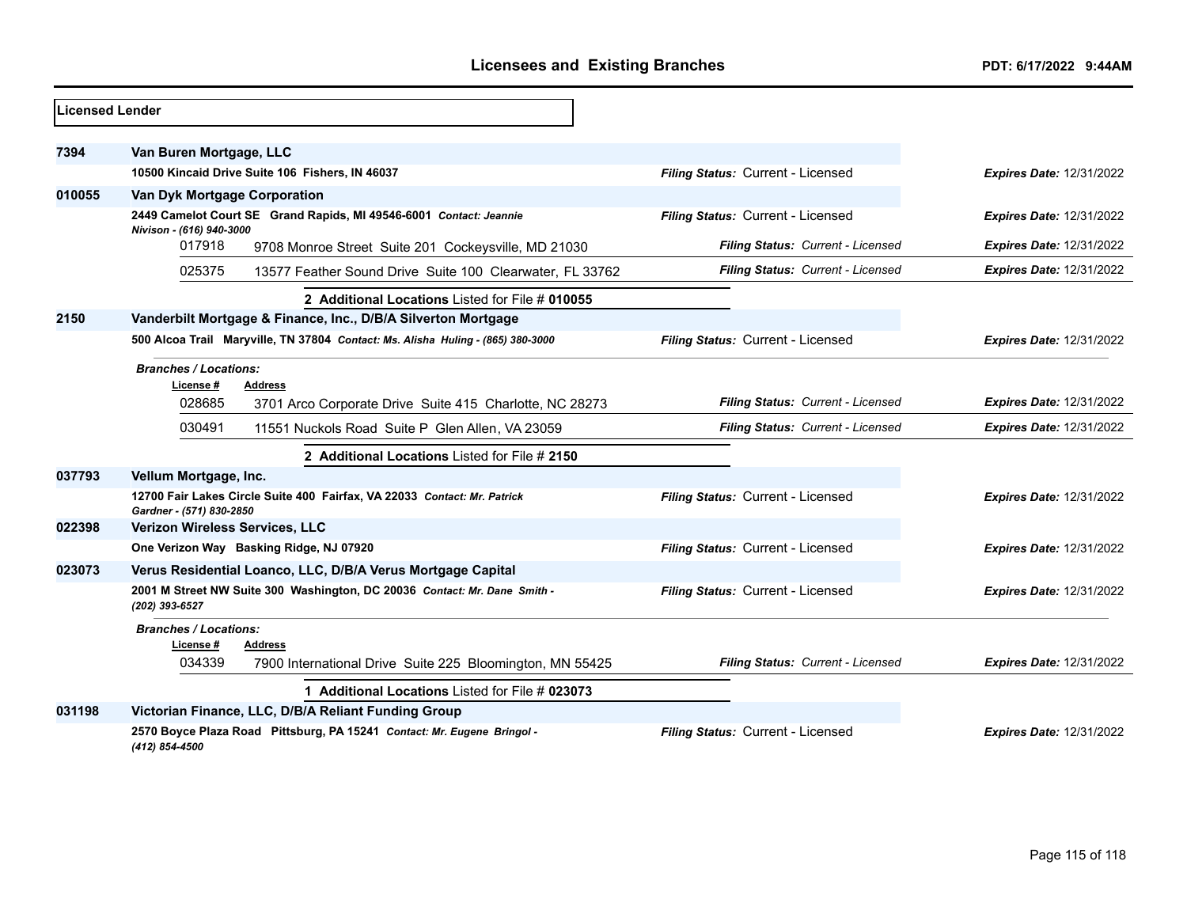**Licensed Lender**

**7394** **Van Buren Mortgage, LLC**
**10500 Kincaid Drive Suite 106 Fishers, IN 46037**
*Filing Status:* Current - Licensed *Expires Date:* 12/31/2022

**010055** **Van Dyk Mortgage Corporation**
**2449 Camelot Court SE Grand Rapids, MI 49546-6001** *Contact: Jeannie Nivison - (616) 940-3000*
*Filing Status:* Current - Licensed *Expires Date:* 12/31/2022

| License # | Address | Filing Status | Expires Date |
|---|---|---|---|
| 017918 | 9708 Monroe Street Suite 201 Cockeysville, MD 21030 | Current - Licensed | 12/31/2022 |
| 025375 | 13577 Feather Sound Drive Suite 100 Clearwater, FL 33762 | Current - Licensed | 12/31/2022 |

**2 Additional Locations** Listed for File # **010055**

**2150** **Vanderbilt Mortgage & Finance, Inc., D/B/A Silverton Mortgage**
**500 Alcoa Trail Maryville, TN 37804** *Contact: Ms. Alisha Huling - (865) 380-3000*
*Filing Status:* Current - Licensed *Expires Date:* 12/31/2022

*Branches / Locations:*

| License # | Address | Filing Status | Expires Date |
|---|---|---|---|
| 028685 | 3701 Arco Corporate Drive Suite 415 Charlotte, NC 28273 | Current - Licensed | 12/31/2022 |
| 030491 | 11551 Nuckols Road Suite P Glen Allen, VA 23059 | Current - Licensed | 12/31/2022 |

**2 Additional Locations** Listed for File # **2150**

**037793** **Vellum Mortgage, Inc.**
**12700 Fair Lakes Circle Suite 400 Fairfax, VA 22033** *Contact: Mr. Patrick Gardner - (571) 830-2850*
*Filing Status:* Current - Licensed *Expires Date:* 12/31/2022

**022398** **Verizon Wireless Services, LLC**
**One Verizon Way Basking Ridge, NJ 07920**
*Filing Status:* Current - Licensed *Expires Date:* 12/31/2022

**023073** **Verus Residential Loanco, LLC, D/B/A Verus Mortgage Capital**
**2001 M Street NW Suite 300 Washington, DC 20036** *Contact: Mr. Dane Smith - (202) 393-6527*
*Filing Status:* Current - Licensed *Expires Date:* 12/31/2022

*Branches / Locations:*

| License # | Address | Filing Status | Expires Date |
|---|---|---|---|
| 034339 | 7900 International Drive Suite 225 Bloomington, MN 55425 | Current - Licensed | 12/31/2022 |

**1 Additional Locations** Listed for File # **023073**

**031198** **Victorian Finance, LLC, D/B/A Reliant Funding Group**
**2570 Boyce Plaza Road Pittsburg, PA 15241** *Contact: Mr. Eugene Bringol - (412) 854-4500*
*Filing Status:* Current - Licensed *Expires Date:* 12/31/2022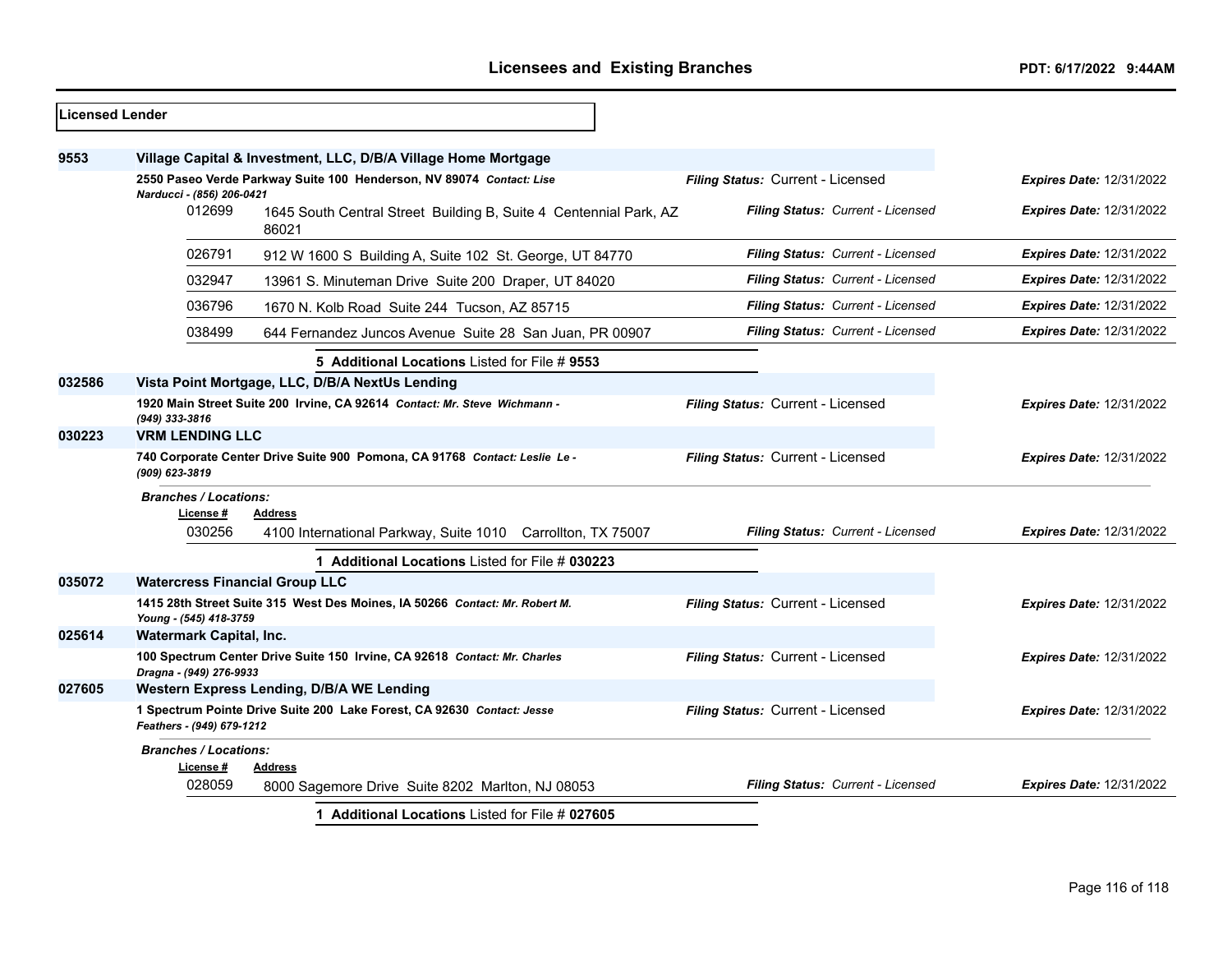# Licensees and Existing Branches

PDT: 6/17/2022 9:44AM

**Licensed Lender**

**9553** **Village Capital & Investment, LLC, D/B/A Village Home Mortgage**

**2550 Paseo Verde Parkway Suite 100 Henderson, NV 89074** *Contact: Lise Narducci - (856) 206-0421* — *Filing Status:* Current - Licensed — *Expires Date:* 12/31/2022

| License # | Address | Filing Status | Expires Date |
|---|---|---|---|
| 012699 | 1645 South Central Street Building B, Suite 4 Centennial Park, AZ 86021 | Current - Licensed | 12/31/2022 |
| 026791 | 912 W 1600 S Building A, Suite 102 St. George, UT 84770 | Current - Licensed | 12/31/2022 |
| 032947 | 13961 S. Minuteman Drive Suite 200 Draper, UT 84020 | Current - Licensed | 12/31/2022 |
| 036796 | 1670 N. Kolb Road Suite 244 Tucson, AZ 85715 | Current - Licensed | 12/31/2022 |
| 038499 | 644 Fernandez Juncos Avenue Suite 28 San Juan, PR 00907 | Current - Licensed | 12/31/2022 |

**5 Additional Locations** Listed for File # **9553**

**032586** **Vista Point Mortgage, LLC, D/B/A NextUs Lending**

**1920 Main Street Suite 200 Irvine, CA 92614** *Contact: Mr. Steve Wichmann - (949) 333-3816* — *Filing Status:* Current - Licensed — *Expires Date:* 12/31/2022

**030223** **VRM LENDING LLC**

**740 Corporate Center Drive Suite 900 Pomona, CA 91768** *Contact: Leslie Le - (909) 623-3819* — *Filing Status:* Current - Licensed — *Expires Date:* 12/31/2022

*Branches / Locations:*

| License # | Address | Filing Status | Expires Date |
|---|---|---|---|
| 030256 | 4100 International Parkway, Suite 1010 Carrollton, TX 75007 | Current - Licensed | 12/31/2022 |

**1 Additional Locations** Listed for File # **030223**

**035072** **Watercress Financial Group LLC**

**1415 28th Street Suite 315 West Des Moines, IA 50266** *Contact: Mr. Robert M. Young - (545) 418-3759* — *Filing Status:* Current - Licensed — *Expires Date:* 12/31/2022

**025614** **Watermark Capital, Inc.**

**100 Spectrum Center Drive Suite 150 Irvine, CA 92618** *Contact: Mr. Charles Dragna - (949) 276-9933* — *Filing Status:* Current - Licensed — *Expires Date:* 12/31/2022

**027605** **Western Express Lending, D/B/A WE Lending**

**1 Spectrum Pointe Drive Suite 200 Lake Forest, CA 92630** *Contact: Jesse Feathers - (949) 679-1212* — *Filing Status:* Current - Licensed — *Expires Date:* 12/31/2022

*Branches / Locations:*

| License # | Address | Filing Status | Expires Date |
|---|---|---|---|
| 028059 | 8000 Sagemore Drive Suite 8202 Marlton, NJ 08053 | Current - Licensed | 12/31/2022 |

**1 Additional Locations** Listed for File # **027605**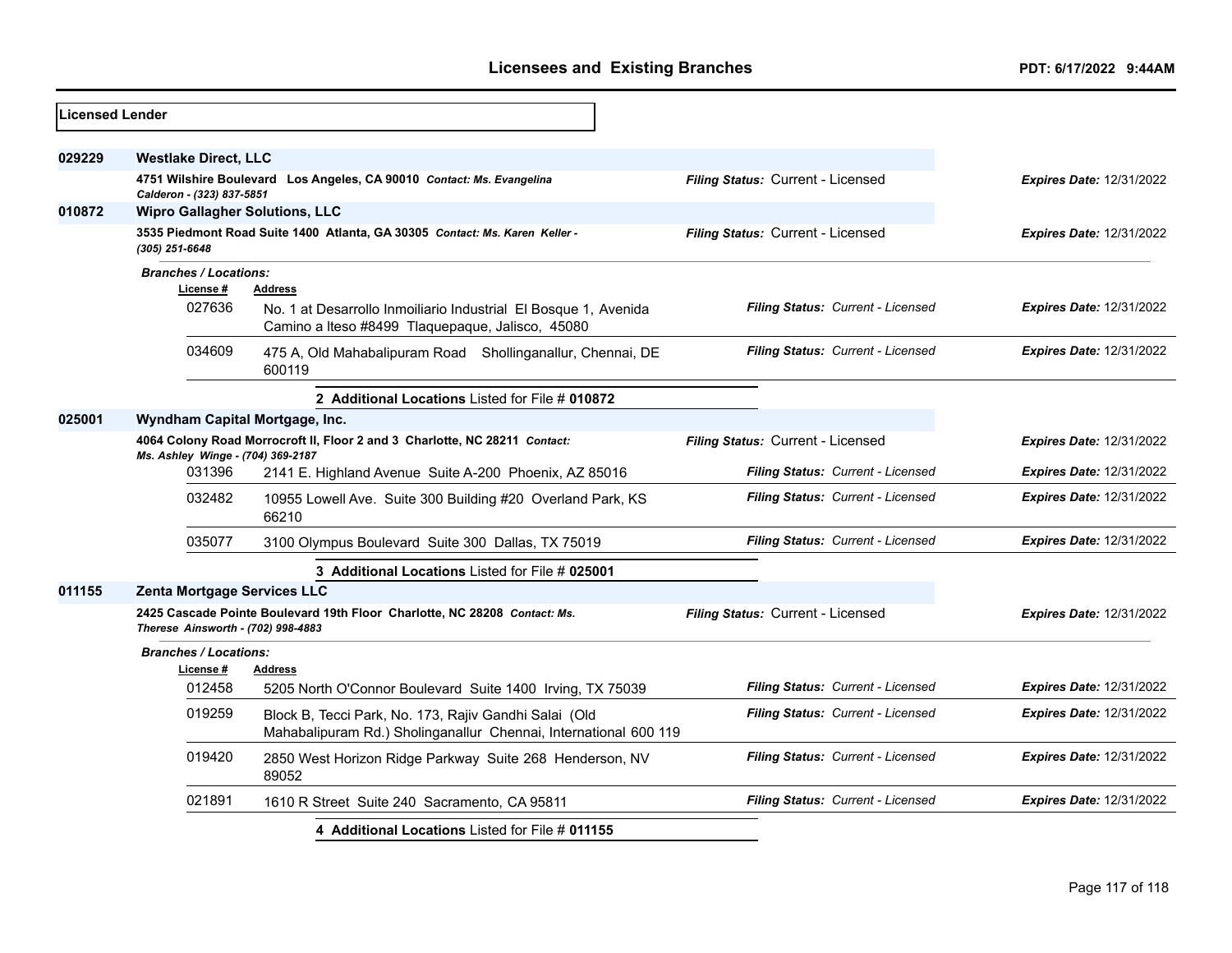## Licensed Lender

**029229** **Westlake Direct, LLC**

**4751 Wilshire Boulevard Los Angeles, CA 90010** *Contact: Ms. Evangelina Calderon - (323) 837-5851*

***Filing Status:*** Current - Licensed ***Expires Date:*** 12/31/2022

**010872** **Wipro Gallagher Solutions, LLC**

**3535 Piedmont Road Suite 1400 Atlanta, GA 30305** *Contact: Ms. Karen Keller - (305) 251-6648*

***Filing Status:*** Current - Licensed ***Expires Date:*** 12/31/2022

***Branches / Locations:***

| License # | Address | Filing Status | Expires Date |
|---|---|---|---|
| 027636 | No. 1 at Desarrollo Inmoiliario Industrial El Bosque 1, Avenida Camino a Iteso #8499 Tlaquepaque, Jalisco, 45080 | Current - Licensed | 12/31/2022 |
| 034609 | 475 A, Old Mahabalipuram Road Shollinganallur, Chennai, DE 600119 | Current - Licensed | 12/31/2022 |

**2 Additional Locations** Listed for File # **010872**

**025001** **Wyndham Capital Mortgage, Inc.**

**4064 Colony Road Morrocroft II, Floor 2 and 3 Charlotte, NC 28211** *Contact: Ms. Ashley Winge - (704) 369-2187*

***Filing Status:*** Current - Licensed ***Expires Date:*** 12/31/2022

| License # | Address | Filing Status | Expires Date |
|---|---|---|---|
| 031396 | 2141 E. Highland Avenue Suite A-200 Phoenix, AZ 85016 | Current - Licensed | 12/31/2022 |
| 032482 | 10955 Lowell Ave. Suite 300 Building #20 Overland Park, KS 66210 | Current - Licensed | 12/31/2022 |
| 035077 | 3100 Olympus Boulevard Suite 300 Dallas, TX 75019 | Current - Licensed | 12/31/2022 |

**3 Additional Locations** Listed for File # **025001**

**011155** **Zenta Mortgage Services LLC**

**2425 Cascade Pointe Boulevard 19th Floor Charlotte, NC 28208** *Contact: Ms. Therese Ainsworth - (702) 998-4883*

***Filing Status:*** Current - Licensed ***Expires Date:*** 12/31/2022

***Branches / Locations:***

| License # | Address | Filing Status | Expires Date |
|---|---|---|---|
| 012458 | 5205 North O'Connor Boulevard Suite 1400 Irving, TX 75039 | Current - Licensed | 12/31/2022 |
| 019259 | Block B, Tecci Park, No. 173, Rajiv Gandhi Salai (Old Mahabalipuram Rd.) Sholinganallur Chennai, International 600 119 | Current - Licensed | 12/31/2022 |
| 019420 | 2850 West Horizon Ridge Parkway Suite 268 Henderson, NV 89052 | Current - Licensed | 12/31/2022 |
| 021891 | 1610 R Street Suite 240 Sacramento, CA 95811 | Current - Licensed | 12/31/2022 |

**4 Additional Locations** Listed for File # **011155**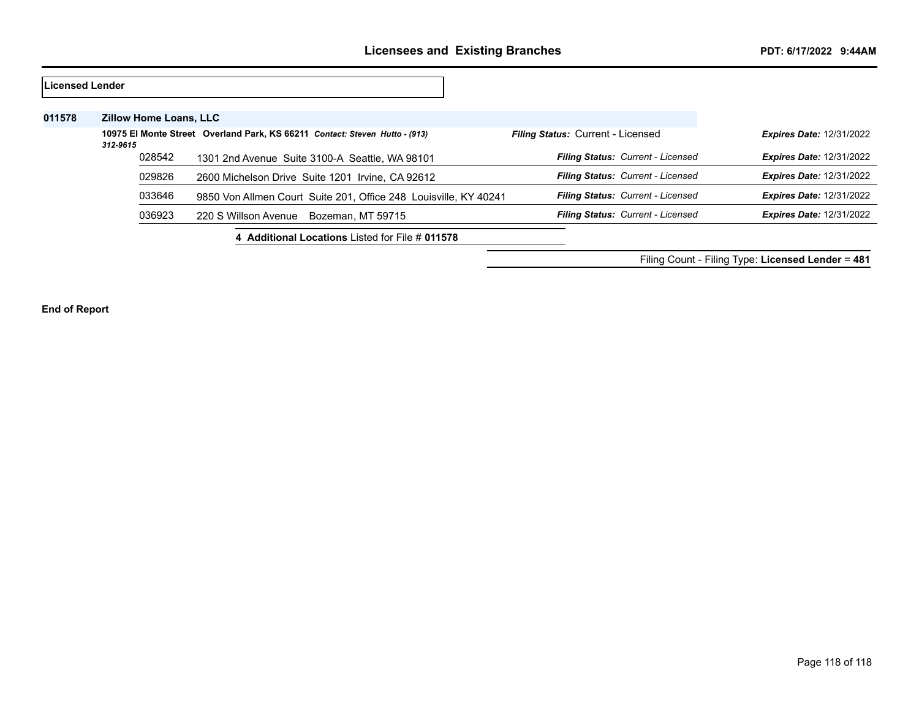**Licensed Lender**

| | | | | |
|---|---|---|---|---|
| **011578** | **Zillow Home Loans, LLC** | | | |
| | **10975 El Monte Street Overland Park, KS 66211** *Contact: Steven Hutto - (913) 312-9615* | | ***Filing Status:*** Current - Licensed | ***Expires Date:*** 12/31/2022 |
| | 028542 | 1301 2nd Avenue Suite 3100-A Seattle, WA 98101 | ***Filing Status:*** *Current - Licensed* | ***Expires Date:*** 12/31/2022 |
| | 029826 | 2600 Michelson Drive Suite 1201 Irvine, CA 92612 | ***Filing Status:*** *Current - Licensed* | ***Expires Date:*** 12/31/2022 |
| | 033646 | 9850 Von Allmen Court Suite 201, Office 248 Louisville, KY 40241 | ***Filing Status:*** *Current - Licensed* | ***Expires Date:*** 12/31/2022 |
| | 036923 | 220 S Willson Avenue Bozeman, MT 59715 | ***Filing Status:*** *Current - Licensed* | ***Expires Date:*** 12/31/2022 |

**4 Additional Locations** Listed for File # **011578**

Filing Count - Filing Type: **Licensed Lender** = **481**

**End of Report**